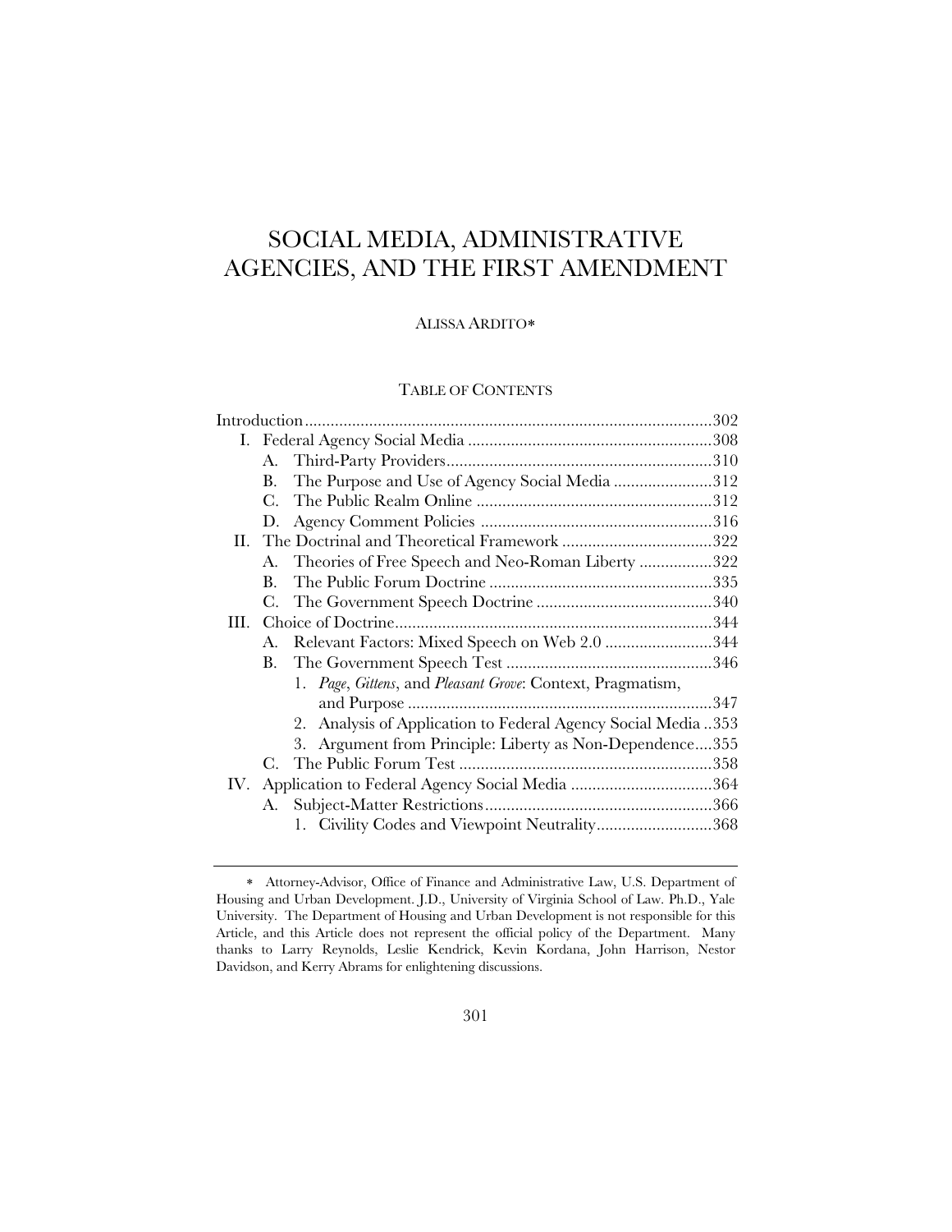# SOCIAL MEDIA, ADMINISTRATIVE AGENCIES, AND THE FIRST AMENDMENT

ALISSA ARDITO*

## TABLE OF CONTENTS

Introduction....................................................................................................302
I. Federal Agency Social Media .........................................................308
   A. Third-Party Providers.............................................................310
   B. The Purpose and Use of Agency Social Media .......................312
   C. The Public Realm Online .......................................................312
   D. Agency Comment Policies ......................................................316
II. The Doctrinal and Theoretical Framework ...................................322
   A. Theories of Free Speech and Neo-Roman Liberty .................322
   B. The Public Forum Doctrine ....................................................335
   C. The Government Speech Doctrine .........................................340
III. Choice of Doctrine..........................................................................344
   A. Relevant Factors: Mixed Speech on Web 2.0 .........................344
   B. The Government Speech Test ................................................346
      1. *Page*, *Gittens*, and *Pleasant Grove*: Context, Pragmatism, and Purpose .......................................................................347
      2. Analysis of Application to Federal Agency Social Media ..353
      3. Argument from Principle: Liberty as Non-Dependence....355
   C. The Public Forum Test ...........................................................358
IV. Application to Federal Agency Social Media .................................364
   A. Subject-Matter Restrictions.....................................................366
      1. Civility Codes and Viewpoint Neutrality...........................368

---

* Attorney-Advisor, Office of Finance and Administrative Law, U.S. Department of Housing and Urban Development. J.D., University of Virginia School of Law. Ph.D., Yale University. The Department of Housing and Urban Development is not responsible for this Article, and this Article does not represent the official policy of the Department. Many thanks to Larry Reynolds, Leslie Kendrick, Kevin Kordana, John Harrison, Nestor Davidson, and Kerry Abrams for enlightening discussions.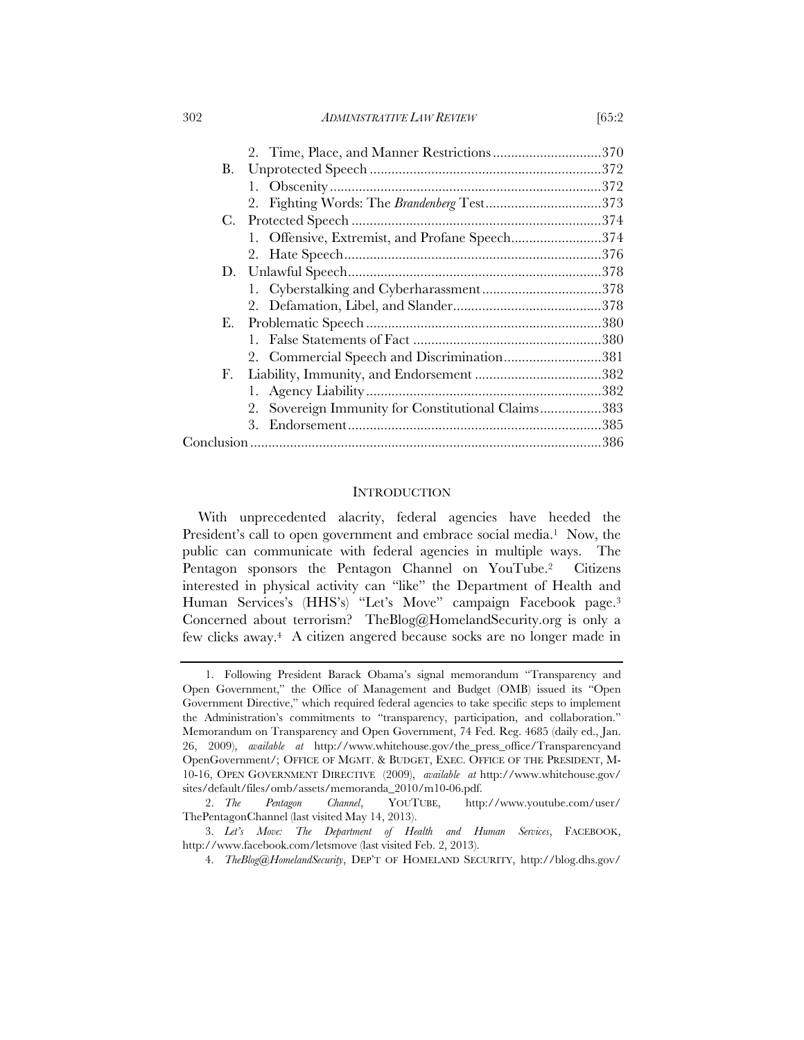2. Time, Place, and Manner Restrictions .............................370
B. Unprotected Speech ...............................................................372
1. Obscenity ..........................................................................372
2. Fighting Words: The *Brandenberg* Test................................373
C. Protected Speech ....................................................................374
1. Offensive, Extremist, and Profane Speech.........................374
2. Hate Speech.......................................................................376
D. Unlawful Speech......................................................................378
1. Cyberstalking and Cyberharassment.................................378
2. Defamation, Libel, and Slander.........................................378
E. Problematic Speech .................................................................380
1. False Statements of Fact ....................................................380
2. Commercial Speech and Discrimination...........................381
F. Liability, Immunity, and Endorsement ...................................382
1. Agency Liability.................................................................382
2. Sovereign Immunity for Constitutional Claims.................383
3. Endorsement......................................................................385
Conclusion .................................................................................................386

## INTRODUCTION

With unprecedented alacrity, federal agencies have heeded the President's call to open government and embrace social media.[1] Now, the public can communicate with federal agencies in multiple ways. The Pentagon sponsors the Pentagon Channel on YouTube.[2] Citizens interested in physical activity can "like" the Department of Health and Human Services's (HHS's) "Let's Move" campaign Facebook page.[3] Concerned about terrorism? TheBlog@HomelandSecurity.org is only a few clicks away.[4] A citizen angered because socks are no longer made in

---

1. Following President Barack Obama's signal memorandum "Transparency and Open Government," the Office of Management and Budget (OMB) issued its "Open Government Directive," which required federal agencies to take specific steps to implement the Administration's commitments to "transparency, participation, and collaboration." Memorandum on Transparency and Open Government, 74 Fed. Reg. 4685 (daily ed., Jan. 26, 2009), *available at* http://www.whitehouse.gov/the_press_office/TransparencyandOpenGovernment/; OFFICE OF MGMT. & BUDGET, EXEC. OFFICE OF THE PRESIDENT, M-10-16, OPEN GOVERNMENT DIRECTIVE (2009), *available at* http://www.whitehouse.gov/sites/default/files/omb/assets/memoranda_2010/m10-06.pdf.

2. *The Pentagon Channel*, YOUTUBE, http://www.youtube.com/user/ThePentagonChannel (last visited May 14, 2013).

3. *Let's Move: The Department of Health and Human Services*, FACEBOOK, http://www.facebook.com/letsmove (last visited Feb. 2, 2013).

4. *TheBlog@HomelandSecurity*, DEP'T OF HOMELAND SECURITY, http://blog.dhs.gov/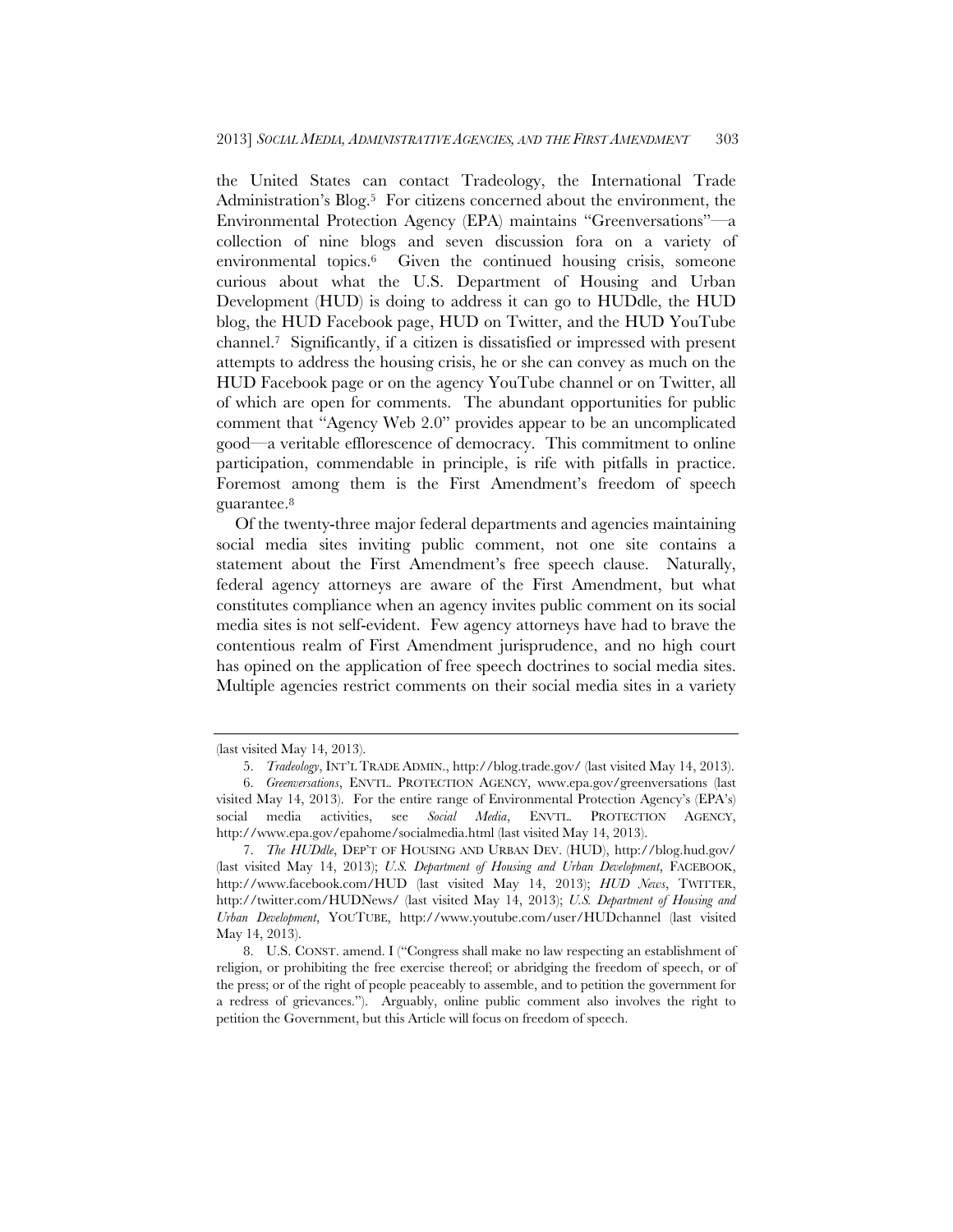the United States can contact Tradeology, the International Trade Administration's Blog.[5] For citizens concerned about the environment, the Environmental Protection Agency (EPA) maintains "Greenversations"—a collection of nine blogs and seven discussion fora on a variety of environmental topics.[6] Given the continued housing crisis, someone curious about what the U.S. Department of Housing and Urban Development (HUD) is doing to address it can go to HUDdle, the HUD blog, the HUD Facebook page, HUD on Twitter, and the HUD YouTube channel.[7] Significantly, if a citizen is dissatisfied or impressed with present attempts to address the housing crisis, he or she can convey as much on the HUD Facebook page or on the agency YouTube channel or on Twitter, all of which are open for comments. The abundant opportunities for public comment that "Agency Web 2.0" provides appear to be an uncomplicated good—a veritable efflorescence of democracy. This commitment to online participation, commendable in principle, is rife with pitfalls in practice. Foremost among them is the First Amendment's freedom of speech guarantee.[8]

Of the twenty-three major federal departments and agencies maintaining social media sites inviting public comment, not one site contains a statement about the First Amendment's free speech clause. Naturally, federal agency attorneys are aware of the First Amendment, but what constitutes compliance when an agency invites public comment on its social media sites is not self-evident. Few agency attorneys have had to brave the contentious realm of First Amendment jurisprudence, and no high court has opined on the application of free speech doctrines to social media sites. Multiple agencies restrict comments on their social media sites in a variety

---

(last visited May 14, 2013).

5. *Tradeology*, INT'L TRADE ADMIN., http://blog.trade.gov/ (last visited May 14, 2013).

6. *Greenversations*, ENVTL. PROTECTION AGENCY, www.epa.gov/greenversations (last visited May 14, 2013). For the entire range of Environmental Protection Agency's (EPA's) social media activities, see *Social Media*, ENVTL. PROTECTION AGENCY, http://www.epa.gov/epahome/socialmedia.html (last visited May 14, 2013).

7. *The HUDdle*, DEP'T OF HOUSING AND URBAN DEV. (HUD), http://blog.hud.gov/ (last visited May 14, 2013); *U.S. Department of Housing and Urban Development*, FACEBOOK, http://www.facebook.com/HUD (last visited May 14, 2013); *HUD News*, TWITTER, http://twitter.com/HUDNews/ (last visited May 14, 2013); *U.S. Department of Housing and Urban Development*, YOUTUBE, http://www.youtube.com/user/HUDchannel (last visited May 14, 2013).

8. U.S. CONST. amend. I ("Congress shall make no law respecting an establishment of religion, or prohibiting the free exercise thereof; or abridging the freedom of speech, or of the press; or of the right of people peaceably to assemble, and to petition the government for a redress of grievances."). Arguably, online public comment also involves the right to petition the Government, but this Article will focus on freedom of speech.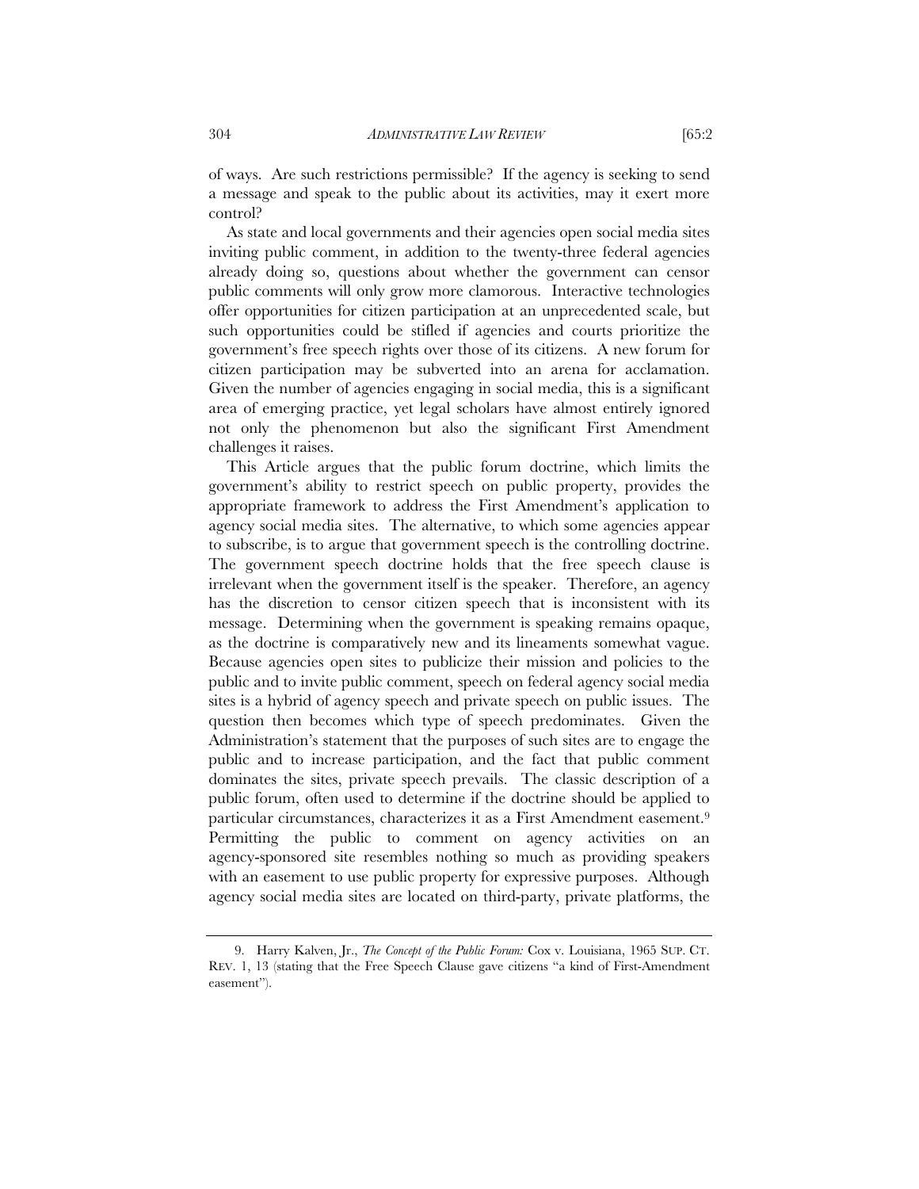of ways. Are such restrictions permissible? If the agency is seeking to send a message and speak to the public about its activities, may it exert more control?

As state and local governments and their agencies open social media sites inviting public comment, in addition to the twenty-three federal agencies already doing so, questions about whether the government can censor public comments will only grow more clamorous. Interactive technologies offer opportunities for citizen participation at an unprecedented scale, but such opportunities could be stifled if agencies and courts prioritize the government's free speech rights over those of its citizens. A new forum for citizen participation may be subverted into an arena for acclamation. Given the number of agencies engaging in social media, this is a significant area of emerging practice, yet legal scholars have almost entirely ignored not only the phenomenon but also the significant First Amendment challenges it raises.

This Article argues that the public forum doctrine, which limits the government's ability to restrict speech on public property, provides the appropriate framework to address the First Amendment's application to agency social media sites. The alternative, to which some agencies appear to subscribe, is to argue that government speech is the controlling doctrine. The government speech doctrine holds that the free speech clause is irrelevant when the government itself is the speaker. Therefore, an agency has the discretion to censor citizen speech that is inconsistent with its message. Determining when the government is speaking remains opaque, as the doctrine is comparatively new and its lineaments somewhat vague. Because agencies open sites to publicize their mission and policies to the public and to invite public comment, speech on federal agency social media sites is a hybrid of agency speech and private speech on public issues. The question then becomes which type of speech predominates. Given the Administration's statement that the purposes of such sites are to engage the public and to increase participation, and the fact that public comment dominates the sites, private speech prevails. The classic description of a public forum, often used to determine if the doctrine should be applied to particular circumstances, characterizes it as a First Amendment easement.[9] Permitting the public to comment on agency activities on an agency-sponsored site resembles nothing so much as providing speakers with an easement to use public property for expressive purposes. Although agency social media sites are located on third-party, private platforms, the

---

9. Harry Kalven, Jr., *The Concept of the Public Forum:* Cox v. Louisiana, 1965 SUP. CT. REV. 1, 13 (stating that the Free Speech Clause gave citizens "a kind of First-Amendment easement").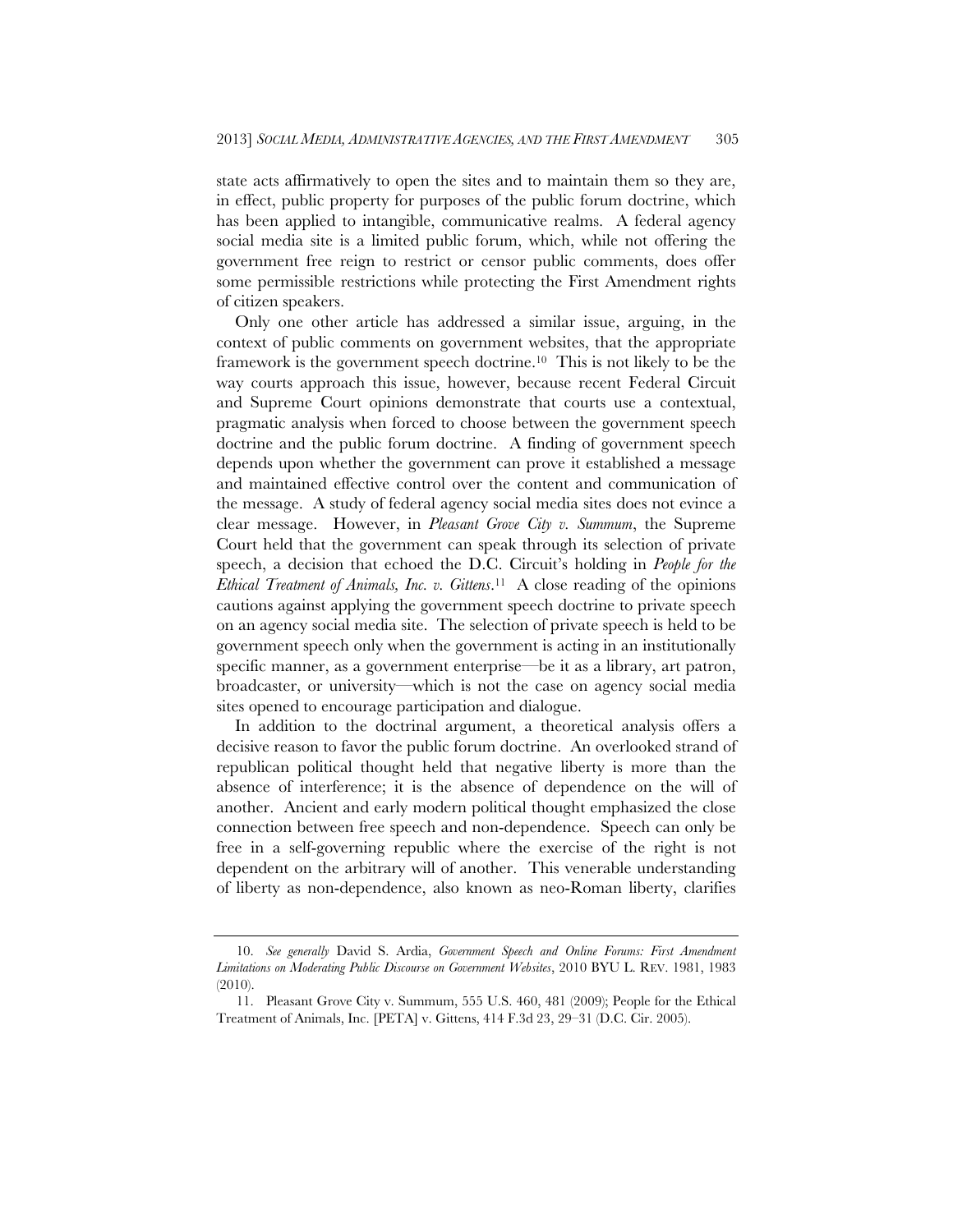state acts affirmatively to open the sites and to maintain them so they are, in effect, public property for purposes of the public forum doctrine, which has been applied to intangible, communicative realms. A federal agency social media site is a limited public forum, which, while not offering the government free reign to restrict or censor public comments, does offer some permissible restrictions while protecting the First Amendment rights of citizen speakers.

Only one other article has addressed a similar issue, arguing, in the context of public comments on government websites, that the appropriate framework is the government speech doctrine.[10] This is not likely to be the way courts approach this issue, however, because recent Federal Circuit and Supreme Court opinions demonstrate that courts use a contextual, pragmatic analysis when forced to choose between the government speech doctrine and the public forum doctrine. A finding of government speech depends upon whether the government can prove it established a message and maintained effective control over the content and communication of the message. A study of federal agency social media sites does not evince a clear message. However, in *Pleasant Grove City v. Summum*, the Supreme Court held that the government can speak through its selection of private speech, a decision that echoed the D.C. Circuit's holding in *People for the Ethical Treatment of Animals, Inc. v. Gittens*.[11] A close reading of the opinions cautions against applying the government speech doctrine to private speech on an agency social media site. The selection of private speech is held to be government speech only when the government is acting in an institutionally specific manner, as a government enterprise—be it as a library, art patron, broadcaster, or university—which is not the case on agency social media sites opened to encourage participation and dialogue.

In addition to the doctrinal argument, a theoretical analysis offers a decisive reason to favor the public forum doctrine. An overlooked strand of republican political thought held that negative liberty is more than the absence of interference; it is the absence of dependence on the will of another. Ancient and early modern political thought emphasized the close connection between free speech and non-dependence. Speech can only be free in a self-governing republic where the exercise of the right is not dependent on the arbitrary will of another. This venerable understanding of liberty as non-dependence, also known as neo-Roman liberty, clarifies

---

10. *See generally* David S. Ardia, *Government Speech and Online Forums: First Amendment Limitations on Moderating Public Discourse on Government Websites*, 2010 BYU L. REV. 1981, 1983 (2010).

11. Pleasant Grove City v. Summum, 555 U.S. 460, 481 (2009); People for the Ethical Treatment of Animals, Inc. [PETA] v. Gittens, 414 F.3d 23, 29–31 (D.C. Cir. 2005).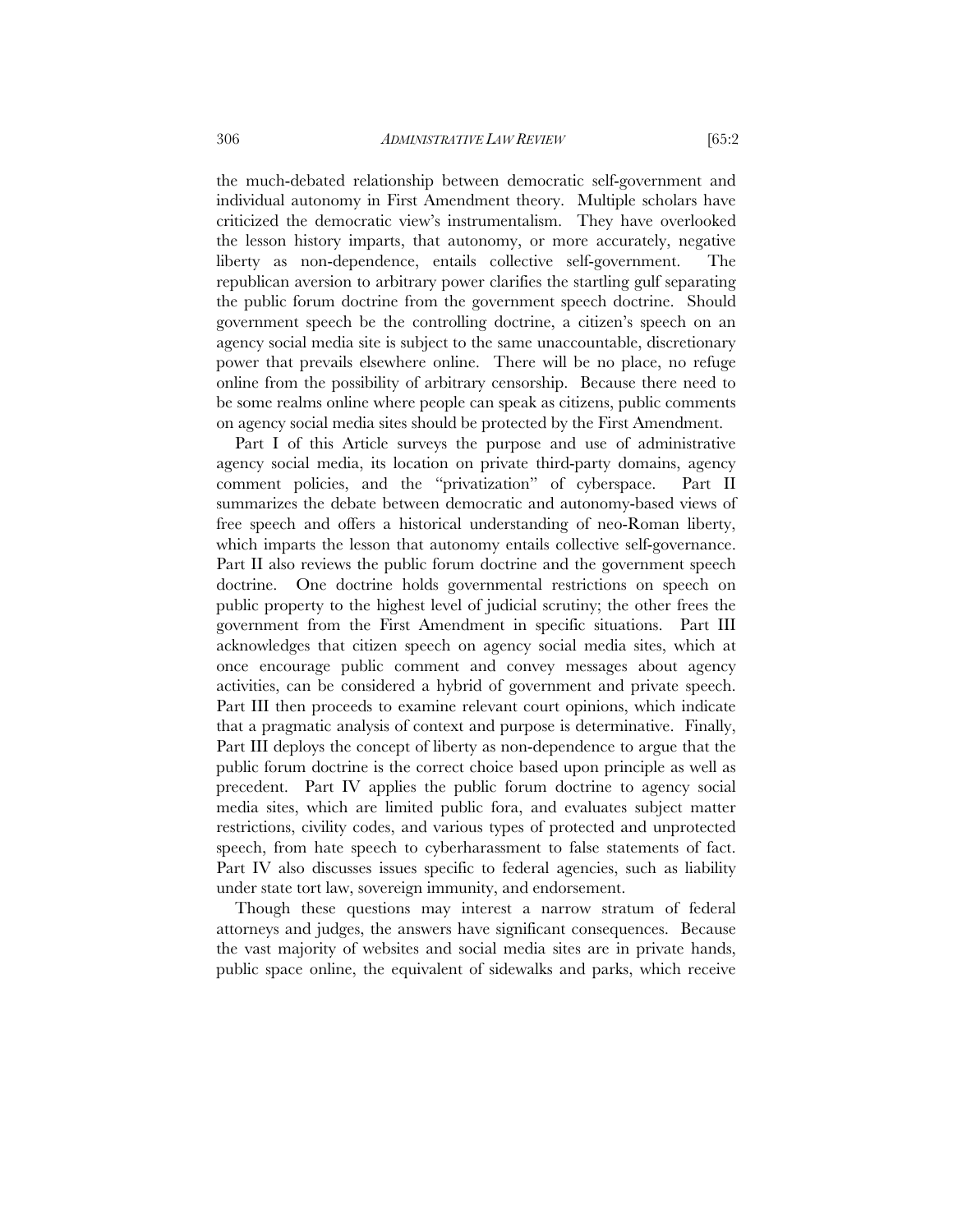the much-debated relationship between democratic self-government and individual autonomy in First Amendment theory. Multiple scholars have criticized the democratic view's instrumentalism. They have overlooked the lesson history imparts, that autonomy, or more accurately, negative liberty as non-dependence, entails collective self-government. The republican aversion to arbitrary power clarifies the startling gulf separating the public forum doctrine from the government speech doctrine. Should government speech be the controlling doctrine, a citizen's speech on an agency social media site is subject to the same unaccountable, discretionary power that prevails elsewhere online. There will be no place, no refuge online from the possibility of arbitrary censorship. Because there need to be some realms online where people can speak as citizens, public comments on agency social media sites should be protected by the First Amendment.

Part I of this Article surveys the purpose and use of administrative agency social media, its location on private third-party domains, agency comment policies, and the "privatization" of cyberspace. Part II summarizes the debate between democratic and autonomy-based views of free speech and offers a historical understanding of neo-Roman liberty, which imparts the lesson that autonomy entails collective self-governance. Part II also reviews the public forum doctrine and the government speech doctrine. One doctrine holds governmental restrictions on speech on public property to the highest level of judicial scrutiny; the other frees the government from the First Amendment in specific situations. Part III acknowledges that citizen speech on agency social media sites, which at once encourage public comment and convey messages about agency activities, can be considered a hybrid of government and private speech. Part III then proceeds to examine relevant court opinions, which indicate that a pragmatic analysis of context and purpose is determinative. Finally, Part III deploys the concept of liberty as non-dependence to argue that the public forum doctrine is the correct choice based upon principle as well as precedent. Part IV applies the public forum doctrine to agency social media sites, which are limited public fora, and evaluates subject matter restrictions, civility codes, and various types of protected and unprotected speech, from hate speech to cyberharassment to false statements of fact. Part IV also discusses issues specific to federal agencies, such as liability under state tort law, sovereign immunity, and endorsement.

Though these questions may interest a narrow stratum of federal attorneys and judges, the answers have significant consequences. Because the vast majority of websites and social media sites are in private hands, public space online, the equivalent of sidewalks and parks, which receive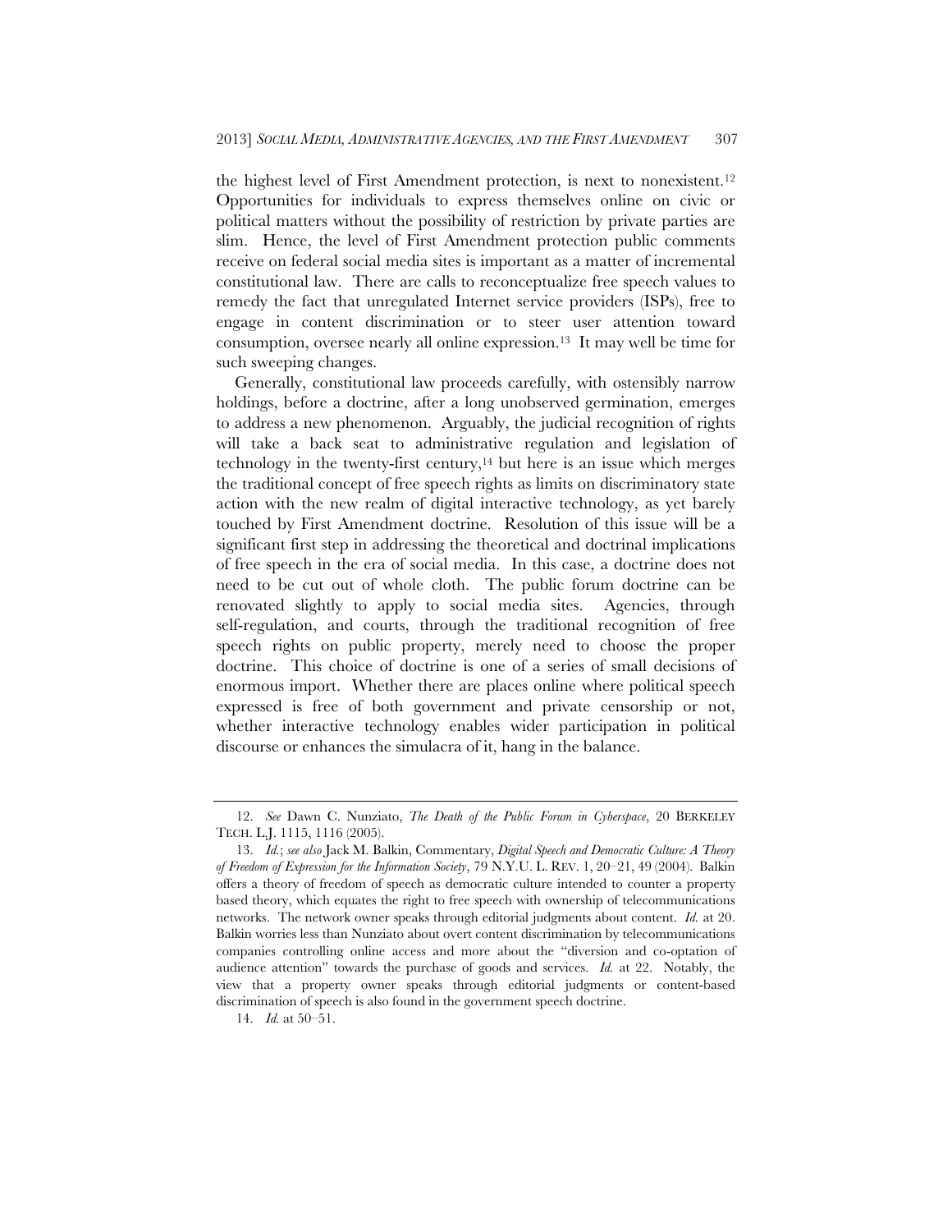the highest level of First Amendment protection, is next to nonexistent.[12] Opportunities for individuals to express themselves online on civic or political matters without the possibility of restriction by private parties are slim. Hence, the level of First Amendment protection public comments receive on federal social media sites is important as a matter of incremental constitutional law. There are calls to reconceptualize free speech values to remedy the fact that unregulated Internet service providers (ISPs), free to engage in content discrimination or to steer user attention toward consumption, oversee nearly all online expression.[13] It may well be time for such sweeping changes.

Generally, constitutional law proceeds carefully, with ostensibly narrow holdings, before a doctrine, after a long unobserved germination, emerges to address a new phenomenon. Arguably, the judicial recognition of rights will take a back seat to administrative regulation and legislation of technology in the twenty-first century,[14] but here is an issue which merges the traditional concept of free speech rights as limits on discriminatory state action with the new realm of digital interactive technology, as yet barely touched by First Amendment doctrine. Resolution of this issue will be a significant first step in addressing the theoretical and doctrinal implications of free speech in the era of social media. In this case, a doctrine does not need to be cut out of whole cloth. The public forum doctrine can be renovated slightly to apply to social media sites. Agencies, through self-regulation, and courts, through the traditional recognition of free speech rights on public property, merely need to choose the proper doctrine. This choice of doctrine is one of a series of small decisions of enormous import. Whether there are places online where political speech expressed is free of both government and private censorship or not, whether interactive technology enables wider participation in political discourse or enhances the simulacra of it, hang in the balance.

---

12. *See* Dawn C. Nunziato, *The Death of the Public Forum in Cyberspace*, 20 BERKELEY TECH. L.J. 1115, 1116 (2005).

13. *Id.*; *see also* Jack M. Balkin, Commentary, *Digital Speech and Democratic Culture: A Theory of Freedom of Expression for the Information Society*, 79 N.Y.U. L. REV. 1, 20–21, 49 (2004). Balkin offers a theory of freedom of speech as democratic culture intended to counter a property based theory, which equates the right to free speech with ownership of telecommunications networks. The network owner speaks through editorial judgments about content. *Id.* at 20. Balkin worries less than Nunziato about overt content discrimination by telecommunications companies controlling online access and more about the "diversion and co-optation of audience attention" towards the purchase of goods and services. *Id.* at 22. Notably, the view that a property owner speaks through editorial judgments or content-based discrimination of speech is also found in the government speech doctrine.

14. *Id.* at 50–51.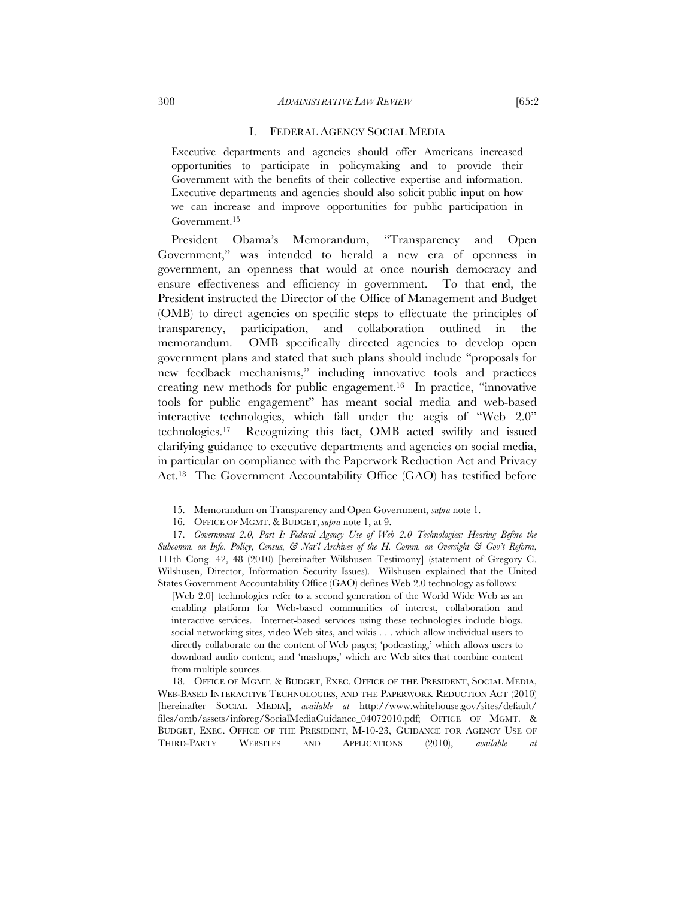## I. FEDERAL AGENCY SOCIAL MEDIA

> Executive departments and agencies should offer Americans increased opportunities to participate in policymaking and to provide their Government with the benefits of their collective expertise and information. Executive departments and agencies should also solicit public input on how we can increase and improve opportunities for public participation in Government.[15]

President Obama's Memorandum, "Transparency and Open Government," was intended to herald a new era of openness in government, an openness that would at once nourish democracy and ensure effectiveness and efficiency in government. To that end, the President instructed the Director of the Office of Management and Budget (OMB) to direct agencies on specific steps to effectuate the principles of transparency, participation, and collaboration outlined in the memorandum. OMB specifically directed agencies to develop open government plans and stated that such plans should include "proposals for new feedback mechanisms," including innovative tools and practices creating new methods for public engagement.[16] In practice, "innovative tools for public engagement" has meant social media and web-based interactive technologies, which fall under the aegis of "Web 2.0" technologies.[17] Recognizing this fact, OMB acted swiftly and issued clarifying guidance to executive departments and agencies on social media, in particular on compliance with the Paperwork Reduction Act and Privacy Act.[18] The Government Accountability Office (GAO) has testified before

---

15. Memorandum on Transparency and Open Government, *supra* note 1.

16. OFFICE OF MGMT. & BUDGET, *supra* note 1, at 9.

17. *Government 2.0, Part I: Federal Agency Use of Web 2.0 Technologies: Hearing Before the Subcomm. on Info. Policy, Census, & Nat'l Archives of the H. Comm. on Oversight & Gov't Reform*, 111th Cong. 42, 48 (2010) [hereinafter Wilshusen Testimony] (statement of Gregory C. Wilshusen, Director, Information Security Issues). Wilshusen explained that the United States Government Accountability Office (GAO) defines Web 2.0 technology as follows:

> [Web 2.0] technologies refer to a second generation of the World Wide Web as an enabling platform for Web-based communities of interest, collaboration and interactive services. Internet-based services using these technologies include blogs, social networking sites, video Web sites, and wikis . . . which allow individual users to directly collaborate on the content of Web pages; 'podcasting,' which allows users to download audio content; and 'mashups,' which are Web sites that combine content from multiple sources.

18. OFFICE OF MGMT. & BUDGET, EXEC. OFFICE OF THE PRESIDENT, SOCIAL MEDIA, WEB-BASED INTERACTIVE TECHNOLOGIES, AND THE PAPERWORK REDUCTION ACT (2010) [hereinafter SOCIAL MEDIA], *available at* http://www.whitehouse.gov/sites/default/files/omb/assets/inforeg/SocialMediaGuidance_04072010.pdf; OFFICE OF MGMT. & BUDGET, EXEC. OFFICE OF THE PRESIDENT, M-10-23, GUIDANCE FOR AGENCY USE OF THIRD-PARTY WEBSITES AND APPLICATIONS (2010), *available at*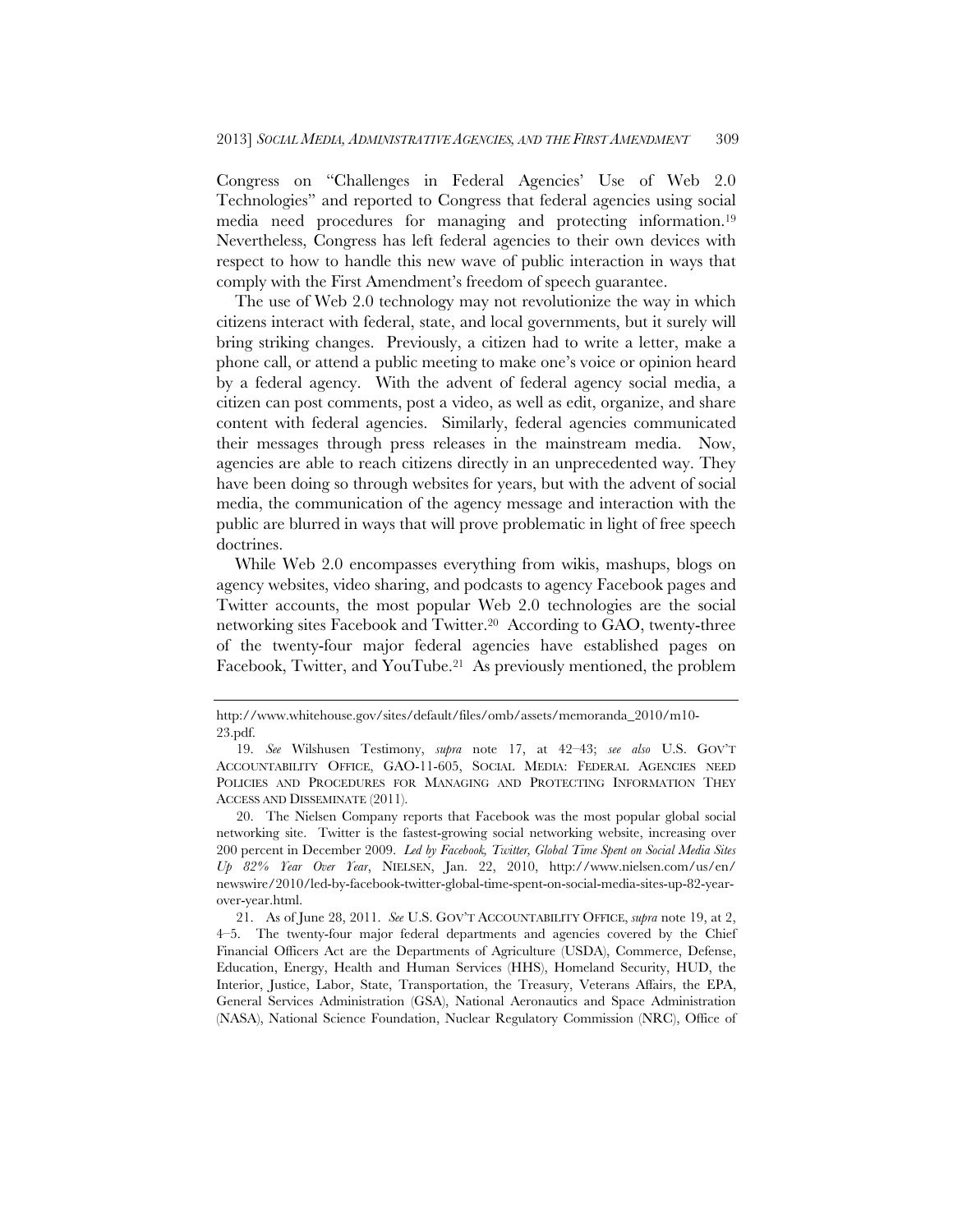Congress on "Challenges in Federal Agencies' Use of Web 2.0 Technologies" and reported to Congress that federal agencies using social media need procedures for managing and protecting information.[19] Nevertheless, Congress has left federal agencies to their own devices with respect to how to handle this new wave of public interaction in ways that comply with the First Amendment's freedom of speech guarantee.

The use of Web 2.0 technology may not revolutionize the way in which citizens interact with federal, state, and local governments, but it surely will bring striking changes. Previously, a citizen had to write a letter, make a phone call, or attend a public meeting to make one's voice or opinion heard by a federal agency. With the advent of federal agency social media, a citizen can post comments, post a video, as well as edit, organize, and share content with federal agencies. Similarly, federal agencies communicated their messages through press releases in the mainstream media. Now, agencies are able to reach citizens directly in an unprecedented way. They have been doing so through websites for years, but with the advent of social media, the communication of the agency message and interaction with the public are blurred in ways that will prove problematic in light of free speech doctrines.

While Web 2.0 encompasses everything from wikis, mashups, blogs on agency websites, video sharing, and podcasts to agency Facebook pages and Twitter accounts, the most popular Web 2.0 technologies are the social networking sites Facebook and Twitter.[20] According to GAO, twenty-three of the twenty-four major federal agencies have established pages on Facebook, Twitter, and YouTube.[21] As previously mentioned, the problem

---

http://www.whitehouse.gov/sites/default/files/omb/assets/memoranda_2010/m10-23.pdf.

19. *See* Wilshusen Testimony, *supra* note 17, at 42–43; *see also* U.S. GOV'T ACCOUNTABILITY OFFICE, GAO-11-605, SOCIAL MEDIA: FEDERAL AGENCIES NEED POLICIES AND PROCEDURES FOR MANAGING AND PROTECTING INFORMATION THEY ACCESS AND DISSEMINATE (2011).

20. The Nielsen Company reports that Facebook was the most popular global social networking site. Twitter is the fastest-growing social networking website, increasing over 200 percent in December 2009. *Led by Facebook, Twitter, Global Time Spent on Social Media Sites Up 82% Year Over Year*, NIELSEN, Jan. 22, 2010, http://www.nielsen.com/us/en/newswire/2010/led-by-facebook-twitter-global-time-spent-on-social-media-sites-up-82-year-over-year.html.

21. As of June 28, 2011. *See* U.S. GOV'T ACCOUNTABILITY OFFICE, *supra* note 19, at 2, 4–5. The twenty-four major federal departments and agencies covered by the Chief Financial Officers Act are the Departments of Agriculture (USDA), Commerce, Defense, Education, Energy, Health and Human Services (HHS), Homeland Security, HUD, the Interior, Justice, Labor, State, Transportation, the Treasury, Veterans Affairs, the EPA, General Services Administration (GSA), National Aeronautics and Space Administration (NASA), National Science Foundation, Nuclear Regulatory Commission (NRC), Office of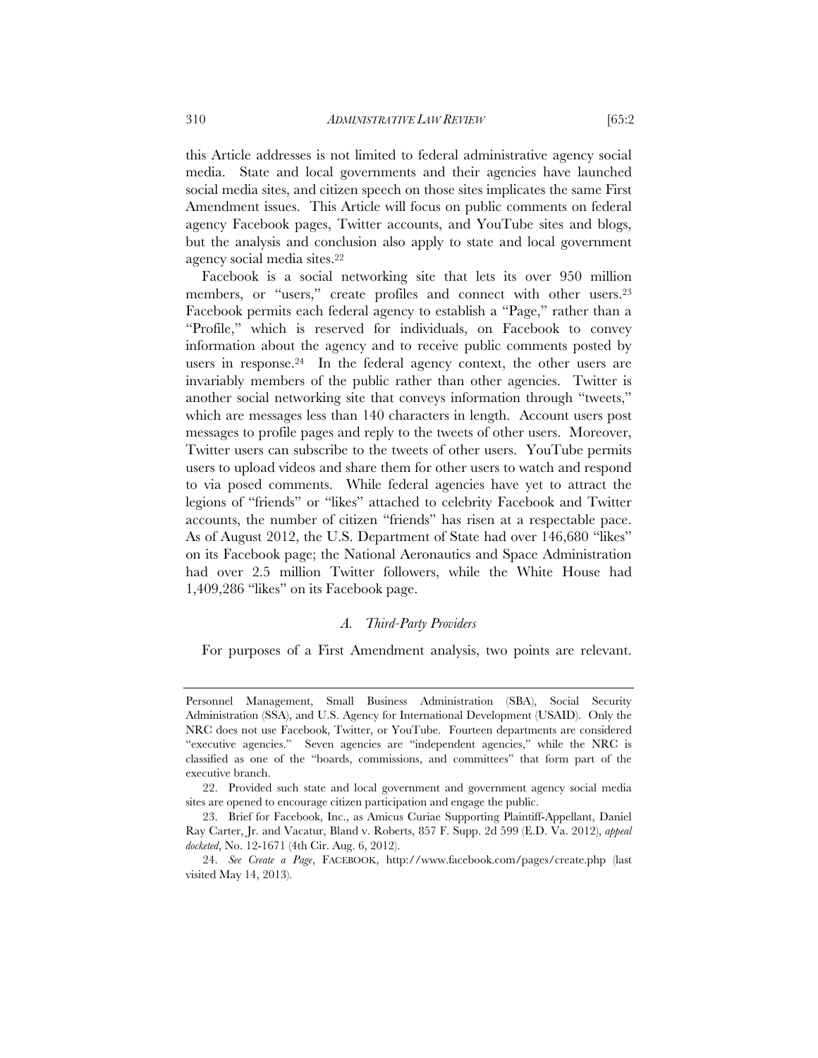this Article addresses is not limited to federal administrative agency social media. State and local governments and their agencies have launched social media sites, and citizen speech on those sites implicates the same First Amendment issues. This Article will focus on public comments on federal agency Facebook pages, Twitter accounts, and YouTube sites and blogs, but the analysis and conclusion also apply to state and local government agency social media sites.[22]

Facebook is a social networking site that lets its over 950 million members, or "users," create profiles and connect with other users.[23] Facebook permits each federal agency to establish a "Page," rather than a "Profile," which is reserved for individuals, on Facebook to convey information about the agency and to receive public comments posted by users in response.[24] In the federal agency context, the other users are invariably members of the public rather than other agencies. Twitter is another social networking site that conveys information through "tweets," which are messages less than 140 characters in length. Account users post messages to profile pages and reply to the tweets of other users. Moreover, Twitter users can subscribe to the tweets of other users. YouTube permits users to upload videos and share them for other users to watch and respond to via posed comments. While federal agencies have yet to attract the legions of "friends" or "likes" attached to celebrity Facebook and Twitter accounts, the number of citizen "friends" has risen at a respectable pace. As of August 2012, the U.S. Department of State had over 146,680 "likes" on its Facebook page; the National Aeronautics and Space Administration had over 2.5 million Twitter followers, while the White House had 1,409,286 "likes" on its Facebook page.

### *A. Third-Party Providers*

For purposes of a First Amendment analysis, two points are relevant.

---

Personnel Management, Small Business Administration (SBA), Social Security Administration (SSA), and U.S. Agency for International Development (USAID). Only the NRC does not use Facebook, Twitter, or YouTube. Fourteen departments are considered "executive agencies." Seven agencies are "independent agencies," while the NRC is classified as one of the "boards, commissions, and committees" that form part of the executive branch.

22. Provided such state and local government and government agency social media sites are opened to encourage citizen participation and engage the public.

23. Brief for Facebook, Inc., as Amicus Curiae Supporting Plaintiff-Appellant, Daniel Ray Carter, Jr. and Vacatur, Bland v. Roberts, 857 F. Supp. 2d 599 (E.D. Va. 2012), *appeal docketed*, No. 12-1671 (4th Cir. Aug. 6, 2012).

24. *See Create a Page*, FACEBOOK, http://www.facebook.com/pages/create.php (last visited May 14, 2013).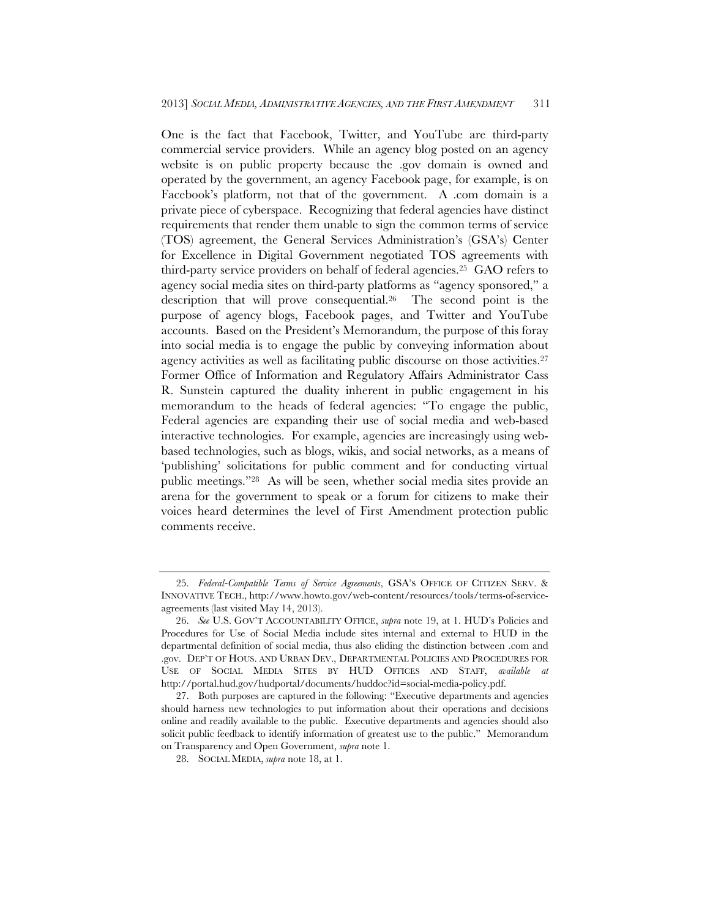One is the fact that Facebook, Twitter, and YouTube are third-party commercial service providers. While an agency blog posted on an agency website is on public property because the .gov domain is owned and operated by the government, an agency Facebook page, for example, is on Facebook's platform, not that of the government. A .com domain is a private piece of cyberspace. Recognizing that federal agencies have distinct requirements that render them unable to sign the common terms of service (TOS) agreement, the General Services Administration's (GSA's) Center for Excellence in Digital Government negotiated TOS agreements with third-party service providers on behalf of federal agencies.[25] GAO refers to agency social media sites on third-party platforms as "agency sponsored," a description that will prove consequential.[26] The second point is the purpose of agency blogs, Facebook pages, and Twitter and YouTube accounts. Based on the President's Memorandum, the purpose of this foray into social media is to engage the public by conveying information about agency activities as well as facilitating public discourse on those activities.[27] Former Office of Information and Regulatory Affairs Administrator Cass R. Sunstein captured the duality inherent in public engagement in his memorandum to the heads of federal agencies: "To engage the public, Federal agencies are expanding their use of social media and web-based interactive technologies. For example, agencies are increasingly using web-based technologies, such as blogs, wikis, and social networks, as a means of 'publishing' solicitations for public comment and for conducting virtual public meetings."[28] As will be seen, whether social media sites provide an arena for the government to speak or a forum for citizens to make their voices heard determines the level of First Amendment protection public comments receive.

---

25. *Federal-Compatible Terms of Service Agreements*, GSA'S OFFICE OF CITIZEN SERV. & INNOVATIVE TECH., http://www.howto.gov/web-content/resources/tools/terms-of-service-agreements (last visited May 14, 2013).

26. *See* U.S. GOV'T ACCOUNTABILITY OFFICE, *supra* note 19, at 1. HUD's Policies and Procedures for Use of Social Media include sites internal and external to HUD in the departmental definition of social media, thus also eliding the distinction between .com and .gov. DEP'T OF HOUS. AND URBAN DEV., DEPARTMENTAL POLICIES AND PROCEDURES FOR USE OF SOCIAL MEDIA SITES BY HUD OFFICES AND STAFF, *available at* http://portal.hud.gov/hudportal/documents/huddoc?id=social-media-policy.pdf.

27. Both purposes are captured in the following: "Executive departments and agencies should harness new technologies to put information about their operations and decisions online and readily available to the public. Executive departments and agencies should also solicit public feedback to identify information of greatest use to the public." Memorandum on Transparency and Open Government, *supra* note 1.

28. SOCIAL MEDIA, *supra* note 18, at 1.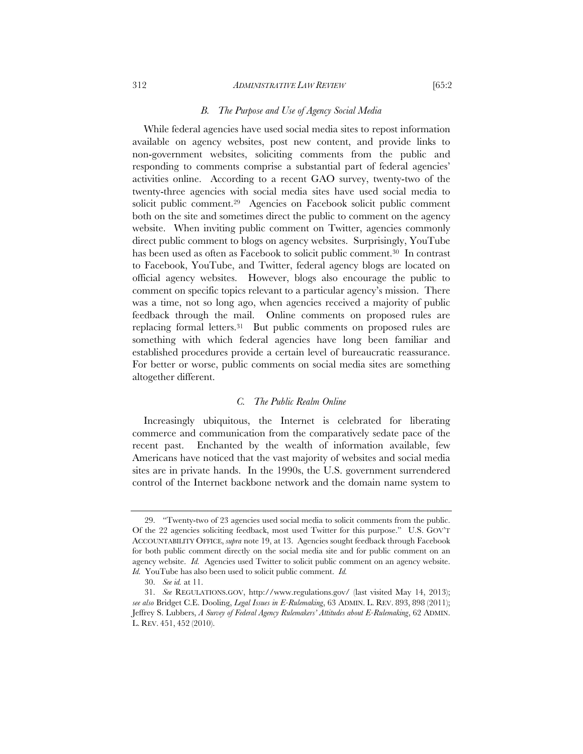### *B. The Purpose and Use of Agency Social Media*

While federal agencies have used social media sites to repost information available on agency websites, post new content, and provide links to non-government websites, soliciting comments from the public and responding to comments comprise a substantial part of federal agencies' activities online. According to a recent GAO survey, twenty-two of the twenty-three agencies with social media sites have used social media to solicit public comment.[29] Agencies on Facebook solicit public comment both on the site and sometimes direct the public to comment on the agency website. When inviting public comment on Twitter, agencies commonly direct public comment to blogs on agency websites. Surprisingly, YouTube has been used as often as Facebook to solicit public comment.[30] In contrast to Facebook, YouTube, and Twitter, federal agency blogs are located on official agency websites. However, blogs also encourage the public to comment on specific topics relevant to a particular agency's mission. There was a time, not so long ago, when agencies received a majority of public feedback through the mail. Online comments on proposed rules are replacing formal letters.[31] But public comments on proposed rules are something with which federal agencies have long been familiar and established procedures provide a certain level of bureaucratic reassurance. For better or worse, public comments on social media sites are something altogether different.

### *C. The Public Realm Online*

Increasingly ubiquitous, the Internet is celebrated for liberating commerce and communication from the comparatively sedate pace of the recent past. Enchanted by the wealth of information available, few Americans have noticed that the vast majority of websites and social media sites are in private hands. In the 1990s, the U.S. government surrendered control of the Internet backbone network and the domain name system to

---

29. "Twenty-two of 23 agencies used social media to solicit comments from the public. Of the 22 agencies soliciting feedback, most used Twitter for this purpose." U.S. GOV'T ACCOUNTABILITY OFFICE, *supra* note 19, at 13. Agencies sought feedback through Facebook for both public comment directly on the social media site and for public comment on an agency website. *Id.* Agencies used Twitter to solicit public comment on an agency website. *Id.* YouTube has also been used to solicit public comment. *Id.*

30. *See id.* at 11.

31. *See* REGULATIONS.GOV, http://www.regulations.gov/ (last visited May 14, 2013); *see also* Bridget C.E. Dooling, *Legal Issues in E-Rulemaking*, 63 ADMIN. L. REV. 893, 898 (2011); Jeffrey S. Lubbers, *A Survey of Federal Agency Rulemakers' Attitudes about E-Rulemaking*, 62 ADMIN. L. REV. 451, 452 (2010).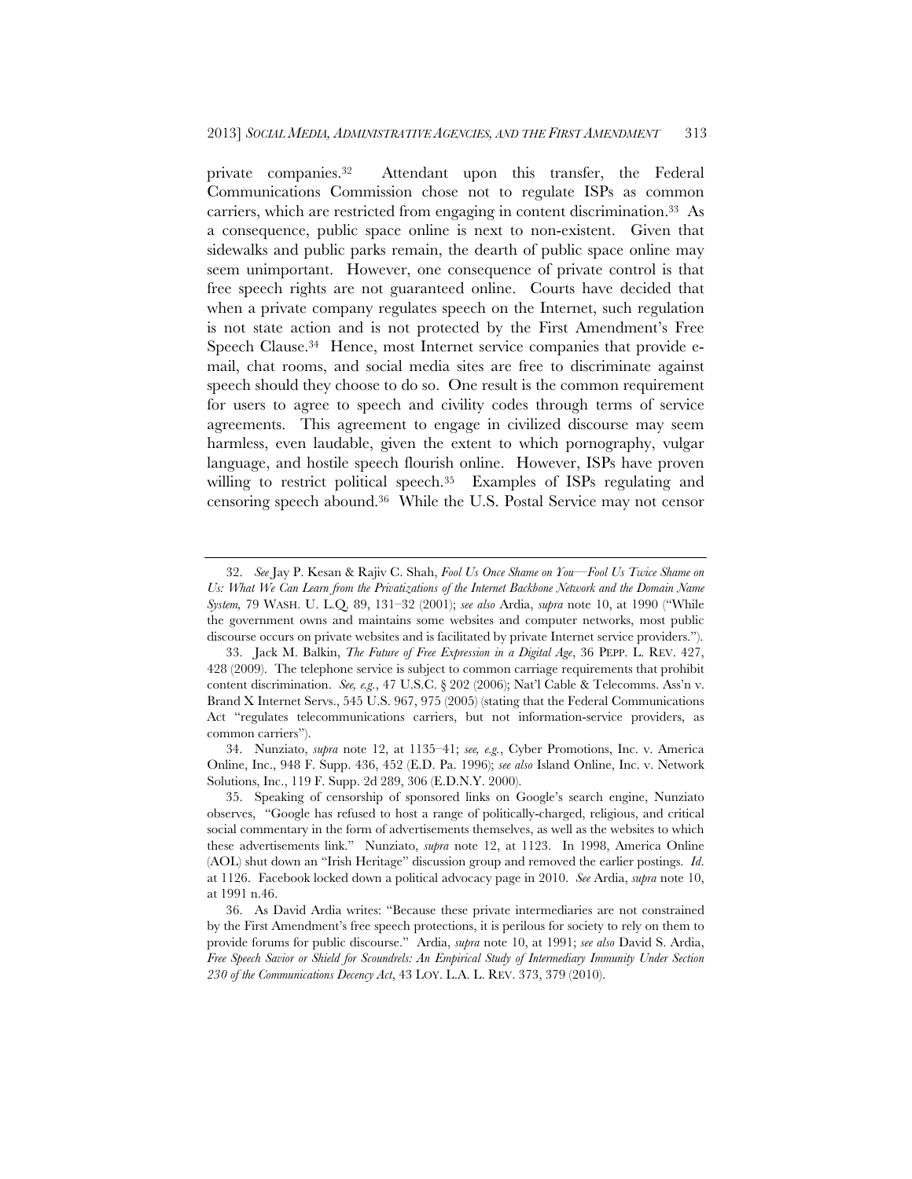private companies.[32] Attendant upon this transfer, the Federal Communications Commission chose not to regulate ISPs as common carriers, which are restricted from engaging in content discrimination.[33] As a consequence, public space online is next to non-existent. Given that sidewalks and public parks remain, the dearth of public space online may seem unimportant. However, one consequence of private control is that free speech rights are not guaranteed online. Courts have decided that when a private company regulates speech on the Internet, such regulation is not state action and is not protected by the First Amendment's Free Speech Clause.[34] Hence, most Internet service companies that provide e-mail, chat rooms, and social media sites are free to discriminate against speech should they choose to do so. One result is the common requirement for users to agree to speech and civility codes through terms of service agreements. This agreement to engage in civilized discourse may seem harmless, even laudable, given the extent to which pornography, vulgar language, and hostile speech flourish online. However, ISPs have proven willing to restrict political speech.[35] Examples of ISPs regulating and censoring speech abound.[36] While the U.S. Postal Service may not censor

---

32. *See* Jay P. Kesan & Rajiv C. Shah, *Fool Us Once Shame on You—Fool Us Twice Shame on Us: What We Can Learn from the Privatizations of the Internet Backbone Network and the Domain Name System,* 79 WASH. U. L.Q. 89, 131–32 (2001); *see also* Ardia, *supra* note 10, at 1990 ("While the government owns and maintains some websites and computer networks, most public discourse occurs on private websites and is facilitated by private Internet service providers.").

33. Jack M. Balkin, *The Future of Free Expression in a Digital Age*, 36 PEPP. L. REV. 427, 428 (2009). The telephone service is subject to common carriage requirements that prohibit content discrimination. *See, e.g.*, 47 U.S.C. § 202 (2006); Nat'l Cable & Telecomms. Ass'n v. Brand X Internet Servs., 545 U.S. 967, 975 (2005) (stating that the Federal Communications Act "regulates telecommunications carriers, but not information-service providers, as common carriers").

34. Nunziato, *supra* note 12, at 1135–41; *see, e.g.*, Cyber Promotions, Inc. v. America Online, Inc., 948 F. Supp. 436, 452 (E.D. Pa. 1996); *see also* Island Online, Inc. v. Network Solutions, Inc., 119 F. Supp. 2d 289, 306 (E.D.N.Y. 2000).

35. Speaking of censorship of sponsored links on Google's search engine, Nunziato observes, "Google has refused to host a range of politically-charged, religious, and critical social commentary in the form of advertisements themselves, as well as the websites to which these advertisements link." Nunziato, *supra* note 12, at 1123. In 1998, America Online (AOL) shut down an "Irish Heritage" discussion group and removed the earlier postings. *Id.* at 1126. Facebook locked down a political advocacy page in 2010. *See* Ardia, *supra* note 10, at 1991 n.46.

36. As David Ardia writes: "Because these private intermediaries are not constrained by the First Amendment's free speech protections, it is perilous for society to rely on them to provide forums for public discourse." Ardia, *supra* note 10, at 1991; *see also* David S. Ardia, *Free Speech Savior or Shield for Scoundrels: An Empirical Study of Intermediary Immunity Under Section 230 of the Communications Decency Act*, 43 LOY. L.A. L. REV. 373, 379 (2010).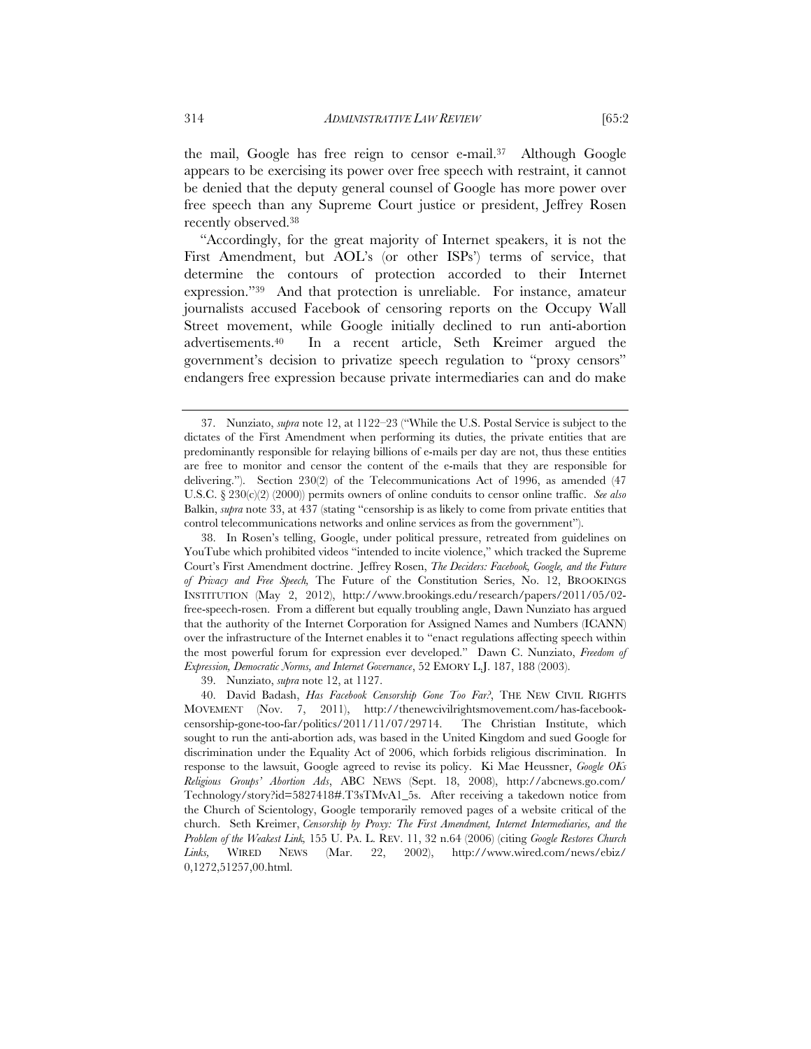the mail, Google has free reign to censor e-mail.[37] Although Google appears to be exercising its power over free speech with restraint, it cannot be denied that the deputy general counsel of Google has more power over free speech than any Supreme Court justice or president, Jeffrey Rosen recently observed.[38]

"Accordingly, for the great majority of Internet speakers, it is not the First Amendment, but AOL's (or other ISPs') terms of service, that determine the contours of protection accorded to their Internet expression."[39] And that protection is unreliable. For instance, amateur journalists accused Facebook of censoring reports on the Occupy Wall Street movement, while Google initially declined to run anti-abortion advertisements.[40] In a recent article, Seth Kreimer argued the government's decision to privatize speech regulation to "proxy censors" endangers free expression because private intermediaries can and do make

---

37. Nunziato, *supra* note 12, at 1122–23 ("While the U.S. Postal Service is subject to the dictates of the First Amendment when performing its duties, the private entities that are predominantly responsible for relaying billions of e-mails per day are not, thus these entities are free to monitor and censor the content of the e-mails that they are responsible for delivering."). Section 230(2) of the Telecommunications Act of 1996, as amended (47 U.S.C. § 230(c)(2) (2000)) permits owners of online conduits to censor online traffic. *See also* Balkin, *supra* note 33, at 437 (stating "censorship is as likely to come from private entities that control telecommunications networks and online services as from the government").

38. In Rosen's telling, Google, under political pressure, retreated from guidelines on YouTube which prohibited videos "intended to incite violence," which tracked the Supreme Court's First Amendment doctrine. Jeffrey Rosen, *The Deciders: Facebook, Google, and the Future of Privacy and Free Speech,* The Future of the Constitution Series, No. 12, BROOKINGS INSTITUTION (May 2, 2012), http://www.brookings.edu/research/papers/2011/05/02-free-speech-rosen. From a different but equally troubling angle, Dawn Nunziato has argued that the authority of the Internet Corporation for Assigned Names and Numbers (ICANN) over the infrastructure of the Internet enables it to "enact regulations affecting speech within the most powerful forum for expression ever developed." Dawn C. Nunziato, *Freedom of Expression, Democratic Norms, and Internet Governance*, 52 EMORY L.J. 187, 188 (2003).

39. Nunziato, *supra* note 12, at 1127.

40. David Badash, *Has Facebook Censorship Gone Too Far?*, THE NEW CIVIL RIGHTS MOVEMENT (Nov. 7, 2011), http://thenewcivilrightsmovement.com/has-facebook-censorship-gone-too-far/politics/2011/11/07/29714. The Christian Institute, which sought to run the anti-abortion ads, was based in the United Kingdom and sued Google for discrimination under the Equality Act of 2006, which forbids religious discrimination. In response to the lawsuit, Google agreed to revise its policy. Ki Mae Heussner, *Google OKs Religious Groups' Abortion Ads*, ABC NEWS (Sept. 18, 2008), http://abcnews.go.com/Technology/story?id=5827418#.T3sTMvA1_5s. After receiving a takedown notice from the Church of Scientology, Google temporarily removed pages of a website critical of the church. Seth Kreimer, *Censorship by Proxy: The First Amendment, Internet Intermediaries, and the Problem of the Weakest Link,* 155 U. PA. L. REV. 11, 32 n.64 (2006) (citing *Google Restores Church Links,* WIRED NEWS (Mar. 22, 2002), http://www.wired.com/news/ebiz/0,1272,51257,00.html.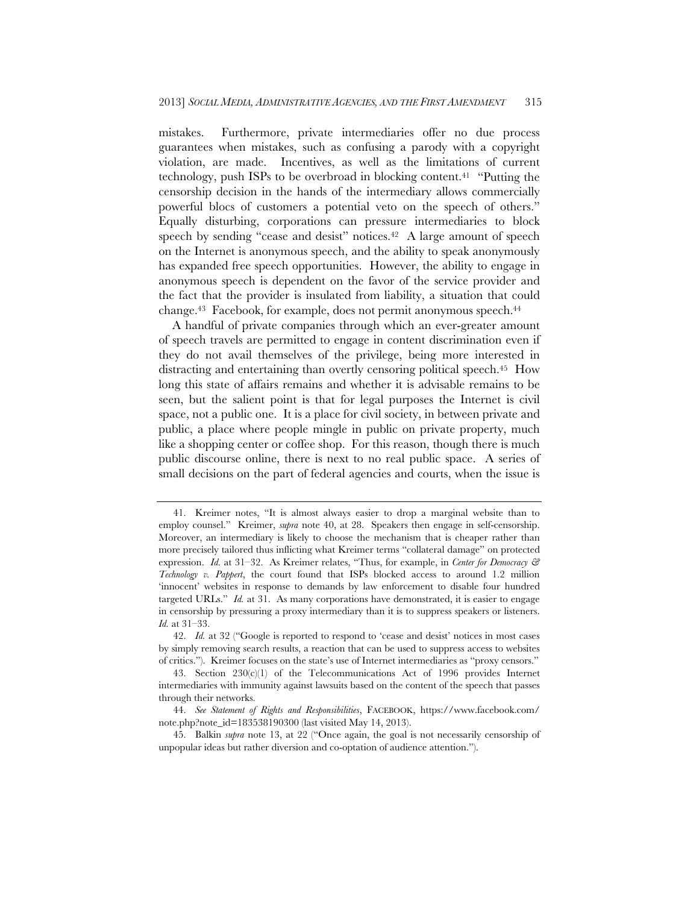mistakes. Furthermore, private intermediaries offer no due process guarantees when mistakes, such as confusing a parody with a copyright violation, are made. Incentives, as well as the limitations of current technology, push ISPs to be overbroad in blocking content.[41] "Putting the censorship decision in the hands of the intermediary allows commercially powerful blocs of customers a potential veto on the speech of others." Equally disturbing, corporations can pressure intermediaries to block speech by sending "cease and desist" notices.[42] A large amount of speech on the Internet is anonymous speech, and the ability to speak anonymously has expanded free speech opportunities. However, the ability to engage in anonymous speech is dependent on the favor of the service provider and the fact that the provider is insulated from liability, a situation that could change.[43] Facebook, for example, does not permit anonymous speech.[44]

A handful of private companies through which an ever-greater amount of speech travels are permitted to engage in content discrimination even if they do not avail themselves of the privilege, being more interested in distracting and entertaining than overtly censoring political speech.[45] How long this state of affairs remains and whether it is advisable remains to be seen, but the salient point is that for legal purposes the Internet is civil space, not a public one. It is a place for civil society, in between private and public, a place where people mingle in public on private property, much like a shopping center or coffee shop. For this reason, though there is much public discourse online, there is next to no real public space. A series of small decisions on the part of federal agencies and courts, when the issue is

---

41. Kreimer notes, "It is almost always easier to drop a marginal website than to employ counsel." Kreimer, *supra* note 40, at 28. Speakers then engage in self-censorship. Moreover, an intermediary is likely to choose the mechanism that is cheaper rather than more precisely tailored thus inflicting what Kreimer terms "collateral damage" on protected expression. *Id.* at 31–32. As Kreimer relates, "Thus, for example, in *Center for Democracy & Technology v. Pappert*, the court found that ISPs blocked access to around 1.2 million 'innocent' websites in response to demands by law enforcement to disable four hundred targeted URLs." *Id.* at 31. As many corporations have demonstrated, it is easier to engage in censorship by pressuring a proxy intermediary than it is to suppress speakers or listeners. *Id.* at 31–33.

42. *Id.* at 32 ("Google is reported to respond to 'cease and desist' notices in most cases by simply removing search results, a reaction that can be used to suppress access to websites of critics."). Kreimer focuses on the state's use of Internet intermediaries as "proxy censors."

43. Section 230(c)(1) of the Telecommunications Act of 1996 provides Internet intermediaries with immunity against lawsuits based on the content of the speech that passes through their networks.

44. *See Statement of Rights and Responsibilities*, FACEBOOK, https://www.facebook.com/note.php?note_id=183538190300 (last visited May 14, 2013).

45. Balkin *supra* note 13, at 22 ("Once again, the goal is not necessarily censorship of unpopular ideas but rather diversion and co-optation of audience attention.").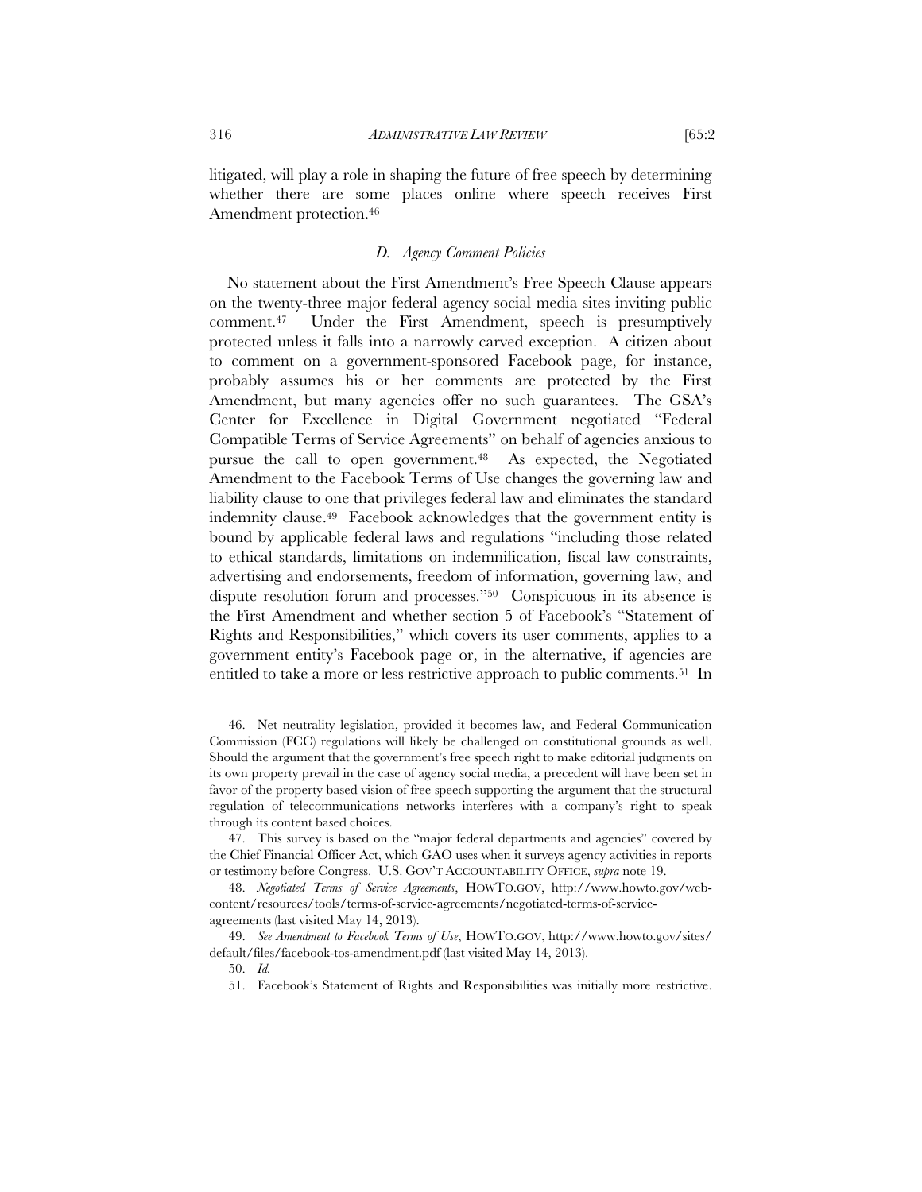litigated, will play a role in shaping the future of free speech by determining whether there are some places online where speech receives First Amendment protection.[46]

### *D. Agency Comment Policies*

No statement about the First Amendment's Free Speech Clause appears on the twenty-three major federal agency social media sites inviting public comment.[47] Under the First Amendment, speech is presumptively protected unless it falls into a narrowly carved exception. A citizen about to comment on a government-sponsored Facebook page, for instance, probably assumes his or her comments are protected by the First Amendment, but many agencies offer no such guarantees. The GSA's Center for Excellence in Digital Government negotiated "Federal Compatible Terms of Service Agreements" on behalf of agencies anxious to pursue the call to open government.[48] As expected, the Negotiated Amendment to the Facebook Terms of Use changes the governing law and liability clause to one that privileges federal law and eliminates the standard indemnity clause.[49] Facebook acknowledges that the government entity is bound by applicable federal laws and regulations "including those related to ethical standards, limitations on indemnification, fiscal law constraints, advertising and endorsements, freedom of information, governing law, and dispute resolution forum and processes."[50] Conspicuous in its absence is the First Amendment and whether section 5 of Facebook's "Statement of Rights and Responsibilities," which covers its user comments, applies to a government entity's Facebook page or, in the alternative, if agencies are entitled to take a more or less restrictive approach to public comments.[51] In

---

46. Net neutrality legislation, provided it becomes law, and Federal Communication Commission (FCC) regulations will likely be challenged on constitutional grounds as well. Should the argument that the government's free speech right to make editorial judgments on its own property prevail in the case of agency social media, a precedent will have been set in favor of the property based vision of free speech supporting the argument that the structural regulation of telecommunications networks interferes with a company's right to speak through its content based choices.

47. This survey is based on the "major federal departments and agencies" covered by the Chief Financial Officer Act, which GAO uses when it surveys agency activities in reports or testimony before Congress. U.S. GOV'T ACCOUNTABILITY OFFICE, *supra* note 19.

48. *Negotiated Terms of Service Agreements*, HOWTO.GOV, http://www.howto.gov/web-content/resources/tools/terms-of-service-agreements/negotiated-terms-of-service-agreements (last visited May 14, 2013).

49. *See Amendment to Facebook Terms of Use*, HOWTO.GOV, http://www.howto.gov/sites/default/files/facebook-tos-amendment.pdf (last visited May 14, 2013).

50. *Id.*

51. Facebook's Statement of Rights and Responsibilities was initially more restrictive.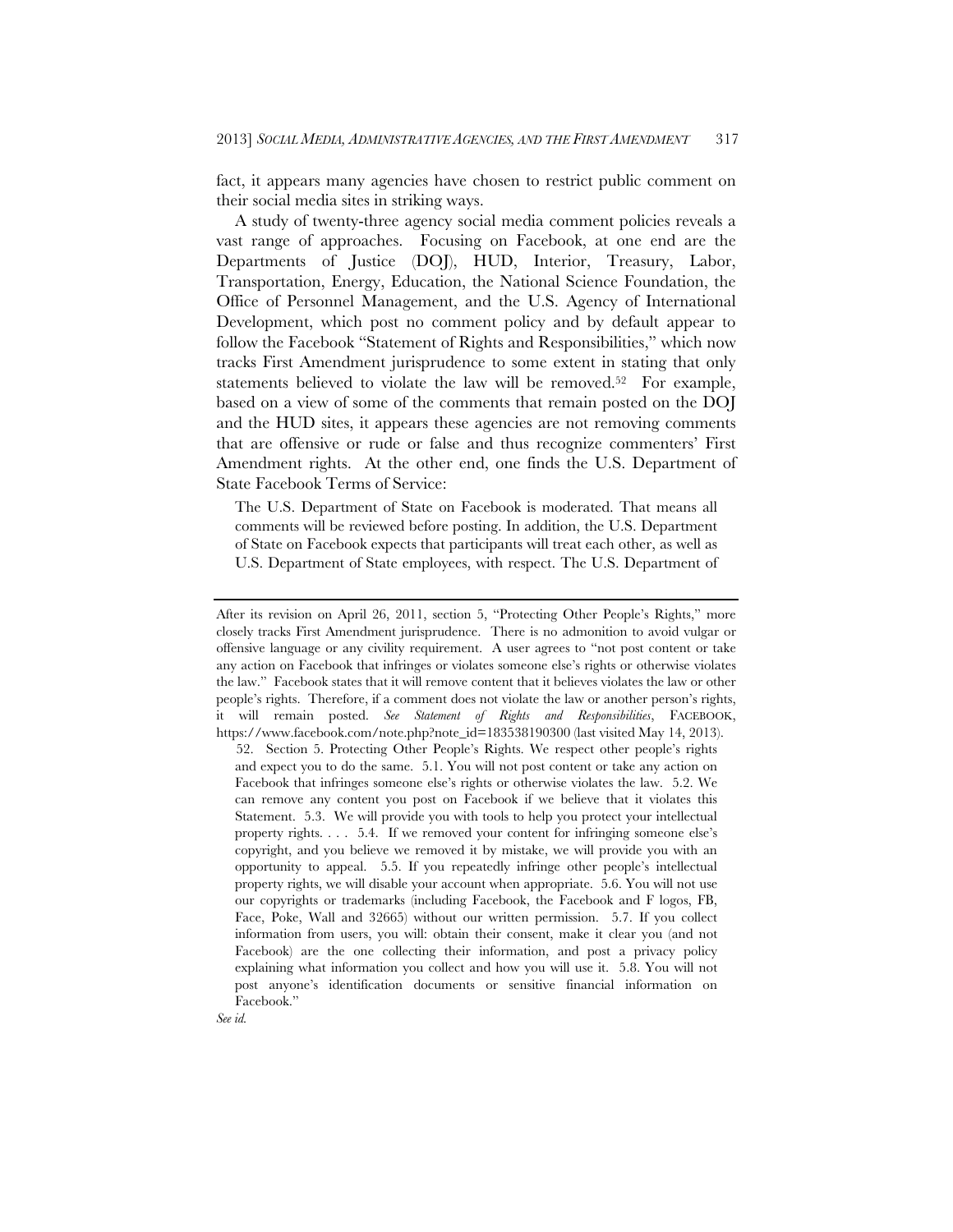fact, it appears many agencies have chosen to restrict public comment on their social media sites in striking ways.

A study of twenty-three agency social media comment policies reveals a vast range of approaches. Focusing on Facebook, at one end are the Departments of Justice (DOJ), HUD, Interior, Treasury, Labor, Transportation, Energy, Education, the National Science Foundation, the Office of Personnel Management, and the U.S. Agency of International Development, which post no comment policy and by default appear to follow the Facebook "Statement of Rights and Responsibilities," which now tracks First Amendment jurisprudence to some extent in stating that only statements believed to violate the law will be removed.[52] For example, based on a view of some of the comments that remain posted on the DOJ and the HUD sites, it appears these agencies are not removing comments that are offensive or rude or false and thus recognize commenters' First Amendment rights. At the other end, one finds the U.S. Department of State Facebook Terms of Service:

> The U.S. Department of State on Facebook is moderated. That means all comments will be reviewed before posting. In addition, the U.S. Department of State on Facebook expects that participants will treat each other, as well as U.S. Department of State employees, with respect. The U.S. Department of

---

After its revision on April 26, 2011, section 5, "Protecting Other People's Rights," more closely tracks First Amendment jurisprudence. There is no admonition to avoid vulgar or offensive language or any civility requirement. A user agrees to "not post content or take any action on Facebook that infringes or violates someone else's rights or otherwise violates the law." Facebook states that it will remove content that it believes violates the law or other people's rights. Therefore, if a comment does not violate the law or another person's rights, it will remain posted. *See Statement of Rights and Responsibilities*, FACEBOOK, https://www.facebook.com/note.php?note_id=183538190300 (last visited May 14, 2013).

52. Section 5. Protecting Other People's Rights. We respect other people's rights and expect you to do the same. 5.1. You will not post content or take any action on Facebook that infringes someone else's rights or otherwise violates the law. 5.2. We can remove any content you post on Facebook if we believe that it violates this Statement. 5.3. We will provide you with tools to help you protect your intellectual property rights. . . . 5.4. If we removed your content for infringing someone else's copyright, and you believe we removed it by mistake, we will provide you with an opportunity to appeal. 5.5. If you repeatedly infringe other people's intellectual property rights, we will disable your account when appropriate. 5.6. You will not use our copyrights or trademarks (including Facebook, the Facebook and F logos, FB, Face, Poke, Wall and 32665) without our written permission. 5.7. If you collect information from users, you will: obtain their consent, make it clear you (and not Facebook) are the one collecting their information, and post a privacy policy explaining what information you collect and how you will use it. 5.8. You will not post anyone's identification documents or sensitive financial information on Facebook."

*See id.*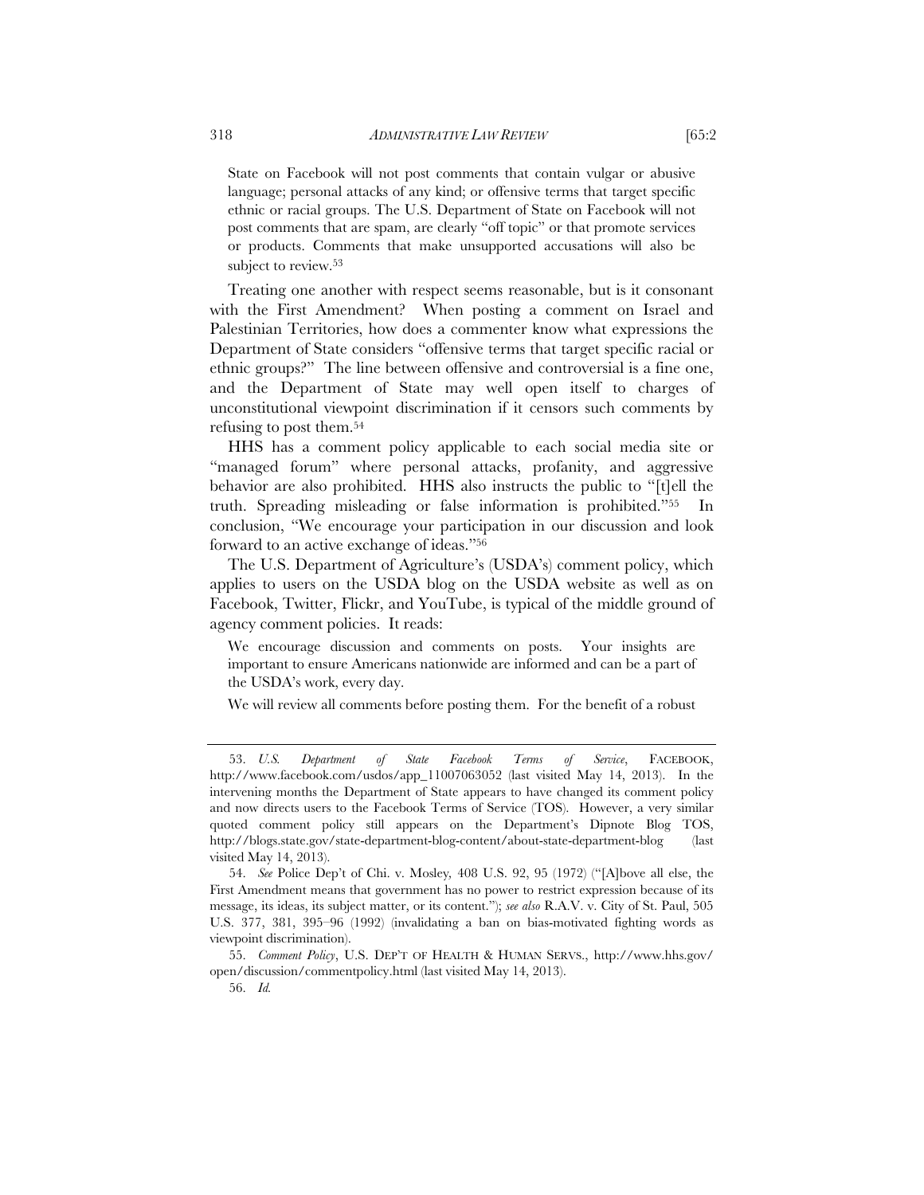> State on Facebook will not post comments that contain vulgar or abusive language; personal attacks of any kind; or offensive terms that target specific ethnic or racial groups. The U.S. Department of State on Facebook will not post comments that are spam, are clearly "off topic" or that promote services or products. Comments that make unsupported accusations will also be subject to review.[53]

Treating one another with respect seems reasonable, but is it consonant with the First Amendment? When posting a comment on Israel and Palestinian Territories, how does a commenter know what expressions the Department of State considers "offensive terms that target specific racial or ethnic groups?" The line between offensive and controversial is a fine one, and the Department of State may well open itself to charges of unconstitutional viewpoint discrimination if it censors such comments by refusing to post them.[54]

HHS has a comment policy applicable to each social media site or "managed forum" where personal attacks, profanity, and aggressive behavior are also prohibited. HHS also instructs the public to "[t]ell the truth. Spreading misleading or false information is prohibited."[55] In conclusion, "We encourage your participation in our discussion and look forward to an active exchange of ideas."[56]

The U.S. Department of Agriculture's (USDA's) comment policy, which applies to users on the USDA blog on the USDA website as well as on Facebook, Twitter, Flickr, and YouTube, is typical of the middle ground of agency comment policies. It reads:

> We encourage discussion and comments on posts. Your insights are important to ensure Americans nationwide are informed and can be a part of the USDA's work, every day.
>
> We will review all comments before posting them. For the benefit of a robust

---

53. *U.S. Department of State Facebook Terms of Service*, FACEBOOK, http://www.facebook.com/usdos/app_11007063052 (last visited May 14, 2013). In the intervening months the Department of State appears to have changed its comment policy and now directs users to the Facebook Terms of Service (TOS). However, a very similar quoted comment policy still appears on the Department's Dipnote Blog TOS, http://blogs.state.gov/state-department-blog-content/about-state-department-blog (last visited May 14, 2013).

54. *See* Police Dep't of Chi. v. Mosley, 408 U.S. 92, 95 (1972) ("[A]bove all else, the First Amendment means that government has no power to restrict expression because of its message, its ideas, its subject matter, or its content."); *see also* R.A.V. v. City of St. Paul, 505 U.S. 377, 381, 395–96 (1992) (invalidating a ban on bias-motivated fighting words as viewpoint discrimination).

55. *Comment Policy*, U.S. DEP'T OF HEALTH & HUMAN SERVS., http://www.hhs.gov/open/discussion/commentpolicy.html (last visited May 14, 2013).

56. *Id.*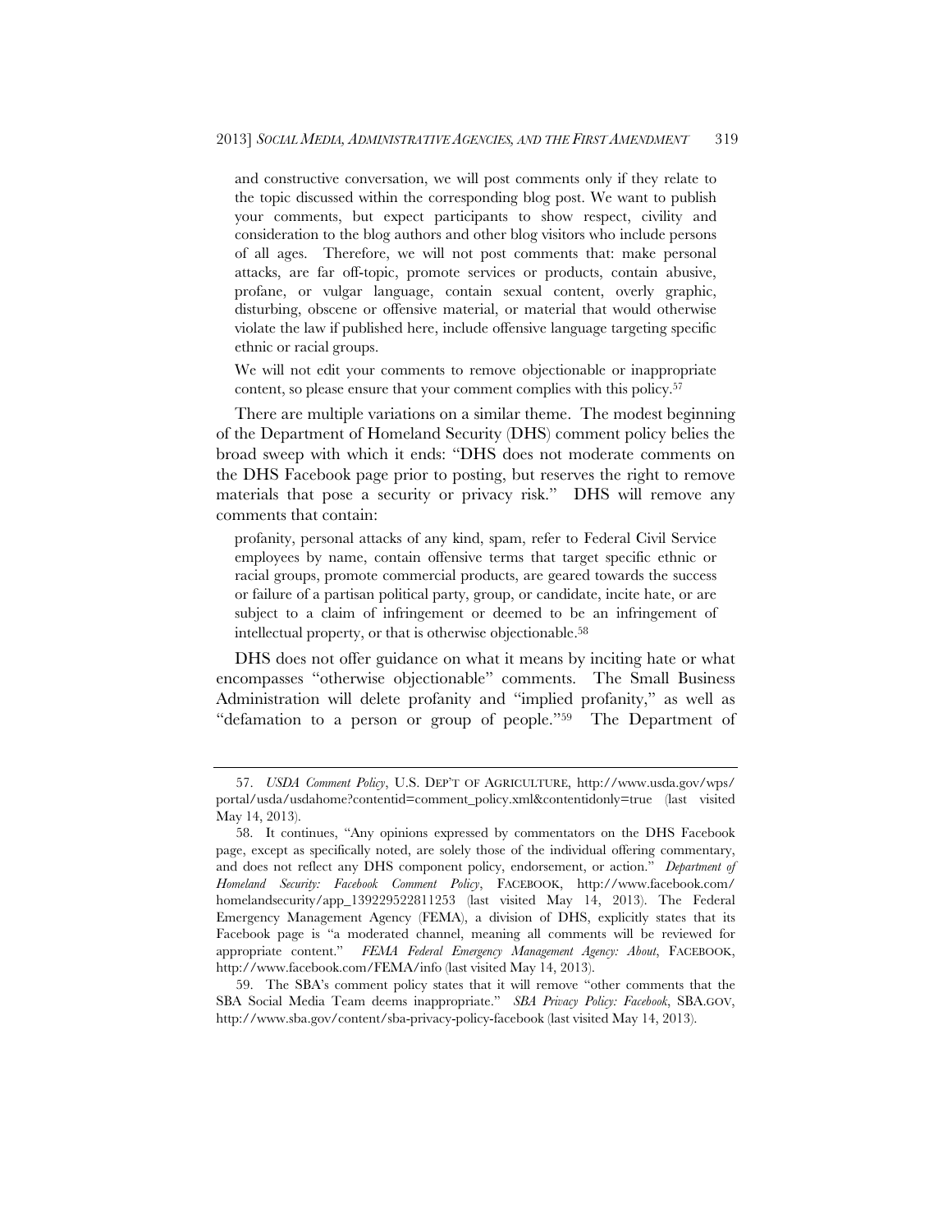> and constructive conversation, we will post comments only if they relate to the topic discussed within the corresponding blog post. We want to publish your comments, but expect participants to show respect, civility and consideration to the blog authors and other blog visitors who include persons of all ages. Therefore, we will not post comments that: make personal attacks, are far off-topic, promote services or products, contain abusive, profane, or vulgar language, contain sexual content, overly graphic, disturbing, obscene or offensive material, or material that would otherwise violate the law if published here, include offensive language targeting specific ethnic or racial groups.
>
> We will not edit your comments to remove objectionable or inappropriate content, so please ensure that your comment complies with this policy.[57]

There are multiple variations on a similar theme. The modest beginning of the Department of Homeland Security (DHS) comment policy belies the broad sweep with which it ends: "DHS does not moderate comments on the DHS Facebook page prior to posting, but reserves the right to remove materials that pose a security or privacy risk." DHS will remove any comments that contain:

> profanity, personal attacks of any kind, spam, refer to Federal Civil Service employees by name, contain offensive terms that target specific ethnic or racial groups, promote commercial products, are geared towards the success or failure of a partisan political party, group, or candidate, incite hate, or are subject to a claim of infringement or deemed to be an infringement of intellectual property, or that is otherwise objectionable.[58]

DHS does not offer guidance on what it means by inciting hate or what encompasses "otherwise objectionable" comments. The Small Business Administration will delete profanity and "implied profanity," as well as "defamation to a person or group of people."[59] The Department of

---

57. *USDA Comment Policy*, U.S. DEP'T OF AGRICULTURE, http://www.usda.gov/wps/portal/usda/usdahome?contentid=comment_policy.xml&contentidonly=true (last visited May 14, 2013).

58. It continues, "Any opinions expressed by commentators on the DHS Facebook page, except as specifically noted, are solely those of the individual offering commentary, and does not reflect any DHS component policy, endorsement, or action." *Department of Homeland Security: Facebook Comment Policy*, FACEBOOK, http://www.facebook.com/homelandsecurity/app_139229522811253 (last visited May 14, 2013). The Federal Emergency Management Agency (FEMA), a division of DHS, explicitly states that its Facebook page is "a moderated channel, meaning all comments will be reviewed for appropriate content." *FEMA Federal Emergency Management Agency: About*, FACEBOOK, http://www.facebook.com/FEMA/info (last visited May 14, 2013).

59. The SBA's comment policy states that it will remove "other comments that the SBA Social Media Team deems inappropriate." *SBA Privacy Policy: Facebook*, SBA.GOV, http://www.sba.gov/content/sba-privacy-policy-facebook (last visited May 14, 2013).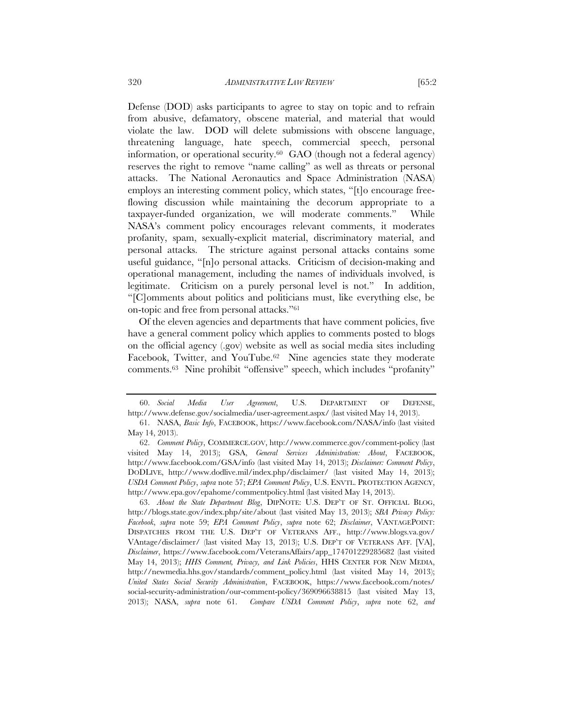Defense (DOD) asks participants to agree to stay on topic and to refrain from abusive, defamatory, obscene material, and material that would violate the law. DOD will delete submissions with obscene language, threatening language, hate speech, commercial speech, personal information, or operational security.[60] GAO (though not a federal agency) reserves the right to remove "name calling" as well as threats or personal attacks. The National Aeronautics and Space Administration (NASA) employs an interesting comment policy, which states, "[t]o encourage free-flowing discussion while maintaining the decorum appropriate to a taxpayer-funded organization, we will moderate comments." While NASA's comment policy encourages relevant comments, it moderates profanity, spam, sexually-explicit material, discriminatory material, and personal attacks. The stricture against personal attacks contains some useful guidance, "[n]o personal attacks. Criticism of decision-making and operational management, including the names of individuals involved, is legitimate. Criticism on a purely personal level is not." In addition, "[C]omments about politics and politicians must, like everything else, be on-topic and free from personal attacks."[61]

Of the eleven agencies and departments that have comment policies, five have a general comment policy which applies to comments posted to blogs on the official agency (.gov) website as well as social media sites including Facebook, Twitter, and YouTube.[62] Nine agencies state they moderate comments.[63] Nine prohibit "offensive" speech, which includes "profanity"

---

60. *Social Media User Agreement*, U.S. DEPARTMENT OF DEFENSE, http://www.defense.gov/socialmedia/user-agreement.aspx/ (last visited May 14, 2013).

61. NASA, *Basic Info*, FACEBOOK, https://www.facebook.com/NASA/info (last visited May 14, 2013).

62. *Comment Policy*, COMMERCE.GOV, http://www.commerce.gov/comment-policy (last visited May 14, 2013); GSA, *General Services Administration: About*, FACEBOOK, http://www.facebook.com/GSA/info (last visited May 14, 2013); *Disclaimer: Comment Policy*, DODLIVE, http://www.dodlive.mil/index.php/disclaimer/ (last visited May 14, 2013); *USDA Comment Policy*, *supra* note 57; *EPA Comment Policy*, U.S. ENVTL. PROTECTION AGENCY, http://www.epa.gov/epahome/commentpolicy.html (last visited May 14, 2013).

63. *About the State Department Blog*, DIPNOTE: U.S. DEP'T OF ST. OFFICIAL BLOG, http://blogs.state.gov/index.php/site/about (last visited May 13, 2013); *SBA Privacy Policy: Facebook*, *supra* note 59; *EPA Comment Policy*, *supra* note 62; *Disclaimer*, VANTAGEPOINT: DISPATCHES FROM THE U.S. DEP'T OF VETERANS AFF., http://www.blogs.va.gov/VAntage/disclaimer/ (last visited May 13, 2013); U.S. DEP'T OF VETERANS AFF. [VA], *Disclaimer*, https://www.facebook.com/VeteransAffairs/app_174701229285682 (last visited May 14, 2013); *HHS Comment, Privacy, and Link Policies*, HHS CENTER FOR NEW MEDIA, http://newmedia.hhs.gov/standards/comment_policy.html (last visited May 14, 2013); *United States Social Security Administration*, FACEBOOK, https://www.facebook.com/notes/social-security-administration/our-comment-policy/369096638815 (last visited May 13, 2013); NASA, *supra* note 61. *Compare USDA Comment Policy*, *supra* note 62, *and*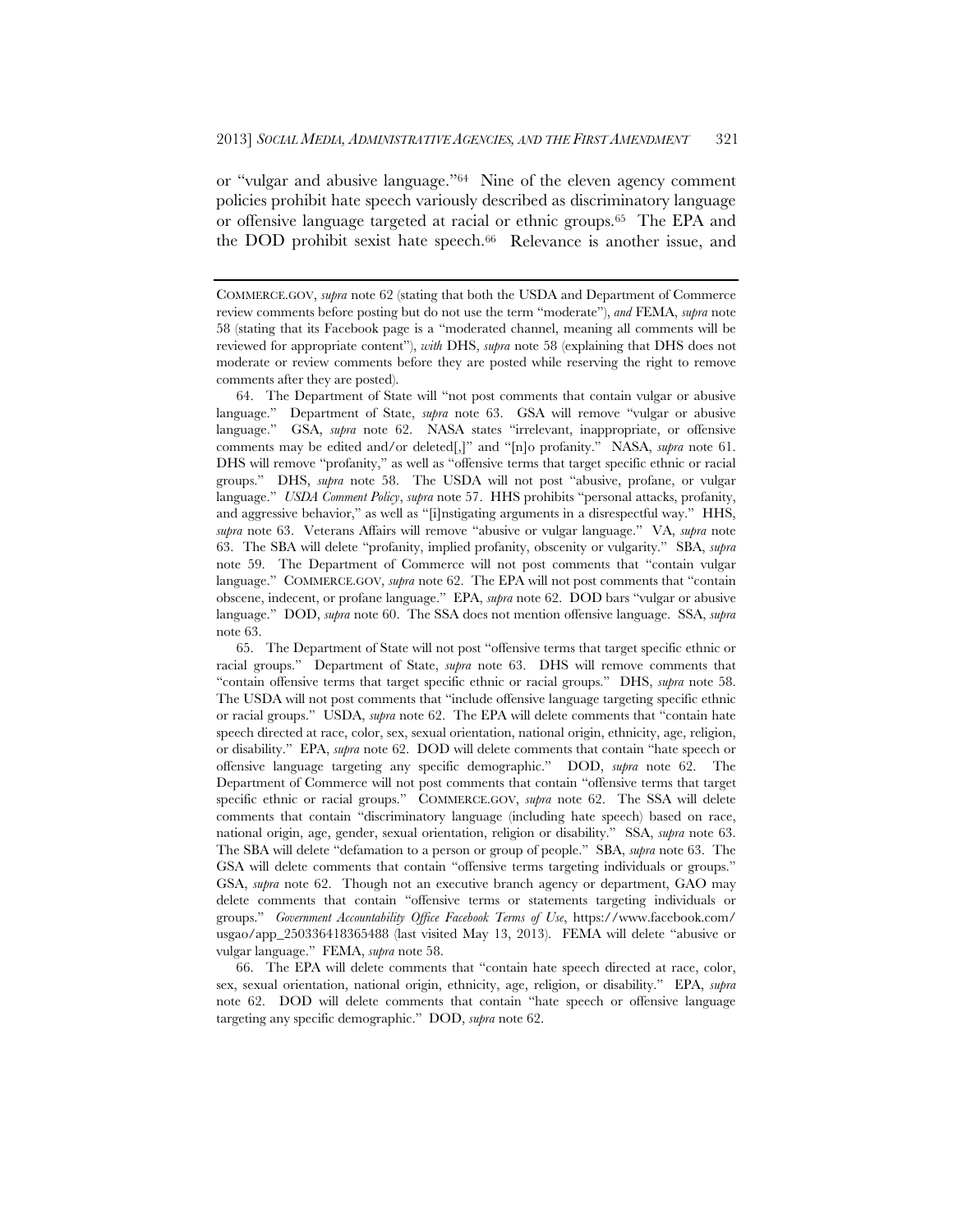or "vulgar and abusive language."[64] Nine of the eleven agency comment policies prohibit hate speech variously described as discriminatory language or offensive language targeted at racial or ethnic groups.[65] The EPA and the DOD prohibit sexist hate speech.[66] Relevance is another issue, and

---

COMMERCE.GOV, *supra* note 62 (stating that both the USDA and Department of Commerce review comments before posting but do not use the term "moderate"), *and* FEMA, *supra* note 58 (stating that its Facebook page is a "moderated channel, meaning all comments will be reviewed for appropriate content"), *with* DHS, *supra* note 58 (explaining that DHS does not moderate or review comments before they are posted while reserving the right to remove comments after they are posted).

64. The Department of State will "not post comments that contain vulgar or abusive language." Department of State, *supra* note 63. GSA will remove "vulgar or abusive language." GSA, *supra* note 62. NASA states "irrelevant, inappropriate, or offensive comments may be edited and/or deleted[,]" and "[n]o profanity." NASA, *supra* note 61. DHS will remove "profanity," as well as "offensive terms that target specific ethnic or racial groups." DHS, *supra* note 58. The USDA will not post "abusive, profane, or vulgar language." *USDA Comment Policy*, *supra* note 57. HHS prohibits "personal attacks, profanity, and aggressive behavior," as well as "[i]nstigating arguments in a disrespectful way." HHS, *supra* note 63. Veterans Affairs will remove "abusive or vulgar language." VA, *supra* note 63. The SBA will delete "profanity, implied profanity, obscenity or vulgarity." SBA, *supra* note 59. The Department of Commerce will not post comments that "contain vulgar language." COMMERCE.GOV, *supra* note 62. The EPA will not post comments that "contain obscene, indecent, or profane language." EPA, *supra* note 62. DOD bars "vulgar or abusive language." DOD, *supra* note 60. The SSA does not mention offensive language. SSA, *supra* note 63.

65. The Department of State will not post "offensive terms that target specific ethnic or racial groups." Department of State, *supra* note 63. DHS will remove comments that "contain offensive terms that target specific ethnic or racial groups." DHS, *supra* note 58. The USDA will not post comments that "include offensive language targeting specific ethnic or racial groups." USDA, *supra* note 62. The EPA will delete comments that "contain hate speech directed at race, color, sex, sexual orientation, national origin, ethnicity, age, religion, or disability." EPA, *supra* note 62. DOD will delete comments that contain "hate speech or offensive language targeting any specific demographic." DOD, *supra* note 62. The Department of Commerce will not post comments that contain "offensive terms that target specific ethnic or racial groups." COMMERCE.GOV, *supra* note 62. The SSA will delete comments that contain "discriminatory language (including hate speech) based on race, national origin, age, gender, sexual orientation, religion or disability." SSA, *supra* note 63. The SBA will delete "defamation to a person or group of people." SBA, *supra* note 63. The GSA will delete comments that contain "offensive terms targeting individuals or groups." GSA, *supra* note 62. Though not an executive branch agency or department, GAO may delete comments that contain "offensive terms or statements targeting individuals or groups." *Government Accountability Office Facebook Terms of Use*, https://www.facebook.com/usgao/app_250336418365488 (last visited May 13, 2013). FEMA will delete "abusive or vulgar language." FEMA, *supra* note 58.

66. The EPA will delete comments that "contain hate speech directed at race, color, sex, sexual orientation, national origin, ethnicity, age, religion, or disability." EPA, *supra* note 62. DOD will delete comments that contain "hate speech or offensive language targeting any specific demographic." DOD, *supra* note 62.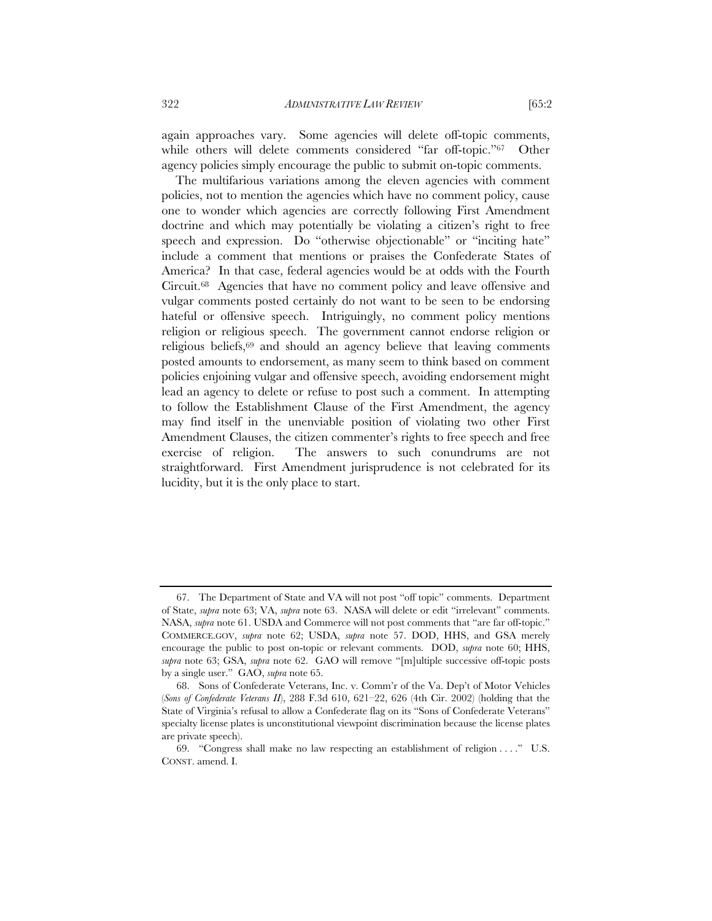again approaches vary. Some agencies will delete off-topic comments, while others will delete comments considered "far off-topic."[67] Other agency policies simply encourage the public to submit on-topic comments.

The multifarious variations among the eleven agencies with comment policies, not to mention the agencies which have no comment policy, cause one to wonder which agencies are correctly following First Amendment doctrine and which may potentially be violating a citizen's right to free speech and expression. Do "otherwise objectionable" or "inciting hate" include a comment that mentions or praises the Confederate States of America? In that case, federal agencies would be at odds with the Fourth Circuit.[68] Agencies that have no comment policy and leave offensive and vulgar comments posted certainly do not want to be seen to be endorsing hateful or offensive speech. Intriguingly, no comment policy mentions religion or religious speech. The government cannot endorse religion or religious beliefs,[69] and should an agency believe that leaving comments posted amounts to endorsement, as many seem to think based on comment policies enjoining vulgar and offensive speech, avoiding endorsement might lead an agency to delete or refuse to post such a comment. In attempting to follow the Establishment Clause of the First Amendment, the agency may find itself in the unenviable position of violating two other First Amendment Clauses, the citizen commenter's rights to free speech and free exercise of religion. The answers to such conundrums are not straightforward. First Amendment jurisprudence is not celebrated for its lucidity, but it is the only place to start.

---

67. The Department of State and VA will not post "off topic" comments. Department of State, *supra* note 63; VA, *supra* note 63. NASA will delete or edit "irrelevant" comments. NASA, *supra* note 61. USDA and Commerce will not post comments that "are far off-topic." COMMERCE.GOV, *supra* note 62; USDA, *supra* note 57. DOD, HHS, and GSA merely encourage the public to post on-topic or relevant comments. DOD, *supra* note 60; HHS, *supra* note 63; GSA, *supra* note 62. GAO will remove "[m]ultiple successive off-topic posts by a single user." GAO, *supra* note 65.

68. Sons of Confederate Veterans, Inc. v. Comm'r of the Va. Dep't of Motor Vehicles (*Sons of Confederate Veterans II*), 288 F.3d 610, 621–22, 626 (4th Cir. 2002) (holding that the State of Virginia's refusal to allow a Confederate flag on its "Sons of Confederate Veterans" specialty license plates is unconstitutional viewpoint discrimination because the license plates are private speech).

69. "Congress shall make no law respecting an establishment of religion . . . ." U.S. CONST. amend. I.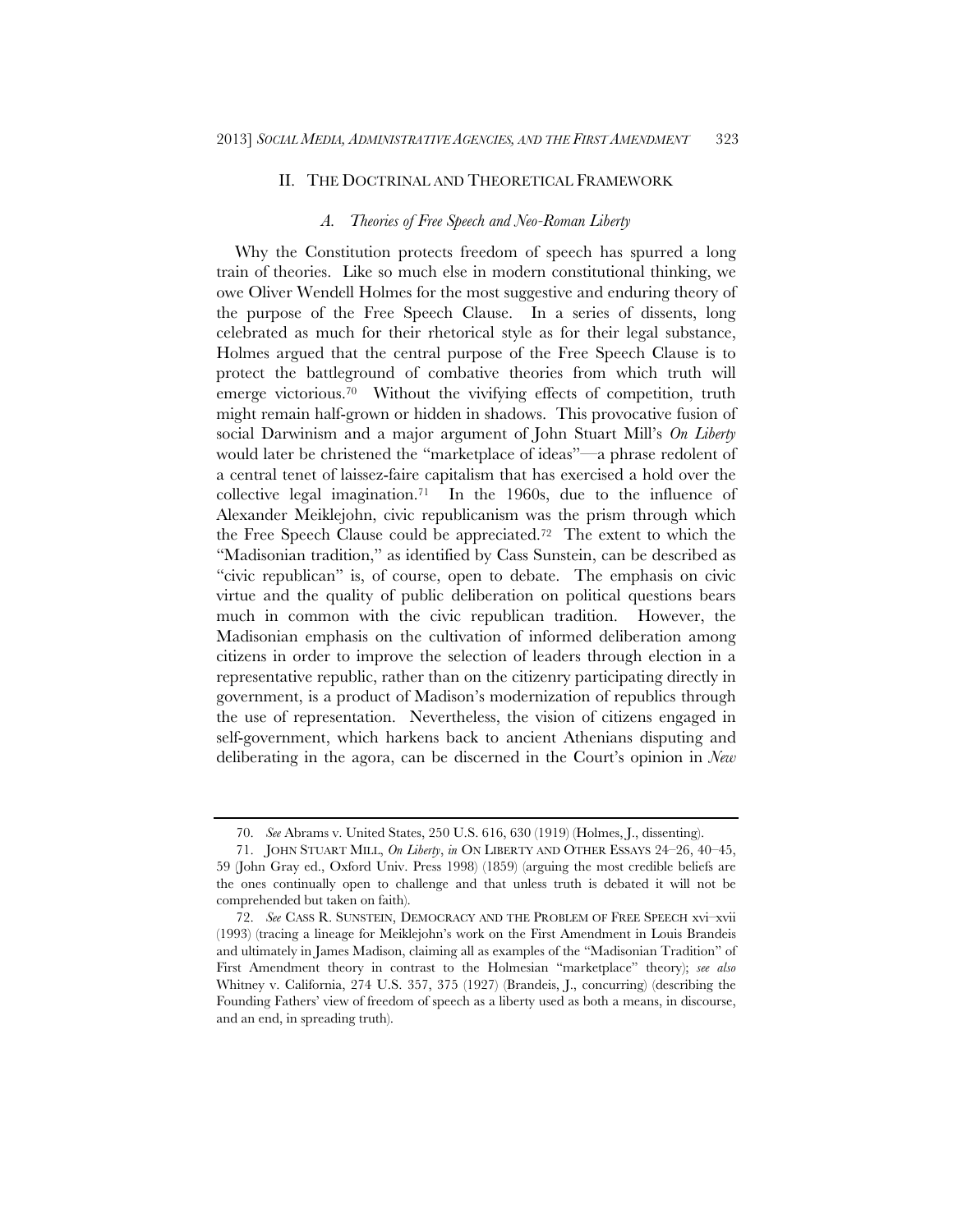## II. THE DOCTRINAL AND THEORETICAL FRAMEWORK

### *A. Theories of Free Speech and Neo-Roman Liberty*

Why the Constitution protects freedom of speech has spurred a long train of theories. Like so much else in modern constitutional thinking, we owe Oliver Wendell Holmes for the most suggestive and enduring theory of the purpose of the Free Speech Clause. In a series of dissents, long celebrated as much for their rhetorical style as for their legal substance, Holmes argued that the central purpose of the Free Speech Clause is to protect the battleground of combative theories from which truth will emerge victorious.[70] Without the vivifying effects of competition, truth might remain half-grown or hidden in shadows. This provocative fusion of social Darwinism and a major argument of John Stuart Mill's *On Liberty* would later be christened the "marketplace of ideas"—a phrase redolent of a central tenet of laissez-faire capitalism that has exercised a hold over the collective legal imagination.[71] In the 1960s, due to the influence of Alexander Meiklejohn, civic republicanism was the prism through which the Free Speech Clause could be appreciated.[72] The extent to which the "Madisonian tradition," as identified by Cass Sunstein, can be described as "civic republican" is, of course, open to debate. The emphasis on civic virtue and the quality of public deliberation on political questions bears much in common with the civic republican tradition. However, the Madisonian emphasis on the cultivation of informed deliberation among citizens in order to improve the selection of leaders through election in a representative republic, rather than on the citizenry participating directly in government, is a product of Madison's modernization of republics through the use of representation. Nevertheless, the vision of citizens engaged in self-government, which harkens back to ancient Athenians disputing and deliberating in the agora, can be discerned in the Court's opinion in *New*

---

70. *See* Abrams v. United States, 250 U.S. 616, 630 (1919) (Holmes, J., dissenting).

71. JOHN STUART MILL, *On Liberty*, *in* ON LIBERTY AND OTHER ESSAYS 24–26, 40–45, 59 (John Gray ed., Oxford Univ. Press 1998) (1859) (arguing the most credible beliefs are the ones continually open to challenge and that unless truth is debated it will not be comprehended but taken on faith).

72. *See* CASS R. SUNSTEIN, DEMOCRACY AND THE PROBLEM OF FREE SPEECH xvi–xvii (1993) (tracing a lineage for Meiklejohn's work on the First Amendment in Louis Brandeis and ultimately in James Madison, claiming all as examples of the "Madisonian Tradition" of First Amendment theory in contrast to the Holmesian "marketplace" theory); *see also* Whitney v. California, 274 U.S. 357, 375 (1927) (Brandeis, J., concurring) (describing the Founding Fathers' view of freedom of speech as a liberty used as both a means, in discourse, and an end, in spreading truth).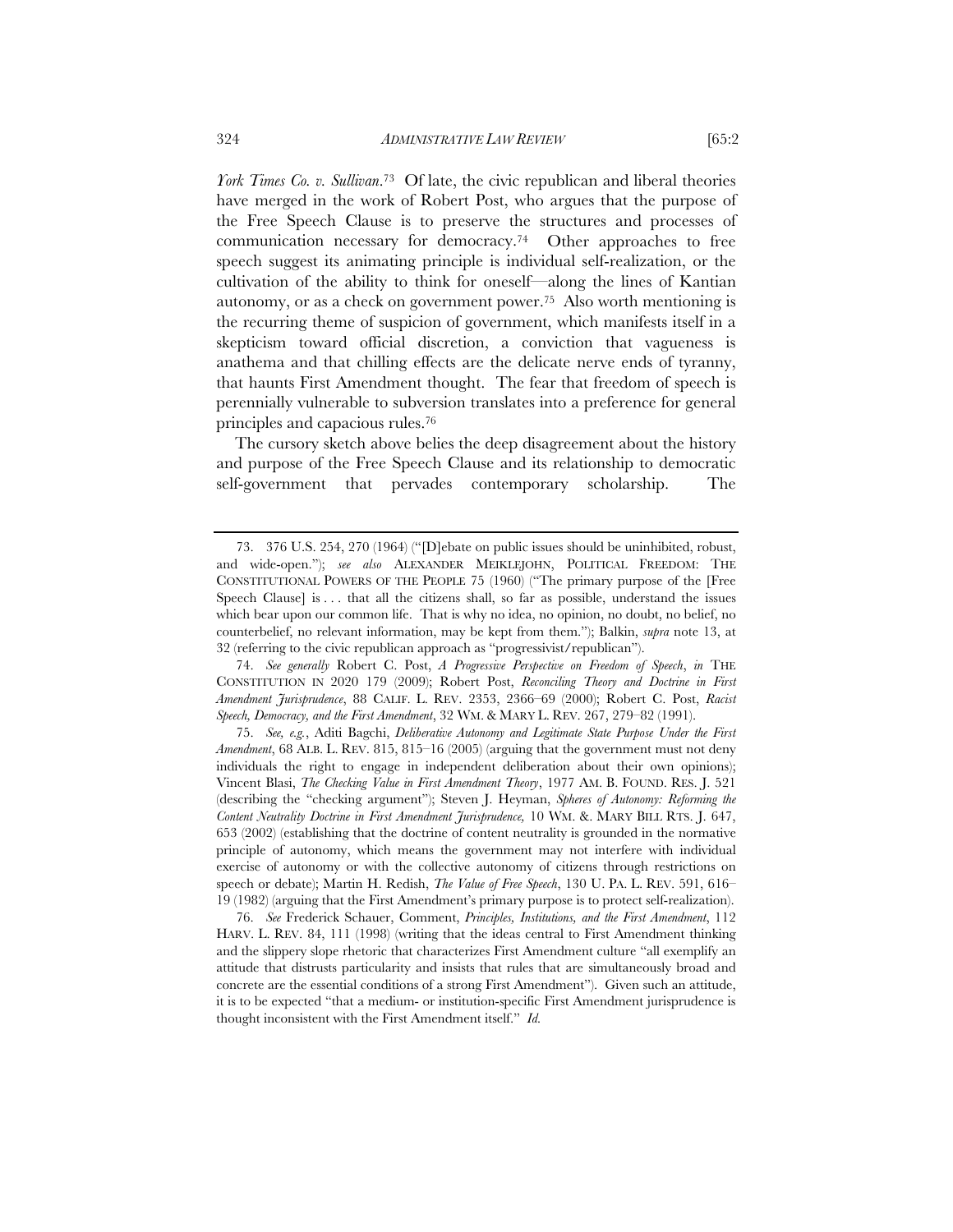*York Times Co. v. Sullivan*.[73] Of late, the civic republican and liberal theories have merged in the work of Robert Post, who argues that the purpose of the Free Speech Clause is to preserve the structures and processes of communication necessary for democracy.[74] Other approaches to free speech suggest its animating principle is individual self-realization, or the cultivation of the ability to think for oneself—along the lines of Kantian autonomy, or as a check on government power.[75] Also worth mentioning is the recurring theme of suspicion of government, which manifests itself in a skepticism toward official discretion, a conviction that vagueness is anathema and that chilling effects are the delicate nerve ends of tyranny, that haunts First Amendment thought. The fear that freedom of speech is perennially vulnerable to subversion translates into a preference for general principles and capacious rules.[76]

The cursory sketch above belies the deep disagreement about the history and purpose of the Free Speech Clause and its relationship to democratic self-government that pervades contemporary scholarship. The

---

73. 376 U.S. 254, 270 (1964) ("[D]ebate on public issues should be uninhibited, robust, and wide-open."); *see also* ALEXANDER MEIKLEJOHN, POLITICAL FREEDOM: THE CONSTITUTIONAL POWERS OF THE PEOPLE 75 (1960) ("The primary purpose of the [Free Speech Clause] is . . . that all the citizens shall, so far as possible, understand the issues which bear upon our common life. That is why no idea, no opinion, no doubt, no belief, no counterbelief, no relevant information, may be kept from them."); Balkin, *supra* note 13, at 32 (referring to the civic republican approach as "progressivist/republican").

74. *See generally* Robert C. Post, *A Progressive Perspective on Freedom of Speech*, *in* THE CONSTITUTION IN 2020 179 (2009); Robert Post, *Reconciling Theory and Doctrine in First Amendment Jurisprudence*, 88 CALIF. L. REV. 2353, 2366–69 (2000); Robert C. Post, *Racist Speech, Democracy, and the First Amendment*, 32 WM. & MARY L. REV. 267, 279–82 (1991).

75. *See, e.g.*, Aditi Bagchi, *Deliberative Autonomy and Legitimate State Purpose Under the First Amendment*, 68 ALB. L. REV. 815, 815–16 (2005) (arguing that the government must not deny individuals the right to engage in independent deliberation about their own opinions); Vincent Blasi, *The Checking Value in First Amendment Theory*, 1977 AM. B. FOUND. RES. J. 521 (describing the "checking argument"); Steven J. Heyman, *Spheres of Autonomy: Reforming the Content Neutrality Doctrine in First Amendment Jurisprudence,* 10 WM. &. MARY BILL RTS. J. 647, 653 (2002) (establishing that the doctrine of content neutrality is grounded in the normative principle of autonomy, which means the government may not interfere with individual exercise of autonomy or with the collective autonomy of citizens through restrictions on speech or debate); Martin H. Redish, *The Value of Free Speech*, 130 U. PA. L. REV. 591, 616–19 (1982) (arguing that the First Amendment's primary purpose is to protect self-realization).

76. *See* Frederick Schauer, Comment, *Principles, Institutions, and the First Amendment*, 112 HARV. L. REV. 84, 111 (1998) (writing that the ideas central to First Amendment thinking and the slippery slope rhetoric that characterizes First Amendment culture "all exemplify an attitude that distrusts particularity and insists that rules that are simultaneously broad and concrete are the essential conditions of a strong First Amendment"). Given such an attitude, it is to be expected "that a medium- or institution-specific First Amendment jurisprudence is thought inconsistent with the First Amendment itself." *Id.*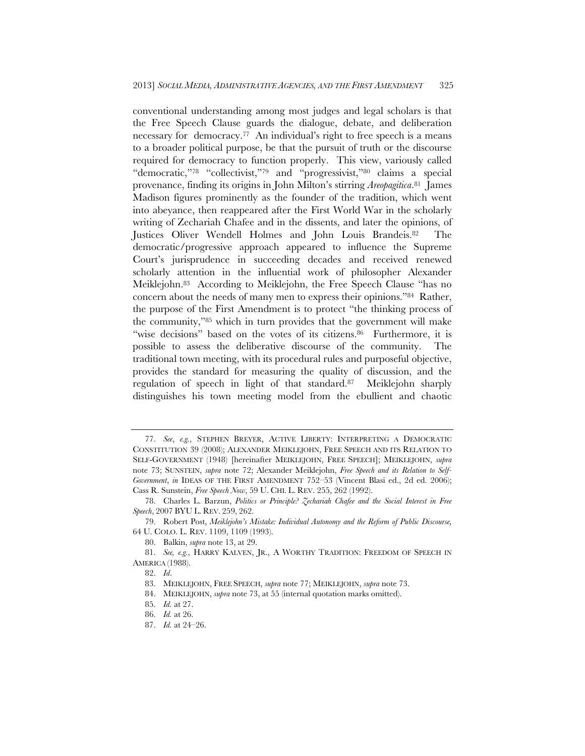conventional understanding among most judges and legal scholars is that the Free Speech Clause guards the dialogue, debate, and deliberation necessary for democracy.[77] An individual's right to free speech is a means to a broader political purpose, be that the pursuit of truth or the discourse required for democracy to function properly. This view, variously called "democratic,"[78] "collectivist,"[79] and "progressivist,"[80] claims a special provenance, finding its origins in John Milton's stirring *Areopagitica*.[81] James Madison figures prominently as the founder of the tradition, which went into abeyance, then reappeared after the First World War in the scholarly writing of Zechariah Chafee and in the dissents, and later the opinions, of Justices Oliver Wendell Holmes and John Louis Brandeis.[82] The democratic/progressive approach appeared to influence the Supreme Court's jurisprudence in succeeding decades and received renewed scholarly attention in the influential work of philosopher Alexander Meiklejohn.[83] According to Meiklejohn, the Free Speech Clause "has no concern about the needs of many men to express their opinions."[84] Rather, the purpose of the First Amendment is to protect "the thinking process of the community,"[85] which in turn provides that the government will make "wise decisions" based on the votes of its citizens.[86] Furthermore, it is possible to assess the deliberative discourse of the community. The traditional town meeting, with its procedural rules and purposeful objective, provides the standard for measuring the quality of discussion, and the regulation of speech in light of that standard.[87] Meiklejohn sharply distinguishes his town meeting model from the ebullient and chaotic

---

77. *See*, *e.g.*, STEPHEN BREYER, ACTIVE LIBERTY: INTERPRETING A DEMOCRATIC CONSTITUTION 39 (2008); ALEXANDER MEIKLEJOHN, FREE SPEECH AND ITS RELATION TO SELF-GOVERNMENT (1948) [hereinafter MEIKLEJOHN, FREE SPEECH]; MEIKLEJOHN, *supra* note 73; SUNSTEIN, *supra* note 72; Alexander Meiklejohn, *Free Speech and its Relation to Self-Government*, *in* IDEAS OF THE FIRST AMENDMENT 752–53 (Vincent Blasi ed., 2d ed. 2006); Cass R. Sunstein, *Free Speech Now*, 59 U. CHI. L. REV. 255, 262 (1992).

78. Charles L. Barzun, *Politics or Principle? Zechariah Chafee and the Social Interest in Free Speech*, 2007 BYU L. REV. 259, 262.

79. Robert Post, *Meiklejohn's Mistake: Individual Autonomy and the Reform of Public Discourse*, 64 U. COLO. L. REV. 1109, 1109 (1993).

80. Balkin, *supra* note 13, at 29.

81. *See, e.g.*, HARRY KALVEN, JR., A WORTHY TRADITION: FREEDOM OF SPEECH IN AMERICA (1988).

82. *Id*.

83. MEIKLEJOHN, FREE SPEECH, *supra* note 77; MEIKLEJOHN, *supra* note 73.

84. MEIKLEJOHN, *supra* note 73, at 55 (internal quotation marks omitted).

85. *Id.* at 27.

86. *Id.* at 26.

87. *Id.* at 24–26.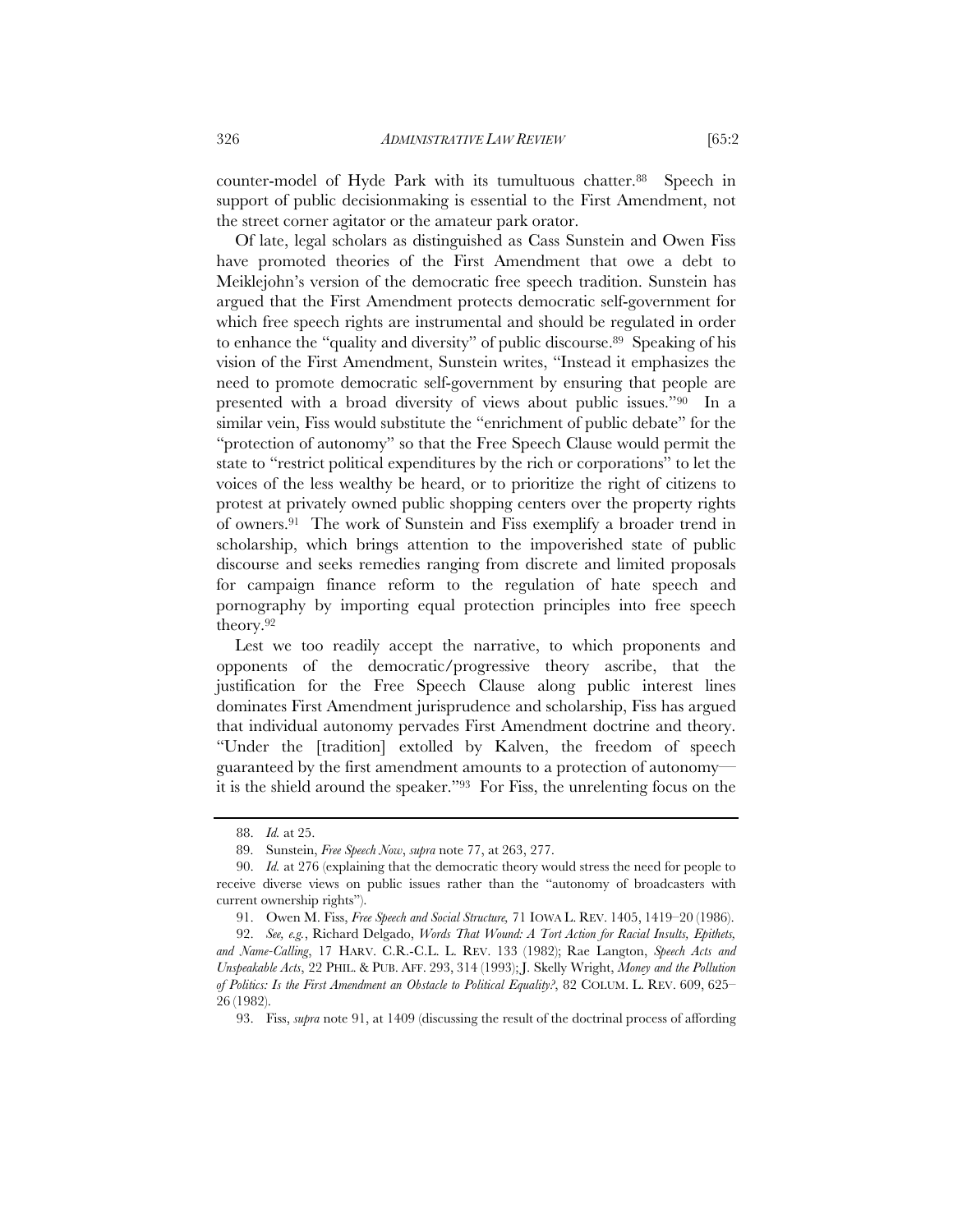counter-model of Hyde Park with its tumultuous chatter.[88] Speech in support of public decisionmaking is essential to the First Amendment, not the street corner agitator or the amateur park orator.

Of late, legal scholars as distinguished as Cass Sunstein and Owen Fiss have promoted theories of the First Amendment that owe a debt to Meiklejohn's version of the democratic free speech tradition. Sunstein has argued that the First Amendment protects democratic self-government for which free speech rights are instrumental and should be regulated in order to enhance the "quality and diversity" of public discourse.[89] Speaking of his vision of the First Amendment, Sunstein writes, "Instead it emphasizes the need to promote democratic self-government by ensuring that people are presented with a broad diversity of views about public issues."[90] In a similar vein, Fiss would substitute the "enrichment of public debate" for the "protection of autonomy" so that the Free Speech Clause would permit the state to "restrict political expenditures by the rich or corporations" to let the voices of the less wealthy be heard, or to prioritize the right of citizens to protest at privately owned public shopping centers over the property rights of owners.[91] The work of Sunstein and Fiss exemplify a broader trend in scholarship, which brings attention to the impoverished state of public discourse and seeks remedies ranging from discrete and limited proposals for campaign finance reform to the regulation of hate speech and pornography by importing equal protection principles into free speech theory.[92]

Lest we too readily accept the narrative, to which proponents and opponents of the democratic/progressive theory ascribe, that the justification for the Free Speech Clause along public interest lines dominates First Amendment jurisprudence and scholarship, Fiss has argued that individual autonomy pervades First Amendment doctrine and theory. "Under the [tradition] extolled by Kalven, the freedom of speech guaranteed by the first amendment amounts to a protection of autonomy—it is the shield around the speaker."[93] For Fiss, the unrelenting focus on the

---

88. *Id.* at 25.

89. Sunstein, *Free Speech Now*, *supra* note 77, at 263, 277.

90. *Id.* at 276 (explaining that the democratic theory would stress the need for people to receive diverse views on public issues rather than the "autonomy of broadcasters with current ownership rights").

91. Owen M. Fiss, *Free Speech and Social Structure,* 71 IOWA L. REV. 1405, 1419–20 (1986).

92. *See, e.g.*, Richard Delgado, *Words That Wound: A Tort Action for Racial Insults, Epithets, and Name-Calling*, 17 HARV. C.R.-C.L. L. REV. 133 (1982); Rae Langton, *Speech Acts and Unspeakable Acts*, 22 PHIL. & PUB. AFF. 293, 314 (1993); J. Skelly Wright, *Money and the Pollution of Politics: Is the First Amendment an Obstacle to Political Equality?*, 82 COLUM. L. REV. 609, 625–26 (1982).

93. Fiss, *supra* note 91, at 1409 (discussing the result of the doctrinal process of affording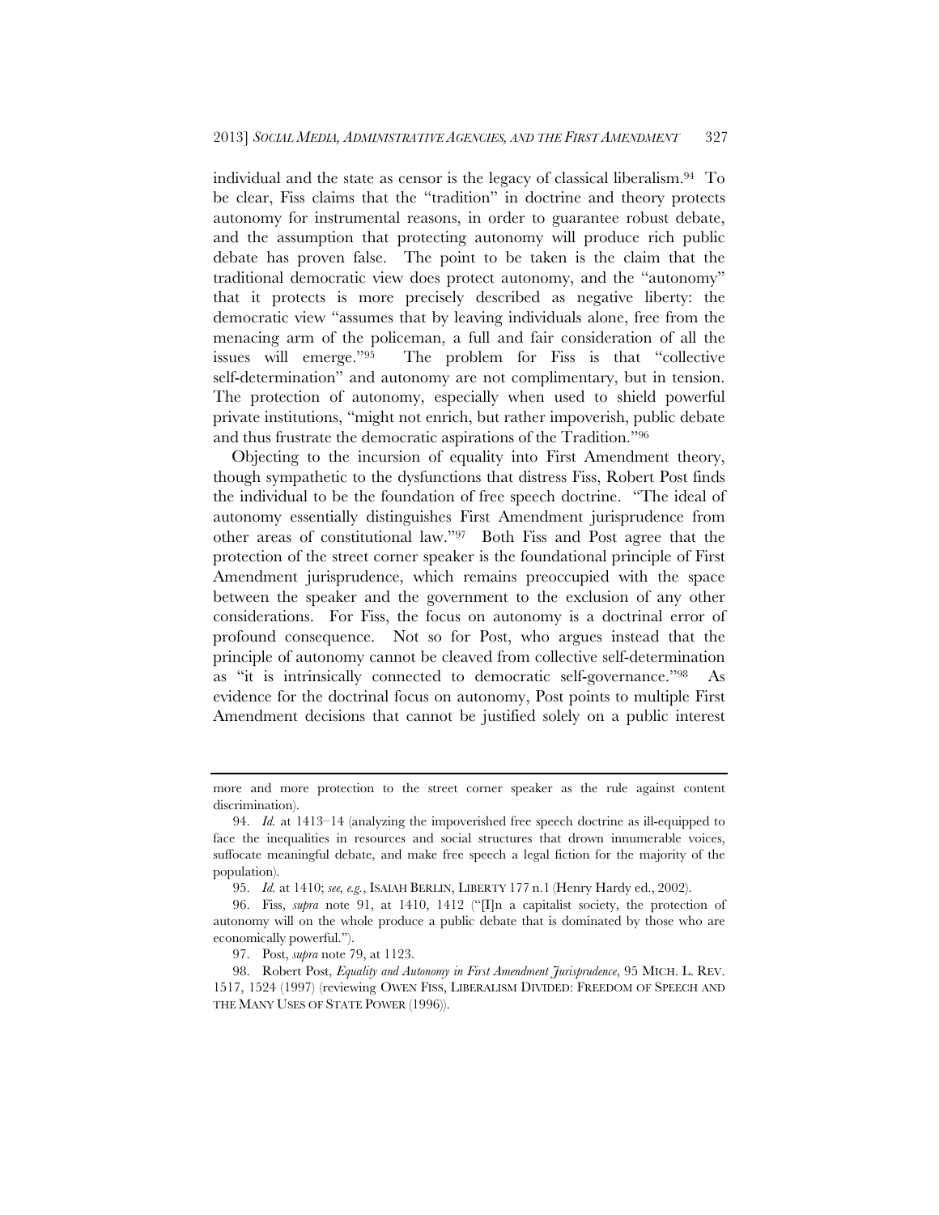individual and the state as censor is the legacy of classical liberalism.[94] To be clear, Fiss claims that the "tradition" in doctrine and theory protects autonomy for instrumental reasons, in order to guarantee robust debate, and the assumption that protecting autonomy will produce rich public debate has proven false. The point to be taken is the claim that the traditional democratic view does protect autonomy, and the "autonomy" that it protects is more precisely described as negative liberty: the democratic view "assumes that by leaving individuals alone, free from the menacing arm of the policeman, a full and fair consideration of all the issues will emerge."[95] The problem for Fiss is that "collective self-determination" and autonomy are not complimentary, but in tension. The protection of autonomy, especially when used to shield powerful private institutions, "might not enrich, but rather impoverish, public debate and thus frustrate the democratic aspirations of the Tradition."[96]

Objecting to the incursion of equality into First Amendment theory, though sympathetic to the dysfunctions that distress Fiss, Robert Post finds the individual to be the foundation of free speech doctrine. "The ideal of autonomy essentially distinguishes First Amendment jurisprudence from other areas of constitutional law."[97] Both Fiss and Post agree that the protection of the street corner speaker is the foundational principle of First Amendment jurisprudence, which remains preoccupied with the space between the speaker and the government to the exclusion of any other considerations. For Fiss, the focus on autonomy is a doctrinal error of profound consequence. Not so for Post, who argues instead that the principle of autonomy cannot be cleaved from collective self-determination as "it is intrinsically connected to democratic self-governance."[98] As evidence for the doctrinal focus on autonomy, Post points to multiple First Amendment decisions that cannot be justified solely on a public interest

---

more and more protection to the street corner speaker as the rule against content discrimination).

94. *Id.* at 1413–14 (analyzing the impoverished free speech doctrine as ill-equipped to face the inequalities in resources and social structures that drown innumerable voices, suffocate meaningful debate, and make free speech a legal fiction for the majority of the population).

95. *Id.* at 1410; *see, e.g.*, ISAIAH BERLIN, LIBERTY 177 n.1 (Henry Hardy ed., 2002).

96. Fiss, *supra* note 91, at 1410, 1412 ("[I]n a capitalist society, the protection of autonomy will on the whole produce a public debate that is dominated by those who are economically powerful.").

97. Post, *supra* note 79, at 1123.

98. Robert Post, *Equality and Autonomy in First Amendment Jurisprudence*, 95 MICH. L. REV. 1517, 1524 (1997) (reviewing OWEN FISS, LIBERALISM DIVIDED: FREEDOM OF SPEECH AND THE MANY USES OF STATE POWER (1996)).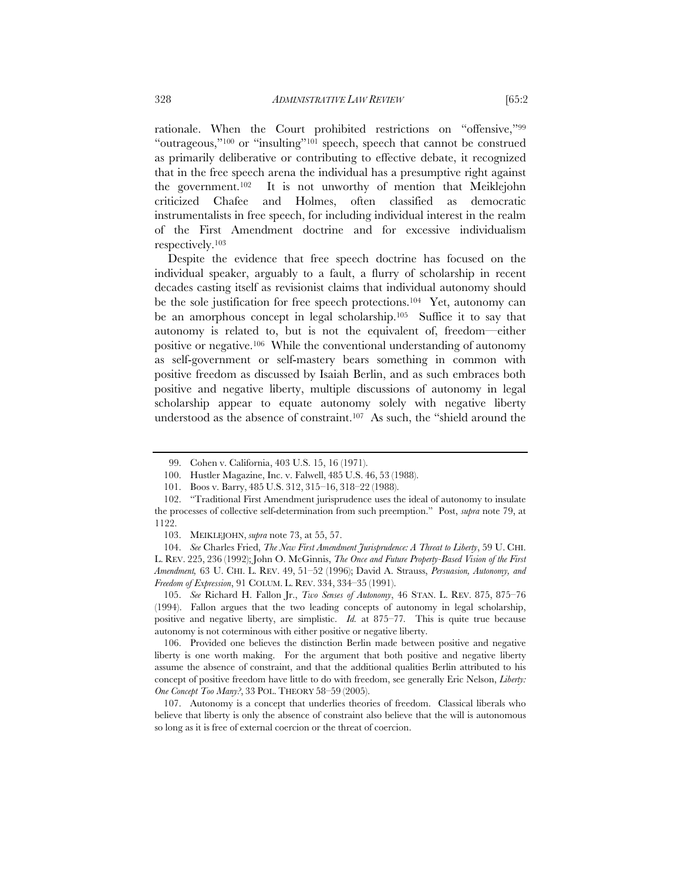rationale. When the Court prohibited restrictions on "offensive,"[99] "outrageous,"[100] or "insulting"[101] speech, speech that cannot be construed as primarily deliberative or contributing to effective debate, it recognized that in the free speech arena the individual has a presumptive right against the government.[102] It is not unworthy of mention that Meiklejohn criticized Chafee and Holmes, often classified as democratic instrumentalists in free speech, for including individual interest in the realm of the First Amendment doctrine and for excessive individualism respectively.[103]

Despite the evidence that free speech doctrine has focused on the individual speaker, arguably to a fault, a flurry of scholarship in recent decades casting itself as revisionist claims that individual autonomy should be the sole justification for free speech protections.[104] Yet, autonomy can be an amorphous concept in legal scholarship.[105] Suffice it to say that autonomy is related to, but is not the equivalent of, freedom—either positive or negative.[106] While the conventional understanding of autonomy as self-government or self-mastery bears something in common with positive freedom as discussed by Isaiah Berlin, and as such embraces both positive and negative liberty, multiple discussions of autonomy in legal scholarship appear to equate autonomy solely with negative liberty understood as the absence of constraint.[107] As such, the "shield around the

---

99. Cohen v. California, 403 U.S. 15, 16 (1971).

100. Hustler Magazine, Inc. v. Falwell, 485 U.S. 46, 53 (1988).

101. Boos v. Barry, 485 U.S. 312, 315–16, 318–22 (1988).

102. "Traditional First Amendment jurisprudence uses the ideal of autonomy to insulate the processes of collective self-determination from such preemption." Post, *supra* note 79, at 1122.

103. MEIKLEJOHN, *supra* note 73, at 55, 57.

104. *See* Charles Fried, *The New First Amendment Jurisprudence: A Threat to Liberty*, 59 U. CHI. L. REV. 225, 236 (1992); John O. McGinnis, *The Once and Future Property-Based Vision of the First Amendment,* 63 U. CHI. L. REV. 49, 51–52 (1996); David A. Strauss, *Persuasion, Autonomy, and Freedom of Expression*, 91 COLUM. L. REV. 334, 334–35 (1991).

105. *See* Richard H. Fallon Jr., *Two Senses of Autonomy*, 46 STAN. L. REV. 875, 875–76 (1994). Fallon argues that the two leading concepts of autonomy in legal scholarship, positive and negative liberty, are simplistic. *Id.* at 875–77. This is quite true because autonomy is not coterminous with either positive or negative liberty.

106. Provided one believes the distinction Berlin made between positive and negative liberty is one worth making. For the argument that both positive and negative liberty assume the absence of constraint, and that the additional qualities Berlin attributed to his concept of positive freedom have little to do with freedom, see generally Eric Nelson, *Liberty: One Concept Too Many?*, 33 POL. THEORY 58–59 (2005).

107. Autonomy is a concept that underlies theories of freedom. Classical liberals who believe that liberty is only the absence of constraint also believe that the will is autonomous so long as it is free of external coercion or the threat of coercion.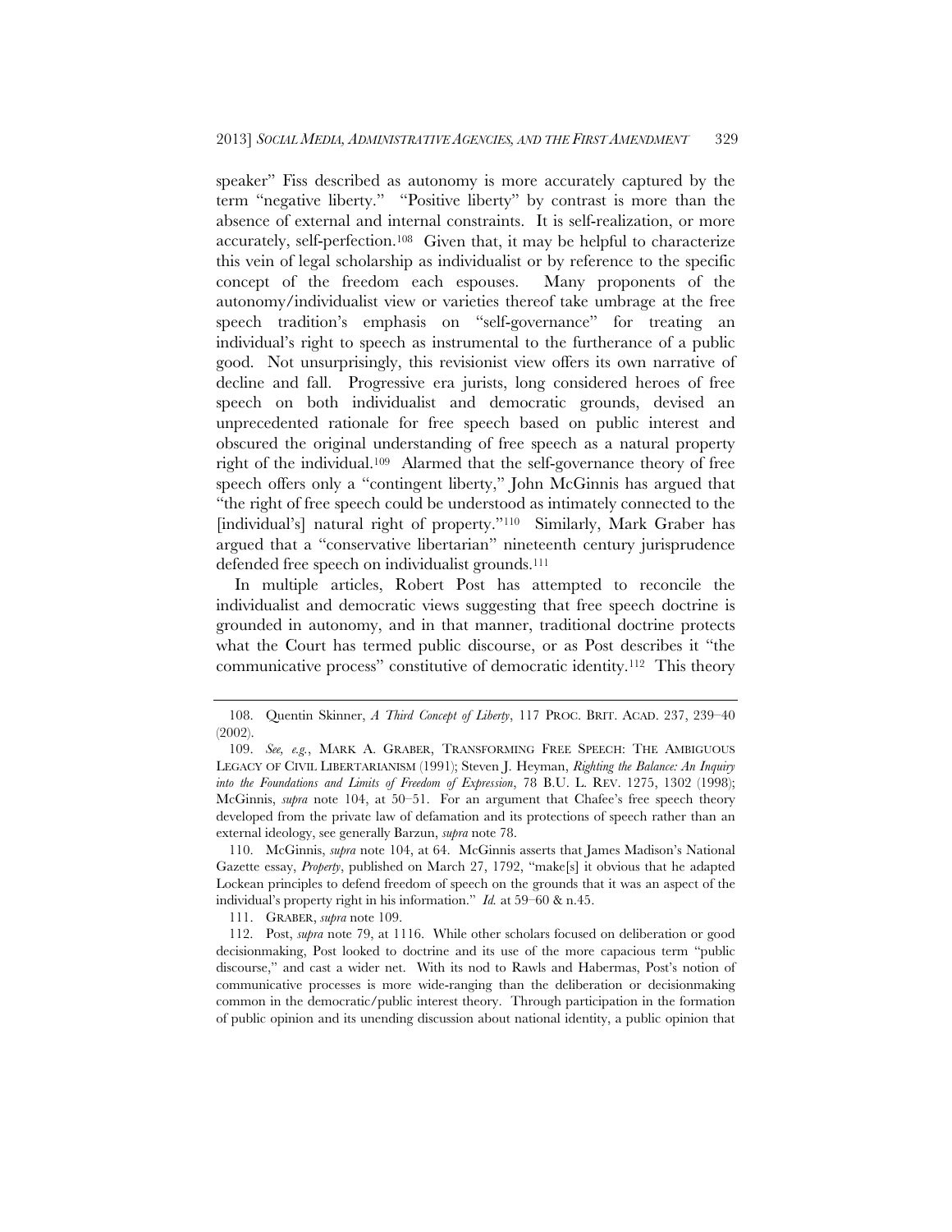speaker" Fiss described as autonomy is more accurately captured by the term "negative liberty." "Positive liberty" by contrast is more than the absence of external and internal constraints. It is self-realization, or more accurately, self-perfection.[108] Given that, it may be helpful to characterize this vein of legal scholarship as individualist or by reference to the specific concept of the freedom each espouses. Many proponents of the autonomy/individualist view or varieties thereof take umbrage at the free speech tradition's emphasis on "self-governance" for treating an individual's right to speech as instrumental to the furtherance of a public good. Not unsurprisingly, this revisionist view offers its own narrative of decline and fall. Progressive era jurists, long considered heroes of free speech on both individualist and democratic grounds, devised an unprecedented rationale for free speech based on public interest and obscured the original understanding of free speech as a natural property right of the individual.[109] Alarmed that the self-governance theory of free speech offers only a "contingent liberty," John McGinnis has argued that "the right of free speech could be understood as intimately connected to the [individual's] natural right of property."[110] Similarly, Mark Graber has argued that a "conservative libertarian" nineteenth century jurisprudence defended free speech on individualist grounds.[111]

In multiple articles, Robert Post has attempted to reconcile the individualist and democratic views suggesting that free speech doctrine is grounded in autonomy, and in that manner, traditional doctrine protects what the Court has termed public discourse, or as Post describes it "the communicative process" constitutive of democratic identity.[112] This theory

---

108. Quentin Skinner, *A Third Concept of Liberty*, 117 PROC. BRIT. ACAD. 237, 239–40 (2002).

109. *See, e.g.*, MARK A. GRABER, TRANSFORMING FREE SPEECH: THE AMBIGUOUS LEGACY OF CIVIL LIBERTARIANISM (1991); Steven J. Heyman, *Righting the Balance: An Inquiry into the Foundations and Limits of Freedom of Expression*, 78 B.U. L. REV. 1275, 1302 (1998); McGinnis, *supra* note 104, at 50–51. For an argument that Chafee's free speech theory developed from the private law of defamation and its protections of speech rather than an external ideology, see generally Barzun, *supra* note 78.

110. McGinnis, *supra* note 104, at 64. McGinnis asserts that James Madison's National Gazette essay, *Property*, published on March 27, 1792, "make[s] it obvious that he adapted Lockean principles to defend freedom of speech on the grounds that it was an aspect of the individual's property right in his information." *Id.* at 59–60 & n.45.

111. GRABER, *supra* note 109.

112. Post, *supra* note 79, at 1116. While other scholars focused on deliberation or good decisionmaking, Post looked to doctrine and its use of the more capacious term "public discourse," and cast a wider net. With its nod to Rawls and Habermas, Post's notion of communicative processes is more wide-ranging than the deliberation or decisionmaking common in the democratic/public interest theory. Through participation in the formation of public opinion and its unending discussion about national identity, a public opinion that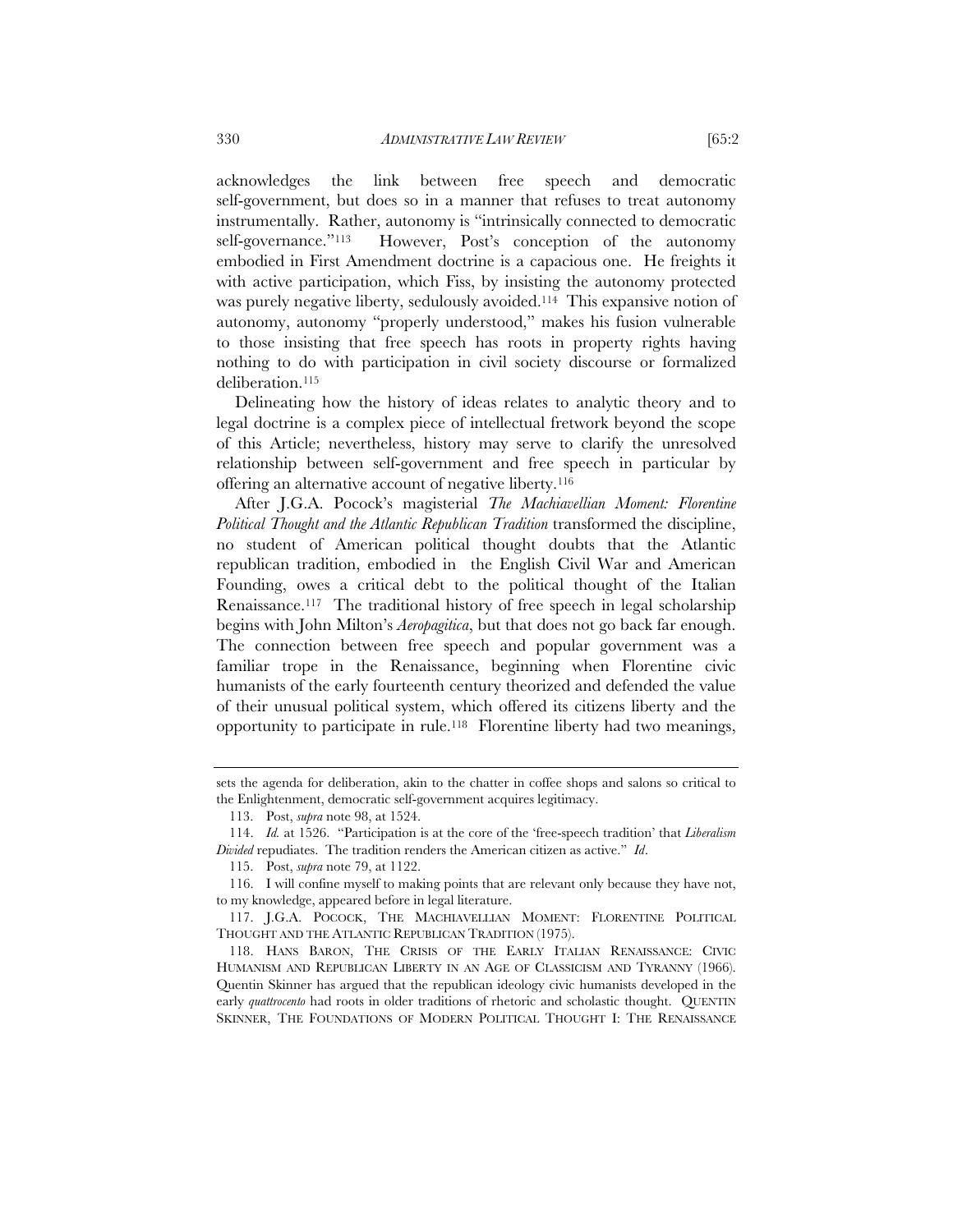acknowledges the link between free speech and democratic self-government, but does so in a manner that refuses to treat autonomy instrumentally. Rather, autonomy is "intrinsically connected to democratic self-governance."[113] However, Post's conception of the autonomy embodied in First Amendment doctrine is a capacious one. He freights it with active participation, which Fiss, by insisting the autonomy protected was purely negative liberty, sedulously avoided.[114] This expansive notion of autonomy, autonomy "properly understood," makes his fusion vulnerable to those insisting that free speech has roots in property rights having nothing to do with participation in civil society discourse or formalized deliberation.[115]

Delineating how the history of ideas relates to analytic theory and to legal doctrine is a complex piece of intellectual fretwork beyond the scope of this Article; nevertheless, history may serve to clarify the unresolved relationship between self-government and free speech in particular by offering an alternative account of negative liberty.[116]

After J.G.A. Pocock's magisterial *The Machiavellian Moment: Florentine Political Thought and the Atlantic Republican Tradition* transformed the discipline, no student of American political thought doubts that the Atlantic republican tradition, embodied in the English Civil War and American Founding, owes a critical debt to the political thought of the Italian Renaissance.[117] The traditional history of free speech in legal scholarship begins with John Milton's *Aeropagitica*, but that does not go back far enough. The connection between free speech and popular government was a familiar trope in the Renaissance, beginning when Florentine civic humanists of the early fourteenth century theorized and defended the value of their unusual political system, which offered its citizens liberty and the opportunity to participate in rule.[118] Florentine liberty had two meanings,

---

sets the agenda for deliberation, akin to the chatter in coffee shops and salons so critical to the Enlightenment, democratic self-government acquires legitimacy.

113. Post, *supra* note 98, at 1524.

114. *Id.* at 1526. "Participation is at the core of the 'free-speech tradition' that *Liberalism Divided* repudiates. The tradition renders the American citizen as active." *Id*.

115. Post, *supra* note 79, at 1122.

116. I will confine myself to making points that are relevant only because they have not, to my knowledge, appeared before in legal literature.

117. J.G.A. POCOCK, THE MACHIAVELLIAN MOMENT: FLORENTINE POLITICAL THOUGHT AND THE ATLANTIC REPUBLICAN TRADITION (1975).

118. HANS BARON, THE CRISIS OF THE EARLY ITALIAN RENAISSANCE: CIVIC HUMANISM AND REPUBLICAN LIBERTY IN AN AGE OF CLASSICISM AND TYRANNY (1966). Quentin Skinner has argued that the republican ideology civic humanists developed in the early *quattrocento* had roots in older traditions of rhetoric and scholastic thought. QUENTIN SKINNER, THE FOUNDATIONS OF MODERN POLITICAL THOUGHT I: THE RENAISSANCE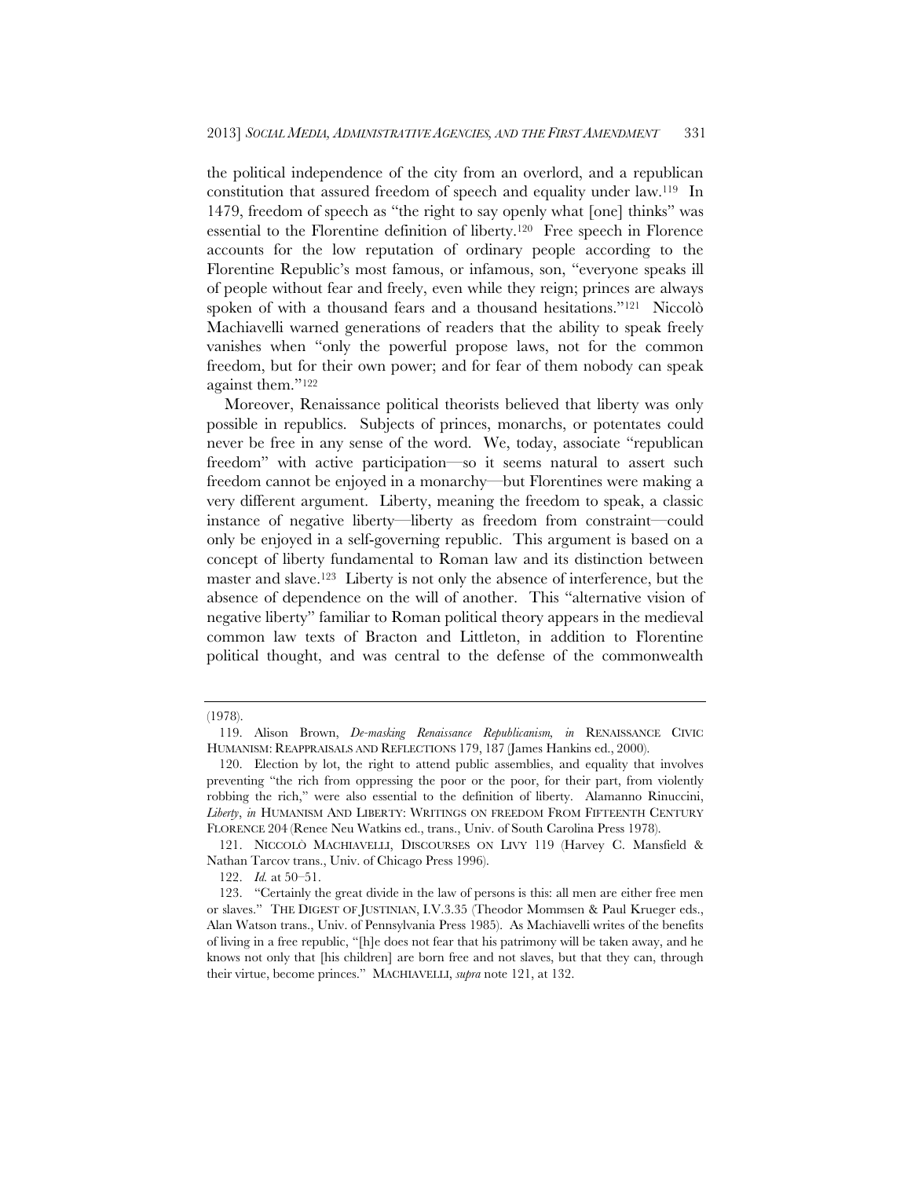the political independence of the city from an overlord, and a republican constitution that assured freedom of speech and equality under law.[119] In 1479, freedom of speech as "the right to say openly what [one] thinks" was essential to the Florentine definition of liberty.[120] Free speech in Florence accounts for the low reputation of ordinary people according to the Florentine Republic's most famous, or infamous, son, "everyone speaks ill of people without fear and freely, even while they reign; princes are always spoken of with a thousand fears and a thousand hesitations."[121] Niccolò Machiavelli warned generations of readers that the ability to speak freely vanishes when "only the powerful propose laws, not for the common freedom, but for their own power; and for fear of them nobody can speak against them."[122]

Moreover, Renaissance political theorists believed that liberty was only possible in republics. Subjects of princes, monarchs, or potentates could never be free in any sense of the word. We, today, associate "republican freedom" with active participation—so it seems natural to assert such freedom cannot be enjoyed in a monarchy—but Florentines were making a very different argument. Liberty, meaning the freedom to speak, a classic instance of negative liberty—liberty as freedom from constraint—could only be enjoyed in a self-governing republic. This argument is based on a concept of liberty fundamental to Roman law and its distinction between master and slave.[123] Liberty is not only the absence of interference, but the absence of dependence on the will of another. This "alternative vision of negative liberty" familiar to Roman political theory appears in the medieval common law texts of Bracton and Littleton, in addition to Florentine political thought, and was central to the defense of the commonwealth

---

(1978).

119. Alison Brown, *De-masking Renaissance Republicanism, in* RENAISSANCE CIVIC HUMANISM: REAPPRAISALS AND REFLECTIONS 179, 187 (James Hankins ed., 2000).

120. Election by lot, the right to attend public assemblies, and equality that involves preventing "the rich from oppressing the poor or the poor, for their part, from violently robbing the rich," were also essential to the definition of liberty. Alamanno Rinuccini, *Liberty*, *in* HUMANISM AND LIBERTY: WRITINGS ON FREEDOM FROM FIFTEENTH CENTURY FLORENCE 204 (Renee Neu Watkins ed., trans., Univ. of South Carolina Press 1978).

121. NICCOLÒ MACHIAVELLI, DISCOURSES ON LIVY 119 (Harvey C. Mansfield & Nathan Tarcov trans., Univ. of Chicago Press 1996).

122. *Id.* at 50–51.

123. "Certainly the great divide in the law of persons is this: all men are either free men or slaves." THE DIGEST OF JUSTINIAN, I.V.3.35 (Theodor Mommsen & Paul Krueger eds., Alan Watson trans., Univ. of Pennsylvania Press 1985). As Machiavelli writes of the benefits of living in a free republic, "[h]e does not fear that his patrimony will be taken away, and he knows not only that [his children] are born free and not slaves, but that they can, through their virtue, become princes." MACHIAVELLI, *supra* note 121, at 132.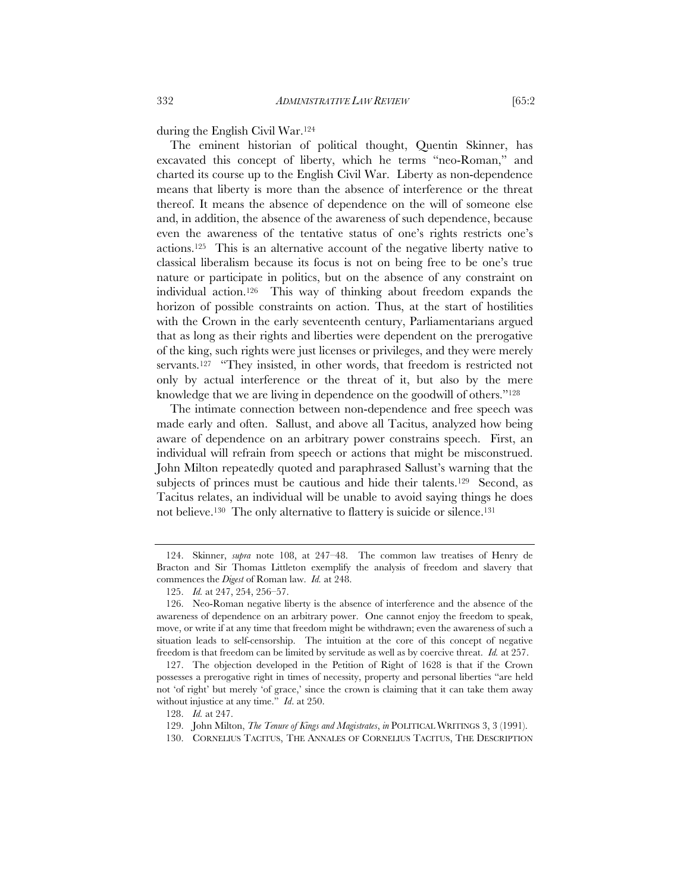during the English Civil War.[124]

The eminent historian of political thought, Quentin Skinner, has excavated this concept of liberty, which he terms "neo-Roman," and charted its course up to the English Civil War. Liberty as non-dependence means that liberty is more than the absence of interference or the threat thereof. It means the absence of dependence on the will of someone else and, in addition, the absence of the awareness of such dependence, because even the awareness of the tentative status of one's rights restricts one's actions.[125] This is an alternative account of the negative liberty native to classical liberalism because its focus is not on being free to be one's true nature or participate in politics, but on the absence of any constraint on individual action.[126] This way of thinking about freedom expands the horizon of possible constraints on action. Thus, at the start of hostilities with the Crown in the early seventeenth century, Parliamentarians argued that as long as their rights and liberties were dependent on the prerogative of the king, such rights were just licenses or privileges, and they were merely servants.[127] "They insisted, in other words, that freedom is restricted not only by actual interference or the threat of it, but also by the mere knowledge that we are living in dependence on the goodwill of others."[128]

The intimate connection between non-dependence and free speech was made early and often. Sallust, and above all Tacitus, analyzed how being aware of dependence on an arbitrary power constrains speech. First, an individual will refrain from speech or actions that might be misconstrued. John Milton repeatedly quoted and paraphrased Sallust's warning that the subjects of princes must be cautious and hide their talents.[129] Second, as Tacitus relates, an individual will be unable to avoid saying things he does not believe.[130] The only alternative to flattery is suicide or silence.[131]

---

124. Skinner, *supra* note 108, at 247–48. The common law treatises of Henry de Bracton and Sir Thomas Littleton exemplify the analysis of freedom and slavery that commences the *Digest* of Roman law. *Id.* at 248.

125. *Id.* at 247, 254, 256–57.

126. Neo-Roman negative liberty is the absence of interference and the absence of the awareness of dependence on an arbitrary power. One cannot enjoy the freedom to speak, move, or write if at any time that freedom might be withdrawn; even the awareness of such a situation leads to self-censorship. The intuition at the core of this concept of negative freedom is that freedom can be limited by servitude as well as by coercive threat. *Id.* at 257.

127. The objection developed in the Petition of Right of 1628 is that if the Crown possesses a prerogative right in times of necessity, property and personal liberties "are held not 'of right' but merely 'of grace,' since the crown is claiming that it can take them away without injustice at any time." *Id*. at 250.

128. *Id.* at 247.

129. John Milton, *The Tenure of Kings and Magistrates*, *in* POLITICAL WRITINGS 3, 3 (1991).

130. CORNELIUS TACITUS, THE ANNALES OF CORNELIUS TACITUS, THE DESCRIPTION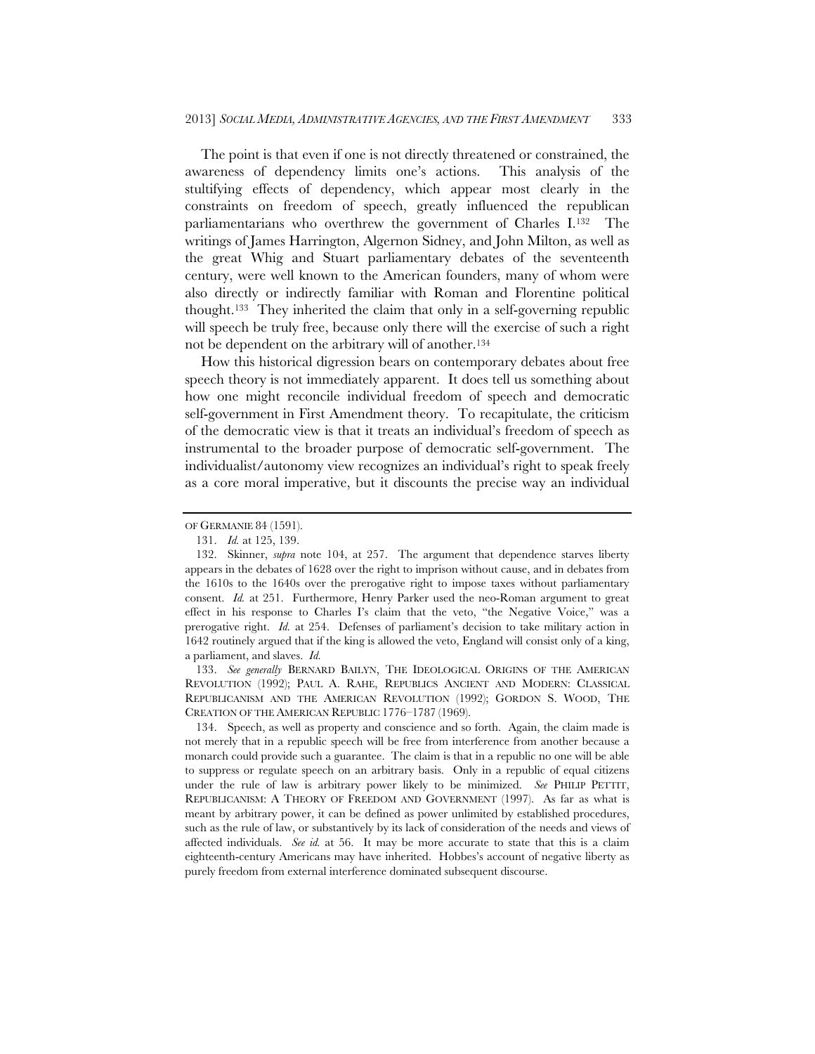The point is that even if one is not directly threatened or constrained, the awareness of dependency limits one's actions. This analysis of the stultifying effects of dependency, which appear most clearly in the constraints on freedom of speech, greatly influenced the republican parliamentarians who overthrew the government of Charles I.[132] The writings of James Harrington, Algernon Sidney, and John Milton, as well as the great Whig and Stuart parliamentary debates of the seventeenth century, were well known to the American founders, many of whom were also directly or indirectly familiar with Roman and Florentine political thought.[133] They inherited the claim that only in a self-governing republic will speech be truly free, because only there will the exercise of such a right not be dependent on the arbitrary will of another.[134]

How this historical digression bears on contemporary debates about free speech theory is not immediately apparent. It does tell us something about how one might reconcile individual freedom of speech and democratic self-government in First Amendment theory. To recapitulate, the criticism of the democratic view is that it treats an individual's freedom of speech as instrumental to the broader purpose of democratic self-government. The individualist/autonomy view recognizes an individual's right to speak freely as a core moral imperative, but it discounts the precise way an individual

---

OF GERMANIE 84 (1591).

131. *Id.* at 125, 139.

132. Skinner, *supra* note 104, at 257. The argument that dependence starves liberty appears in the debates of 1628 over the right to imprison without cause, and in debates from the 1610s to the 1640s over the prerogative right to impose taxes without parliamentary consent. *Id.* at 251. Furthermore, Henry Parker used the neo-Roman argument to great effect in his response to Charles I's claim that the veto, "the Negative Voice," was a prerogative right. *Id.* at 254. Defenses of parliament's decision to take military action in 1642 routinely argued that if the king is allowed the veto, England will consist only of a king, a parliament, and slaves. *Id.*

133. *See generally* BERNARD BAILYN, THE IDEOLOGICAL ORIGINS OF THE AMERICAN REVOLUTION (1992); PAUL A. RAHE, REPUBLICS ANCIENT AND MODERN: CLASSICAL REPUBLICANISM AND THE AMERICAN REVOLUTION (1992); GORDON S. WOOD, THE CREATION OF THE AMERICAN REPUBLIC 1776–1787 (1969).

134. Speech, as well as property and conscience and so forth. Again, the claim made is not merely that in a republic speech will be free from interference from another because a monarch could provide such a guarantee. The claim is that in a republic no one will be able to suppress or regulate speech on an arbitrary basis. Only in a republic of equal citizens under the rule of law is arbitrary power likely to be minimized. *See* PHILIP PETTIT, REPUBLICANISM: A THEORY OF FREEDOM AND GOVERNMENT (1997). As far as what is meant by arbitrary power, it can be defined as power unlimited by established procedures, such as the rule of law, or substantively by its lack of consideration of the needs and views of affected individuals. *See id.* at 56. It may be more accurate to state that this is a claim eighteenth-century Americans may have inherited. Hobbes's account of negative liberty as purely freedom from external interference dominated subsequent discourse.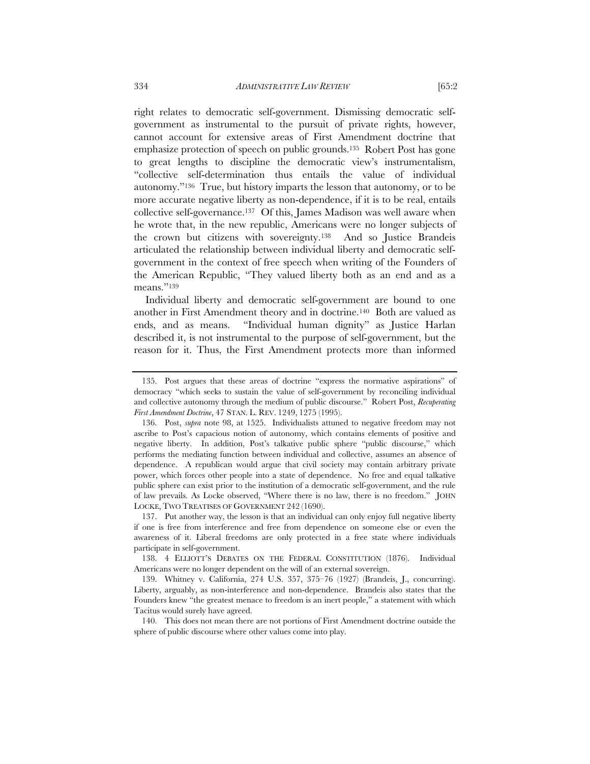right relates to democratic self-government. Dismissing democratic self-government as instrumental to the pursuit of private rights, however, cannot account for extensive areas of First Amendment doctrine that emphasize protection of speech on public grounds.[135] Robert Post has gone to great lengths to discipline the democratic view's instrumentalism, "collective self-determination thus entails the value of individual autonomy."[136] True, but history imparts the lesson that autonomy, or to be more accurate negative liberty as non-dependence, if it is to be real, entails collective self-governance.[137] Of this, James Madison was well aware when he wrote that, in the new republic, Americans were no longer subjects of the crown but citizens with sovereignty.[138] And so Justice Brandeis articulated the relationship between individual liberty and democratic self-government in the context of free speech when writing of the Founders of the American Republic, "They valued liberty both as an end and as a means."[139]

Individual liberty and democratic self-government are bound to one another in First Amendment theory and in doctrine.[140] Both are valued as ends, and as means. "Individual human dignity" as Justice Harlan described it, is not instrumental to the purpose of self-government, but the reason for it. Thus, the First Amendment protects more than informed

---

135. Post argues that these areas of doctrine "express the normative aspirations" of democracy "which seeks to sustain the value of self-government by reconciling individual and collective autonomy through the medium of public discourse." Robert Post, *Recuperating First Amendment Doctrine*, 47 STAN. L. REV. 1249, 1275 (1995).

136. Post, *supra* note 98, at 1525. Individualists attuned to negative freedom may not ascribe to Post's capacious notion of autonomy, which contains elements of positive and negative liberty. In addition, Post's talkative public sphere "public discourse," which performs the mediating function between individual and collective, assumes an absence of dependence. A republican would argue that civil society may contain arbitrary private power, which forces other people into a state of dependence. No free and equal talkative public sphere can exist prior to the institution of a democratic self-government, and the rule of law prevails. As Locke observed, "Where there is no law, there is no freedom." JOHN LOCKE, TWO TREATISES OF GOVERNMENT 242 (1690).

137. Put another way, the lesson is that an individual can only enjoy full negative liberty if one is free from interference and free from dependence on someone else or even the awareness of it. Liberal freedoms are only protected in a free state where individuals participate in self-government.

138. 4 ELLIOTT'S DEBATES ON THE FEDERAL CONSTITUTION (1876). Individual Americans were no longer dependent on the will of an external sovereign.

139. Whitney v. California, 274 U.S. 357, 375–76 (1927) (Brandeis, J., concurring). Liberty, arguably, as non-interference and non-dependence. Brandeis also states that the Founders knew "the greatest menace to freedom is an inert people," a statement with which Tacitus would surely have agreed.

140. This does not mean there are not portions of First Amendment doctrine outside the sphere of public discourse where other values come into play.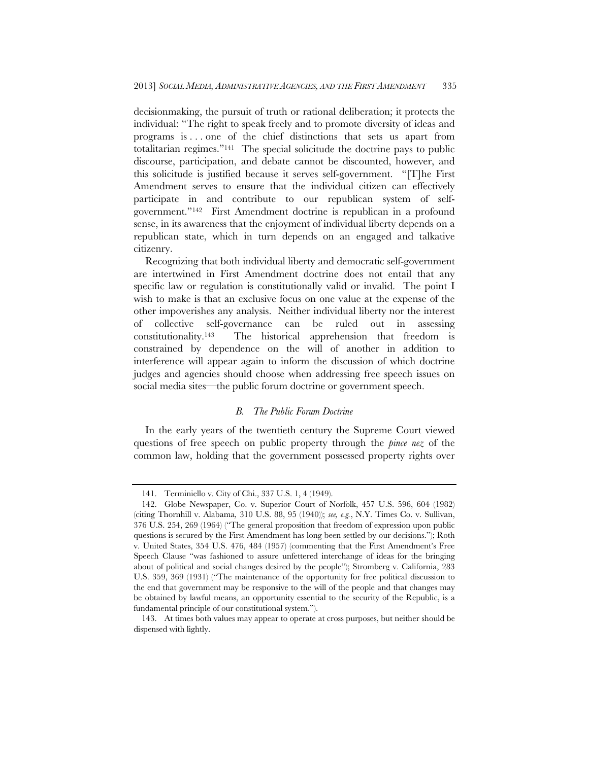decisionmaking, the pursuit of truth or rational deliberation; it protects the individual: "The right to speak freely and to promote diversity of ideas and programs is . . . one of the chief distinctions that sets us apart from totalitarian regimes."[141] The special solicitude the doctrine pays to public discourse, participation, and debate cannot be discounted, however, and this solicitude is justified because it serves self-government. "[T]he First Amendment serves to ensure that the individual citizen can effectively participate in and contribute to our republican system of self-government."[142] First Amendment doctrine is republican in a profound sense, in its awareness that the enjoyment of individual liberty depends on a republican state, which in turn depends on an engaged and talkative citizenry.

Recognizing that both individual liberty and democratic self-government are intertwined in First Amendment doctrine does not entail that any specific law or regulation is constitutionally valid or invalid. The point I wish to make is that an exclusive focus on one value at the expense of the other impoverishes any analysis. Neither individual liberty nor the interest of collective self-governance can be ruled out in assessing constitutionality.[143] The historical apprehension that freedom is constrained by dependence on the will of another in addition to interference will appear again to inform the discussion of which doctrine judges and agencies should choose when addressing free speech issues on social media sites—the public forum doctrine or government speech.

### *B. The Public Forum Doctrine*

In the early years of the twentieth century the Supreme Court viewed questions of free speech on public property through the *pince nez* of the common law, holding that the government possessed property rights over

---

141. Terminiello v. City of Chi., 337 U.S. 1, 4 (1949).

142. Globe Newspaper, Co. v. Superior Court of Norfolk, 457 U.S. 596, 604 (1982) (citing Thornhill v. Alabama, 310 U.S. 88, 95 (1940)); *see, e.g.*, N.Y. Times Co. v. Sullivan, 376 U.S. 254, 269 (1964) ("The general proposition that freedom of expression upon public questions is secured by the First Amendment has long been settled by our decisions."); Roth v. United States, 354 U.S. 476, 484 (1957) (commenting that the First Amendment's Free Speech Clause "was fashioned to assure unfettered interchange of ideas for the bringing about of political and social changes desired by the people"); Stromberg v. California, 283 U.S. 359, 369 (1931) ("The maintenance of the opportunity for free political discussion to the end that government may be responsive to the will of the people and that changes may be obtained by lawful means, an opportunity essential to the security of the Republic, is a fundamental principle of our constitutional system.").

143. At times both values may appear to operate at cross purposes, but neither should be dispensed with lightly.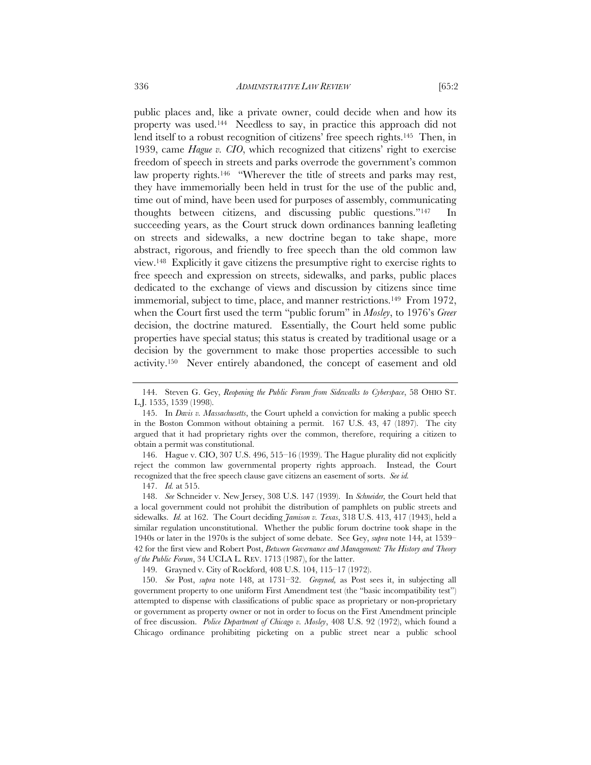public places and, like a private owner, could decide when and how its property was used.[144] Needless to say, in practice this approach did not lend itself to a robust recognition of citizens' free speech rights.[145] Then, in 1939, came *Hague v. CIO*, which recognized that citizens' right to exercise freedom of speech in streets and parks overrode the government's common law property rights.[146] "Wherever the title of streets and parks may rest, they have immemorially been held in trust for the use of the public and, time out of mind, have been used for purposes of assembly, communicating thoughts between citizens, and discussing public questions."[147] In succeeding years, as the Court struck down ordinances banning leafleting on streets and sidewalks, a new doctrine began to take shape, more abstract, rigorous, and friendly to free speech than the old common law view.[148] Explicitly it gave citizens the presumptive right to exercise rights to free speech and expression on streets, sidewalks, and parks, public places dedicated to the exchange of views and discussion by citizens since time immemorial, subject to time, place, and manner restrictions.[149] From 1972, when the Court first used the term "public forum" in *Mosley*, to 1976's *Greer* decision, the doctrine matured. Essentially, the Court held some public properties have special status; this status is created by traditional usage or a decision by the government to make those properties accessible to such activity.[150] Never entirely abandoned, the concept of easement and old

---

144. Steven G. Gey, *Reopening the Public Forum from Sidewalks to Cyberspace*, 58 OHIO ST. L.J. 1535, 1539 (1998).

145. In *Davis v. Massachusetts*, the Court upheld a conviction for making a public speech in the Boston Common without obtaining a permit. 167 U.S. 43, 47 (1897). The city argued that it had proprietary rights over the common, therefore, requiring a citizen to obtain a permit was constitutional.

146. Hague v. CIO, 307 U.S. 496, 515–16 (1939). The Hague plurality did not explicitly reject the common law governmental property rights approach. Instead, the Court recognized that the free speech clause gave citizens an easement of sorts. *See id.*

147. *Id.* at 515.

148. *See* Schneider v. New Jersey, 308 U.S. 147 (1939). In *Schneider,* the Court held that a local government could not prohibit the distribution of pamphlets on public streets and sidewalks. *Id.* at 162. The Court deciding *Jamison v. Texas*, 318 U.S. 413, 417 (1943), held a similar regulation unconstitutional. Whether the public forum doctrine took shape in the 1940s or later in the 1970s is the subject of some debate. See Gey, *supra* note 144, at 1539–42 for the first view and Robert Post, *Between Governance and Management: The History and Theory of the Public Forum*, 34 UCLA L. REV. 1713 (1987), for the latter.

149. Grayned v. City of Rockford, 408 U.S. 104, 115–17 (1972).

150. *See* Post, *supra* note 148, at 1731–32. *Grayned,* as Post sees it, in subjecting all government property to one uniform First Amendment test (the "basic incompatibility test") attempted to dispense with classifications of public space as proprietary or non-proprietary or government as property owner or not in order to focus on the First Amendment principle of free discussion. *Police Department of Chicago v. Mosley*, 408 U.S. 92 (1972), which found a Chicago ordinance prohibiting picketing on a public street near a public school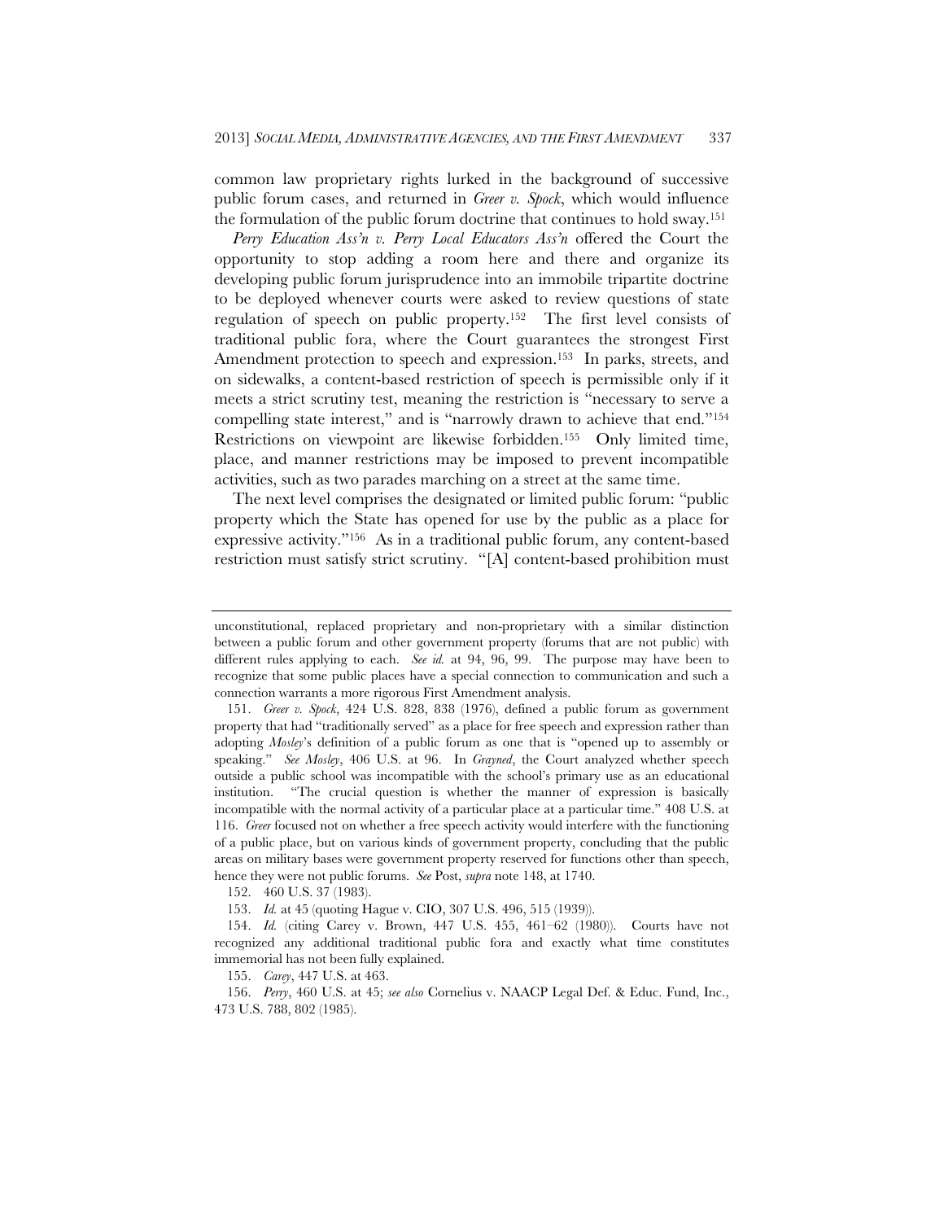common law proprietary rights lurked in the background of successive public forum cases, and returned in *Greer v. Spock*, which would influence the formulation of the public forum doctrine that continues to hold sway.[151]

*Perry Education Ass'n v. Perry Local Educators Ass'n* offered the Court the opportunity to stop adding a room here and there and organize its developing public forum jurisprudence into an immobile tripartite doctrine to be deployed whenever courts were asked to review questions of state regulation of speech on public property.[152] The first level consists of traditional public fora, where the Court guarantees the strongest First Amendment protection to speech and expression.[153] In parks, streets, and on sidewalks, a content-based restriction of speech is permissible only if it meets a strict scrutiny test, meaning the restriction is "necessary to serve a compelling state interest," and is "narrowly drawn to achieve that end."[154] Restrictions on viewpoint are likewise forbidden.[155] Only limited time, place, and manner restrictions may be imposed to prevent incompatible activities, such as two parades marching on a street at the same time.

The next level comprises the designated or limited public forum: "public property which the State has opened for use by the public as a place for expressive activity."[156] As in a traditional public forum, any content-based restriction must satisfy strict scrutiny. "[A] content-based prohibition must

---

unconstitutional, replaced proprietary and non-proprietary with a similar distinction between a public forum and other government property (forums that are not public) with different rules applying to each. *See id.* at 94, 96, 99. The purpose may have been to recognize that some public places have a special connection to communication and such a connection warrants a more rigorous First Amendment analysis.

151. *Greer v. Spock*, 424 U.S. 828, 838 (1976), defined a public forum as government property that had "traditionally served" as a place for free speech and expression rather than adopting *Mosley*'s definition of a public forum as one that is "opened up to assembly or speaking." *See Mosley*, 406 U.S. at 96. In *Grayned*, the Court analyzed whether speech outside a public school was incompatible with the school's primary use as an educational institution. "The crucial question is whether the manner of expression is basically incompatible with the normal activity of a particular place at a particular time." 408 U.S. at 116. *Greer* focused not on whether a free speech activity would interfere with the functioning of a public place, but on various kinds of government property, concluding that the public areas on military bases were government property reserved for functions other than speech, hence they were not public forums. *See* Post, *supra* note 148, at 1740.

152. 460 U.S. 37 (1983).

153. *Id.* at 45 (quoting Hague v. CIO, 307 U.S. 496, 515 (1939)).

154. *Id.* (citing Carey v. Brown, 447 U.S. 455, 461–62 (1980)). Courts have not recognized any additional traditional public fora and exactly what time constitutes immemorial has not been fully explained.

155. *Carey*, 447 U.S. at 463.

156. *Perry*, 460 U.S. at 45; *see also* Cornelius v. NAACP Legal Def. & Educ. Fund, Inc., 473 U.S. 788, 802 (1985).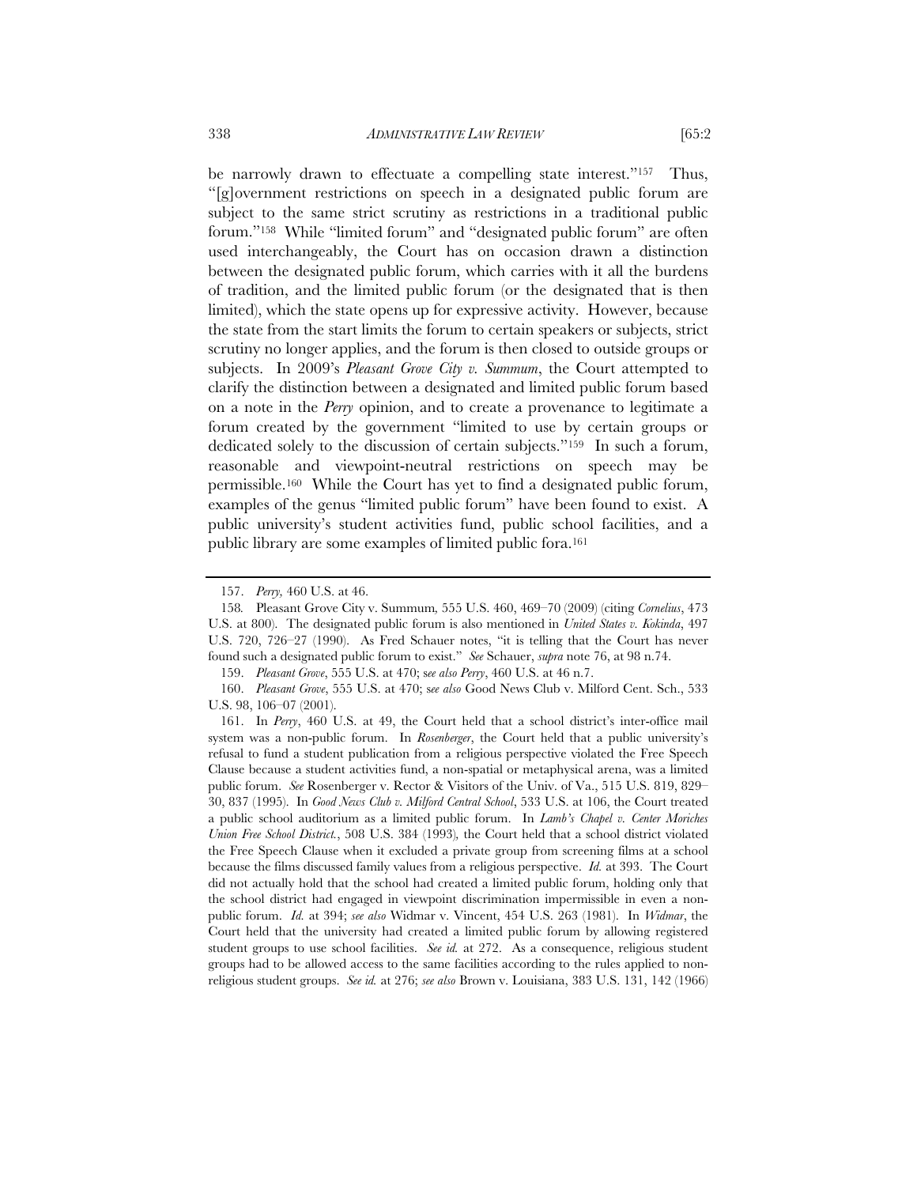be narrowly drawn to effectuate a compelling state interest."[157] Thus, "[g]overnment restrictions on speech in a designated public forum are subject to the same strict scrutiny as restrictions in a traditional public forum."[158] While "limited forum" and "designated public forum" are often used interchangeably, the Court has on occasion drawn a distinction between the designated public forum, which carries with it all the burdens of tradition, and the limited public forum (or the designated that is then limited), which the state opens up for expressive activity. However, because the state from the start limits the forum to certain speakers or subjects, strict scrutiny no longer applies, and the forum is then closed to outside groups or subjects. In 2009's *Pleasant Grove City v. Summum*, the Court attempted to clarify the distinction between a designated and limited public forum based on a note in the *Perry* opinion, and to create a provenance to legitimate a forum created by the government "limited to use by certain groups or dedicated solely to the discussion of certain subjects."[159] In such a forum, reasonable and viewpoint-neutral restrictions on speech may be permissible.[160] While the Court has yet to find a designated public forum, examples of the genus "limited public forum" have been found to exist. A public university's student activities fund, public school facilities, and a public library are some examples of limited public fora.[161]

---

157. *Perry,* 460 U.S. at 46.

158. Pleasant Grove City v. Summum, 555 U.S. 460, 469–70 (2009) (citing *Cornelius*, 473 U.S. at 800). The designated public forum is also mentioned in *United States v. Kokinda*, 497 U.S. 720, 726–27 (1990). As Fred Schauer notes, "it is telling that the Court has never found such a designated public forum to exist." *See* Schauer, *supra* note 76, at 98 n.74.

159. *Pleasant Grove*, 555 U.S. at 470; s*ee also Perry*, 460 U.S. at 46 n.7.

160. *Pleasant Grove*, 555 U.S. at 470; s*ee also* Good News Club v. Milford Cent. Sch., 533 U.S. 98, 106–07 (2001).

161. In *Perry*, 460 U.S. at 49, the Court held that a school district's inter-office mail system was a non-public forum. In *Rosenberger*, the Court held that a public university's refusal to fund a student publication from a religious perspective violated the Free Speech Clause because a student activities fund, a non-spatial or metaphysical arena, was a limited public forum. *See* Rosenberger v. Rector & Visitors of the Univ. of Va., 515 U.S. 819, 829–30, 837 (1995). In *Good News Club v. Milford Central School*, 533 U.S. at 106, the Court treated a public school auditorium as a limited public forum. In *Lamb's Chapel v. Center Moriches Union Free School District.*, 508 U.S. 384 (1993), the Court held that a school district violated the Free Speech Clause when it excluded a private group from screening films at a school because the films discussed family values from a religious perspective. *Id.* at 393. The Court did not actually hold that the school had created a limited public forum, holding only that the school district had engaged in viewpoint discrimination impermissible in even a non-public forum. *Id.* at 394; *see also* Widmar v. Vincent, 454 U.S. 263 (1981). In *Widmar*, the Court held that the university had created a limited public forum by allowing registered student groups to use school facilities. *See id.* at 272. As a consequence, religious student groups had to be allowed access to the same facilities according to the rules applied to non-religious student groups. *See id.* at 276; *see also* Brown v. Louisiana, 383 U.S. 131, 142 (1966)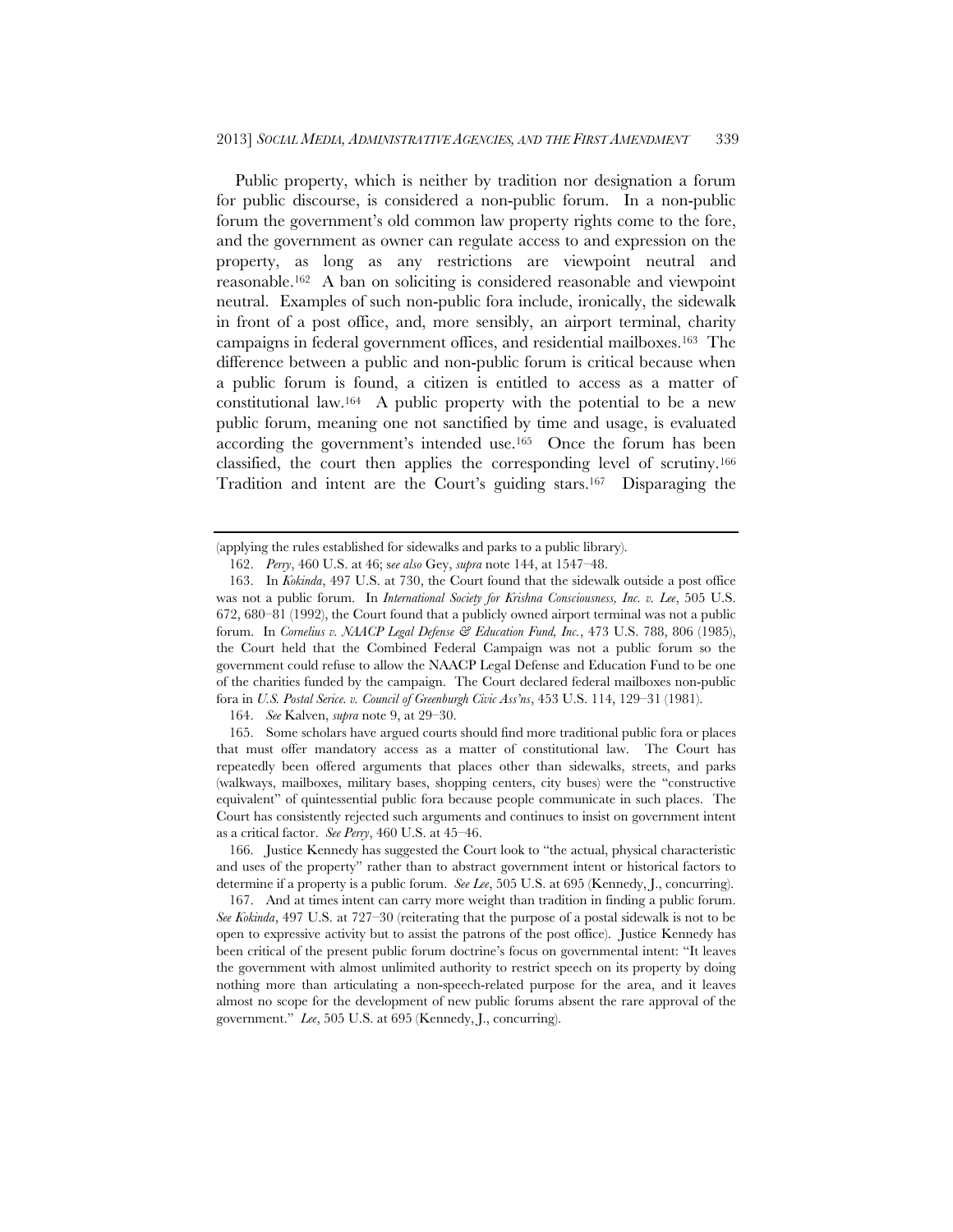Public property, which is neither by tradition nor designation a forum for public discourse, is considered a non-public forum. In a non-public forum the government's old common law property rights come to the fore, and the government as owner can regulate access to and expression on the property, as long as any restrictions are viewpoint neutral and reasonable.[162] A ban on soliciting is considered reasonable and viewpoint neutral. Examples of such non-public fora include, ironically, the sidewalk in front of a post office, and, more sensibly, an airport terminal, charity campaigns in federal government offices, and residential mailboxes.[163] The difference between a public and non-public forum is critical because when a public forum is found, a citizen is entitled to access as a matter of constitutional law.[164] A public property with the potential to be a new public forum, meaning one not sanctified by time and usage, is evaluated according the government's intended use.[165] Once the forum has been classified, the court then applies the corresponding level of scrutiny.[166] Tradition and intent are the Court's guiding stars.[167] Disparaging the

---

(applying the rules established for sidewalks and parks to a public library).

162. *Perry*, 460 U.S. at 46; s*ee also* Gey, *supra* note 144, at 1547–48.

163. In *Kokinda*, 497 U.S. at 730, the Court found that the sidewalk outside a post office was not a public forum. In *International Society for Krishna Consciousness, Inc. v. Lee*, 505 U.S. 672, 680–81 (1992), the Court found that a publicly owned airport terminal was not a public forum. In *Cornelius v. NAACP Legal Defense & Education Fund, Inc.*, 473 U.S. 788, 806 (1985), the Court held that the Combined Federal Campaign was not a public forum so the government could refuse to allow the NAACP Legal Defense and Education Fund to be one of the charities funded by the campaign. The Court declared federal mailboxes non-public fora in *U.S. Postal Serice. v. Council of Greenburgh Civic Ass'ns*, 453 U.S. 114, 129–31 (1981).

164. *See* Kalven, *supra* note 9, at 29–30.

165. Some scholars have argued courts should find more traditional public fora or places that must offer mandatory access as a matter of constitutional law. The Court has repeatedly been offered arguments that places other than sidewalks, streets, and parks (walkways, mailboxes, military bases, shopping centers, city buses) were the "constructive equivalent" of quintessential public fora because people communicate in such places. The Court has consistently rejected such arguments and continues to insist on government intent as a critical factor. *See Perry*, 460 U.S. at 45–46.

166. Justice Kennedy has suggested the Court look to "the actual, physical characteristic and uses of the property" rather than to abstract government intent or historical factors to determine if a property is a public forum. *See Lee*, 505 U.S. at 695 (Kennedy, J., concurring).

167. And at times intent can carry more weight than tradition in finding a public forum. *See Kokinda*, 497 U.S. at 727–30 (reiterating that the purpose of a postal sidewalk is not to be open to expressive activity but to assist the patrons of the post office). Justice Kennedy has been critical of the present public forum doctrine's focus on governmental intent: "It leaves the government with almost unlimited authority to restrict speech on its property by doing nothing more than articulating a non-speech-related purpose for the area, and it leaves almost no scope for the development of new public forums absent the rare approval of the government." *Lee*, 505 U.S. at 695 (Kennedy, J., concurring).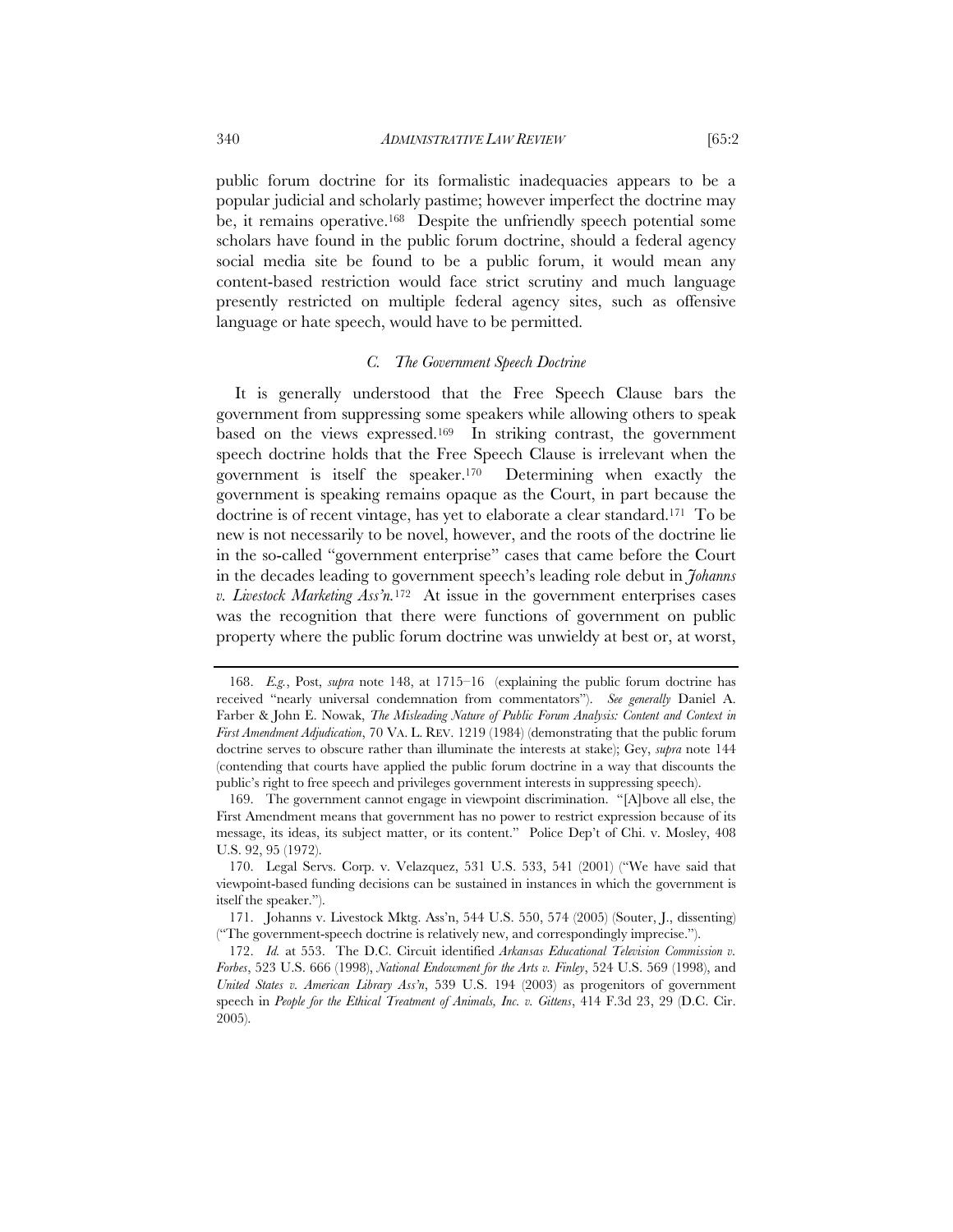public forum doctrine for its formalistic inadequacies appears to be a popular judicial and scholarly pastime; however imperfect the doctrine may be, it remains operative.[168] Despite the unfriendly speech potential some scholars have found in the public forum doctrine, should a federal agency social media site be found to be a public forum, it would mean any content-based restriction would face strict scrutiny and much language presently restricted on multiple federal agency sites, such as offensive language or hate speech, would have to be permitted.

### *C. The Government Speech Doctrine*

It is generally understood that the Free Speech Clause bars the government from suppressing some speakers while allowing others to speak based on the views expressed.[169] In striking contrast, the government speech doctrine holds that the Free Speech Clause is irrelevant when the government is itself the speaker.[170] Determining when exactly the government is speaking remains opaque as the Court, in part because the doctrine is of recent vintage, has yet to elaborate a clear standard.[171] To be new is not necessarily to be novel, however, and the roots of the doctrine lie in the so-called "government enterprise" cases that came before the Court in the decades leading to government speech's leading role debut in *Johanns v. Livestock Marketing Ass'n.*[172] At issue in the government enterprises cases was the recognition that there were functions of government on public property where the public forum doctrine was unwieldy at best or, at worst,

---

168. *E.g.*, Post, *supra* note 148, at 1715–16 (explaining the public forum doctrine has received "nearly universal condemnation from commentators"). *See generally* Daniel A. Farber & John E. Nowak, *The Misleading Nature of Public Forum Analysis: Content and Context in First Amendment Adjudication*, 70 VA. L. REV. 1219 (1984) (demonstrating that the public forum doctrine serves to obscure rather than illuminate the interests at stake); Gey, *supra* note 144 (contending that courts have applied the public forum doctrine in a way that discounts the public's right to free speech and privileges government interests in suppressing speech).

169. The government cannot engage in viewpoint discrimination. "[A]bove all else, the First Amendment means that government has no power to restrict expression because of its message, its ideas, its subject matter, or its content." Police Dep't of Chi. v. Mosley, 408 U.S. 92, 95 (1972).

170. Legal Servs. Corp. v. Velazquez, 531 U.S. 533, 541 (2001) ("We have said that viewpoint-based funding decisions can be sustained in instances in which the government is itself the speaker.").

171. Johanns v. Livestock Mktg. Ass'n, 544 U.S. 550, 574 (2005) (Souter, J., dissenting) ("The government-speech doctrine is relatively new, and correspondingly imprecise.").

172. *Id.* at 553. The D.C. Circuit identified *Arkansas Educational Television Commission v. Forbes*, 523 U.S. 666 (1998), *National Endowment for the Arts v. Finley*, 524 U.S. 569 (1998), and *United States v. American Library Ass'n*, 539 U.S. 194 (2003) as progenitors of government speech in *People for the Ethical Treatment of Animals, Inc. v. Gittens*, 414 F.3d 23, 29 (D.C. Cir. 2005).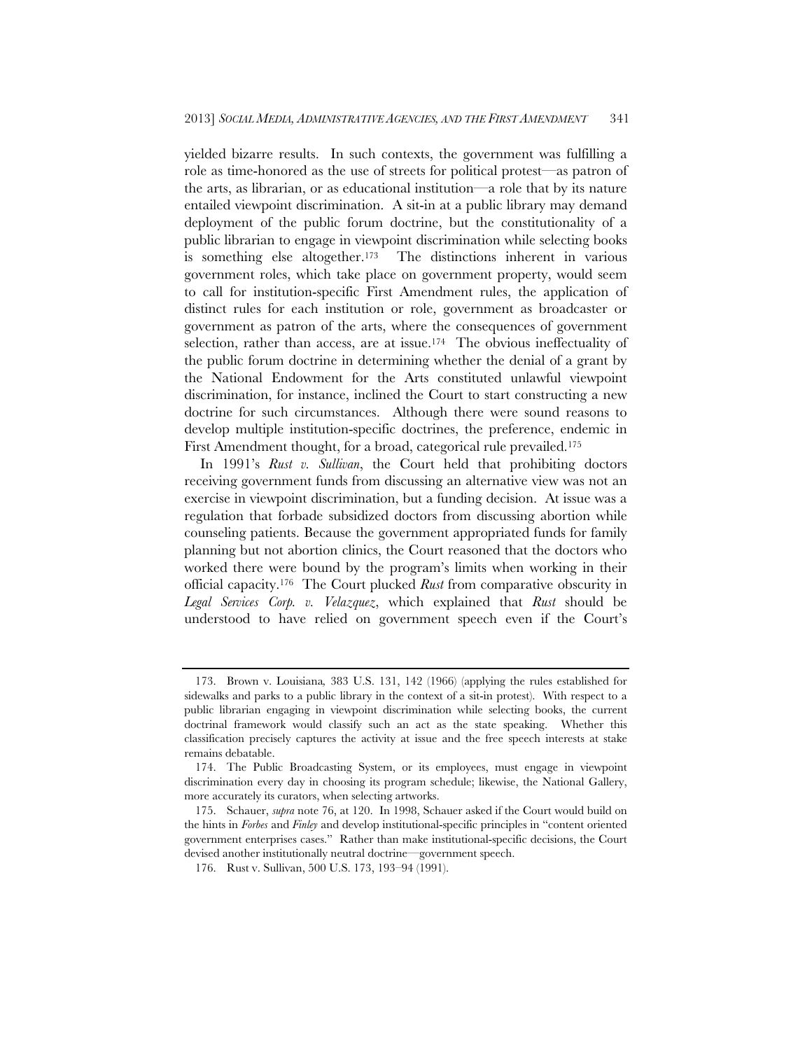yielded bizarre results. In such contexts, the government was fulfilling a role as time-honored as the use of streets for political protest—as patron of the arts, as librarian, or as educational institution—a role that by its nature entailed viewpoint discrimination. A sit-in at a public library may demand deployment of the public forum doctrine, but the constitutionality of a public librarian to engage in viewpoint discrimination while selecting books is something else altogether.[173] The distinctions inherent in various government roles, which take place on government property, would seem to call for institution-specific First Amendment rules, the application of distinct rules for each institution or role, government as broadcaster or government as patron of the arts, where the consequences of government selection, rather than access, are at issue.[174] The obvious ineffectuality of the public forum doctrine in determining whether the denial of a grant by the National Endowment for the Arts constituted unlawful viewpoint discrimination, for instance, inclined the Court to start constructing a new doctrine for such circumstances. Although there were sound reasons to develop multiple institution-specific doctrines, the preference, endemic in First Amendment thought, for a broad, categorical rule prevailed.[175]

In 1991's *Rust v. Sullivan*, the Court held that prohibiting doctors receiving government funds from discussing an alternative view was not an exercise in viewpoint discrimination, but a funding decision. At issue was a regulation that forbade subsidized doctors from discussing abortion while counseling patients. Because the government appropriated funds for family planning but not abortion clinics, the Court reasoned that the doctors who worked there were bound by the program's limits when working in their official capacity.[176] The Court plucked *Rust* from comparative obscurity in *Legal Services Corp. v. Velazquez*, which explained that *Rust* should be understood to have relied on government speech even if the Court's

---

173. Brown v. Louisiana, 383 U.S. 131, 142 (1966) (applying the rules established for sidewalks and parks to a public library in the context of a sit-in protest). With respect to a public librarian engaging in viewpoint discrimination while selecting books, the current doctrinal framework would classify such an act as the state speaking. Whether this classification precisely captures the activity at issue and the free speech interests at stake remains debatable.

174. The Public Broadcasting System, or its employees, must engage in viewpoint discrimination every day in choosing its program schedule; likewise, the National Gallery, more accurately its curators, when selecting artworks.

175. Schauer, *supra* note 76, at 120. In 1998, Schauer asked if the Court would build on the hints in *Forbes* and *Finley* and develop institutional-specific principles in "content oriented government enterprises cases." Rather than make institutional-specific decisions, the Court devised another institutionally neutral doctrine—government speech.

176. Rust v. Sullivan, 500 U.S. 173, 193–94 (1991).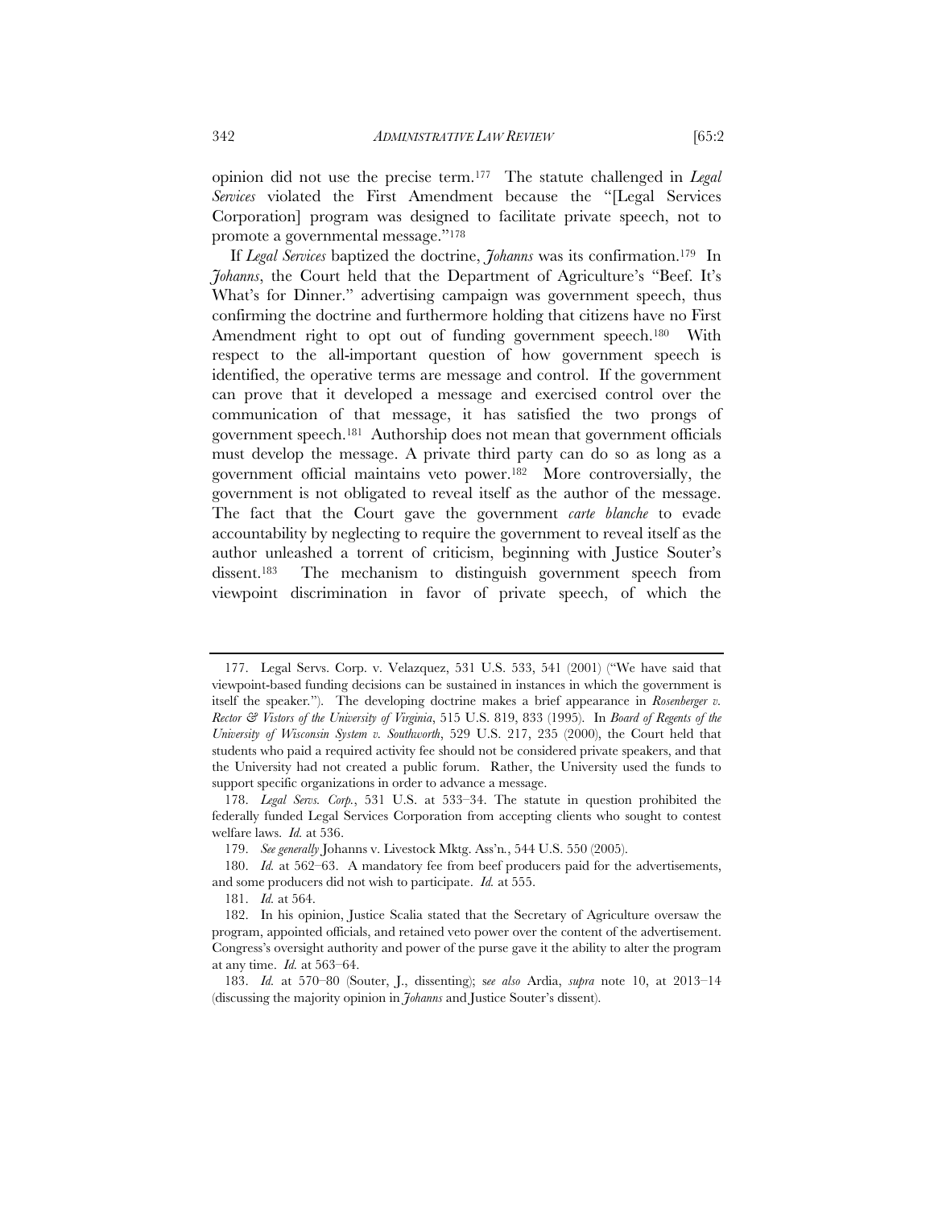opinion did not use the precise term.[177] The statute challenged in *Legal Services* violated the First Amendment because the "[Legal Services Corporation] program was designed to facilitate private speech, not to promote a governmental message."[178]

If *Legal Services* baptized the doctrine, *Johanns* was its confirmation.[179] In *Johanns*, the Court held that the Department of Agriculture's "Beef. It's What's for Dinner." advertising campaign was government speech, thus confirming the doctrine and furthermore holding that citizens have no First Amendment right to opt out of funding government speech.[180] With respect to the all-important question of how government speech is identified, the operative terms are message and control. If the government can prove that it developed a message and exercised control over the communication of that message, it has satisfied the two prongs of government speech.[181] Authorship does not mean that government officials must develop the message. A private third party can do so as long as a government official maintains veto power.[182] More controversially, the government is not obligated to reveal itself as the author of the message. The fact that the Court gave the government *carte blanche* to evade accountability by neglecting to require the government to reveal itself as the author unleashed a torrent of criticism, beginning with Justice Souter's dissent.[183] The mechanism to distinguish government speech from viewpoint discrimination in favor of private speech, of which the

---

177. Legal Servs. Corp. v. Velazquez, 531 U.S. 533, 541 (2001) ("We have said that viewpoint-based funding decisions can be sustained in instances in which the government is itself the speaker."). The developing doctrine makes a brief appearance in *Rosenberger v. Rector & Vistors of the University of Virginia*, 515 U.S. 819, 833 (1995). In *Board of Regents of the University of Wisconsin System v. Southworth*, 529 U.S. 217, 235 (2000), the Court held that students who paid a required activity fee should not be considered private speakers, and that the University had not created a public forum. Rather, the University used the funds to support specific organizations in order to advance a message.

178. *Legal Servs. Corp.*, 531 U.S. at 533–34. The statute in question prohibited the federally funded Legal Services Corporation from accepting clients who sought to contest welfare laws. *Id.* at 536.

179. *See generally* Johanns v. Livestock Mktg. Ass'n., 544 U.S. 550 (2005).

180. *Id.* at 562–63. A mandatory fee from beef producers paid for the advertisements, and some producers did not wish to participate. *Id.* at 555.

181. *Id.* at 564.

182. In his opinion, Justice Scalia stated that the Secretary of Agriculture oversaw the program, appointed officials, and retained veto power over the content of the advertisement. Congress's oversight authority and power of the purse gave it the ability to alter the program at any time. *Id.* at 563–64.

183. *Id.* at 570–80 (Souter, J., dissenting); s*ee also* Ardia, *supra* note 10, at 2013–14 (discussing the majority opinion in *Johanns* and Justice Souter's dissent).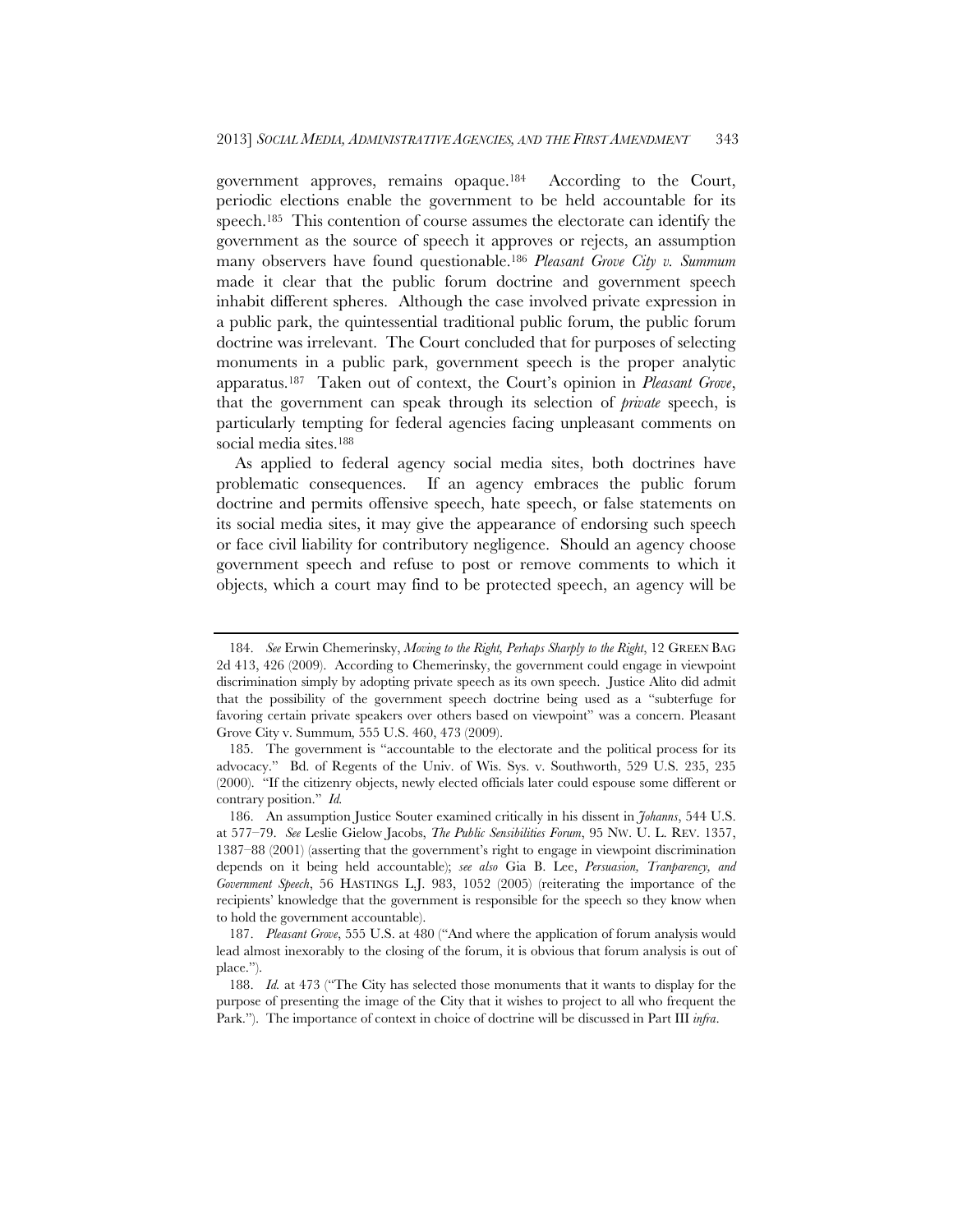government approves, remains opaque.[184] According to the Court, periodic elections enable the government to be held accountable for its speech.[185] This contention of course assumes the electorate can identify the government as the source of speech it approves or rejects, an assumption many observers have found questionable.[186] *Pleasant Grove City v. Summum* made it clear that the public forum doctrine and government speech inhabit different spheres. Although the case involved private expression in a public park, the quintessential traditional public forum, the public forum doctrine was irrelevant. The Court concluded that for purposes of selecting monuments in a public park, government speech is the proper analytic apparatus.[187] Taken out of context, the Court's opinion in *Pleasant Grove*, that the government can speak through its selection of *private* speech, is particularly tempting for federal agencies facing unpleasant comments on social media sites.[188]

As applied to federal agency social media sites, both doctrines have problematic consequences. If an agency embraces the public forum doctrine and permits offensive speech, hate speech, or false statements on its social media sites, it may give the appearance of endorsing such speech or face civil liability for contributory negligence. Should an agency choose government speech and refuse to post or remove comments to which it objects, which a court may find to be protected speech, an agency will be

---

184. *See* Erwin Chemerinsky, *Moving to the Right, Perhaps Sharply to the Right*, 12 GREEN BAG 2d 413, 426 (2009). According to Chemerinsky, the government could engage in viewpoint discrimination simply by adopting private speech as its own speech. Justice Alito did admit that the possibility of the government speech doctrine being used as a "subterfuge for favoring certain private speakers over others based on viewpoint" was a concern. Pleasant Grove City v. Summum, 555 U.S. 460, 473 (2009).

185. The government is "accountable to the electorate and the political process for its advocacy." Bd. of Regents of the Univ. of Wis. Sys. v. Southworth, 529 U.S. 235, 235 (2000). "If the citizenry objects, newly elected officials later could espouse some different or contrary position." *Id.*

186. An assumption Justice Souter examined critically in his dissent in *Johanns*, 544 U.S. at 577–79. *See* Leslie Gielow Jacobs, *The Public Sensibilities Forum*, 95 NW. U. L. REV. 1357, 1387–88 (2001) (asserting that the government's right to engage in viewpoint discrimination depends on it being held accountable); *see also* Gia B. Lee, *Persuasion, Tranparency, and Government Speech*, 56 HASTINGS L.J. 983, 1052 (2005) (reiterating the importance of the recipients' knowledge that the government is responsible for the speech so they know when to hold the government accountable).

187. *Pleasant Grove*, 555 U.S. at 480 ("And where the application of forum analysis would lead almost inexorably to the closing of the forum, it is obvious that forum analysis is out of place.").

188. *Id.* at 473 ("The City has selected those monuments that it wants to display for the purpose of presenting the image of the City that it wishes to project to all who frequent the Park."). The importance of context in choice of doctrine will be discussed in Part III *infra*.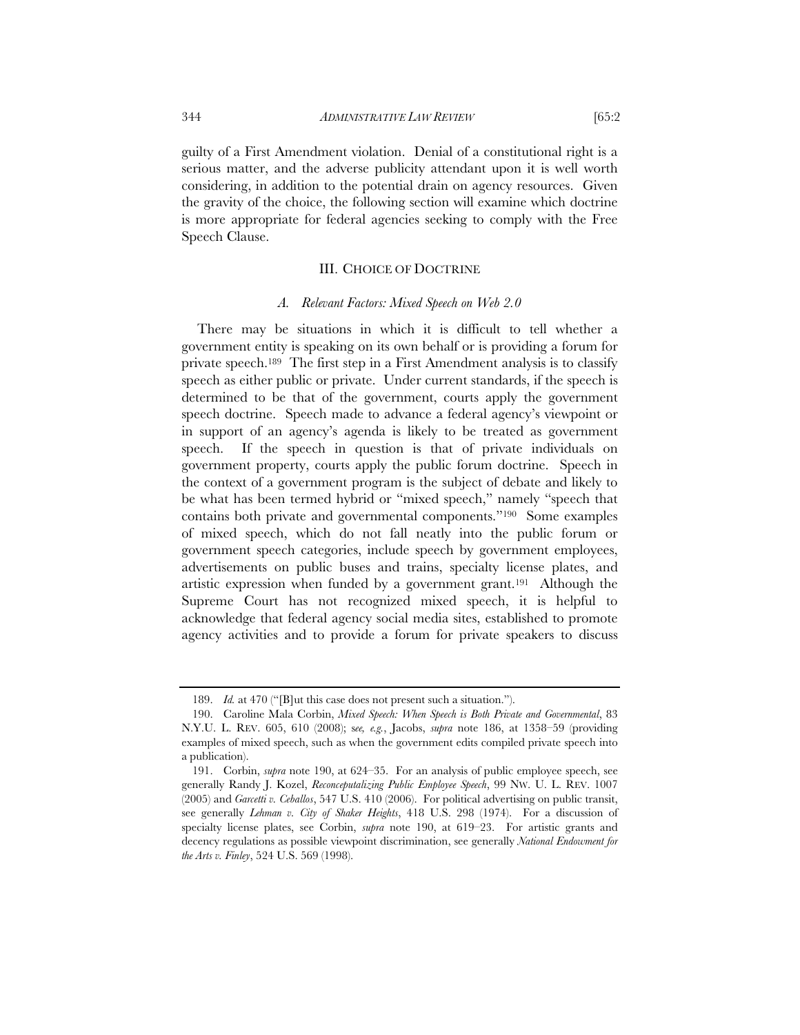guilty of a First Amendment violation. Denial of a constitutional right is a serious matter, and the adverse publicity attendant upon it is well worth considering, in addition to the potential drain on agency resources. Given the gravity of the choice, the following section will examine which doctrine is more appropriate for federal agencies seeking to comply with the Free Speech Clause.

## III. CHOICE OF DOCTRINE

### *A. Relevant Factors: Mixed Speech on Web 2.0*

There may be situations in which it is difficult to tell whether a government entity is speaking on its own behalf or is providing a forum for private speech.[189] The first step in a First Amendment analysis is to classify speech as either public or private. Under current standards, if the speech is determined to be that of the government, courts apply the government speech doctrine. Speech made to advance a federal agency's viewpoint or in support of an agency's agenda is likely to be treated as government speech. If the speech in question is that of private individuals on government property, courts apply the public forum doctrine. Speech in the context of a government program is the subject of debate and likely to be what has been termed hybrid or "mixed speech," namely "speech that contains both private and governmental components."[190] Some examples of mixed speech, which do not fall neatly into the public forum or government speech categories, include speech by government employees, advertisements on public buses and trains, specialty license plates, and artistic expression when funded by a government grant.[191] Although the Supreme Court has not recognized mixed speech, it is helpful to acknowledge that federal agency social media sites, established to promote agency activities and to provide a forum for private speakers to discuss

---

189. *Id.* at 470 ("[B]ut this case does not present such a situation.").

190. Caroline Mala Corbin, *Mixed Speech: When Speech is Both Private and Governmental*, 83 N.Y.U. L. REV. 605, 610 (2008); s*ee, e.g.*, Jacobs, *supra* note 186, at 1358–59 (providing examples of mixed speech, such as when the government edits compiled private speech into a publication).

191. Corbin, *supra* note 190, at 624–35. For an analysis of public employee speech, see generally Randy J. Kozel, *Reconceptualizing Public Employee Speech*, 99 NW. U. L. REV. 1007 (2005) and *Garcetti v. Ceballos*, 547 U.S. 410 (2006). For political advertising on public transit, see generally *Lehman v. City of Shaker Heights*, 418 U.S. 298 (1974). For a discussion of specialty license plates, see Corbin, *supra* note 190, at 619–23. For artistic grants and decency regulations as possible viewpoint discrimination, see generally *National Endowment for the Arts v. Finley*, 524 U.S. 569 (1998).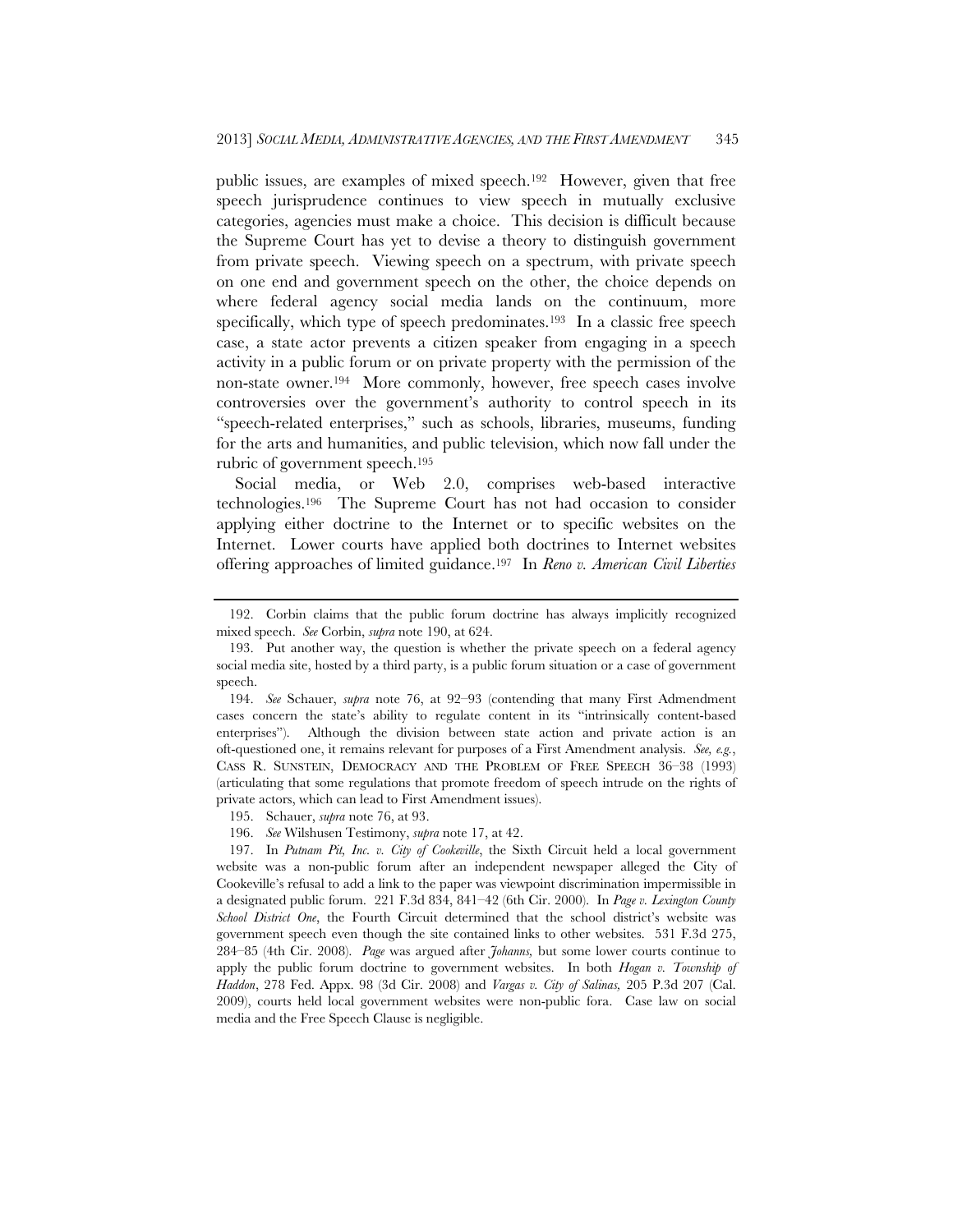public issues, are examples of mixed speech.[192] However, given that free speech jurisprudence continues to view speech in mutually exclusive categories, agencies must make a choice. This decision is difficult because the Supreme Court has yet to devise a theory to distinguish government from private speech. Viewing speech on a spectrum, with private speech on one end and government speech on the other, the choice depends on where federal agency social media lands on the continuum, more specifically, which type of speech predominates.[193] In a classic free speech case, a state actor prevents a citizen speaker from engaging in a speech activity in a public forum or on private property with the permission of the non-state owner.[194] More commonly, however, free speech cases involve controversies over the government's authority to control speech in its "speech-related enterprises," such as schools, libraries, museums, funding for the arts and humanities, and public television, which now fall under the rubric of government speech.[195]

Social media, or Web 2.0, comprises web-based interactive technologies.[196] The Supreme Court has not had occasion to consider applying either doctrine to the Internet or to specific websites on the Internet. Lower courts have applied both doctrines to Internet websites offering approaches of limited guidance.[197] In *Reno v. American Civil Liberties*

---

192. Corbin claims that the public forum doctrine has always implicitly recognized mixed speech. *See* Corbin, *supra* note 190, at 624.

193. Put another way, the question is whether the private speech on a federal agency social media site, hosted by a third party, is a public forum situation or a case of government speech.

194. *See* Schauer, *supra* note 76, at 92–93 (contending that many First Admendment cases concern the state's ability to regulate content in its "intrinsically content-based enterprises"). Although the division between state action and private action is an oft-questioned one, it remains relevant for purposes of a First Amendment analysis. *See, e.g.*, CASS R. SUNSTEIN, DEMOCRACY AND THE PROBLEM OF FREE SPEECH 36–38 (1993) (articulating that some regulations that promote freedom of speech intrude on the rights of private actors, which can lead to First Amendment issues).

195. Schauer, *supra* note 76, at 93.

196. *See* Wilshusen Testimony, *supra* note 17, at 42.

197. In *Putnam Pit, Inc. v. City of Cookeville*, the Sixth Circuit held a local government website was a non-public forum after an independent newspaper alleged the City of Cookeville's refusal to add a link to the paper was viewpoint discrimination impermissible in a designated public forum. 221 F.3d 834, 841–42 (6th Cir. 2000). In *Page v. Lexington County School District One*, the Fourth Circuit determined that the school district's website was government speech even though the site contained links to other websites. 531 F.3d 275, 284–85 (4th Cir. 2008). *Page* was argued after *Johanns*, but some lower courts continue to apply the public forum doctrine to government websites. In both *Hogan v. Township of Haddon*, 278 Fed. Appx. 98 (3d Cir. 2008) and *Vargas v. City of Salinas*, 205 P.3d 207 (Cal. 2009), courts held local government websites were non-public fora. Case law on social media and the Free Speech Clause is negligible.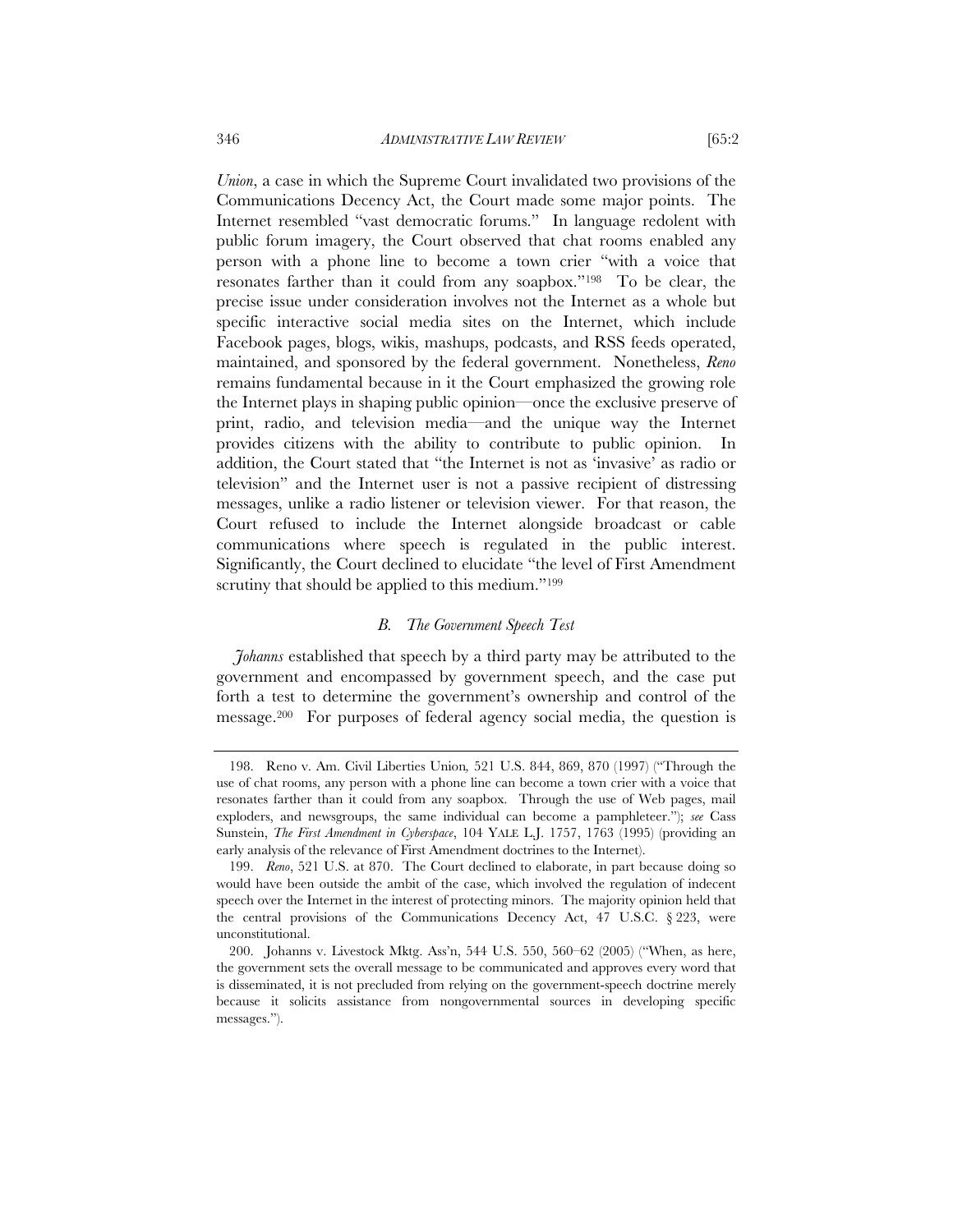*Union*, a case in which the Supreme Court invalidated two provisions of the Communications Decency Act, the Court made some major points. The Internet resembled "vast democratic forums." In language redolent with public forum imagery, the Court observed that chat rooms enabled any person with a phone line to become a town crier "with a voice that resonates farther than it could from any soapbox."[198] To be clear, the precise issue under consideration involves not the Internet as a whole but specific interactive social media sites on the Internet, which include Facebook pages, blogs, wikis, mashups, podcasts, and RSS feeds operated, maintained, and sponsored by the federal government. Nonetheless, *Reno* remains fundamental because in it the Court emphasized the growing role the Internet plays in shaping public opinion—once the exclusive preserve of print, radio, and television media—and the unique way the Internet provides citizens with the ability to contribute to public opinion. In addition, the Court stated that "the Internet is not as 'invasive' as radio or television" and the Internet user is not a passive recipient of distressing messages, unlike a radio listener or television viewer. For that reason, the Court refused to include the Internet alongside broadcast or cable communications where speech is regulated in the public interest. Significantly, the Court declined to elucidate "the level of First Amendment scrutiny that should be applied to this medium."[199]

### *B. The Government Speech Test*

*Johanns* established that speech by a third party may be attributed to the government and encompassed by government speech, and the case put forth a test to determine the government's ownership and control of the message.[200] For purposes of federal agency social media, the question is

---

198. Reno v. Am. Civil Liberties Union*,* 521 U.S. 844, 869, 870 (1997) ("Through the use of chat rooms, any person with a phone line can become a town crier with a voice that resonates farther than it could from any soapbox. Through the use of Web pages, mail exploders, and newsgroups, the same individual can become a pamphleteer."); *see* Cass Sunstein, *The First Amendment in Cyberspace*, 104 YALE L.J. 1757, 1763 (1995) (providing an early analysis of the relevance of First Amendment doctrines to the Internet).

199. *Reno*, 521 U.S. at 870. The Court declined to elaborate, in part because doing so would have been outside the ambit of the case, which involved the regulation of indecent speech over the Internet in the interest of protecting minors. The majority opinion held that the central provisions of the Communications Decency Act, 47 U.S.C. § 223, were unconstitutional.

200. Johanns v. Livestock Mktg. Ass'n, 544 U.S. 550, 560–62 (2005) ("When, as here, the government sets the overall message to be communicated and approves every word that is disseminated, it is not precluded from relying on the government-speech doctrine merely because it solicits assistance from nongovernmental sources in developing specific messages.").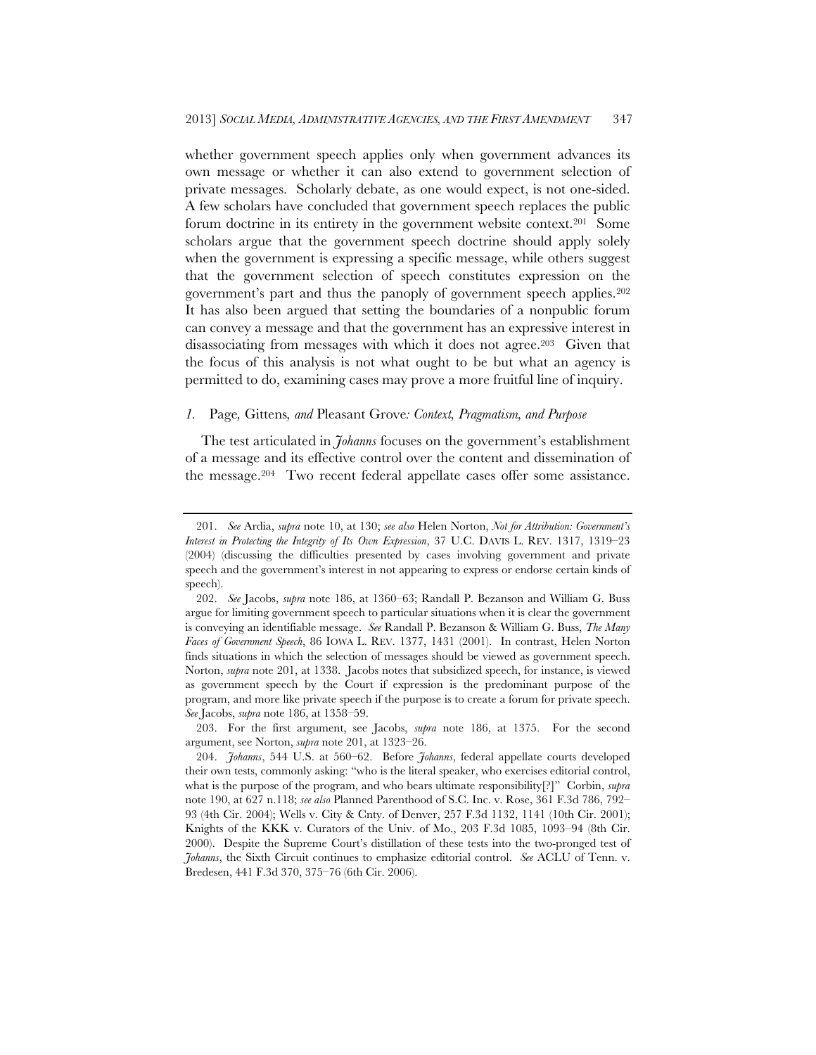whether government speech applies only when government advances its own message or whether it can also extend to government selection of private messages. Scholarly debate, as one would expect, is not one-sided. A few scholars have concluded that government speech replaces the public forum doctrine in its entirety in the government website context.[201] Some scholars argue that the government speech doctrine should apply solely when the government is expressing a specific message, while others suggest that the government selection of speech constitutes expression on the government's part and thus the panoply of government speech applies.[202] It has also been argued that setting the boundaries of a nonpublic forum can convey a message and that the government has an expressive interest in disassociating from messages with which it does not agree.[203] Given that the focus of this analysis is not what ought to be but what an agency is permitted to do, examining cases may prove a more fruitful line of inquiry.

### *1.* Page*,* Gittens*, and* Pleasant Grove*: Context, Pragmatism, and Purpose*

The test articulated in *Johanns* focuses on the government's establishment of a message and its effective control over the content and dissemination of the message.[204] Two recent federal appellate cases offer some assistance.

---

201. *See* Ardia, *supra* note 10, at 130; *see also* Helen Norton, *Not for Attribution: Government's Interest in Protecting the Integrity of Its Own Expression*, 37 U.C. DAVIS L. REV. 1317, 1319–23 (2004) (discussing the difficulties presented by cases involving government and private speech and the government's interest in not appearing to express or endorse certain kinds of speech).

202. *See* Jacobs, *supra* note 186, at 1360–63; Randall P. Bezanson and William G. Buss argue for limiting government speech to particular situations when it is clear the government is conveying an identifiable message. *See* Randall P. Bezanson & William G. Buss, *The Many Faces of Government Speech*, 86 IOWA L. REV. 1377, 1431 (2001). In contrast, Helen Norton finds situations in which the selection of messages should be viewed as government speech. Norton, *supra* note 201, at 1338. Jacobs notes that subsidized speech, for instance, is viewed as government speech by the Court if expression is the predominant purpose of the program, and more like private speech if the purpose is to create a forum for private speech. *See* Jacobs, *supra* note 186, at 1358–59.

203. For the first argument, see Jacobs, *supra* note 186, at 1375. For the second argument, see Norton, *supra* note 201, at 1323–26.

204. *Johanns*, 544 U.S. at 560–62. Before *Johanns*, federal appellate courts developed their own tests, commonly asking: "who is the literal speaker, who exercises editorial control, what is the purpose of the program, and who bears ultimate responsibility[?]" Corbin, *supra* note 190, at 627 n.118; *see also* Planned Parenthood of S.C. Inc. v. Rose, 361 F.3d 786, 792–93 (4th Cir. 2004); Wells v. City & Cnty. of Denver, 257 F.3d 1132, 1141 (10th Cir. 2001); Knights of the KKK v. Curators of the Univ. of Mo., 203 F.3d 1085, 1093–94 (8th Cir. 2000). Despite the Supreme Court's distillation of these tests into the two-pronged test of *Johanns*, the Sixth Circuit continues to emphasize editorial control. *See* ACLU of Tenn. v. Bredesen, 441 F.3d 370, 375–76 (6th Cir. 2006).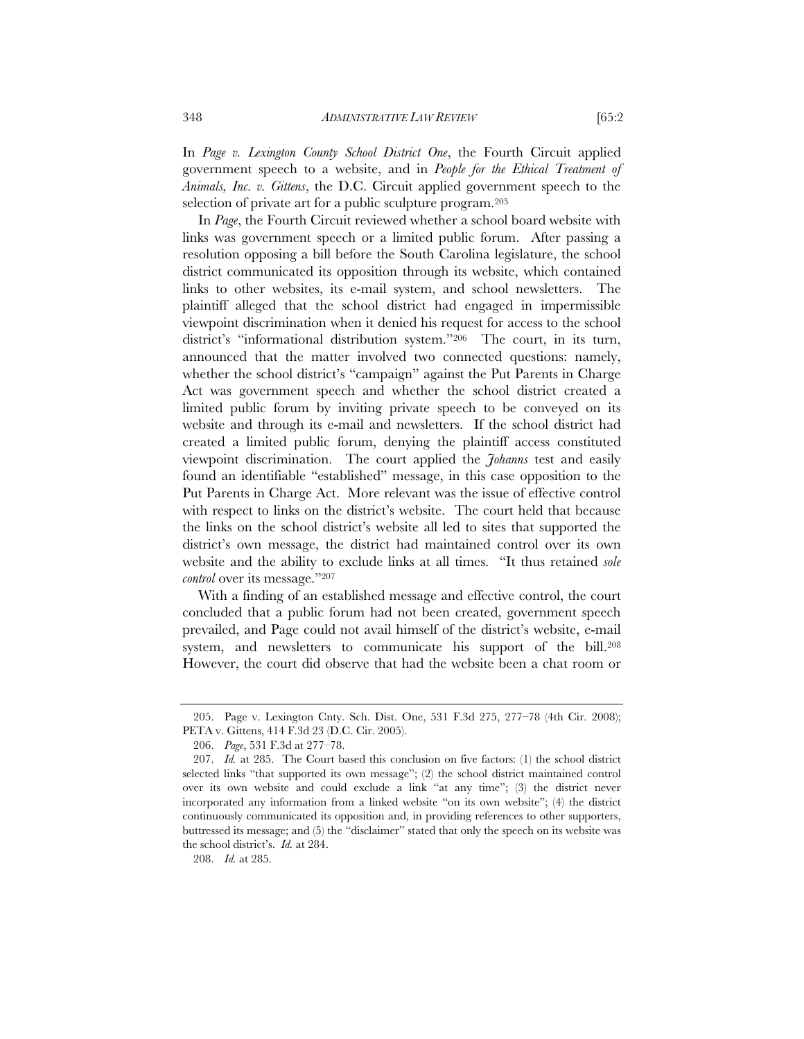In *Page v. Lexington County School District One*, the Fourth Circuit applied government speech to a website, and in *People for the Ethical Treatment of Animals, Inc. v. Gittens*, the D.C. Circuit applied government speech to the selection of private art for a public sculpture program.[205]

In *Page*, the Fourth Circuit reviewed whether a school board website with links was government speech or a limited public forum. After passing a resolution opposing a bill before the South Carolina legislature, the school district communicated its opposition through its website, which contained links to other websites, its e-mail system, and school newsletters. The plaintiff alleged that the school district had engaged in impermissible viewpoint discrimination when it denied his request for access to the school district's "informational distribution system."[206] The court, in its turn, announced that the matter involved two connected questions: namely, whether the school district's "campaign" against the Put Parents in Charge Act was government speech and whether the school district created a limited public forum by inviting private speech to be conveyed on its website and through its e-mail and newsletters. If the school district had created a limited public forum, denying the plaintiff access constituted viewpoint discrimination. The court applied the *Johanns* test and easily found an identifiable "established" message, in this case opposition to the Put Parents in Charge Act. More relevant was the issue of effective control with respect to links on the district's website. The court held that because the links on the school district's website all led to sites that supported the district's own message, the district had maintained control over its own website and the ability to exclude links at all times. "It thus retained *sole control* over its message."[207]

With a finding of an established message and effective control, the court concluded that a public forum had not been created, government speech prevailed, and Page could not avail himself of the district's website, e-mail system, and newsletters to communicate his support of the bill.[208] However, the court did observe that had the website been a chat room or

---

205. Page v. Lexington Cnty. Sch. Dist. One, 531 F.3d 275, 277–78 (4th Cir. 2008); PETA v. Gittens, 414 F.3d 23 (D.C. Cir. 2005).

206. *Page*, 531 F.3d at 277–78.

207. *Id.* at 285. The Court based this conclusion on five factors: (1) the school district selected links "that supported its own message"; (2) the school district maintained control over its own website and could exclude a link "at any time"; (3) the district never incorporated any information from a linked website "on its own website"; (4) the district continuously communicated its opposition and, in providing references to other supporters, buttressed its message; and (5) the "disclaimer" stated that only the speech on its website was the school district's. *Id.* at 284.

208. *Id.* at 285.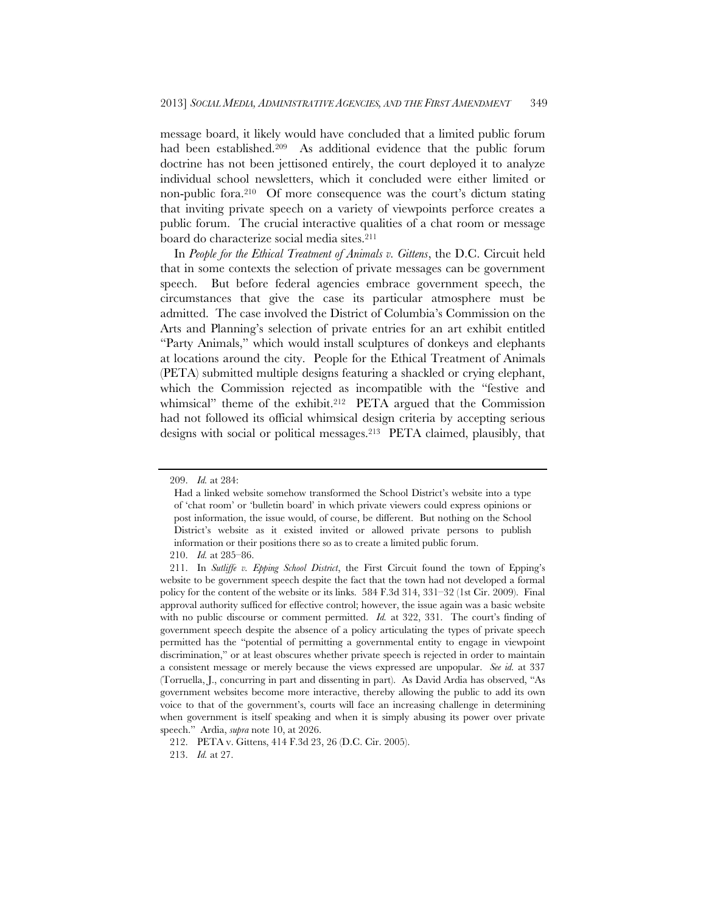message board, it likely would have concluded that a limited public forum had been established.[209] As additional evidence that the public forum doctrine has not been jettisoned entirely, the court deployed it to analyze individual school newsletters, which it concluded were either limited or non-public fora.[210] Of more consequence was the court's dictum stating that inviting private speech on a variety of viewpoints perforce creates a public forum. The crucial interactive qualities of a chat room or message board do characterize social media sites.[211]

In *People for the Ethical Treatment of Animals v. Gittens*, the D.C. Circuit held that in some contexts the selection of private messages can be government speech. But before federal agencies embrace government speech, the circumstances that give the case its particular atmosphere must be admitted. The case involved the District of Columbia's Commission on the Arts and Planning's selection of private entries for an art exhibit entitled "Party Animals," which would install sculptures of donkeys and elephants at locations around the city. People for the Ethical Treatment of Animals (PETA) submitted multiple designs featuring a shackled or crying elephant, which the Commission rejected as incompatible with the "festive and whimsical" theme of the exhibit.[212] PETA argued that the Commission had not followed its official whimsical design criteria by accepting serious designs with social or political messages.[213] PETA claimed, plausibly, that

---

209. *Id.* at 284:

> Had a linked website somehow transformed the School District's website into a type of 'chat room' or 'bulletin board' in which private viewers could express opinions or post information, the issue would, of course, be different. But nothing on the School District's website as it existed invited or allowed private persons to publish information or their positions there so as to create a limited public forum.

210. *Id.* at 285–86.

211. In *Sutliffe v. Epping School District*, the First Circuit found the town of Epping's website to be government speech despite the fact that the town had not developed a formal policy for the content of the website or its links. 584 F.3d 314, 331–32 (1st Cir. 2009). Final approval authority sufficed for effective control; however, the issue again was a basic website with no public discourse or comment permitted. *Id.* at 322, 331. The court's finding of government speech despite the absence of a policy articulating the types of private speech permitted has the "potential of permitting a governmental entity to engage in viewpoint discrimination," or at least obscures whether private speech is rejected in order to maintain a consistent message or merely because the views expressed are unpopular. *See id.* at 337 (Torruella, J., concurring in part and dissenting in part). As David Ardia has observed, "As government websites become more interactive, thereby allowing the public to add its own voice to that of the government's, courts will face an increasing challenge in determining when government is itself speaking and when it is simply abusing its power over private speech." Ardia, *supra* note 10, at 2026.

212. PETA v. Gittens, 414 F.3d 23, 26 (D.C. Cir. 2005).

213. *Id.* at 27.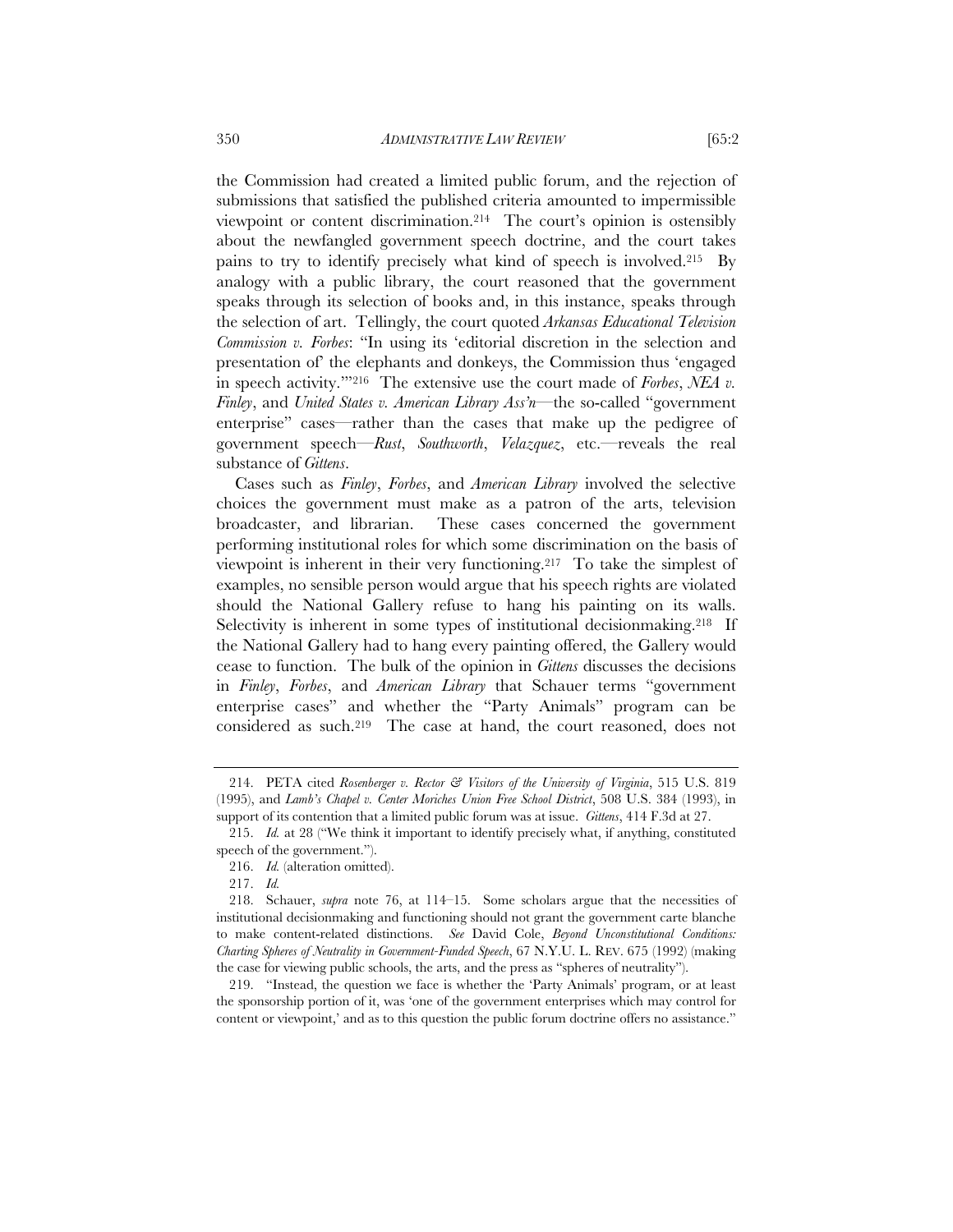the Commission had created a limited public forum, and the rejection of submissions that satisfied the published criteria amounted to impermissible viewpoint or content discrimination.[214] The court's opinion is ostensibly about the newfangled government speech doctrine, and the court takes pains to try to identify precisely what kind of speech is involved.[215] By analogy with a public library, the court reasoned that the government speaks through its selection of books and, in this instance, speaks through the selection of art. Tellingly, the court quoted *Arkansas Educational Television Commission v. Forbes*: "In using its 'editorial discretion in the selection and presentation of' the elephants and donkeys, the Commission thus 'engaged in speech activity.'"[216] The extensive use the court made of *Forbes*, *NEA v. Finley*, and *United States v. American Library Ass'n*—the so-called "government enterprise" cases—rather than the cases that make up the pedigree of government speech—*Rust*, *Southworth*, *Velazquez*, etc.—reveals the real substance of *Gittens*.

Cases such as *Finley*, *Forbes*, and *American Library* involved the selective choices the government must make as a patron of the arts, television broadcaster, and librarian. These cases concerned the government performing institutional roles for which some discrimination on the basis of viewpoint is inherent in their very functioning.[217] To take the simplest of examples, no sensible person would argue that his speech rights are violated should the National Gallery refuse to hang his painting on its walls. Selectivity is inherent in some types of institutional decisionmaking.[218] If the National Gallery had to hang every painting offered, the Gallery would cease to function. The bulk of the opinion in *Gittens* discusses the decisions in *Finley*, *Forbes*, and *American Library* that Schauer terms "government enterprise cases" and whether the "Party Animals" program can be considered as such.[219] The case at hand, the court reasoned, does not

---

214. PETA cited *Rosenberger v. Rector & Visitors of the University of Virginia*, 515 U.S. 819 (1995), and *Lamb's Chapel v. Center Moriches Union Free School District*, 508 U.S. 384 (1993), in support of its contention that a limited public forum was at issue. *Gittens*, 414 F.3d at 27.

215. *Id.* at 28 ("We think it important to identify precisely what, if anything, constituted speech of the government.").

216. *Id.* (alteration omitted).

217. *Id.*

218. Schauer, *supra* note 76, at 114–15. Some scholars argue that the necessities of institutional decisionmaking and functioning should not grant the government carte blanche to make content-related distinctions. *See* David Cole, *Beyond Unconstitutional Conditions: Charting Spheres of Neutrality in Government-Funded Speech*, 67 N.Y.U. L. REV. 675 (1992) (making the case for viewing public schools, the arts, and the press as "spheres of neutrality").

219. "Instead, the question we face is whether the 'Party Animals' program, or at least the sponsorship portion of it, was 'one of the government enterprises which may control for content or viewpoint,' and as to this question the public forum doctrine offers no assistance."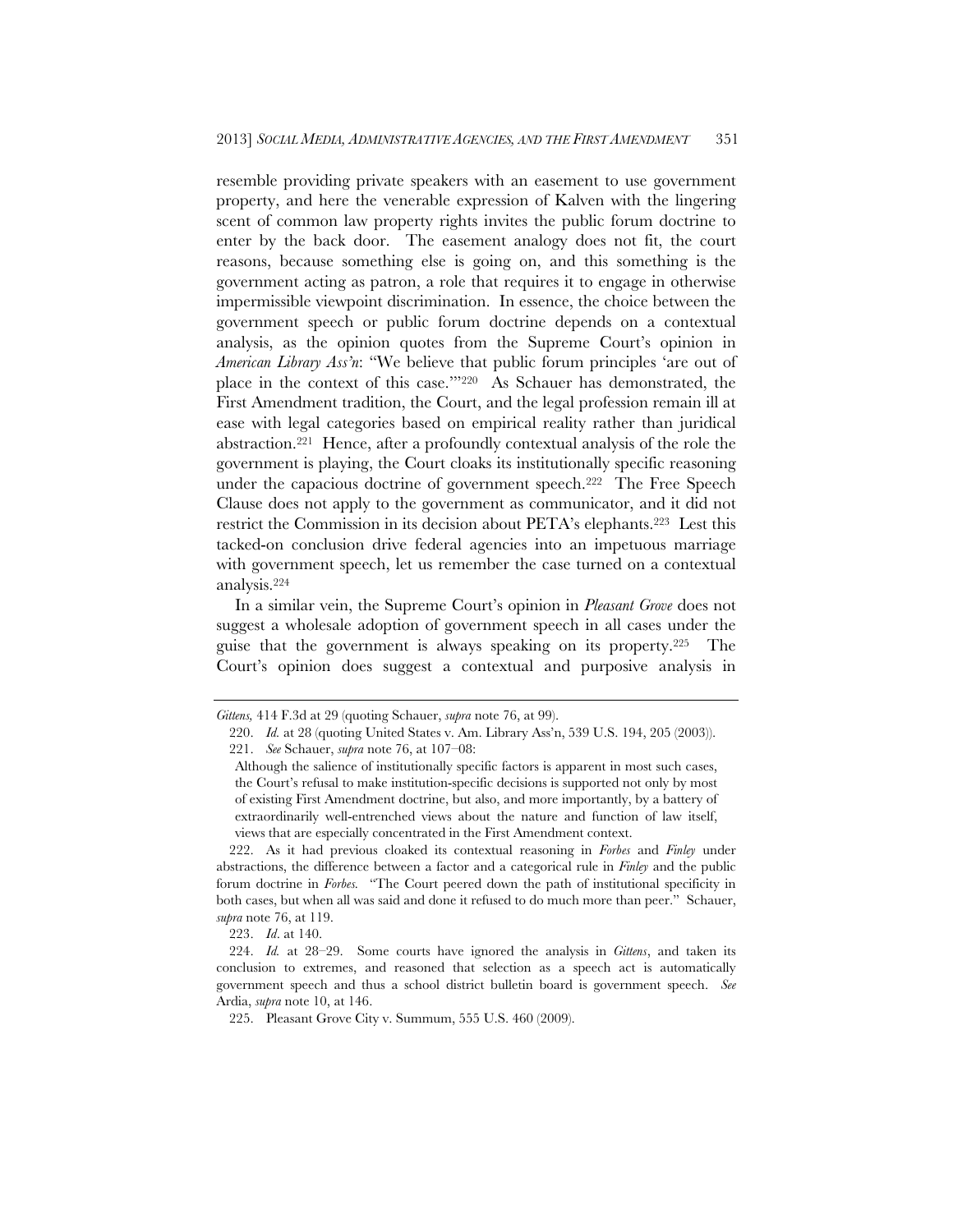resemble providing private speakers with an easement to use government property, and here the venerable expression of Kalven with the lingering scent of common law property rights invites the public forum doctrine to enter by the back door. The easement analogy does not fit, the court reasons, because something else is going on, and this something is the government acting as patron, a role that requires it to engage in otherwise impermissible viewpoint discrimination. In essence, the choice between the government speech or public forum doctrine depends on a contextual analysis, as the opinion quotes from the Supreme Court's opinion in *American Library Ass'n*: "We believe that public forum principles 'are out of place in the context of this case.'"[220] As Schauer has demonstrated, the First Amendment tradition, the Court, and the legal profession remain ill at ease with legal categories based on empirical reality rather than juridical abstraction.[221] Hence, after a profoundly contextual analysis of the role the government is playing, the Court cloaks its institutionally specific reasoning under the capacious doctrine of government speech.[222] The Free Speech Clause does not apply to the government as communicator, and it did not restrict the Commission in its decision about PETA's elephants.[223] Lest this tacked-on conclusion drive federal agencies into an impetuous marriage with government speech, let us remember the case turned on a contextual analysis.[224]

In a similar vein, the Supreme Court's opinion in *Pleasant Grove* does not suggest a wholesale adoption of government speech in all cases under the guise that the government is always speaking on its property.[225] The Court's opinion does suggest a contextual and purposive analysis in

---

*Gittens,* 414 F.3d at 29 (quoting Schauer, *supra* note 76, at 99).

220. *Id.* at 28 (quoting United States v. Am. Library Ass'n, 539 U.S. 194, 205 (2003)).

221. *See* Schauer, *supra* note 76, at 107–08:

> Although the salience of institutionally specific factors is apparent in most such cases, the Court's refusal to make institution-specific decisions is supported not only by most of existing First Amendment doctrine, but also, and more importantly, by a battery of extraordinarily well-entrenched views about the nature and function of law itself, views that are especially concentrated in the First Amendment context.

222. As it had previous cloaked its contextual reasoning in *Forbes* and *Finley* under abstractions, the difference between a factor and a categorical rule in *Finley* and the public forum doctrine in *Forbes.* "The Court peered down the path of institutional specificity in both cases, but when all was said and done it refused to do much more than peer." Schauer, *supra* note 76, at 119.

223. *Id*. at 140.

224. *Id.* at 28–29. Some courts have ignored the analysis in *Gittens*, and taken its conclusion to extremes, and reasoned that selection as a speech act is automatically government speech and thus a school district bulletin board is government speech. *See* Ardia, *supra* note 10, at 146.

225. Pleasant Grove City v. Summum, 555 U.S. 460 (2009).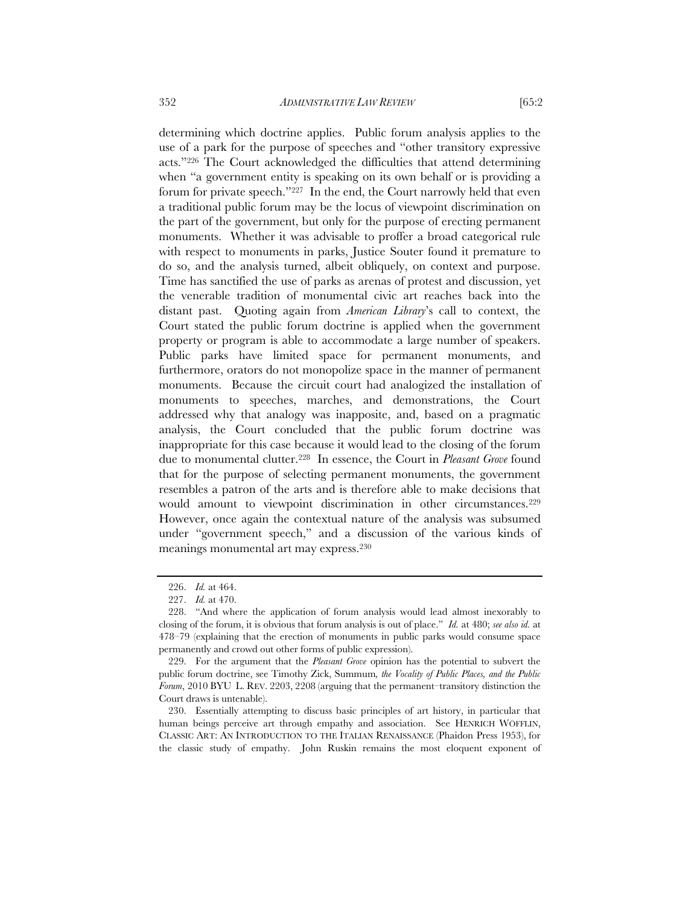determining which doctrine applies. Public forum analysis applies to the use of a park for the purpose of speeches and "other transitory expressive acts."[226] The Court acknowledged the difficulties that attend determining when "a government entity is speaking on its own behalf or is providing a forum for private speech."[227] In the end, the Court narrowly held that even a traditional public forum may be the locus of viewpoint discrimination on the part of the government, but only for the purpose of erecting permanent monuments. Whether it was advisable to proffer a broad categorical rule with respect to monuments in parks, Justice Souter found it premature to do so, and the analysis turned, albeit obliquely, on context and purpose. Time has sanctified the use of parks as arenas of protest and discussion, yet the venerable tradition of monumental civic art reaches back into the distant past. Quoting again from *American Library*'s call to context, the Court stated the public forum doctrine is applied when the government property or program is able to accommodate a large number of speakers. Public parks have limited space for permanent monuments, and furthermore, orators do not monopolize space in the manner of permanent monuments. Because the circuit court had analogized the installation of monuments to speeches, marches, and demonstrations, the Court addressed why that analogy was inapposite, and, based on a pragmatic analysis, the Court concluded that the public forum doctrine was inappropriate for this case because it would lead to the closing of the forum due to monumental clutter.[228] In essence, the Court in *Pleasant Grove* found that for the purpose of selecting permanent monuments, the government resembles a patron of the arts and is therefore able to make decisions that would amount to viewpoint discrimination in other circumstances.[229] However, once again the contextual nature of the analysis was subsumed under "government speech," and a discussion of the various kinds of meanings monumental art may express.[230]

---

226. *Id.* at 464.

227. *Id.* at 470.

228. "And where the application of forum analysis would lead almost inexorably to closing of the forum, it is obvious that forum analysis is out of place." *Id.* at 480; *see also id.* at 478–79 (explaining that the erection of monuments in public parks would consume space permanently and crowd out other forms of public expression).

229. For the argument that the *Pleasant Grove* opinion has the potential to subvert the public forum doctrine, see Timothy Zick, Summum, *the Vocality of Public Places, and the Public Forum*, 2010 BYU L. REV. 2203, 2208 (arguing that the permanent–transitory distinction the Court draws is untenable).

230. Essentially attempting to discuss basic principles of art history, in particular that human beings perceive art through empathy and association. See HENRICH WÖFFLIN, CLASSIC ART: AN INTRODUCTION TO THE ITALIAN RENAISSANCE (Phaidon Press 1953), for the classic study of empathy. John Ruskin remains the most eloquent exponent of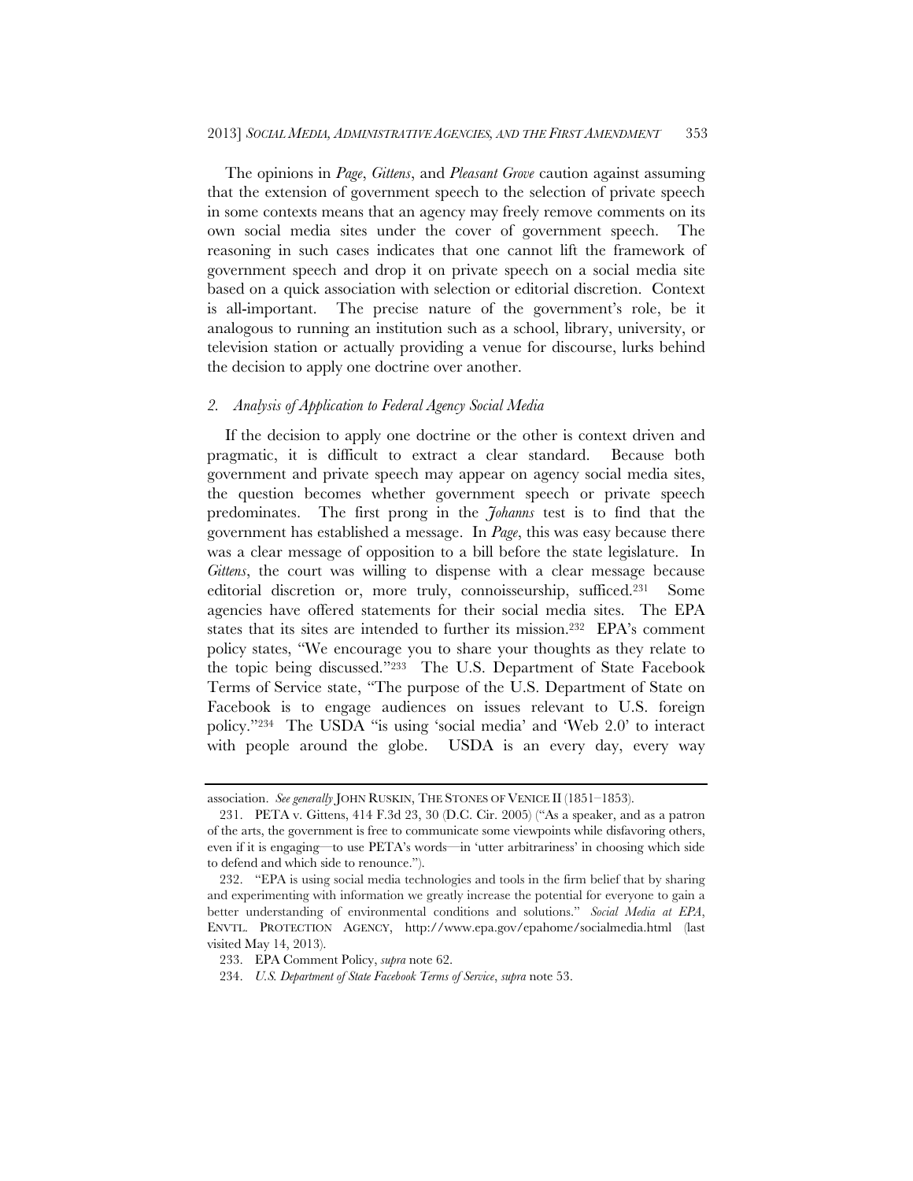The opinions in *Page*, *Gittens*, and *Pleasant Grove* caution against assuming that the extension of government speech to the selection of private speech in some contexts means that an agency may freely remove comments on its own social media sites under the cover of government speech. The reasoning in such cases indicates that one cannot lift the framework of government speech and drop it on private speech on a social media site based on a quick association with selection or editorial discretion. Context is all-important. The precise nature of the government's role, be it analogous to running an institution such as a school, library, university, or television station or actually providing a venue for discourse, lurks behind the decision to apply one doctrine over another.

### *2. Analysis of Application to Federal Agency Social Media*

If the decision to apply one doctrine or the other is context driven and pragmatic, it is difficult to extract a clear standard. Because both government and private speech may appear on agency social media sites, the question becomes whether government speech or private speech predominates. The first prong in the *Johanns* test is to find that the government has established a message. In *Page*, this was easy because there was a clear message of opposition to a bill before the state legislature. In *Gittens*, the court was willing to dispense with a clear message because editorial discretion or, more truly, connoisseurship, sufficed.[231] Some agencies have offered statements for their social media sites. The EPA states that its sites are intended to further its mission.[232] EPA's comment policy states, "We encourage you to share your thoughts as they relate to the topic being discussed."[233] The U.S. Department of State Facebook Terms of Service state, "The purpose of the U.S. Department of State on Facebook is to engage audiences on issues relevant to U.S. foreign policy."[234] The USDA "is using 'social media' and 'Web 2.0' to interact with people around the globe. USDA is an every day, every way

---

association. *See generally* JOHN RUSKIN, THE STONES OF VENICE II (1851–1853).

231. PETA v. Gittens, 414 F.3d 23, 30 (D.C. Cir. 2005) ("As a speaker, and as a patron of the arts, the government is free to communicate some viewpoints while disfavoring others, even if it is engaging—to use PETA's words—in 'utter arbitrariness' in choosing which side to defend and which side to renounce.").

232. "EPA is using social media technologies and tools in the firm belief that by sharing and experimenting with information we greatly increase the potential for everyone to gain a better understanding of environmental conditions and solutions." *Social Media at EPA*, ENVTL. PROTECTION AGENCY, http://www.epa.gov/epahome/socialmedia.html (last visited May 14, 2013).

233. EPA Comment Policy, *supra* note 62.

234. *U.S. Department of State Facebook Terms of Service*, *supra* note 53.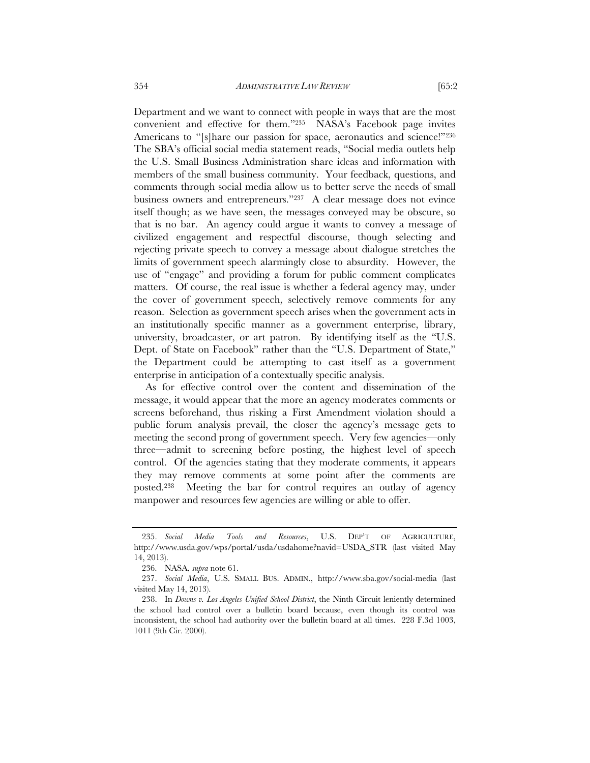Department and we want to connect with people in ways that are the most convenient and effective for them."[235] NASA's Facebook page invites Americans to "[s]hare our passion for space, aeronautics and science!"[236] The SBA's official social media statement reads, "Social media outlets help the U.S. Small Business Administration share ideas and information with members of the small business community. Your feedback, questions, and comments through social media allow us to better serve the needs of small business owners and entrepreneurs."[237] A clear message does not evince itself though; as we have seen, the messages conveyed may be obscure, so that is no bar. An agency could argue it wants to convey a message of civilized engagement and respectful discourse, though selecting and rejecting private speech to convey a message about dialogue stretches the limits of government speech alarmingly close to absurdity. However, the use of "engage" and providing a forum for public comment complicates matters. Of course, the real issue is whether a federal agency may, under the cover of government speech, selectively remove comments for any reason. Selection as government speech arises when the government acts in an institutionally specific manner as a government enterprise, library, university, broadcaster, or art patron. By identifying itself as the "U.S. Dept. of State on Facebook" rather than the "U.S. Department of State," the Department could be attempting to cast itself as a government enterprise in anticipation of a contextually specific analysis.

As for effective control over the content and dissemination of the message, it would appear that the more an agency moderates comments or screens beforehand, thus risking a First Amendment violation should a public forum analysis prevail, the closer the agency's message gets to meeting the second prong of government speech. Very few agencies—only three—admit to screening before posting, the highest level of speech control. Of the agencies stating that they moderate comments, it appears they may remove comments at some point after the comments are posted.[238] Meeting the bar for control requires an outlay of agency manpower and resources few agencies are willing or able to offer.

---

235. *Social Media Tools and Resources*, U.S. DEP'T OF AGRICULTURE, http://www.usda.gov/wps/portal/usda/usdahome?navid=USDA_STR (last visited May 14, 2013).

236. NASA, *supra* note 61.

237. *Social Media*, U.S. SMALL BUS. ADMIN., http://www.sba.gov/social-media (last visited May 14, 2013).

238. In *Downs v. Los Angeles Unified School District*, the Ninth Circuit leniently determined the school had control over a bulletin board because, even though its control was inconsistent, the school had authority over the bulletin board at all times. 228 F.3d 1003, 1011 (9th Cir. 2000).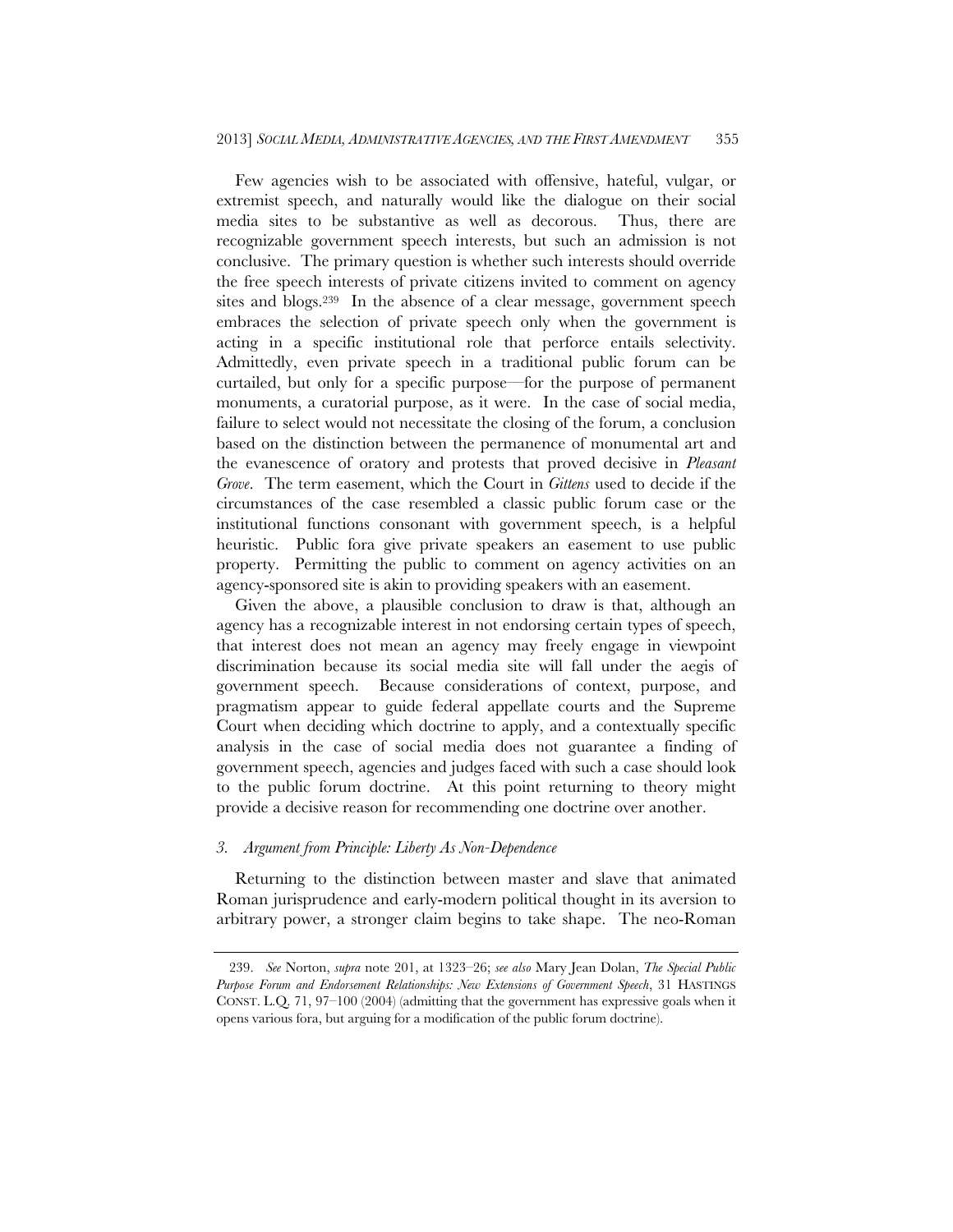Few agencies wish to be associated with offensive, hateful, vulgar, or extremist speech, and naturally would like the dialogue on their social media sites to be substantive as well as decorous. Thus, there are recognizable government speech interests, but such an admission is not conclusive. The primary question is whether such interests should override the free speech interests of private citizens invited to comment on agency sites and blogs.[239] In the absence of a clear message, government speech embraces the selection of private speech only when the government is acting in a specific institutional role that perforce entails selectivity. Admittedly, even private speech in a traditional public forum can be curtailed, but only for a specific purpose—for the purpose of permanent monuments, a curatorial purpose, as it were. In the case of social media, failure to select would not necessitate the closing of the forum, a conclusion based on the distinction between the permanence of monumental art and the evanescence of oratory and protests that proved decisive in *Pleasant Grove*. The term easement, which the Court in *Gittens* used to decide if the circumstances of the case resembled a classic public forum case or the institutional functions consonant with government speech, is a helpful heuristic. Public fora give private speakers an easement to use public property. Permitting the public to comment on agency activities on an agency-sponsored site is akin to providing speakers with an easement.

Given the above, a plausible conclusion to draw is that, although an agency has a recognizable interest in not endorsing certain types of speech, that interest does not mean an agency may freely engage in viewpoint discrimination because its social media site will fall under the aegis of government speech. Because considerations of context, purpose, and pragmatism appear to guide federal appellate courts and the Supreme Court when deciding which doctrine to apply, and a contextually specific analysis in the case of social media does not guarantee a finding of government speech, agencies and judges faced with such a case should look to the public forum doctrine. At this point returning to theory might provide a decisive reason for recommending one doctrine over another.

### 3. *Argument from Principle: Liberty As Non-Dependence*

Returning to the distinction between master and slave that animated Roman jurisprudence and early-modern political thought in its aversion to arbitrary power, a stronger claim begins to take shape. The neo-Roman

239. *See* Norton, *supra* note 201, at 1323–26; *see also* Mary Jean Dolan, *The Special Public Purpose Forum and Endorsement Relationships: New Extensions of Government Speech*, 31 HASTINGS CONST. L.Q. 71, 97–100 (2004) (admitting that the government has expressive goals when it opens various fora, but arguing for a modification of the public forum doctrine).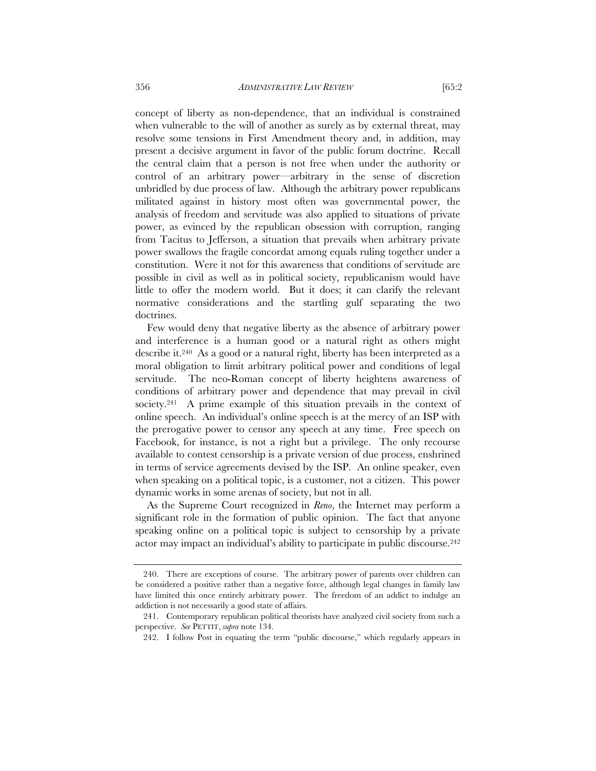concept of liberty as non-dependence, that an individual is constrained when vulnerable to the will of another as surely as by external threat, may resolve some tensions in First Amendment theory and, in addition, may present a decisive argument in favor of the public forum doctrine. Recall the central claim that a person is not free when under the authority or control of an arbitrary power—arbitrary in the sense of discretion unbridled by due process of law. Although the arbitrary power republicans militated against in history most often was governmental power, the analysis of freedom and servitude was also applied to situations of private power, as evinced by the republican obsession with corruption, ranging from Tacitus to Jefferson, a situation that prevails when arbitrary private power swallows the fragile concordat among equals ruling together under a constitution. Were it not for this awareness that conditions of servitude are possible in civil as well as in political society, republicanism would have little to offer the modern world. But it does; it can clarify the relevant normative considerations and the startling gulf separating the two doctrines.

Few would deny that negative liberty as the absence of arbitrary power and interference is a human good or a natural right as others might describe it.[240] As a good or a natural right, liberty has been interpreted as a moral obligation to limit arbitrary political power and conditions of legal servitude. The neo-Roman concept of liberty heightens awareness of conditions of arbitrary power and dependence that may prevail in civil society.[241] A prime example of this situation prevails in the context of online speech. An individual's online speech is at the mercy of an ISP with the prerogative power to censor any speech at any time. Free speech on Facebook, for instance, is not a right but a privilege. The only recourse available to contest censorship is a private version of due process, enshrined in terms of service agreements devised by the ISP. An online speaker, even when speaking on a political topic, is a customer, not a citizen. This power dynamic works in some arenas of society, but not in all.

As the Supreme Court recognized in *Reno*, the Internet may perform a significant role in the formation of public opinion. The fact that anyone speaking online on a political topic is subject to censorship by a private actor may impact an individual's ability to participate in public discourse.[242]

---

240. There are exceptions of course. The arbitrary power of parents over children can be considered a positive rather than a negative force, although legal changes in family law have limited this once entirely arbitrary power. The freedom of an addict to indulge an addiction is not necessarily a good state of affairs.

241. Contemporary republican political theorists have analyzed civil society from such a perspective. *See* PETTIT, *supra* note 134.

242. I follow Post in equating the term "public discourse," which regularly appears in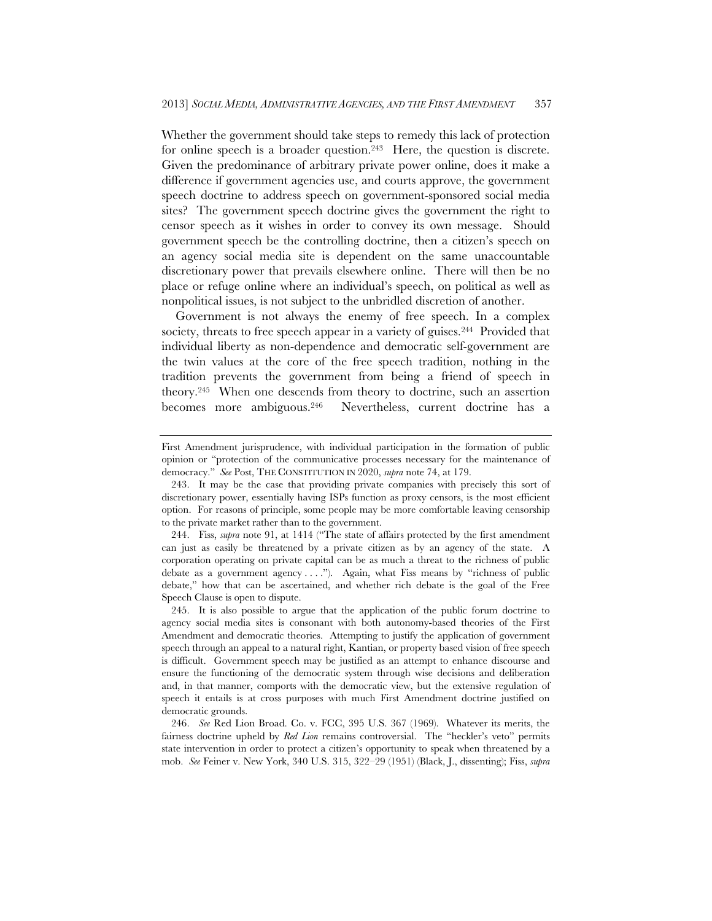Whether the government should take steps to remedy this lack of protection for online speech is a broader question.[243] Here, the question is discrete. Given the predominance of arbitrary private power online, does it make a difference if government agencies use, and courts approve, the government speech doctrine to address speech on government-sponsored social media sites? The government speech doctrine gives the government the right to censor speech as it wishes in order to convey its own message. Should government speech be the controlling doctrine, then a citizen's speech on an agency social media site is dependent on the same unaccountable discretionary power that prevails elsewhere online. There will then be no place or refuge online where an individual's speech, on political as well as nonpolitical issues, is not subject to the unbridled discretion of another.

Government is not always the enemy of free speech. In a complex society, threats to free speech appear in a variety of guises.[244] Provided that individual liberty as non-dependence and democratic self-government are the twin values at the core of the free speech tradition, nothing in the tradition prevents the government from being a friend of speech in theory.[245] When one descends from theory to doctrine, such an assertion becomes more ambiguous.[246] Nevertheless, current doctrine has a

---

First Amendment jurisprudence, with individual participation in the formation of public opinion or "protection of the communicative processes necessary for the maintenance of democracy." *See* Post, THE CONSTITUTION IN 2020, *supra* note 74, at 179.

243. It may be the case that providing private companies with precisely this sort of discretionary power, essentially having ISPs function as proxy censors, is the most efficient option. For reasons of principle, some people may be more comfortable leaving censorship to the private market rather than to the government.

244. Fiss, *supra* note 91, at 1414 ("The state of affairs protected by the first amendment can just as easily be threatened by a private citizen as by an agency of the state. A corporation operating on private capital can be as much a threat to the richness of public debate as a government agency . . . ."). Again, what Fiss means by "richness of public debate," how that can be ascertained, and whether rich debate is the goal of the Free Speech Clause is open to dispute.

245. It is also possible to argue that the application of the public forum doctrine to agency social media sites is consonant with both autonomy-based theories of the First Amendment and democratic theories. Attempting to justify the application of government speech through an appeal to a natural right, Kantian, or property based vision of free speech is difficult. Government speech may be justified as an attempt to enhance discourse and ensure the functioning of the democratic system through wise decisions and deliberation and, in that manner, comports with the democratic view, but the extensive regulation of speech it entails is at cross purposes with much First Amendment doctrine justified on democratic grounds.

246. *See* Red Lion Broad. Co. v. FCC, 395 U.S. 367 (1969). Whatever its merits, the fairness doctrine upheld by *Red Lion* remains controversial. The "heckler's veto" permits state intervention in order to protect a citizen's opportunity to speak when threatened by a mob. *See* Feiner v. New York, 340 U.S. 315, 322–29 (1951) (Black, J., dissenting); Fiss, *supra*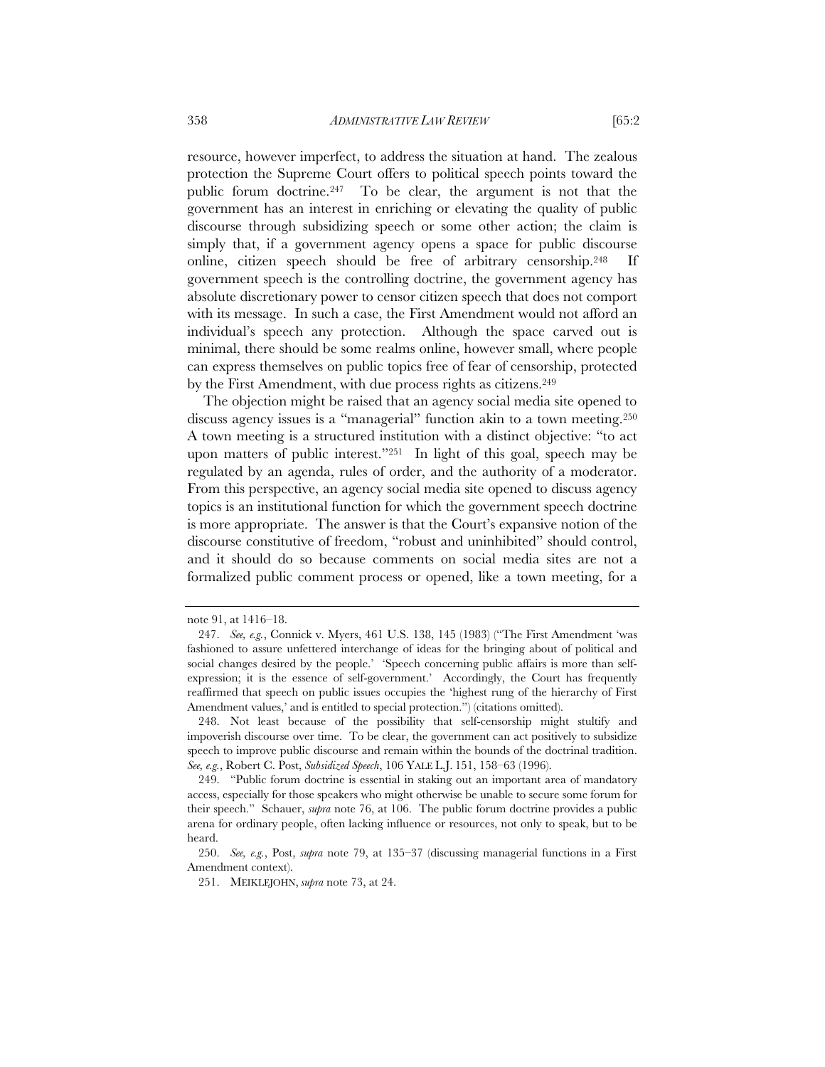resource, however imperfect, to address the situation at hand. The zealous protection the Supreme Court offers to political speech points toward the public forum doctrine.[247] To be clear, the argument is not that the government has an interest in enriching or elevating the quality of public discourse through subsidizing speech or some other action; the claim is simply that, if a government agency opens a space for public discourse online, citizen speech should be free of arbitrary censorship.[248] If government speech is the controlling doctrine, the government agency has absolute discretionary power to censor citizen speech that does not comport with its message. In such a case, the First Amendment would not afford an individual's speech any protection. Although the space carved out is minimal, there should be some realms online, however small, where people can express themselves on public topics free of fear of censorship, protected by the First Amendment, with due process rights as citizens.[249]

The objection might be raised that an agency social media site opened to discuss agency issues is a "managerial" function akin to a town meeting.[250] A town meeting is a structured institution with a distinct objective: "to act upon matters of public interest."[251] In light of this goal, speech may be regulated by an agenda, rules of order, and the authority of a moderator. From this perspective, an agency social media site opened to discuss agency topics is an institutional function for which the government speech doctrine is more appropriate. The answer is that the Court's expansive notion of the discourse constitutive of freedom, "robust and uninhibited" should control, and it should do so because comments on social media sites are not a formalized public comment process or opened, like a town meeting, for a

---

note 91, at 1416–18.

247. *See, e.g.*, Connick v. Myers, 461 U.S. 138, 145 (1983) ("The First Amendment 'was fashioned to assure unfettered interchange of ideas for the bringing about of political and social changes desired by the people.' 'Speech concerning public affairs is more than self-expression; it is the essence of self-government.' Accordingly, the Court has frequently reaffirmed that speech on public issues occupies the 'highest rung of the hierarchy of First Amendment values,' and is entitled to special protection.") (citations omitted).

248. Not least because of the possibility that self-censorship might stultify and impoverish discourse over time. To be clear, the government can act positively to subsidize speech to improve public discourse and remain within the bounds of the doctrinal tradition. *See, e.g.*, Robert C. Post, *Subsidized Speech*, 106 YALE L.J. 151, 158–63 (1996).

249. "Public forum doctrine is essential in staking out an important area of mandatory access, especially for those speakers who might otherwise be unable to secure some forum for their speech." Schauer, *supra* note 76, at 106. The public forum doctrine provides a public arena for ordinary people, often lacking influence or resources, not only to speak, but to be heard.

250. *See, e.g.*, Post, *supra* note 79, at 135–37 (discussing managerial functions in a First Amendment context).

251. MEIKLEJOHN, *supra* note 73, at 24.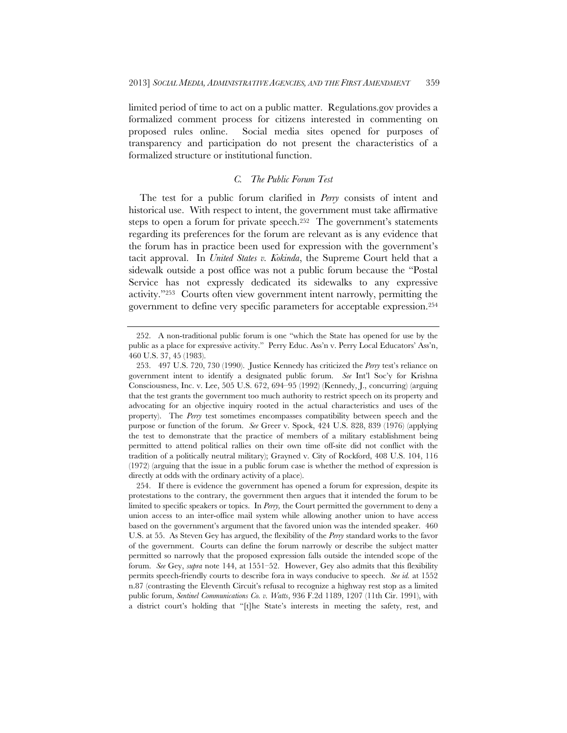limited period of time to act on a public matter. Regulations.gov provides a formalized comment process for citizens interested in commenting on proposed rules online. Social media sites opened for purposes of transparency and participation do not present the characteristics of a formalized structure or institutional function.

### *C. The Public Forum Test*

The test for a public forum clarified in *Perry* consists of intent and historical use. With respect to intent, the government must take affirmative steps to open a forum for private speech.[252] The government's statements regarding its preferences for the forum are relevant as is any evidence that the forum has in practice been used for expression with the government's tacit approval. In *United States v. Kokinda*, the Supreme Court held that a sidewalk outside a post office was not a public forum because the "Postal Service has not expressly dedicated its sidewalks to any expressive activity."[253] Courts often view government intent narrowly, permitting the government to define very specific parameters for acceptable expression.[254]

---

252. A non-traditional public forum is one "which the State has opened for use by the public as a place for expressive activity." Perry Educ. Ass'n v. Perry Local Educators' Ass'n, 460 U.S. 37, 45 (1983).

253. 497 U.S. 720, 730 (1990). Justice Kennedy has criticized the *Perry* test's reliance on government intent to identify a designated public forum. *See* Int'l Soc'y for Krishna Consciousness, Inc. v. Lee, 505 U.S. 672, 694–95 (1992) (Kennedy, J., concurring) (arguing that the test grants the government too much authority to restrict speech on its property and advocating for an objective inquiry rooted in the actual characteristics and uses of the property). The *Perry* test sometimes encompasses compatibility between speech and the purpose or function of the forum. *See* Greer v. Spock, 424 U.S. 828, 839 (1976) (applying the test to demonstrate that the practice of members of a military establishment being permitted to attend political rallies on their own time off-site did not conflict with the tradition of a politically neutral military); Grayned v. City of Rockford, 408 U.S. 104, 116 (1972) (arguing that the issue in a public forum case is whether the method of expression is directly at odds with the ordinary activity of a place).

254. If there is evidence the government has opened a forum for expression, despite its protestations to the contrary, the government then argues that it intended the forum to be limited to specific speakers or topics. In *Perry*, the Court permitted the government to deny a union access to an inter-office mail system while allowing another union to have access based on the government's argument that the favored union was the intended speaker. 460 U.S. at 55. As Steven Gey has argued, the flexibility of the *Perry* standard works to the favor of the government. Courts can define the forum narrowly or describe the subject matter permitted so narrowly that the proposed expression falls outside the intended scope of the forum. *See* Gey, *supra* note 144, at 1551–52. However, Gey also admits that this flexibility permits speech-friendly courts to describe fora in ways conducive to speech. *See id.* at 1552 n.87 (contrasting the Eleventh Circuit's refusal to recognize a highway rest stop as a limited public forum, *Sentinel Communications Co. v. Watts*, 936 F.2d 1189, 1207 (11th Cir. 1991), with a district court's holding that "[t]he State's interests in meeting the safety, rest, and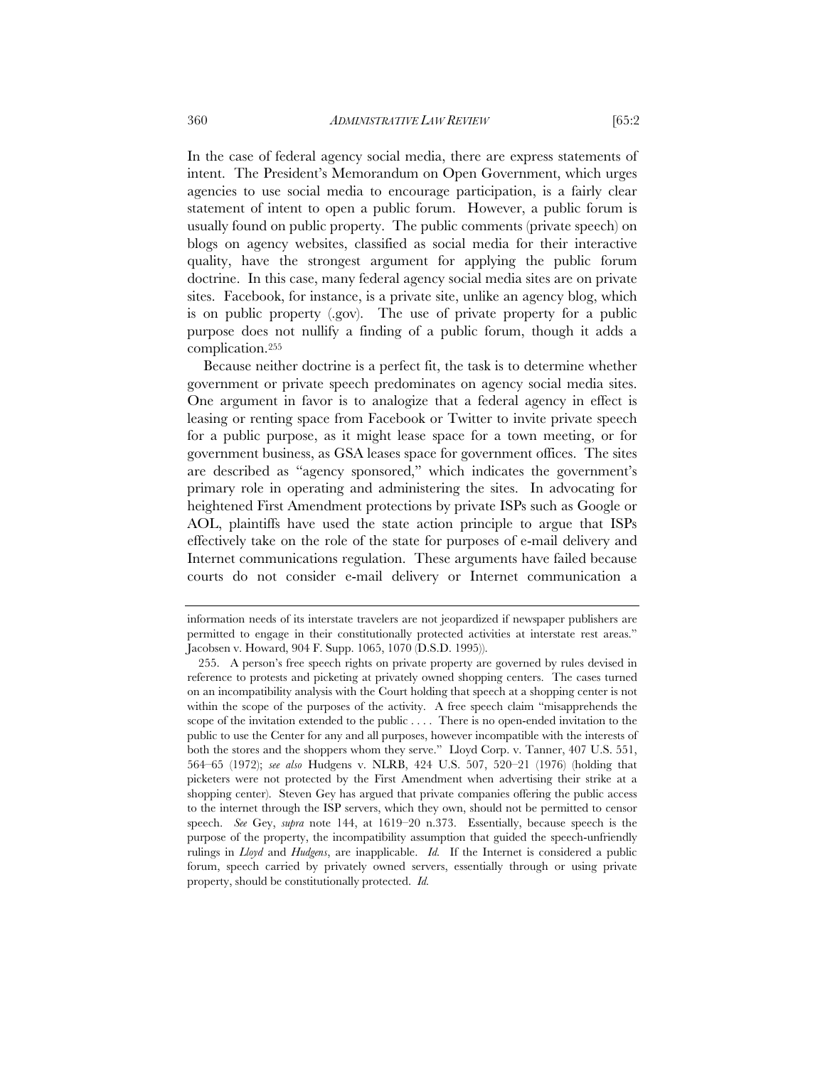In the case of federal agency social media, there are express statements of intent. The President's Memorandum on Open Government, which urges agencies to use social media to encourage participation, is a fairly clear statement of intent to open a public forum. However, a public forum is usually found on public property. The public comments (private speech) on blogs on agency websites, classified as social media for their interactive quality, have the strongest argument for applying the public forum doctrine. In this case, many federal agency social media sites are on private sites. Facebook, for instance, is a private site, unlike an agency blog, which is on public property (.gov). The use of private property for a public purpose does not nullify a finding of a public forum, though it adds a complication.[255]

Because neither doctrine is a perfect fit, the task is to determine whether government or private speech predominates on agency social media sites. One argument in favor is to analogize that a federal agency in effect is leasing or renting space from Facebook or Twitter to invite private speech for a public purpose, as it might lease space for a town meeting, or for government business, as GSA leases space for government offices. The sites are described as "agency sponsored," which indicates the government's primary role in operating and administering the sites. In advocating for heightened First Amendment protections by private ISPs such as Google or AOL, plaintiffs have used the state action principle to argue that ISPs effectively take on the role of the state for purposes of e-mail delivery and Internet communications regulation. These arguments have failed because courts do not consider e-mail delivery or Internet communication a

---

information needs of its interstate travelers are not jeopardized if newspaper publishers are permitted to engage in their constitutionally protected activities at interstate rest areas." Jacobsen v. Howard, 904 F. Supp. 1065, 1070 (D.S.D. 1995)).

255. A person's free speech rights on private property are governed by rules devised in reference to protests and picketing at privately owned shopping centers. The cases turned on an incompatibility analysis with the Court holding that speech at a shopping center is not within the scope of the purposes of the activity. A free speech claim "misapprehends the scope of the invitation extended to the public . . . . There is no open-ended invitation to the public to use the Center for any and all purposes, however incompatible with the interests of both the stores and the shoppers whom they serve." Lloyd Corp. v. Tanner, 407 U.S. 551, 564–65 (1972); *see also* Hudgens v. NLRB, 424 U.S. 507, 520–21 (1976) (holding that picketers were not protected by the First Amendment when advertising their strike at a shopping center). Steven Gey has argued that private companies offering the public access to the internet through the ISP servers, which they own, should not be permitted to censor speech. *See* Gey, *supra* note 144, at 1619–20 n.373. Essentially, because speech is the purpose of the property, the incompatibility assumption that guided the speech-unfriendly rulings in *Lloyd* and *Hudgens*, are inapplicable. *Id.* If the Internet is considered a public forum, speech carried by privately owned servers, essentially through or using private property, should be constitutionally protected. *Id.*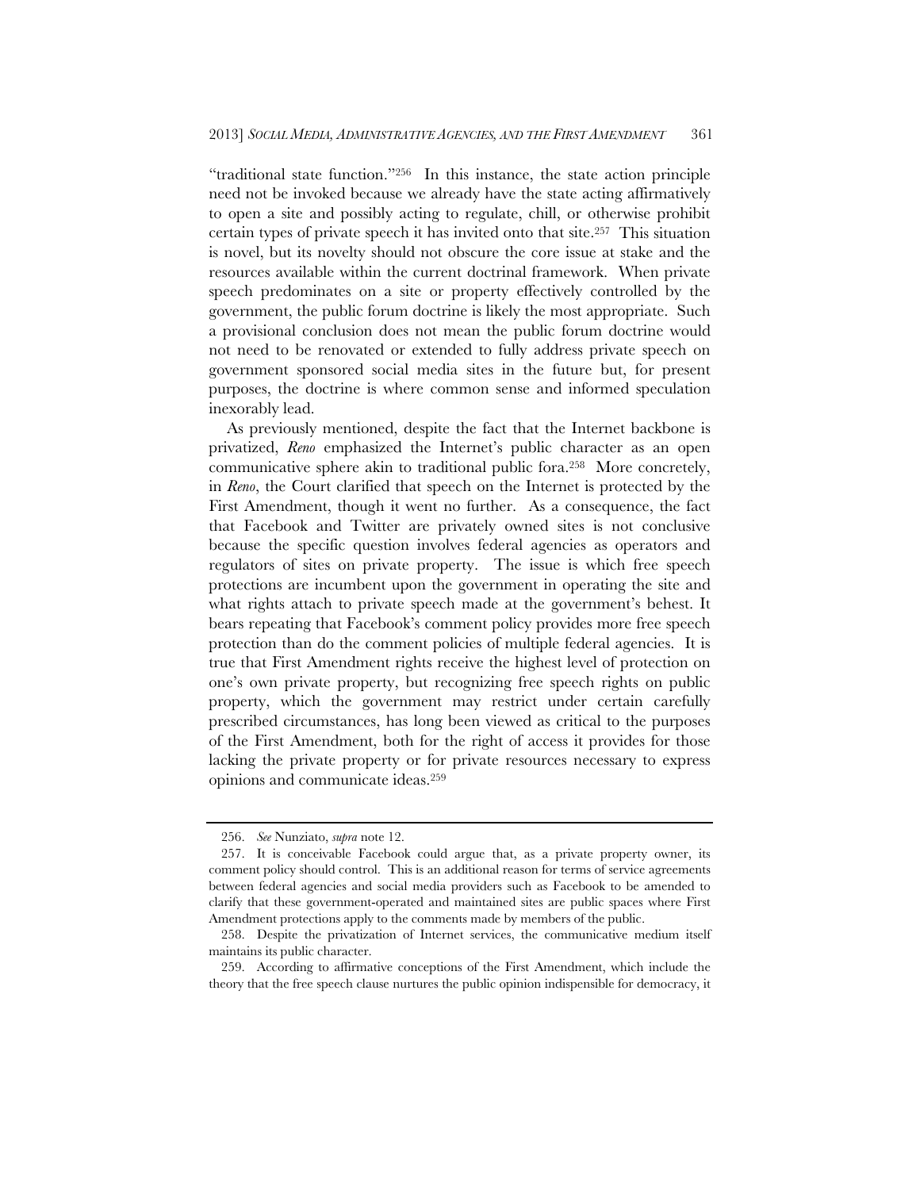"traditional state function."[256] In this instance, the state action principle need not be invoked because we already have the state acting affirmatively to open a site and possibly acting to regulate, chill, or otherwise prohibit certain types of private speech it has invited onto that site.[257] This situation is novel, but its novelty should not obscure the core issue at stake and the resources available within the current doctrinal framework. When private speech predominates on a site or property effectively controlled by the government, the public forum doctrine is likely the most appropriate. Such a provisional conclusion does not mean the public forum doctrine would not need to be renovated or extended to fully address private speech on government sponsored social media sites in the future but, for present purposes, the doctrine is where common sense and informed speculation inexorably lead.

As previously mentioned, despite the fact that the Internet backbone is privatized, *Reno* emphasized the Internet's public character as an open communicative sphere akin to traditional public fora.[258] More concretely, in *Reno*, the Court clarified that speech on the Internet is protected by the First Amendment, though it went no further. As a consequence, the fact that Facebook and Twitter are privately owned sites is not conclusive because the specific question involves federal agencies as operators and regulators of sites on private property. The issue is which free speech protections are incumbent upon the government in operating the site and what rights attach to private speech made at the government's behest. It bears repeating that Facebook's comment policy provides more free speech protection than do the comment policies of multiple federal agencies. It is true that First Amendment rights receive the highest level of protection on one's own private property, but recognizing free speech rights on public property, which the government may restrict under certain carefully prescribed circumstances, has long been viewed as critical to the purposes of the First Amendment, both for the right of access it provides for those lacking the private property or for private resources necessary to express opinions and communicate ideas.[259]

---

256. *See* Nunziato, *supra* note 12.

257. It is conceivable Facebook could argue that, as a private property owner, its comment policy should control. This is an additional reason for terms of service agreements between federal agencies and social media providers such as Facebook to be amended to clarify that these government-operated and maintained sites are public spaces where First Amendment protections apply to the comments made by members of the public.

258. Despite the privatization of Internet services, the communicative medium itself maintains its public character.

259. According to affirmative conceptions of the First Amendment, which include the theory that the free speech clause nurtures the public opinion indispensible for democracy, it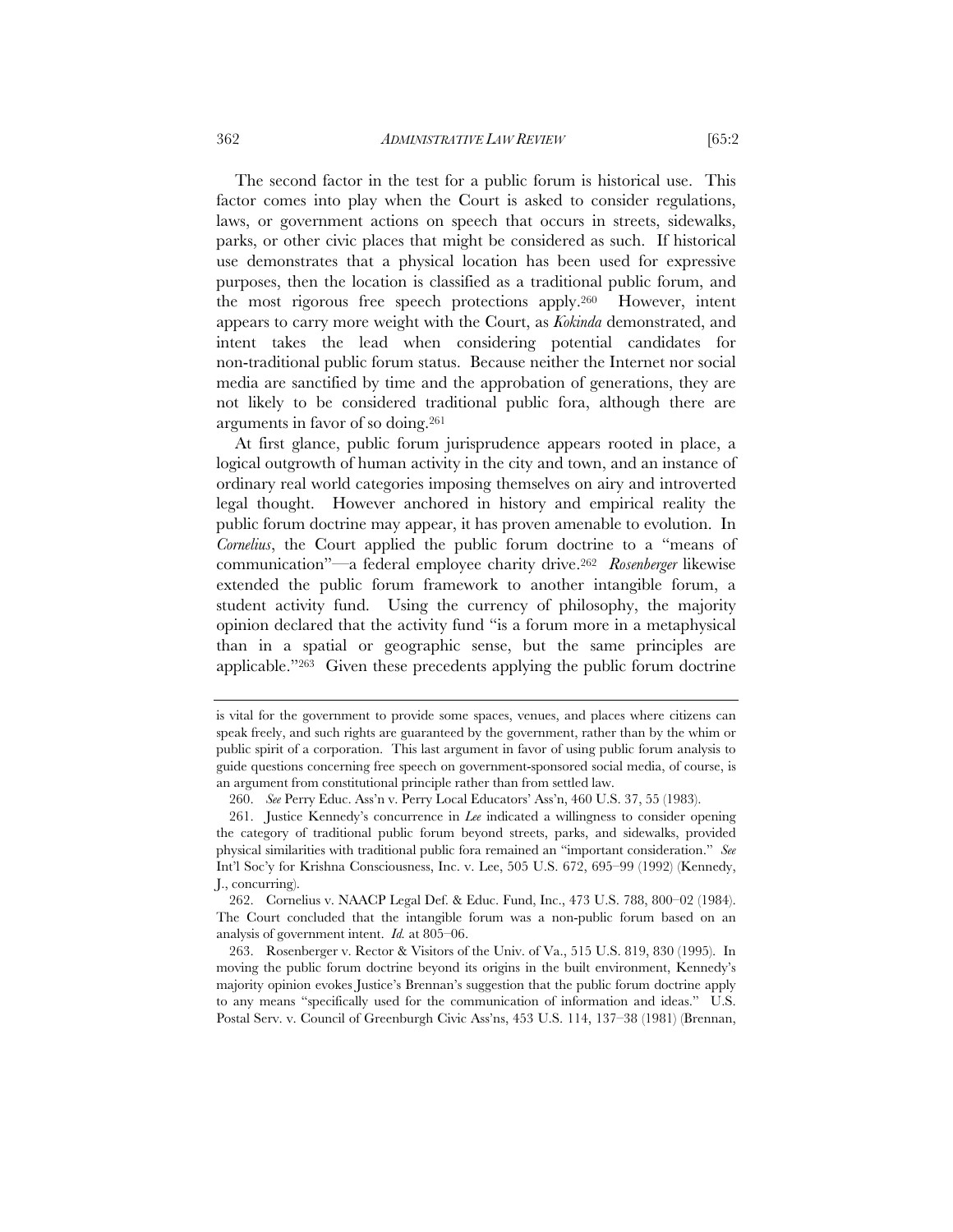The second factor in the test for a public forum is historical use. This factor comes into play when the Court is asked to consider regulations, laws, or government actions on speech that occurs in streets, sidewalks, parks, or other civic places that might be considered as such. If historical use demonstrates that a physical location has been used for expressive purposes, then the location is classified as a traditional public forum, and the most rigorous free speech protections apply.[260] However, intent appears to carry more weight with the Court, as *Kokinda* demonstrated, and intent takes the lead when considering potential candidates for non-traditional public forum status. Because neither the Internet nor social media are sanctified by time and the approbation of generations, they are not likely to be considered traditional public fora, although there are arguments in favor of so doing.[261]

At first glance, public forum jurisprudence appears rooted in place, a logical outgrowth of human activity in the city and town, and an instance of ordinary real world categories imposing themselves on airy and introverted legal thought. However anchored in history and empirical reality the public forum doctrine may appear, it has proven amenable to evolution. In *Cornelius*, the Court applied the public forum doctrine to a "means of communication"—a federal employee charity drive.[262] *Rosenberger* likewise extended the public forum framework to another intangible forum, a student activity fund. Using the currency of philosophy, the majority opinion declared that the activity fund "is a forum more in a metaphysical than in a spatial or geographic sense, but the same principles are applicable."[263] Given these precedents applying the public forum doctrine

---

is vital for the government to provide some spaces, venues, and places where citizens can speak freely, and such rights are guaranteed by the government, rather than by the whim or public spirit of a corporation. This last argument in favor of using public forum analysis to guide questions concerning free speech on government-sponsored social media, of course, is an argument from constitutional principle rather than from settled law.

260. *See* Perry Educ. Ass'n v. Perry Local Educators' Ass'n, 460 U.S. 37, 55 (1983).

261. Justice Kennedy's concurrence in *Lee* indicated a willingness to consider opening the category of traditional public forum beyond streets, parks, and sidewalks, provided physical similarities with traditional public fora remained an "important consideration." *See* Int'l Soc'y for Krishna Consciousness, Inc. v. Lee, 505 U.S. 672, 695–99 (1992) (Kennedy, J., concurring).

262. Cornelius v. NAACP Legal Def. & Educ. Fund, Inc., 473 U.S. 788, 800–02 (1984). The Court concluded that the intangible forum was a non-public forum based on an analysis of government intent. *Id.* at 805–06.

263. Rosenberger v. Rector & Visitors of the Univ. of Va., 515 U.S. 819, 830 (1995). In moving the public forum doctrine beyond its origins in the built environment, Kennedy's majority opinion evokes Justice's Brennan's suggestion that the public forum doctrine apply to any means "specifically used for the communication of information and ideas." U.S. Postal Serv. v. Council of Greenburgh Civic Ass'ns, 453 U.S. 114, 137–38 (1981) (Brennan,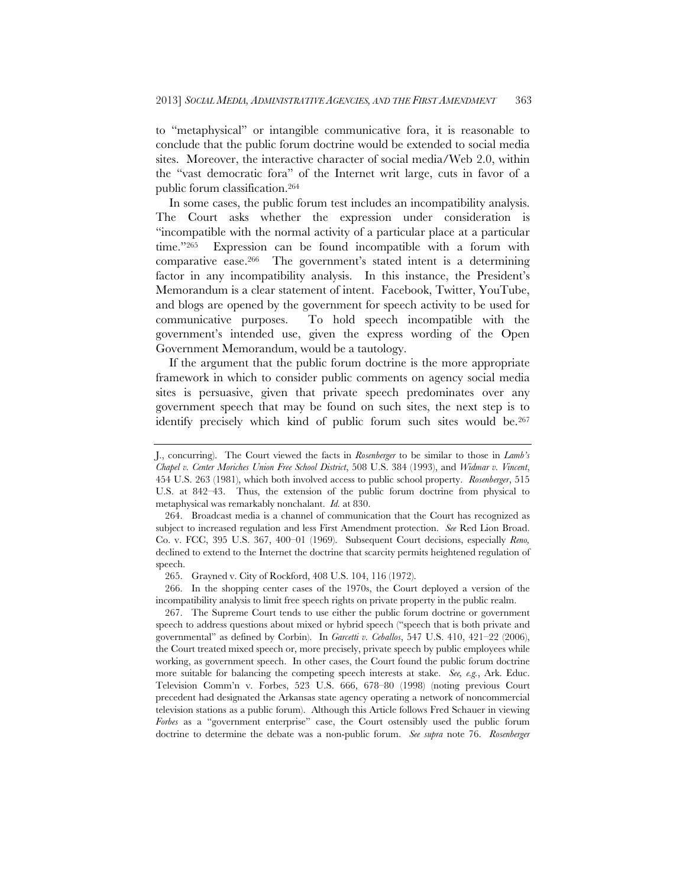to "metaphysical" or intangible communicative fora, it is reasonable to conclude that the public forum doctrine would be extended to social media sites. Moreover, the interactive character of social media/Web 2.0, within the "vast democratic fora" of the Internet writ large, cuts in favor of a public forum classification.[264]

In some cases, the public forum test includes an incompatibility analysis. The Court asks whether the expression under consideration is "incompatible with the normal activity of a particular place at a particular time."[265] Expression can be found incompatible with a forum with comparative ease.[266] The government's stated intent is a determining factor in any incompatibility analysis. In this instance, the President's Memorandum is a clear statement of intent. Facebook, Twitter, YouTube, and blogs are opened by the government for speech activity to be used for communicative purposes. To hold speech incompatible with the government's intended use, given the express wording of the Open Government Memorandum, would be a tautology.

If the argument that the public forum doctrine is the more appropriate framework in which to consider public comments on agency social media sites is persuasive, given that private speech predominates over any government speech that may be found on such sites, the next step is to identify precisely which kind of public forum such sites would be.[267]

---

J., concurring). The Court viewed the facts in *Rosenberger* to be similar to those in *Lamb's Chapel v. Center Moriches Union Free School District*, 508 U.S. 384 (1993), and *Widmar v. Vincent*, 454 U.S. 263 (1981), which both involved access to public school property. *Rosenberger*, 515 U.S. at 842–43. Thus, the extension of the public forum doctrine from physical to metaphysical was remarkably nonchalant. *Id.* at 830.

264. Broadcast media is a channel of communication that the Court has recognized as subject to increased regulation and less First Amendment protection. *See* Red Lion Broad. Co. v. FCC, 395 U.S. 367, 400–01 (1969). Subsequent Court decisions, especially *Reno,* declined to extend to the Internet the doctrine that scarcity permits heightened regulation of speech.

265. Grayned v. City of Rockford, 408 U.S. 104, 116 (1972).

266. In the shopping center cases of the 1970s, the Court deployed a version of the incompatibility analysis to limit free speech rights on private property in the public realm.

267. The Supreme Court tends to use either the public forum doctrine or government speech to address questions about mixed or hybrid speech ("speech that is both private and governmental" as defined by Corbin). In *Garcetti v. Ceballos*, 547 U.S. 410, 421–22 (2006), the Court treated mixed speech or, more precisely, private speech by public employees while working, as government speech. In other cases, the Court found the public forum doctrine more suitable for balancing the competing speech interests at stake. *See, e.g.*, Ark. Educ. Television Comm'n v. Forbes, 523 U.S. 666, 678–80 (1998) (noting previous Court precedent had designated the Arkansas state agency operating a network of noncommercial television stations as a public forum). Although this Article follows Fred Schauer in viewing *Forbes* as a "government enterprise" case, the Court ostensibly used the public forum doctrine to determine the debate was a non-public forum. *See supra* note 76. *Rosenberger*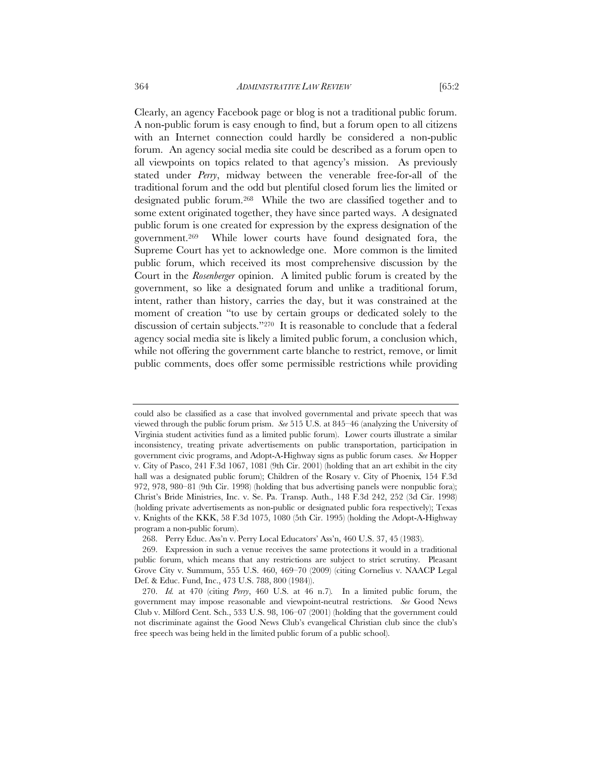Clearly, an agency Facebook page or blog is not a traditional public forum. A non-public forum is easy enough to find, but a forum open to all citizens with an Internet connection could hardly be considered a non-public forum. An agency social media site could be described as a forum open to all viewpoints on topics related to that agency's mission. As previously stated under *Perry*, midway between the venerable free-for-all of the traditional forum and the odd but plentiful closed forum lies the limited or designated public forum.[268] While the two are classified together and to some extent originated together, they have since parted ways. A designated public forum is one created for expression by the express designation of the government.[269] While lower courts have found designated fora, the Supreme Court has yet to acknowledge one. More common is the limited public forum, which received its most comprehensive discussion by the Court in the *Rosenberger* opinion. A limited public forum is created by the government, so like a designated forum and unlike a traditional forum, intent, rather than history, carries the day, but it was constrained at the moment of creation "to use by certain groups or dedicated solely to the discussion of certain subjects."[270] It is reasonable to conclude that a federal agency social media site is likely a limited public forum, a conclusion which, while not offering the government carte blanche to restrict, remove, or limit public comments, does offer some permissible restrictions while providing

---

could also be classified as a case that involved governmental and private speech that was viewed through the public forum prism. *See* 515 U.S. at 845–46 (analyzing the University of Virginia student activities fund as a limited public forum). Lower courts illustrate a similar inconsistency, treating private advertisements on public transportation, participation in government civic programs, and Adopt-A-Highway signs as public forum cases. *See* Hopper v. City of Pasco, 241 F.3d 1067, 1081 (9th Cir. 2001) (holding that an art exhibit in the city hall was a designated public forum); Children of the Rosary v. City of Phoenix, 154 F.3d 972, 978, 980–81 (9th Cir. 1998) (holding that bus advertising panels were nonpublic fora); Christ's Bride Ministries, Inc. v. Se. Pa. Transp. Auth., 148 F.3d 242, 252 (3d Cir. 1998) (holding private advertisements as non-public or designated public fora respectively); Texas v. Knights of the KKK, 58 F.3d 1075, 1080 (5th Cir. 1995) (holding the Adopt-A-Highway program a non-public forum).

268. Perry Educ. Ass'n v. Perry Local Educators' Ass'n, 460 U.S. 37, 45 (1983).

269. Expression in such a venue receives the same protections it would in a traditional public forum, which means that any restrictions are subject to strict scrutiny. Pleasant Grove City v. Summum, 555 U.S. 460, 469–70 (2009) (citing Cornelius v. NAACP Legal Def. & Educ. Fund, Inc., 473 U.S. 788, 800 (1984)).

270. *Id.* at 470 (citing *Perry*, 460 U.S. at 46 n.7). In a limited public forum, the government may impose reasonable and viewpoint-neutral restrictions. *See* Good News Club v. Milford Cent. Sch., 533 U.S. 98, 106–07 (2001) (holding that the government could not discriminate against the Good News Club's evangelical Christian club since the club's free speech was being held in the limited public forum of a public school).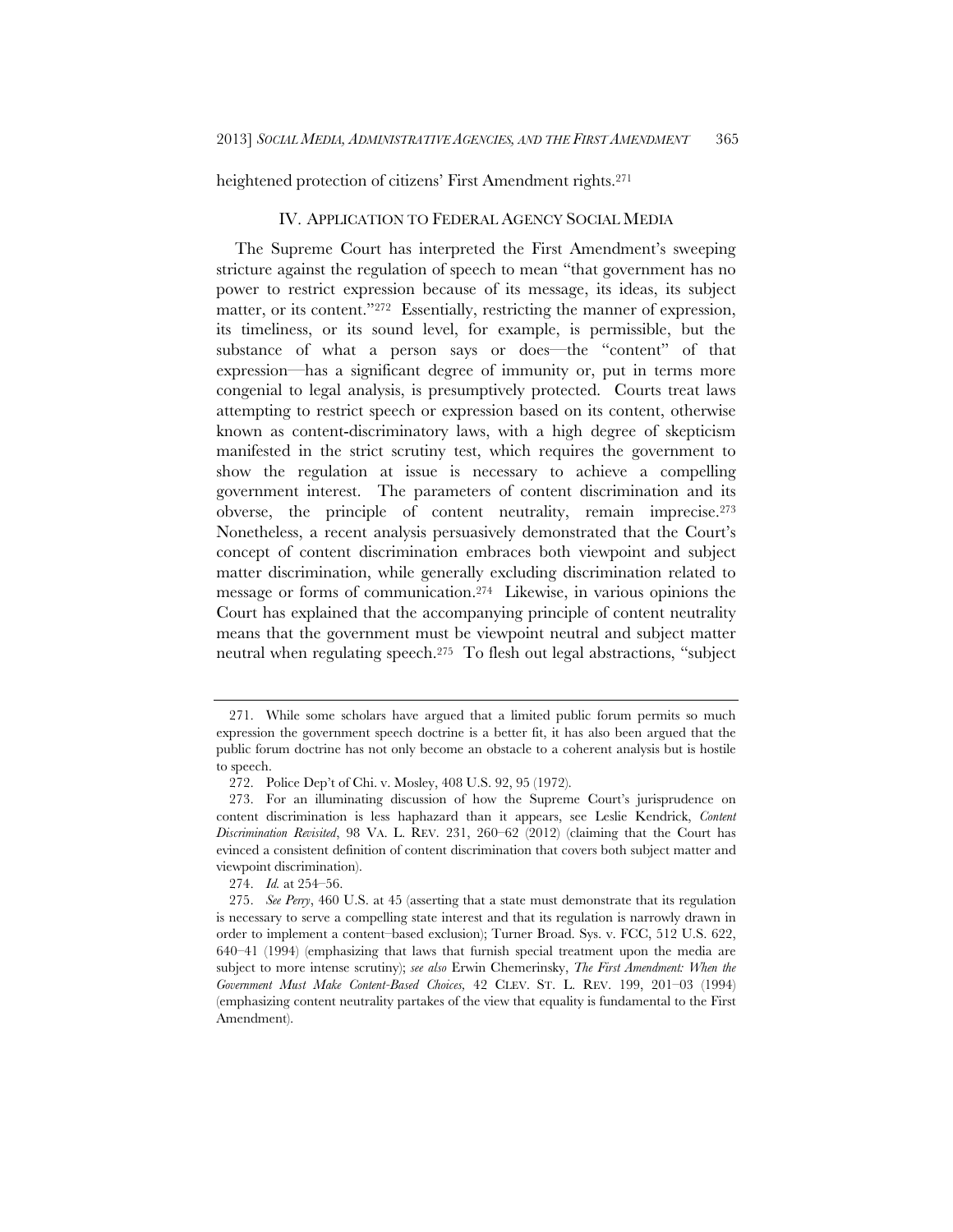heightened protection of citizens' First Amendment rights.[271]

## IV. APPLICATION TO FEDERAL AGENCY SOCIAL MEDIA

The Supreme Court has interpreted the First Amendment's sweeping stricture against the regulation of speech to mean "that government has no power to restrict expression because of its message, its ideas, its subject matter, or its content."[272] Essentially, restricting the manner of expression, its timeliness, or its sound level, for example, is permissible, but the substance of what a person says or does—the "content" of that expression—has a significant degree of immunity or, put in terms more congenial to legal analysis, is presumptively protected. Courts treat laws attempting to restrict speech or expression based on its content, otherwise known as content-discriminatory laws, with a high degree of skepticism manifested in the strict scrutiny test, which requires the government to show the regulation at issue is necessary to achieve a compelling government interest. The parameters of content discrimination and its obverse, the principle of content neutrality, remain imprecise.[273] Nonetheless, a recent analysis persuasively demonstrated that the Court's concept of content discrimination embraces both viewpoint and subject matter discrimination, while generally excluding discrimination related to message or forms of communication.[274] Likewise, in various opinions the Court has explained that the accompanying principle of content neutrality means that the government must be viewpoint neutral and subject matter neutral when regulating speech.[275] To flesh out legal abstractions, "subject

---

271. While some scholars have argued that a limited public forum permits so much expression the government speech doctrine is a better fit, it has also been argued that the public forum doctrine has not only become an obstacle to a coherent analysis but is hostile to speech.

272. Police Dep't of Chi. v. Mosley, 408 U.S. 92, 95 (1972).

273. For an illuminating discussion of how the Supreme Court's jurisprudence on content discrimination is less haphazard than it appears, see Leslie Kendrick, *Content Discrimination Revisited*, 98 VA. L. REV. 231, 260–62 (2012) (claiming that the Court has evinced a consistent definition of content discrimination that covers both subject matter and viewpoint discrimination).

274. *Id.* at 254–56.

275. *See Perry*, 460 U.S. at 45 (asserting that a state must demonstrate that its regulation is necessary to serve a compelling state interest and that its regulation is narrowly drawn in order to implement a content–based exclusion); Turner Broad. Sys. v. FCC, 512 U.S. 622, 640–41 (1994) (emphasizing that laws that furnish special treatment upon the media are subject to more intense scrutiny); *see also* Erwin Chemerinsky, *The First Amendment: When the Government Must Make Content-Based Choices*, 42 CLEV. ST. L. REV. 199, 201–03 (1994) (emphasizing content neutrality partakes of the view that equality is fundamental to the First Amendment).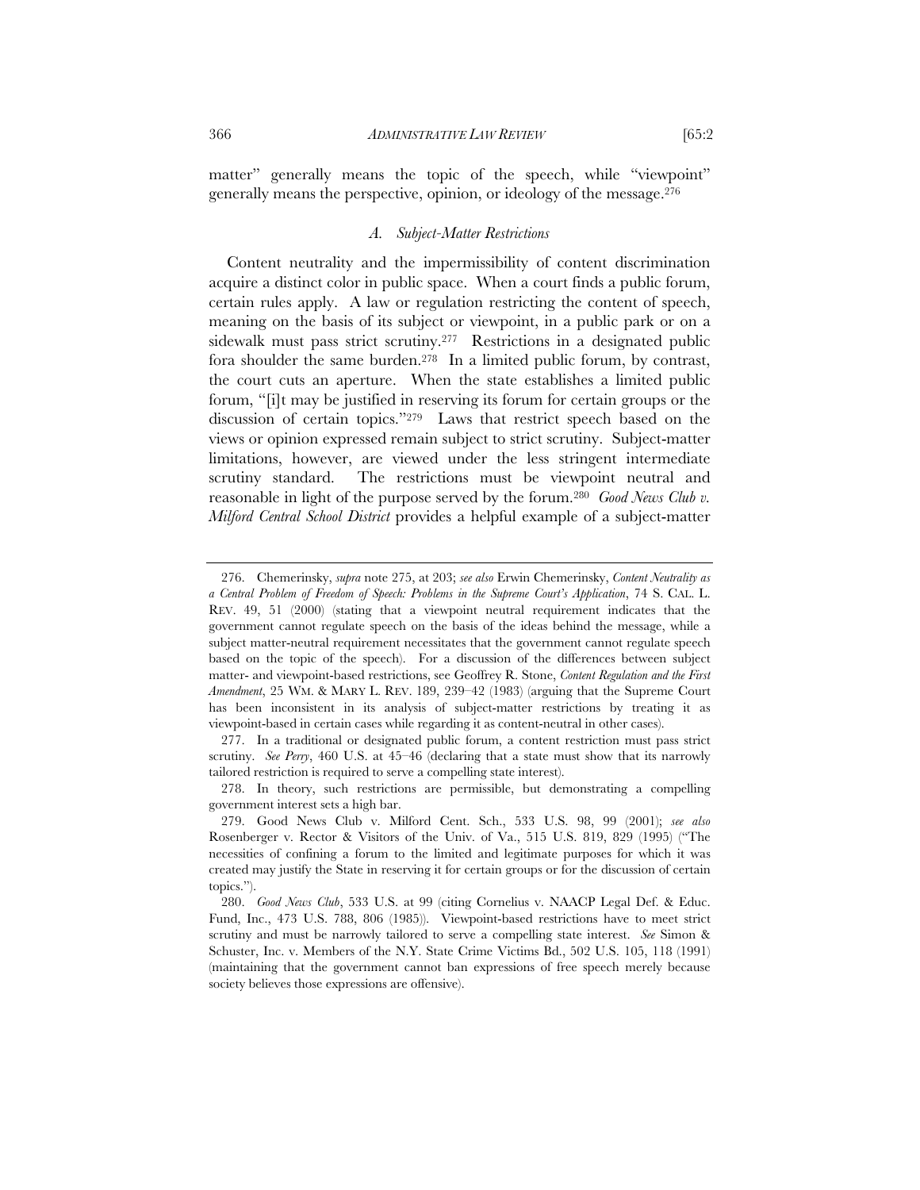matter" generally means the topic of the speech, while "viewpoint" generally means the perspective, opinion, or ideology of the message.[276]

### *A. Subject-Matter Restrictions*

Content neutrality and the impermissibility of content discrimination acquire a distinct color in public space. When a court finds a public forum, certain rules apply. A law or regulation restricting the content of speech, meaning on the basis of its subject or viewpoint, in a public park or on a sidewalk must pass strict scrutiny.[277] Restrictions in a designated public fora shoulder the same burden.[278] In a limited public forum, by contrast, the court cuts an aperture. When the state establishes a limited public forum, "[i]t may be justified in reserving its forum for certain groups or the discussion of certain topics."[279] Laws that restrict speech based on the views or opinion expressed remain subject to strict scrutiny. Subject-matter limitations, however, are viewed under the less stringent intermediate scrutiny standard. The restrictions must be viewpoint neutral and reasonable in light of the purpose served by the forum.[280] *Good News Club v. Milford Central School District* provides a helpful example of a subject-matter

---

276. Chemerinsky, *supra* note 275, at 203; *see also* Erwin Chemerinsky, *Content Neutrality as a Central Problem of Freedom of Speech: Problems in the Supreme Court's Application*, 74 S. CAL. L. REV. 49, 51 (2000) (stating that a viewpoint neutral requirement indicates that the government cannot regulate speech on the basis of the ideas behind the message, while a subject matter-neutral requirement necessitates that the government cannot regulate speech based on the topic of the speech). For a discussion of the differences between subject matter- and viewpoint-based restrictions, see Geoffrey R. Stone, *Content Regulation and the First Amendment*, 25 WM. & MARY L. REV. 189, 239–42 (1983) (arguing that the Supreme Court has been inconsistent in its analysis of subject-matter restrictions by treating it as viewpoint-based in certain cases while regarding it as content-neutral in other cases).

277. In a traditional or designated public forum, a content restriction must pass strict scrutiny. *See Perry*, 460 U.S. at 45–46 (declaring that a state must show that its narrowly tailored restriction is required to serve a compelling state interest).

278. In theory, such restrictions are permissible, but demonstrating a compelling government interest sets a high bar.

279. Good News Club v. Milford Cent. Sch., 533 U.S. 98, 99 (2001); *see also* Rosenberger v. Rector & Visitors of the Univ. of Va., 515 U.S. 819, 829 (1995) ("The necessities of confining a forum to the limited and legitimate purposes for which it was created may justify the State in reserving it for certain groups or for the discussion of certain topics.").

280. *Good News Club*, 533 U.S. at 99 (citing Cornelius v. NAACP Legal Def. & Educ. Fund, Inc., 473 U.S. 788, 806 (1985)). Viewpoint-based restrictions have to meet strict scrutiny and must be narrowly tailored to serve a compelling state interest. *See* Simon & Schuster, Inc. v. Members of the N.Y. State Crime Victims Bd., 502 U.S. 105, 118 (1991) (maintaining that the government cannot ban expressions of free speech merely because society believes those expressions are offensive).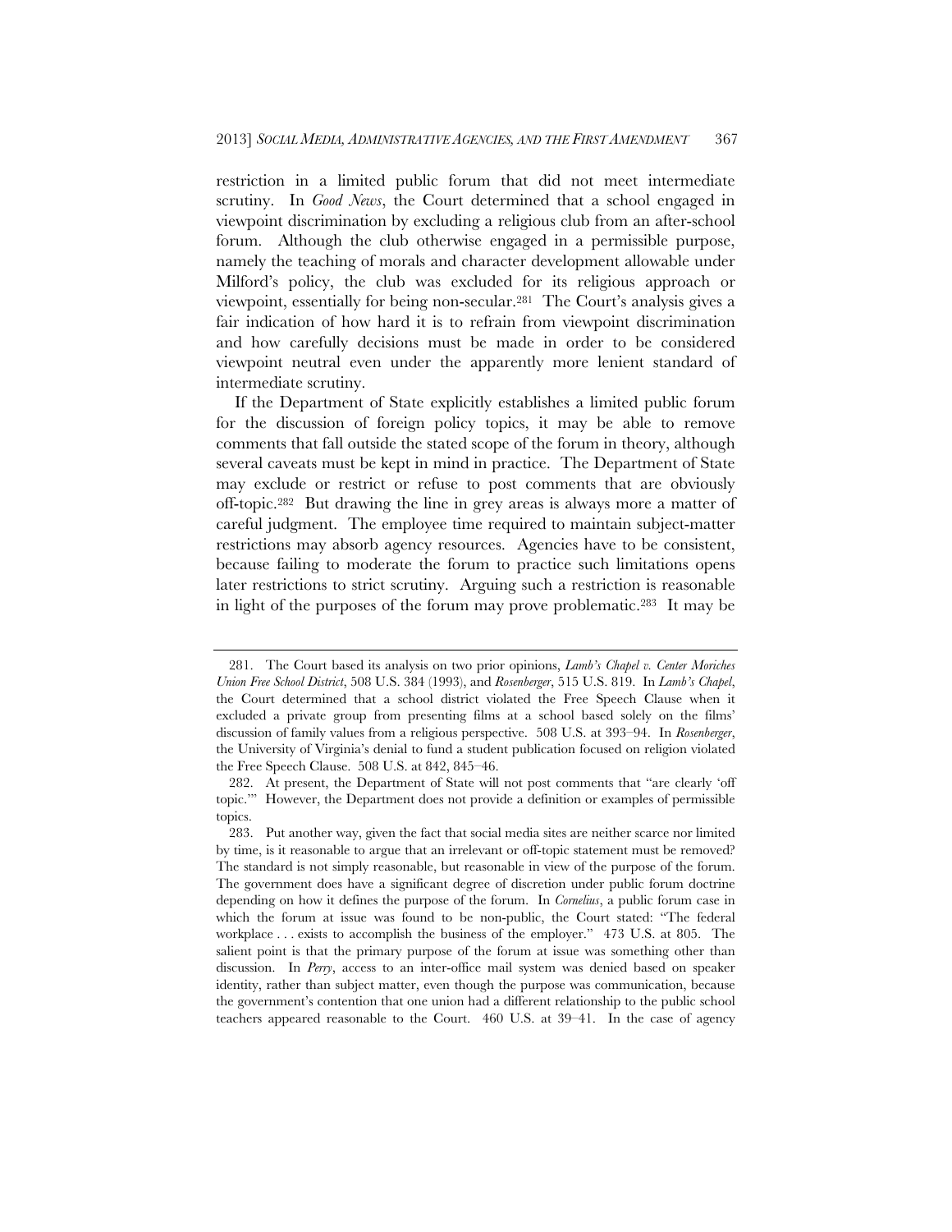restriction in a limited public forum that did not meet intermediate scrutiny. In *Good News*, the Court determined that a school engaged in viewpoint discrimination by excluding a religious club from an after-school forum. Although the club otherwise engaged in a permissible purpose, namely the teaching of morals and character development allowable under Milford's policy, the club was excluded for its religious approach or viewpoint, essentially for being non-secular.[281] The Court's analysis gives a fair indication of how hard it is to refrain from viewpoint discrimination and how carefully decisions must be made in order to be considered viewpoint neutral even under the apparently more lenient standard of intermediate scrutiny.

If the Department of State explicitly establishes a limited public forum for the discussion of foreign policy topics, it may be able to remove comments that fall outside the stated scope of the forum in theory, although several caveats must be kept in mind in practice. The Department of State may exclude or restrict or refuse to post comments that are obviously off-topic.[282] But drawing the line in grey areas is always more a matter of careful judgment. The employee time required to maintain subject-matter restrictions may absorb agency resources. Agencies have to be consistent, because failing to moderate the forum to practice such limitations opens later restrictions to strict scrutiny. Arguing such a restriction is reasonable in light of the purposes of the forum may prove problematic.[283] It may be

---

281. The Court based its analysis on two prior opinions, *Lamb's Chapel v. Center Moriches Union Free School District*, 508 U.S. 384 (1993), and *Rosenberger*, 515 U.S. 819. In *Lamb's Chapel*, the Court determined that a school district violated the Free Speech Clause when it excluded a private group from presenting films at a school based solely on the films' discussion of family values from a religious perspective. 508 U.S. at 393–94. In *Rosenberger*, the University of Virginia's denial to fund a student publication focused on religion violated the Free Speech Clause. 508 U.S. at 842, 845–46.

282. At present, the Department of State will not post comments that "are clearly 'off topic.'" However, the Department does not provide a definition or examples of permissible topics.

283. Put another way, given the fact that social media sites are neither scarce nor limited by time, is it reasonable to argue that an irrelevant or off-topic statement must be removed? The standard is not simply reasonable, but reasonable in view of the purpose of the forum. The government does have a significant degree of discretion under public forum doctrine depending on how it defines the purpose of the forum. In *Cornelius*, a public forum case in which the forum at issue was found to be non-public, the Court stated: "The federal workplace . . . exists to accomplish the business of the employer." 473 U.S. at 805. The salient point is that the primary purpose of the forum at issue was something other than discussion. In *Perry*, access to an inter-office mail system was denied based on speaker identity, rather than subject matter, even though the purpose was communication, because the government's contention that one union had a different relationship to the public school teachers appeared reasonable to the Court. 460 U.S. at 39–41. In the case of agency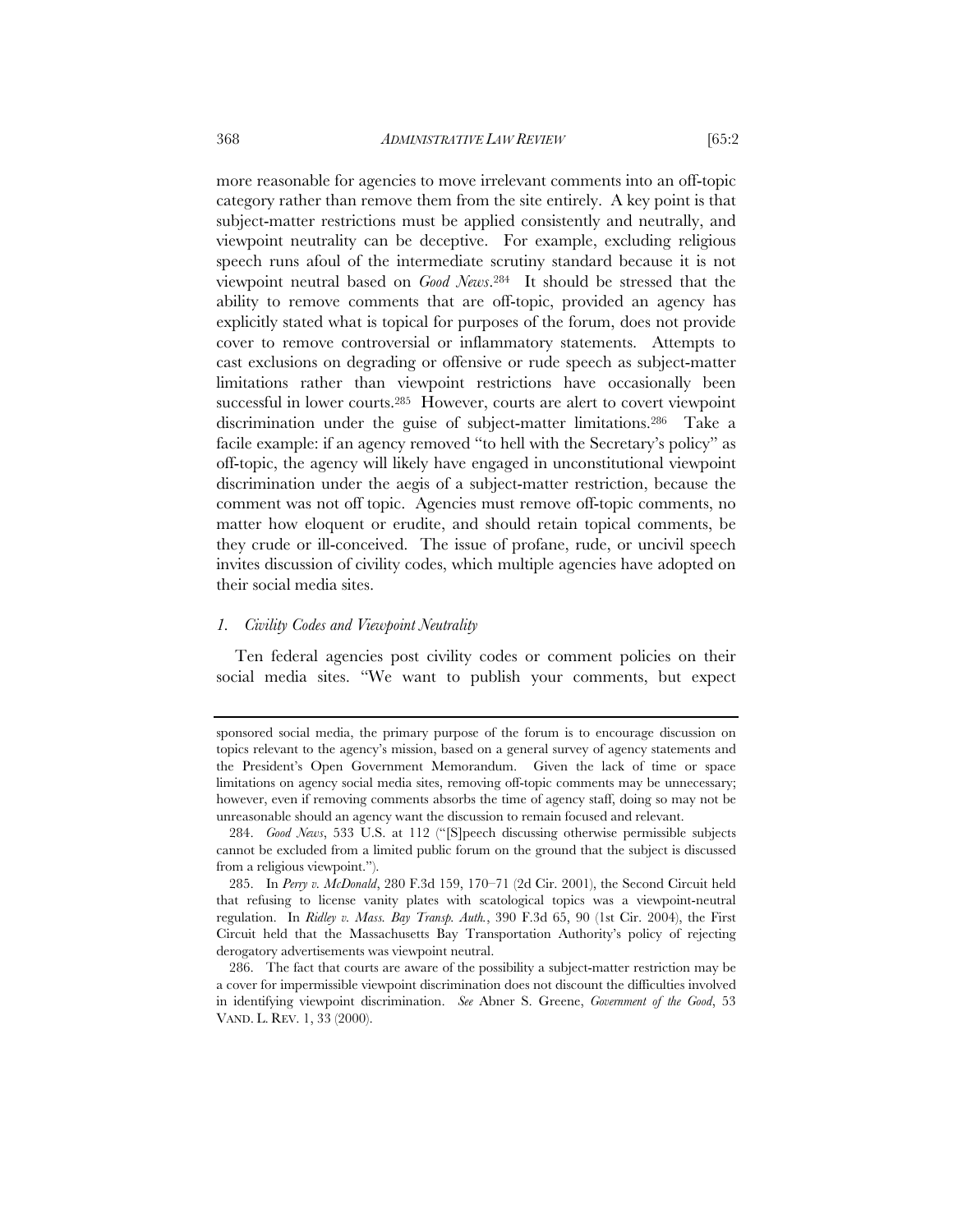more reasonable for agencies to move irrelevant comments into an off-topic category rather than remove them from the site entirely. A key point is that subject-matter restrictions must be applied consistently and neutrally, and viewpoint neutrality can be deceptive. For example, excluding religious speech runs afoul of the intermediate scrutiny standard because it is not viewpoint neutral based on *Good News*.[284] It should be stressed that the ability to remove comments that are off-topic, provided an agency has explicitly stated what is topical for purposes of the forum, does not provide cover to remove controversial or inflammatory statements. Attempts to cast exclusions on degrading or offensive or rude speech as subject-matter limitations rather than viewpoint restrictions have occasionally been successful in lower courts.[285] However, courts are alert to covert viewpoint discrimination under the guise of subject-matter limitations.[286] Take a facile example: if an agency removed "to hell with the Secretary's policy" as off-topic, the agency will likely have engaged in unconstitutional viewpoint discrimination under the aegis of a subject-matter restriction, because the comment was not off topic. Agencies must remove off-topic comments, no matter how eloquent or erudite, and should retain topical comments, be they crude or ill-conceived. The issue of profane, rude, or uncivil speech invites discussion of civility codes, which multiple agencies have adopted on their social media sites.

### *1. Civility Codes and Viewpoint Neutrality*

Ten federal agencies post civility codes or comment policies on their social media sites. "We want to publish your comments, but expect

---

sponsored social media, the primary purpose of the forum is to encourage discussion on topics relevant to the agency's mission, based on a general survey of agency statements and the President's Open Government Memorandum. Given the lack of time or space limitations on agency social media sites, removing off-topic comments may be unnecessary; however, even if removing comments absorbs the time of agency staff, doing so may not be unreasonable should an agency want the discussion to remain focused and relevant.

284. *Good News*, 533 U.S. at 112 ("[S]peech discussing otherwise permissible subjects cannot be excluded from a limited public forum on the ground that the subject is discussed from a religious viewpoint.").

285. In *Perry v. McDonald*, 280 F.3d 159, 170–71 (2d Cir. 2001), the Second Circuit held that refusing to license vanity plates with scatological topics was a viewpoint-neutral regulation. In *Ridley v. Mass. Bay Transp. Auth.*, 390 F.3d 65, 90 (1st Cir. 2004), the First Circuit held that the Massachusetts Bay Transportation Authority's policy of rejecting derogatory advertisements was viewpoint neutral.

286. The fact that courts are aware of the possibility a subject-matter restriction may be a cover for impermissible viewpoint discrimination does not discount the difficulties involved in identifying viewpoint discrimination. *See* Abner S. Greene, *Government of the Good*, 53 VAND. L. REV. 1, 33 (2000).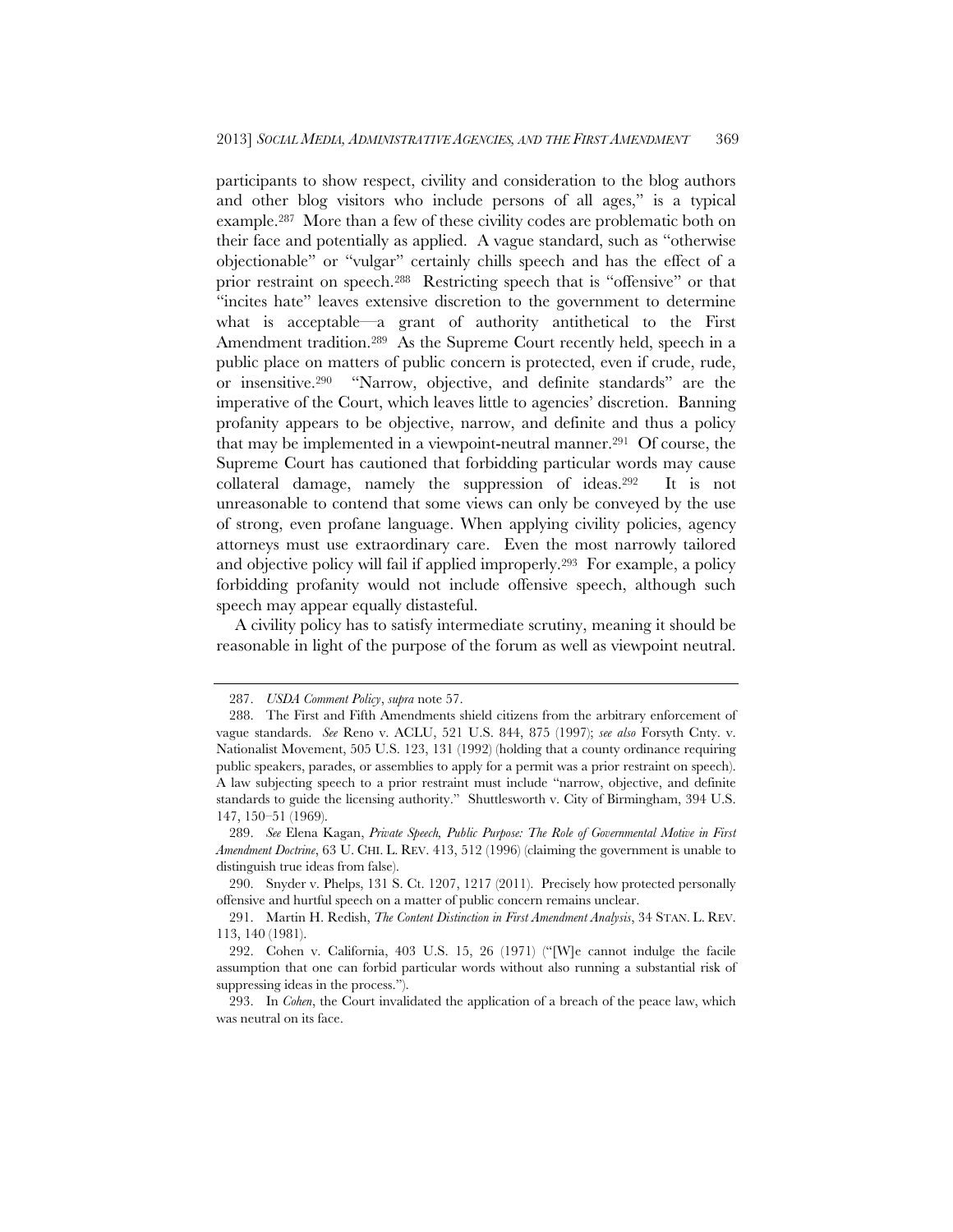participants to show respect, civility and consideration to the blog authors and other blog visitors who include persons of all ages," is a typical example.[287] More than a few of these civility codes are problematic both on their face and potentially as applied. A vague standard, such as "otherwise objectionable" or "vulgar" certainly chills speech and has the effect of a prior restraint on speech.[288] Restricting speech that is "offensive" or that "incites hate" leaves extensive discretion to the government to determine what is acceptable—a grant of authority antithetical to the First Amendment tradition.[289] As the Supreme Court recently held, speech in a public place on matters of public concern is protected, even if crude, rude, or insensitive.[290] "Narrow, objective, and definite standards" are the imperative of the Court, which leaves little to agencies' discretion. Banning profanity appears to be objective, narrow, and definite and thus a policy that may be implemented in a viewpoint-neutral manner.[291] Of course, the Supreme Court has cautioned that forbidding particular words may cause collateral damage, namely the suppression of ideas.[292] It is not unreasonable to contend that some views can only be conveyed by the use of strong, even profane language. When applying civility policies, agency attorneys must use extraordinary care. Even the most narrowly tailored and objective policy will fail if applied improperly.[293] For example, a policy forbidding profanity would not include offensive speech, although such speech may appear equally distasteful.

A civility policy has to satisfy intermediate scrutiny, meaning it should be reasonable in light of the purpose of the forum as well as viewpoint neutral.

---

287. *USDA Comment Policy*, *supra* note 57.

288. The First and Fifth Amendments shield citizens from the arbitrary enforcement of vague standards. *See* Reno v. ACLU, 521 U.S. 844, 875 (1997); *see also* Forsyth Cnty. v. Nationalist Movement, 505 U.S. 123, 131 (1992) (holding that a county ordinance requiring public speakers, parades, or assemblies to apply for a permit was a prior restraint on speech). A law subjecting speech to a prior restraint must include "narrow, objective, and definite standards to guide the licensing authority." Shuttlesworth v. City of Birmingham, 394 U.S. 147, 150–51 (1969).

289. *See* Elena Kagan, *Private Speech, Public Purpose: The Role of Governmental Motive in First Amendment Doctrine*, 63 U. CHI. L. REV. 413, 512 (1996) (claiming the government is unable to distinguish true ideas from false).

290. Snyder v. Phelps, 131 S. Ct. 1207, 1217 (2011). Precisely how protected personally offensive and hurtful speech on a matter of public concern remains unclear.

291. Martin H. Redish, *The Content Distinction in First Amendment Analysis*, 34 STAN. L. REV. 113, 140 (1981).

292. Cohen v. California, 403 U.S. 15, 26 (1971) ("[W]e cannot indulge the facile assumption that one can forbid particular words without also running a substantial risk of suppressing ideas in the process.").

293. In *Cohen*, the Court invalidated the application of a breach of the peace law, which was neutral on its face.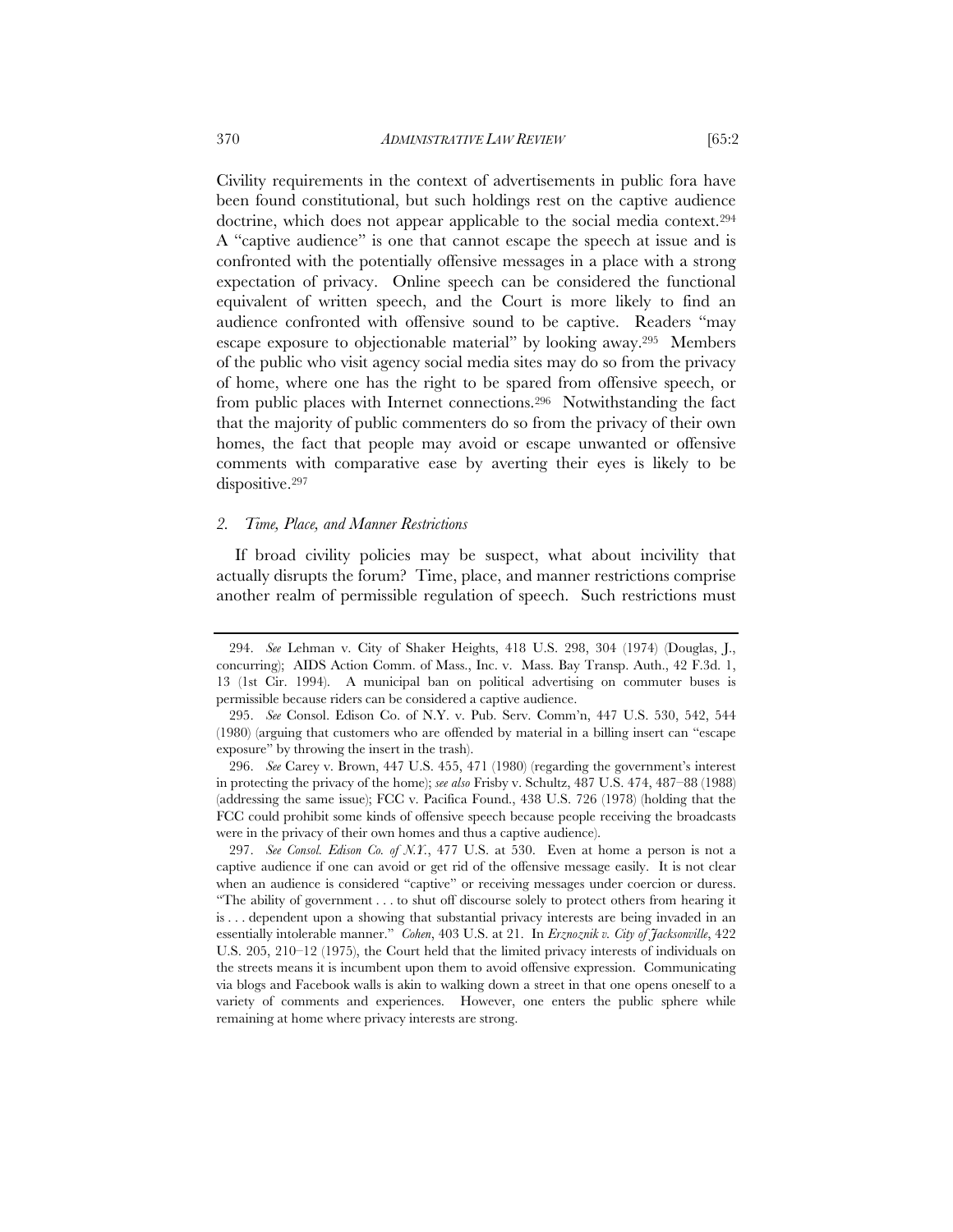Civility requirements in the context of advertisements in public fora have been found constitutional, but such holdings rest on the captive audience doctrine, which does not appear applicable to the social media context.[294] A "captive audience" is one that cannot escape the speech at issue and is confronted with the potentially offensive messages in a place with a strong expectation of privacy. Online speech can be considered the functional equivalent of written speech, and the Court is more likely to find an audience confronted with offensive sound to be captive. Readers "may escape exposure to objectionable material" by looking away.[295] Members of the public who visit agency social media sites may do so from the privacy of home, where one has the right to be spared from offensive speech, or from public places with Internet connections.[296] Notwithstanding the fact that the majority of public commenters do so from the privacy of their own homes, the fact that people may avoid or escape unwanted or offensive comments with comparative ease by averting their eyes is likely to be dispositive.[297]

### 2. *Time, Place, and Manner Restrictions*

If broad civility policies may be suspect, what about incivility that actually disrupts the forum? Time, place, and manner restrictions comprise another realm of permissible regulation of speech. Such restrictions must

---

294. *See* Lehman v. City of Shaker Heights, 418 U.S. 298, 304 (1974) (Douglas, J., concurring); AIDS Action Comm. of Mass., Inc. v. Mass. Bay Transp. Auth., 42 F.3d. 1, 13 (1st Cir. 1994). A municipal ban on political advertising on commuter buses is permissible because riders can be considered a captive audience.

295. *See* Consol. Edison Co. of N.Y. v. Pub. Serv. Comm'n, 447 U.S. 530, 542, 544 (1980) (arguing that customers who are offended by material in a billing insert can "escape exposure" by throwing the insert in the trash).

296. *See* Carey v. Brown, 447 U.S. 455, 471 (1980) (regarding the government's interest in protecting the privacy of the home); *see also* Frisby v. Schultz, 487 U.S. 474, 487–88 (1988) (addressing the same issue); FCC v. Pacifica Found., 438 U.S. 726 (1978) (holding that the FCC could prohibit some kinds of offensive speech because people receiving the broadcasts were in the privacy of their own homes and thus a captive audience).

297. *See Consol. Edison Co. of N.Y.*, 477 U.S. at 530. Even at home a person is not a captive audience if one can avoid or get rid of the offensive message easily. It is not clear when an audience is considered "captive" or receiving messages under coercion or duress. "The ability of government . . . to shut off discourse solely to protect others from hearing it is . . . dependent upon a showing that substantial privacy interests are being invaded in an essentially intolerable manner." *Cohen*, 403 U.S. at 21. In *Erznoznik v. City of Jacksonville*, 422 U.S. 205, 210–12 (1975), the Court held that the limited privacy interests of individuals on the streets means it is incumbent upon them to avoid offensive expression. Communicating via blogs and Facebook walls is akin to walking down a street in that one opens oneself to a variety of comments and experiences. However, one enters the public sphere while remaining at home where privacy interests are strong.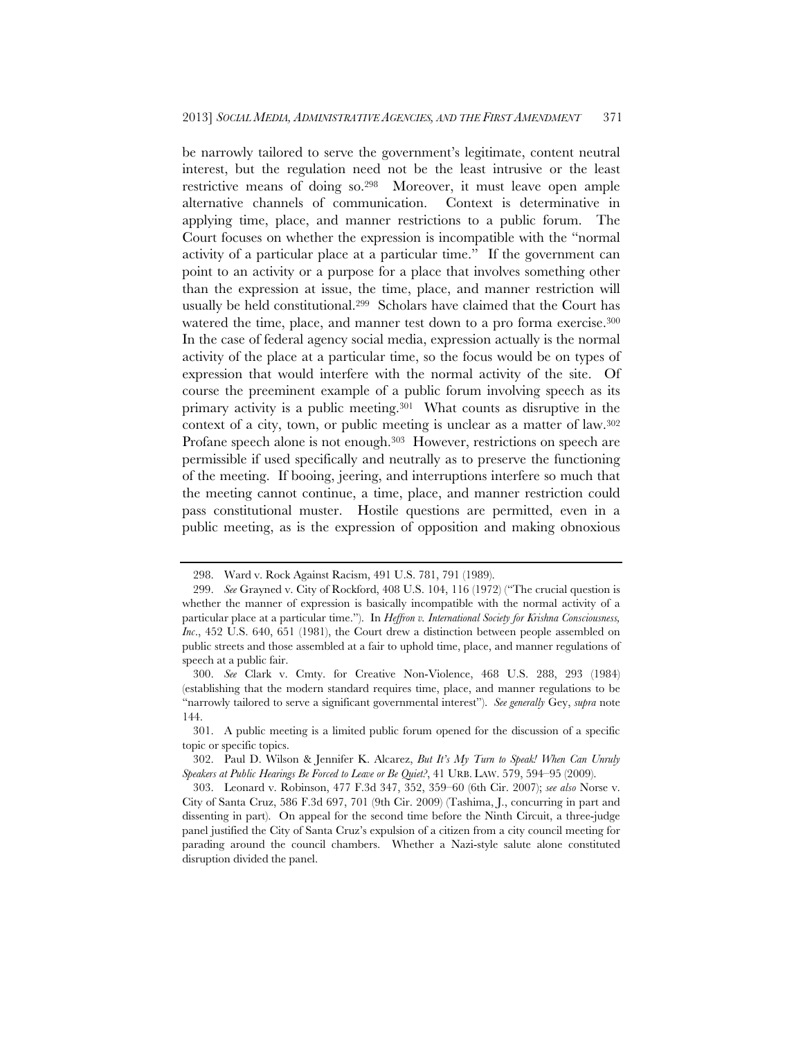be narrowly tailored to serve the government's legitimate, content neutral interest, but the regulation need not be the least intrusive or the least restrictive means of doing so.[298] Moreover, it must leave open ample alternative channels of communication. Context is determinative in applying time, place, and manner restrictions to a public forum. The Court focuses on whether the expression is incompatible with the "normal activity of a particular place at a particular time." If the government can point to an activity or a purpose for a place that involves something other than the expression at issue, the time, place, and manner restriction will usually be held constitutional.[299] Scholars have claimed that the Court has watered the time, place, and manner test down to a pro forma exercise.[300] In the case of federal agency social media, expression actually is the normal activity of the place at a particular time, so the focus would be on types of expression that would interfere with the normal activity of the site. Of course the preeminent example of a public forum involving speech as its primary activity is a public meeting.[301] What counts as disruptive in the context of a city, town, or public meeting is unclear as a matter of law.[302] Profane speech alone is not enough.[303] However, restrictions on speech are permissible if used specifically and neutrally as to preserve the functioning of the meeting. If booing, jeering, and interruptions interfere so much that the meeting cannot continue, a time, place, and manner restriction could pass constitutional muster. Hostile questions are permitted, even in a public meeting, as is the expression of opposition and making obnoxious

---

298. Ward v. Rock Against Racism, 491 U.S. 781, 791 (1989).

299. *See* Grayned v. City of Rockford, 408 U.S. 104, 116 (1972) ("The crucial question is whether the manner of expression is basically incompatible with the normal activity of a particular place at a particular time."). In *Heffron v. International Society for Krishna Consciousness, Inc.*, 452 U.S. 640, 651 (1981), the Court drew a distinction between people assembled on public streets and those assembled at a fair to uphold time, place, and manner regulations of speech at a public fair.

300. *See* Clark v. Cmty. for Creative Non-Violence, 468 U.S. 288, 293 (1984) (establishing that the modern standard requires time, place, and manner regulations to be "narrowly tailored to serve a significant governmental interest"). *See generally* Gey, *supra* note 144.

301. A public meeting is a limited public forum opened for the discussion of a specific topic or specific topics.

302. Paul D. Wilson & Jennifer K. Alcarez, *But It's My Turn to Speak! When Can Unruly Speakers at Public Hearings Be Forced to Leave or Be Quiet?*, 41 URB. LAW. 579, 594–95 (2009).

303. Leonard v. Robinson, 477 F.3d 347, 352, 359–60 (6th Cir. 2007); *see also* Norse v. City of Santa Cruz, 586 F.3d 697, 701 (9th Cir. 2009) (Tashima, J., concurring in part and dissenting in part). On appeal for the second time before the Ninth Circuit, a three-judge panel justified the City of Santa Cruz's expulsion of a citizen from a city council meeting for parading around the council chambers. Whether a Nazi-style salute alone constituted disruption divided the panel.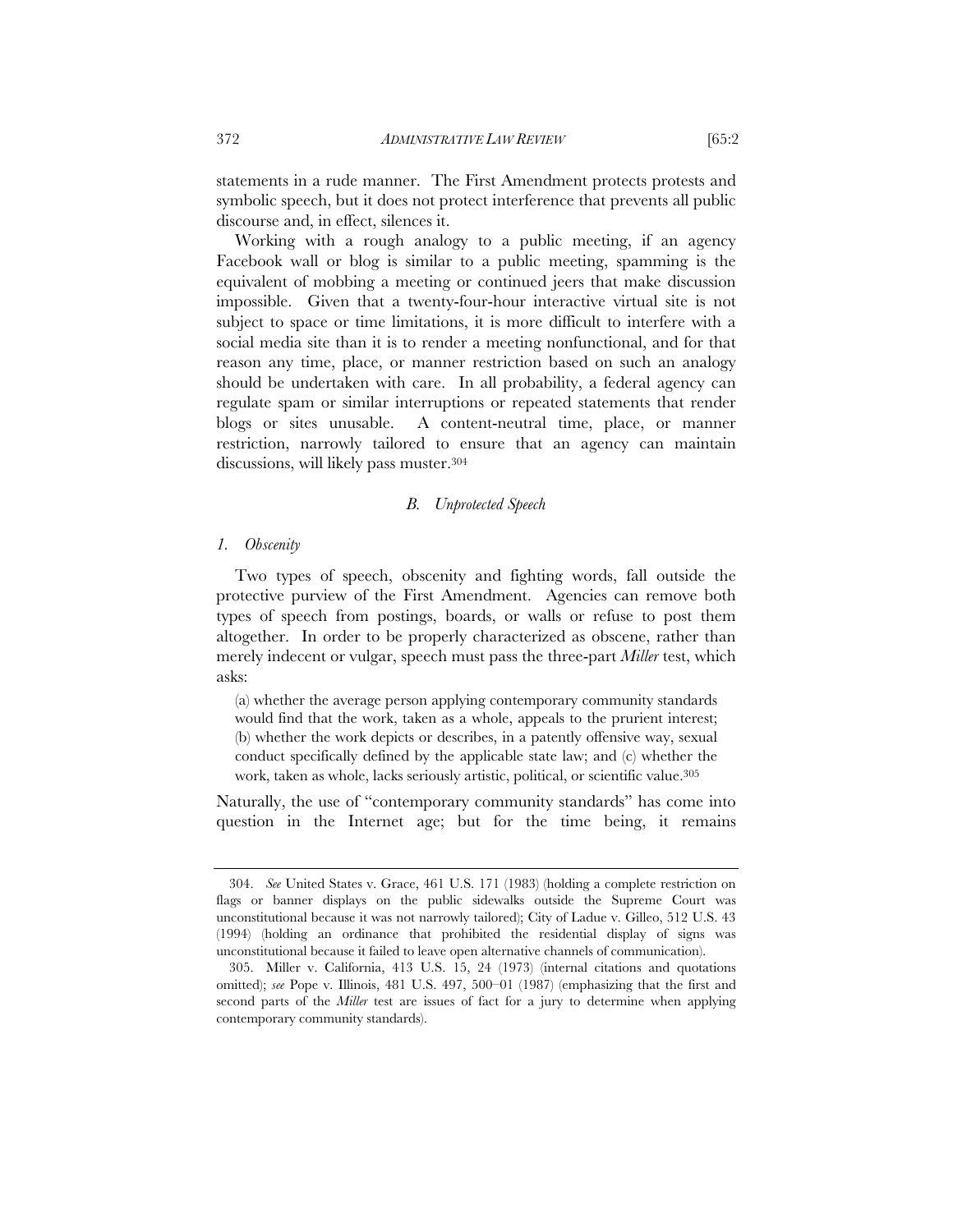statements in a rude manner. The First Amendment protects protests and symbolic speech, but it does not protect interference that prevents all public discourse and, in effect, silences it.

Working with a rough analogy to a public meeting, if an agency Facebook wall or blog is similar to a public meeting, spamming is the equivalent of mobbing a meeting or continued jeers that make discussion impossible. Given that a twenty-four-hour interactive virtual site is not subject to space or time limitations, it is more difficult to interfere with a social media site than it is to render a meeting nonfunctional, and for that reason any time, place, or manner restriction based on such an analogy should be undertaken with care. In all probability, a federal agency can regulate spam or similar interruptions or repeated statements that render blogs or sites unusable. A content-neutral time, place, or manner restriction, narrowly tailored to ensure that an agency can maintain discussions, will likely pass muster.[304]

### *B. Unprotected Speech*

#### *1. Obscenity*

Two types of speech, obscenity and fighting words, fall outside the protective purview of the First Amendment. Agencies can remove both types of speech from postings, boards, or walls or refuse to post them altogether. In order to be properly characterized as obscene, rather than merely indecent or vulgar, speech must pass the three-part *Miller* test, which asks:

> (a) whether the average person applying contemporary community standards would find that the work, taken as a whole, appeals to the prurient interest; (b) whether the work depicts or describes, in a patently offensive way, sexual conduct specifically defined by the applicable state law; and (c) whether the work, taken as whole, lacks seriously artistic, political, or scientific value.[305]

Naturally, the use of "contemporary community standards" has come into question in the Internet age; but for the time being, it remains

---

304. *See* United States v. Grace, 461 U.S. 171 (1983) (holding a complete restriction on flags or banner displays on the public sidewalks outside the Supreme Court was unconstitutional because it was not narrowly tailored); City of Ladue v. Gilleo, 512 U.S. 43 (1994) (holding an ordinance that prohibited the residential display of signs was unconstitutional because it failed to leave open alternative channels of communication).

305. Miller v. California, 413 U.S. 15, 24 (1973) (internal citations and quotations omitted); *see* Pope v. Illinois, 481 U.S. 497, 500–01 (1987) (emphasizing that the first and second parts of the *Miller* test are issues of fact for a jury to determine when applying contemporary community standards).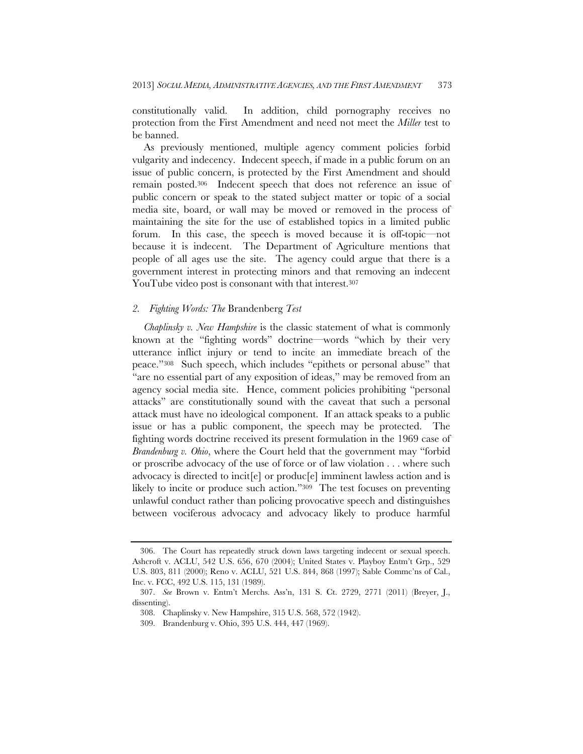constitutionally valid. In addition, child pornography receives no protection from the First Amendment and need not meet the *Miller* test to be banned.

As previously mentioned, multiple agency comment policies forbid vulgarity and indecency. Indecent speech, if made in a public forum on an issue of public concern, is protected by the First Amendment and should remain posted.[306] Indecent speech that does not reference an issue of public concern or speak to the stated subject matter or topic of a social media site, board, or wall may be moved or removed in the process of maintaining the site for the use of established topics in a limited public forum. In this case, the speech is moved because it is off-topic—not because it is indecent. The Department of Agriculture mentions that people of all ages use the site. The agency could argue that there is a government interest in protecting minors and that removing an indecent YouTube video post is consonant with that interest.[307]

### *2. Fighting Words: The* Brandenberg *Test*

*Chaplinsky v. New Hampshire* is the classic statement of what is commonly known at the "fighting words" doctrine—words "which by their very utterance inflict injury or tend to incite an immediate breach of the peace."[308] Such speech, which includes "epithets or personal abuse" that "are no essential part of any exposition of ideas," may be removed from an agency social media site. Hence, comment policies prohibiting "personal attacks" are constitutionally sound with the caveat that such a personal attack must have no ideological component. If an attack speaks to a public issue or has a public component, the speech may be protected. The fighting words doctrine received its present formulation in the 1969 case of *Brandenburg v. Ohio*, where the Court held that the government may "forbid or proscribe advocacy of the use of force or of law violation . . . where such advocacy is directed to incit[e] or produc[e] imminent lawless action and is likely to incite or produce such action."[309] The test focuses on preventing unlawful conduct rather than policing provocative speech and distinguishes between vociferous advocacy and advocacy likely to produce harmful

---

306. The Court has repeatedly struck down laws targeting indecent or sexual speech. Ashcroft v. ACLU, 542 U.S. 656, 670 (2004); United States v. Playboy Entm't Grp., 529 U.S. 803, 811 (2000); Reno v. ACLU, 521 U.S. 844, 868 (1997); Sable Commc'ns of Cal., Inc. v. FCC, 492 U.S. 115, 131 (1989).

307. *See* Brown v. Entm't Merchs. Ass'n, 131 S. Ct. 2729, 2771 (2011) (Breyer, J., dissenting).

308. Chaplinsky v. New Hampshire, 315 U.S. 568, 572 (1942).

309. Brandenburg v. Ohio, 395 U.S. 444, 447 (1969).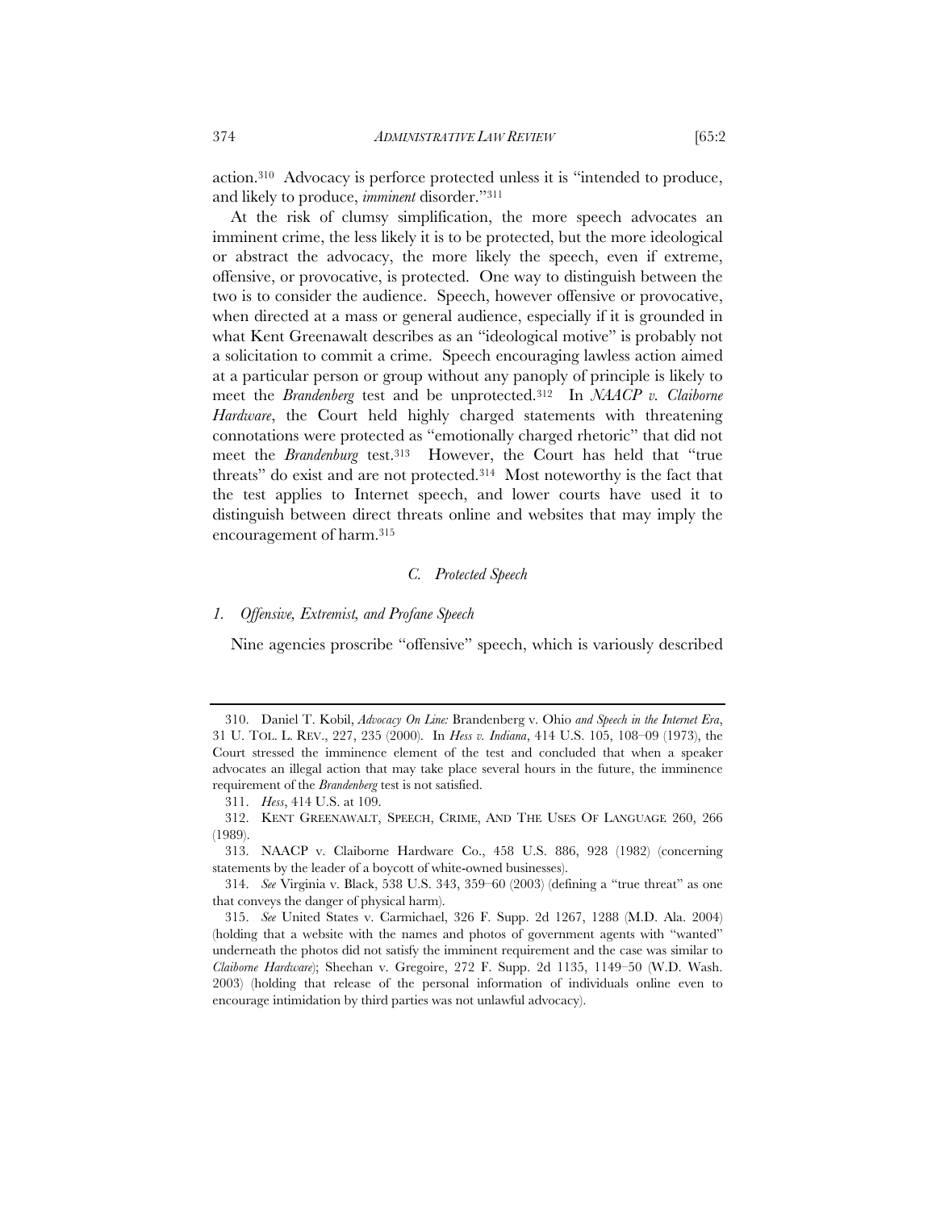action.[310] Advocacy is perforce protected unless it is "intended to produce, and likely to produce, *imminent* disorder."[311]

At the risk of clumsy simplification, the more speech advocates an imminent crime, the less likely it is to be protected, but the more ideological or abstract the advocacy, the more likely the speech, even if extreme, offensive, or provocative, is protected. One way to distinguish between the two is to consider the audience. Speech, however offensive or provocative, when directed at a mass or general audience, especially if it is grounded in what Kent Greenawalt describes as an "ideological motive" is probably not a solicitation to commit a crime. Speech encouraging lawless action aimed at a particular person or group without any panoply of principle is likely to meet the *Brandenberg* test and be unprotected.[312] In *NAACP v. Claiborne Hardware*, the Court held highly charged statements with threatening connotations were protected as "emotionally charged rhetoric" that did not meet the *Brandenburg* test.[313] However, the Court has held that "true threats" do exist and are not protected.[314] Most noteworthy is the fact that the test applies to Internet speech, and lower courts have used it to distinguish between direct threats online and websites that may imply the encouragement of harm.[315]

### *C. Protected Speech*

#### *1. Offensive, Extremist, and Profane Speech*

Nine agencies proscribe "offensive" speech, which is variously described

---

310. Daniel T. Kobil, *Advocacy On Line:* Brandenberg v. Ohio *and Speech in the Internet Era*, 31 U. TOL. L. REV., 227, 235 (2000). In *Hess v. Indiana*, 414 U.S. 105, 108–09 (1973), the Court stressed the imminence element of the test and concluded that when a speaker advocates an illegal action that may take place several hours in the future, the imminence requirement of the *Brandenberg* test is not satisfied.

311. *Hess*, 414 U.S. at 109.

312. KENT GREENAWALT, SPEECH, CRIME, AND THE USES OF LANGUAGE 260, 266 (1989).

313. NAACP v. Claiborne Hardware Co., 458 U.S. 886, 928 (1982) (concerning statements by the leader of a boycott of white-owned businesses).

314. *See* Virginia v. Black, 538 U.S. 343, 359–60 (2003) (defining a "true threat" as one that conveys the danger of physical harm).

315. *See* United States v. Carmichael, 326 F. Supp. 2d 1267, 1288 (M.D. Ala. 2004) (holding that a website with the names and photos of government agents with "wanted" underneath the photos did not satisfy the imminent requirement and the case was similar to *Claiborne Hardware*); Sheehan v. Gregoire, 272 F. Supp. 2d 1135, 1149–50 (W.D. Wash. 2003) (holding that release of the personal information of individuals online even to encourage intimidation by third parties was not unlawful advocacy).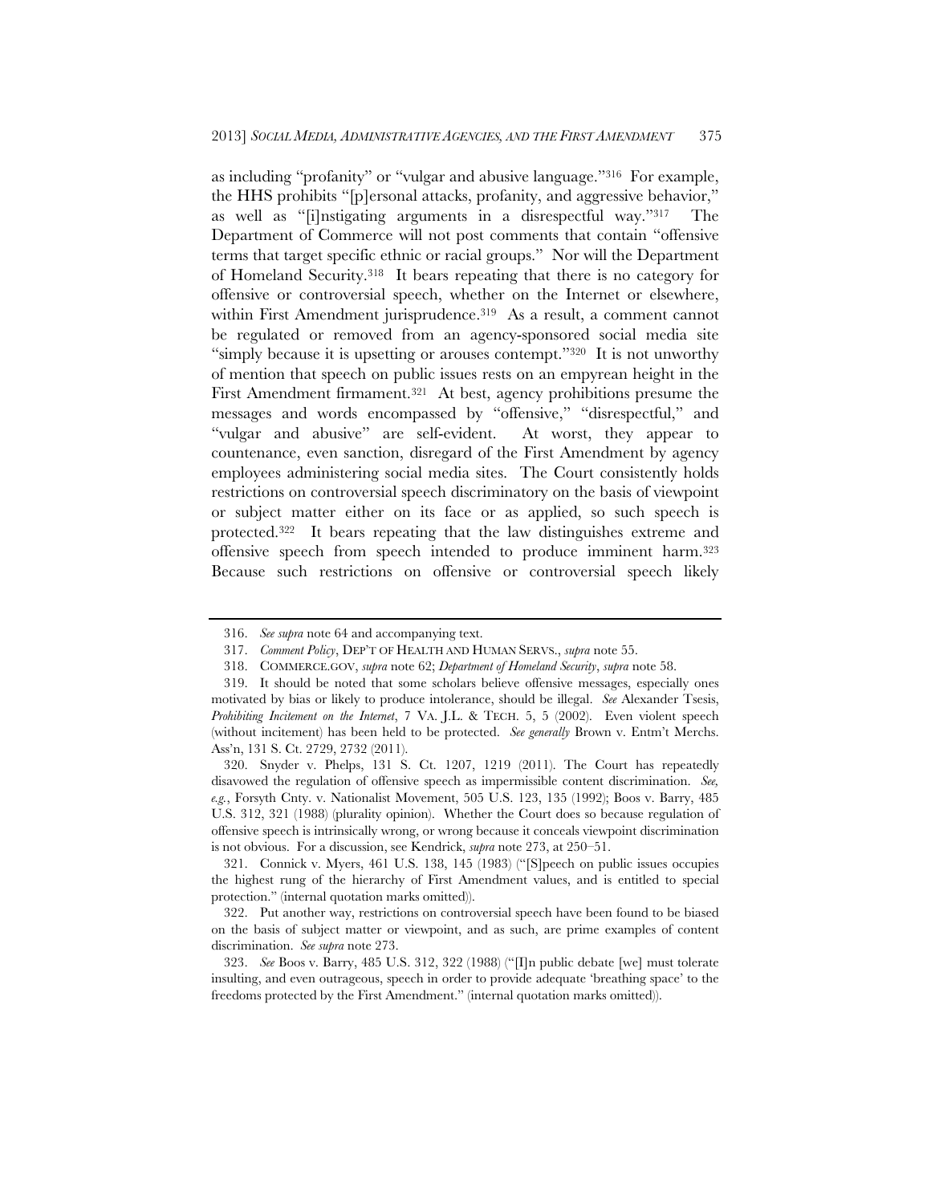as including "profanity" or "vulgar and abusive language."[316] For example, the HHS prohibits "[p]ersonal attacks, profanity, and aggressive behavior," as well as "[i]nstigating arguments in a disrespectful way."[317] The Department of Commerce will not post comments that contain "offensive terms that target specific ethnic or racial groups." Nor will the Department of Homeland Security.[318] It bears repeating that there is no category for offensive or controversial speech, whether on the Internet or elsewhere, within First Amendment jurisprudence.[319] As a result, a comment cannot be regulated or removed from an agency-sponsored social media site "simply because it is upsetting or arouses contempt."[320] It is not unworthy of mention that speech on public issues rests on an empyrean height in the First Amendment firmament.[321] At best, agency prohibitions presume the messages and words encompassed by "offensive," "disrespectful," and "vulgar and abusive" are self-evident. At worst, they appear to countenance, even sanction, disregard of the First Amendment by agency employees administering social media sites. The Court consistently holds restrictions on controversial speech discriminatory on the basis of viewpoint or subject matter either on its face or as applied, so such speech is protected.[322] It bears repeating that the law distinguishes extreme and offensive speech from speech intended to produce imminent harm.[323] Because such restrictions on offensive or controversial speech likely

---

316. *See supra* note 64 and accompanying text.

317. *Comment Policy*, DEP'T OF HEALTH AND HUMAN SERVS., *supra* note 55.

318. COMMERCE.GOV, *supra* note 62; *Department of Homeland Security*, *supra* note 58.

319. It should be noted that some scholars believe offensive messages, especially ones motivated by bias or likely to produce intolerance, should be illegal. *See* Alexander Tsesis, *Prohibiting Incitement on the Internet*, 7 VA. J.L. & TECH. 5, 5 (2002). Even violent speech (without incitement) has been held to be protected. *See generally* Brown v. Entm't Merchs. Ass'n, 131 S. Ct. 2729, 2732 (2011).

320. Snyder v. Phelps, 131 S. Ct. 1207, 1219 (2011). The Court has repeatedly disavowed the regulation of offensive speech as impermissible content discrimination. *See, e.g.*, Forsyth Cnty. v. Nationalist Movement, 505 U.S. 123, 135 (1992); Boos v. Barry, 485 U.S. 312, 321 (1988) (plurality opinion). Whether the Court does so because regulation of offensive speech is intrinsically wrong, or wrong because it conceals viewpoint discrimination is not obvious. For a discussion, see Kendrick, *supra* note 273, at 250–51.

321. Connick v. Myers, 461 U.S. 138, 145 (1983) ("[S]peech on public issues occupies the highest rung of the hierarchy of First Amendment values, and is entitled to special protection." (internal quotation marks omitted)).

322. Put another way, restrictions on controversial speech have been found to be biased on the basis of subject matter or viewpoint, and as such, are prime examples of content discrimination. *See supra* note 273.

323. *See* Boos v. Barry, 485 U.S. 312, 322 (1988) ("[I]n public debate [we] must tolerate insulting, and even outrageous, speech in order to provide adequate 'breathing space' to the freedoms protected by the First Amendment." (internal quotation marks omitted)).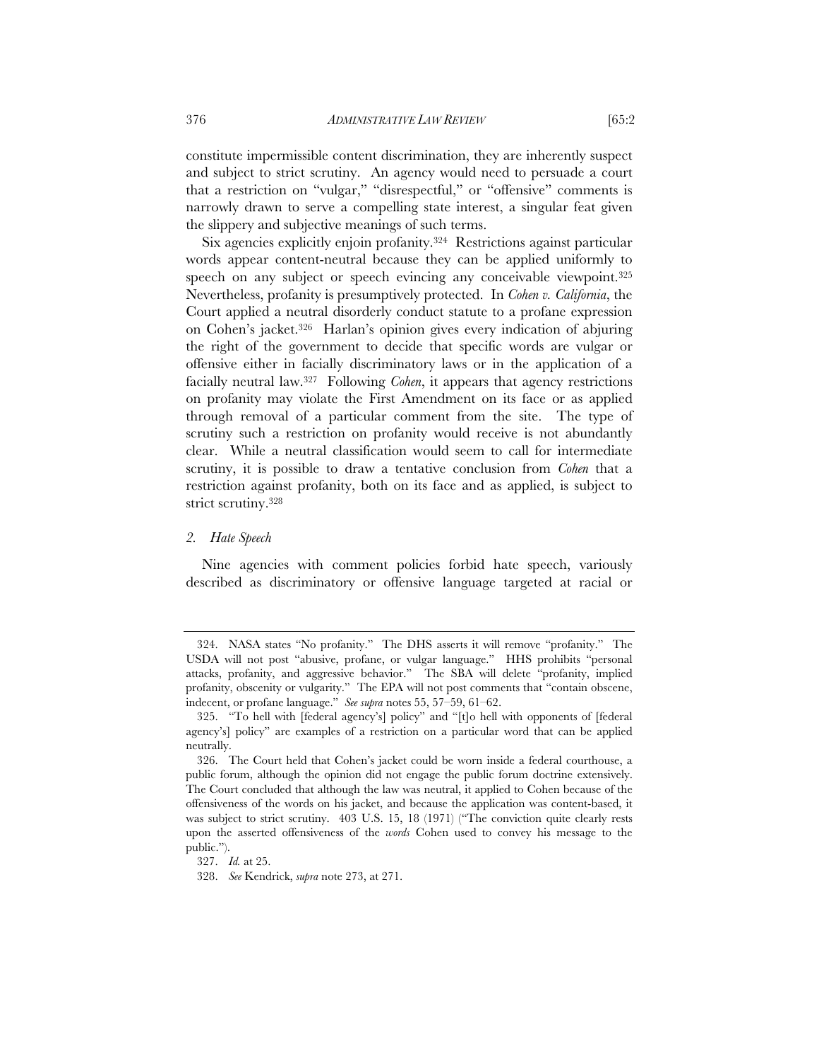constitute impermissible content discrimination, they are inherently suspect and subject to strict scrutiny. An agency would need to persuade a court that a restriction on "vulgar," "disrespectful," or "offensive" comments is narrowly drawn to serve a compelling state interest, a singular feat given the slippery and subjective meanings of such terms.

Six agencies explicitly enjoin profanity.[324] Restrictions against particular words appear content-neutral because they can be applied uniformly to speech on any subject or speech evincing any conceivable viewpoint.[325] Nevertheless, profanity is presumptively protected. In *Cohen v. California*, the Court applied a neutral disorderly conduct statute to a profane expression on Cohen's jacket.[326] Harlan's opinion gives every indication of abjuring the right of the government to decide that specific words are vulgar or offensive either in facially discriminatory laws or in the application of a facially neutral law.[327] Following *Cohen*, it appears that agency restrictions on profanity may violate the First Amendment on its face or as applied through removal of a particular comment from the site. The type of scrutiny such a restriction on profanity would receive is not abundantly clear. While a neutral classification would seem to call for intermediate scrutiny, it is possible to draw a tentative conclusion from *Cohen* that a restriction against profanity, both on its face and as applied, is subject to strict scrutiny.[328]

### 2. *Hate Speech*

Nine agencies with comment policies forbid hate speech, variously described as discriminatory or offensive language targeted at racial or

---

324. NASA states "No profanity." The DHS asserts it will remove "profanity." The USDA will not post "abusive, profane, or vulgar language." HHS prohibits "personal attacks, profanity, and aggressive behavior." The SBA will delete "profanity, implied profanity, obscenity or vulgarity." The EPA will not post comments that "contain obscene, indecent, or profane language." *See supra* notes 55, 57–59, 61–62.

325. "To hell with [federal agency's] policy" and "[t]o hell with opponents of [federal agency's] policy" are examples of a restriction on a particular word that can be applied neutrally.

326. The Court held that Cohen's jacket could be worn inside a federal courthouse, a public forum, although the opinion did not engage the public forum doctrine extensively. The Court concluded that although the law was neutral, it applied to Cohen because of the offensiveness of the words on his jacket, and because the application was content-based, it was subject to strict scrutiny. 403 U.S. 15, 18 (1971) ("The conviction quite clearly rests upon the asserted offensiveness of the *words* Cohen used to convey his message to the public.").

327. *Id.* at 25.

328. *See* Kendrick, *supra* note 273, at 271.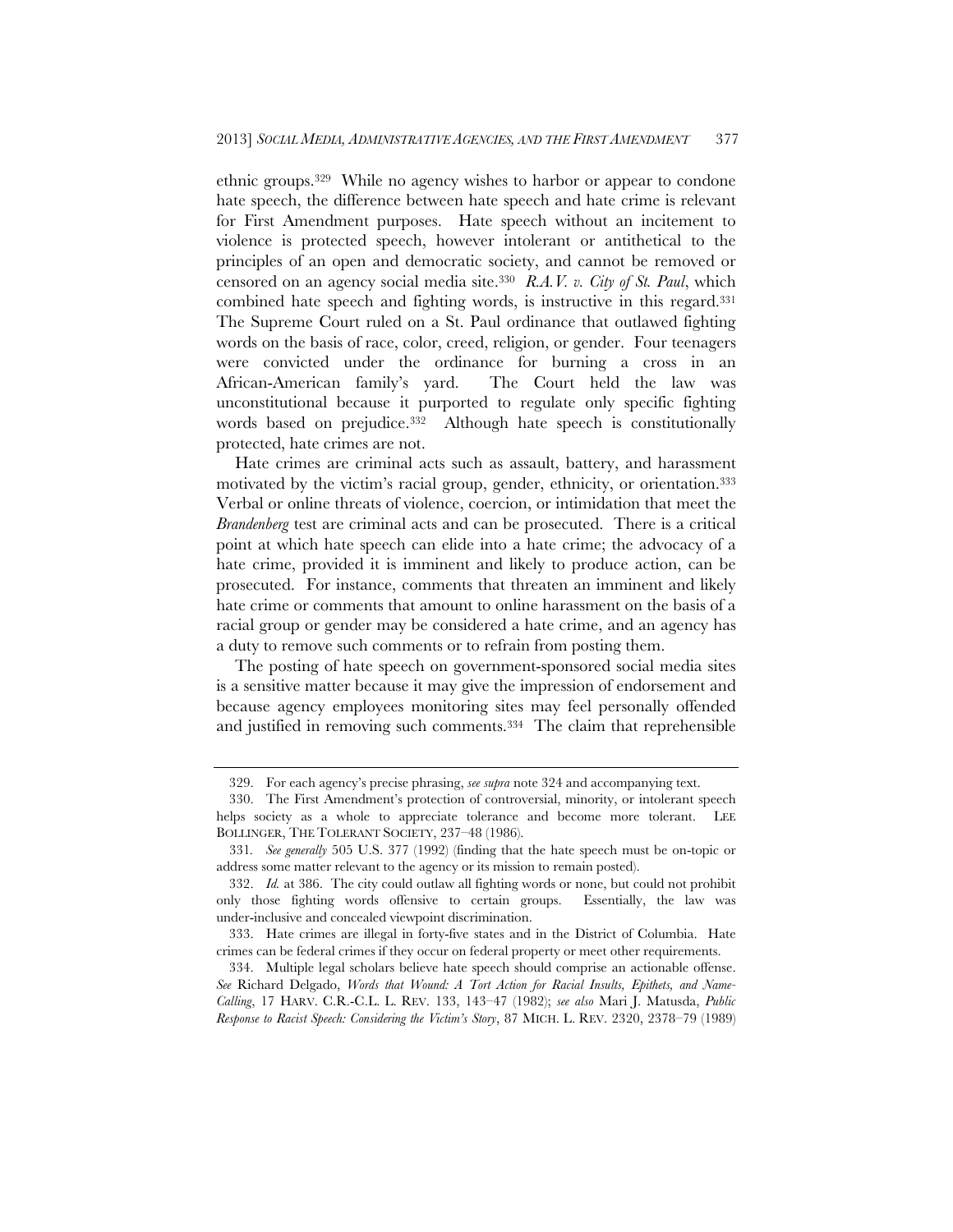ethnic groups.[329] While no agency wishes to harbor or appear to condone hate speech, the difference between hate speech and hate crime is relevant for First Amendment purposes. Hate speech without an incitement to violence is protected speech, however intolerant or antithetical to the principles of an open and democratic society, and cannot be removed or censored on an agency social media site.[330] *R.A.V. v. City of St. Paul*, which combined hate speech and fighting words, is instructive in this regard.[331] The Supreme Court ruled on a St. Paul ordinance that outlawed fighting words on the basis of race, color, creed, religion, or gender. Four teenagers were convicted under the ordinance for burning a cross in an African-American family's yard. The Court held the law was unconstitutional because it purported to regulate only specific fighting words based on prejudice.[332] Although hate speech is constitutionally protected, hate crimes are not.

Hate crimes are criminal acts such as assault, battery, and harassment motivated by the victim's racial group, gender, ethnicity, or orientation.[333] Verbal or online threats of violence, coercion, or intimidation that meet the *Brandenberg* test are criminal acts and can be prosecuted. There is a critical point at which hate speech can elide into a hate crime; the advocacy of a hate crime, provided it is imminent and likely to produce action, can be prosecuted. For instance, comments that threaten an imminent and likely hate crime or comments that amount to online harassment on the basis of a racial group or gender may be considered a hate crime, and an agency has a duty to remove such comments or to refrain from posting them.

The posting of hate speech on government-sponsored social media sites is a sensitive matter because it may give the impression of endorsement and because agency employees monitoring sites may feel personally offended and justified in removing such comments.[334] The claim that reprehensible

---

329. For each agency's precise phrasing, *see supra* note 324 and accompanying text.

330. The First Amendment's protection of controversial, minority, or intolerant speech helps society as a whole to appreciate tolerance and become more tolerant. LEE BOLLINGER, THE TOLERANT SOCIETY, 237–48 (1986).

331. *See generally* 505 U.S. 377 (1992) (finding that the hate speech must be on-topic or address some matter relevant to the agency or its mission to remain posted).

332. *Id.* at 386. The city could outlaw all fighting words or none, but could not prohibit only those fighting words offensive to certain groups. Essentially, the law was under-inclusive and concealed viewpoint discrimination.

333. Hate crimes are illegal in forty-five states and in the District of Columbia. Hate crimes can be federal crimes if they occur on federal property or meet other requirements.

334. Multiple legal scholars believe hate speech should comprise an actionable offense. *See* Richard Delgado, *Words that Wound: A Tort Action for Racial Insults, Epithets, and Name-Calling*, 17 HARV. C.R.-C.L. L. REV. 133, 143–47 (1982); *see also* Mari J. Matusda, *Public Response to Racist Speech: Considering the Victim's Story*, 87 MICH. L. REV. 2320, 2378–79 (1989)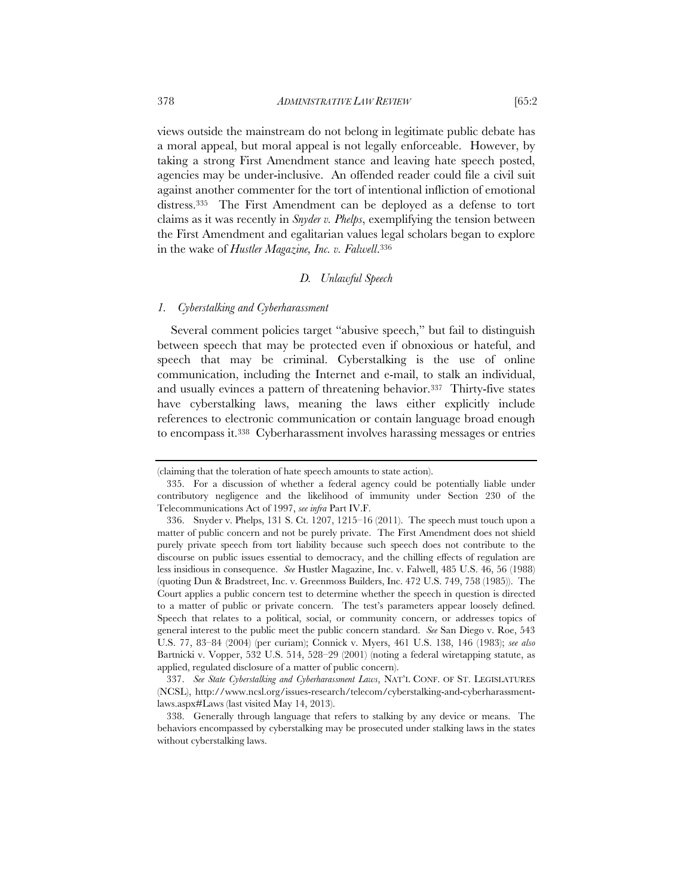views outside the mainstream do not belong in legitimate public debate has a moral appeal, but moral appeal is not legally enforceable. However, by taking a strong First Amendment stance and leaving hate speech posted, agencies may be under-inclusive. An offended reader could file a civil suit against another commenter for the tort of intentional infliction of emotional distress.[335] The First Amendment can be deployed as a defense to tort claims as it was recently in *Snyder v. Phelps*, exemplifying the tension between the First Amendment and egalitarian values legal scholars began to explore in the wake of *Hustler Magazine, Inc. v. Falwell*.[336]

### *D. Unlawful Speech*

#### *1. Cyberstalking and Cyberharassment*

Several comment policies target "abusive speech," but fail to distinguish between speech that may be protected even if obnoxious or hateful, and speech that may be criminal. Cyberstalking is the use of online communication, including the Internet and e-mail, to stalk an individual, and usually evinces a pattern of threatening behavior.[337] Thirty-five states have cyberstalking laws, meaning the laws either explicitly include references to electronic communication or contain language broad enough to encompass it.[338] Cyberharassment involves harassing messages or entries

---

(claiming that the toleration of hate speech amounts to state action).

335. For a discussion of whether a federal agency could be potentially liable under contributory negligence and the likelihood of immunity under Section 230 of the Telecommunications Act of 1997, *see infra* Part IV.F.

336. Snyder v. Phelps, 131 S. Ct. 1207, 1215–16 (2011). The speech must touch upon a matter of public concern and not be purely private. The First Amendment does not shield purely private speech from tort liability because such speech does not contribute to the discourse on public issues essential to democracy, and the chilling effects of regulation are less insidious in consequence. *See* Hustler Magazine, Inc. v. Falwell, 485 U.S. 46, 56 (1988) (quoting Dun & Bradstreet, Inc. v. Greenmoss Builders, Inc. 472 U.S. 749, 758 (1985)). The Court applies a public concern test to determine whether the speech in question is directed to a matter of public or private concern. The test's parameters appear loosely defined. Speech that relates to a political, social, or community concern, or addresses topics of general interest to the public meet the public concern standard. *See* San Diego v. Roe, 543 U.S. 77, 83–84 (2004) (per curiam); Connick v. Myers, 461 U.S. 138, 146 (1983); *see also* Bartnicki v. Vopper, 532 U.S. 514, 528–29 (2001) (noting a federal wiretapping statute, as applied, regulated disclosure of a matter of public concern).

337. *See State Cyberstalking and Cyberharassment Laws*, NAT'L CONF. OF ST. LEGISLATURES (NCSL), http://www.ncsl.org/issues-research/telecom/cyberstalking-and-cyberharassment-laws.aspx#Laws (last visited May 14, 2013).

338. Generally through language that refers to stalking by any device or means. The behaviors encompassed by cyberstalking may be prosecuted under stalking laws in the states without cyberstalking laws.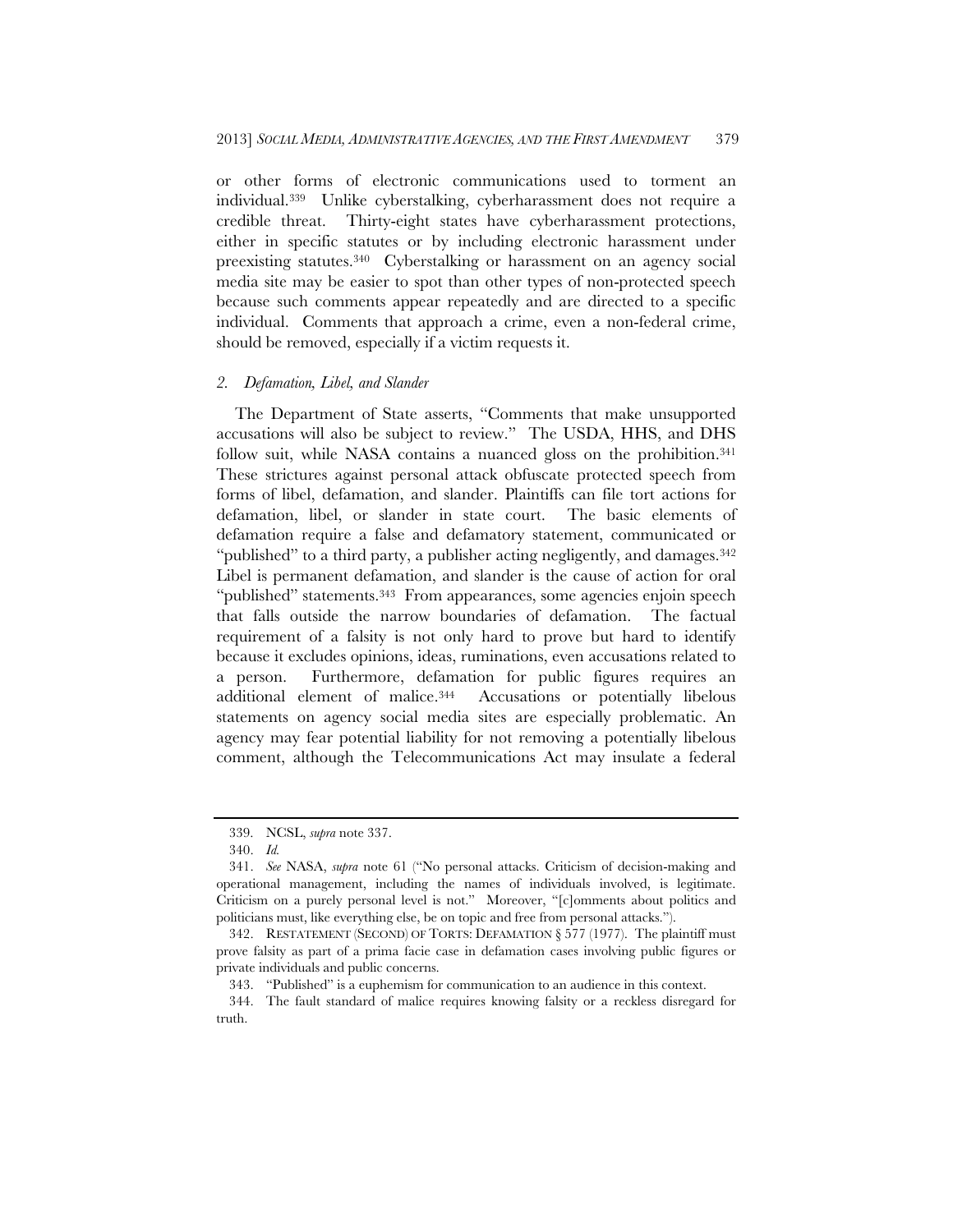or other forms of electronic communications used to torment an individual.[339] Unlike cyberstalking, cyberharassment does not require a credible threat. Thirty-eight states have cyberharassment protections, either in specific statutes or by including electronic harassment under preexisting statutes.[340] Cyberstalking or harassment on an agency social media site may be easier to spot than other types of non-protected speech because such comments appear repeatedly and are directed to a specific individual. Comments that approach a crime, even a non-federal crime, should be removed, especially if a victim requests it.

### *2. Defamation, Libel, and Slander*

The Department of State asserts, "Comments that make unsupported accusations will also be subject to review." The USDA, HHS, and DHS follow suit, while NASA contains a nuanced gloss on the prohibition.[341] These strictures against personal attack obfuscate protected speech from forms of libel, defamation, and slander. Plaintiffs can file tort actions for defamation, libel, or slander in state court. The basic elements of defamation require a false and defamatory statement, communicated or "published" to a third party, a publisher acting negligently, and damages.[342] Libel is permanent defamation, and slander is the cause of action for oral "published" statements.[343] From appearances, some agencies enjoin speech that falls outside the narrow boundaries of defamation. The factual requirement of a falsity is not only hard to prove but hard to identify because it excludes opinions, ideas, ruminations, even accusations related to a person. Furthermore, defamation for public figures requires an additional element of malice.[344] Accusations or potentially libelous statements on agency social media sites are especially problematic. An agency may fear potential liability for not removing a potentially libelous comment, although the Telecommunications Act may insulate a federal

---

339. NCSL, *supra* note 337.

340. *Id.*

341. *See* NASA, *supra* note 61 ("No personal attacks. Criticism of decision-making and operational management, including the names of individuals involved, is legitimate. Criticism on a purely personal level is not." Moreover, "[c]omments about politics and politicians must, like everything else, be on topic and free from personal attacks.").

342. RESTATEMENT (SECOND) OF TORTS: DEFAMATION § 577 (1977). The plaintiff must prove falsity as part of a prima facie case in defamation cases involving public figures or private individuals and public concerns.

343. "Published" is a euphemism for communication to an audience in this context.

344. The fault standard of malice requires knowing falsity or a reckless disregard for truth.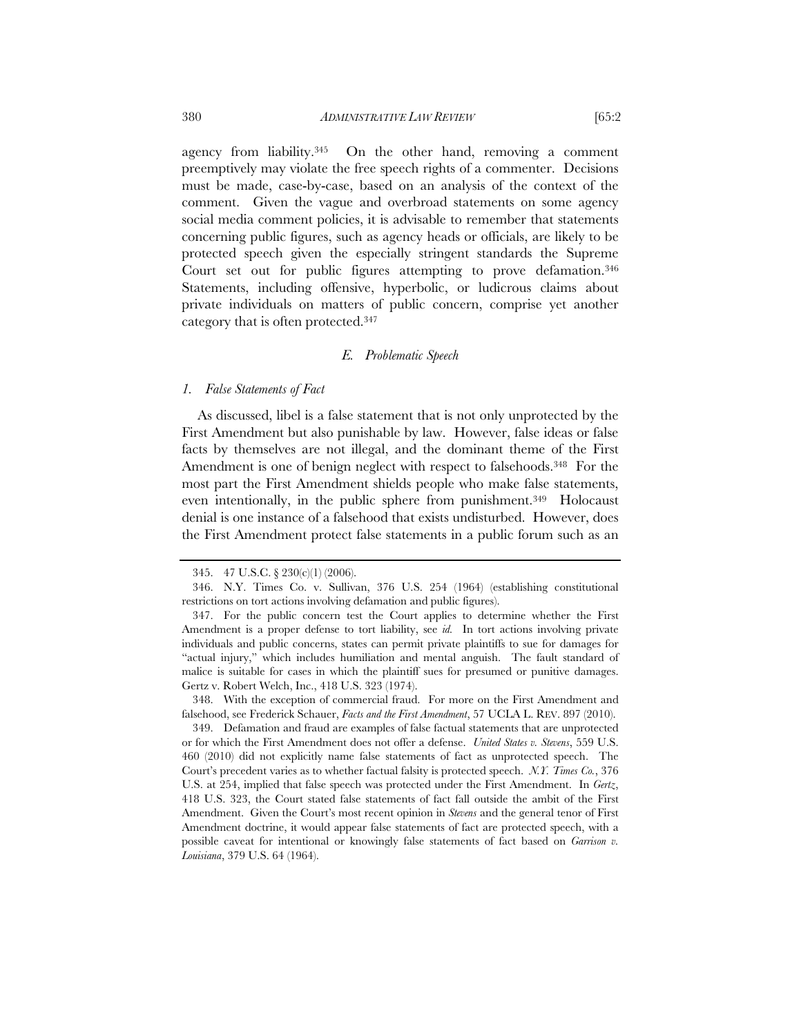agency from liability.[345] On the other hand, removing a comment preemptively may violate the free speech rights of a commenter. Decisions must be made, case-by-case, based on an analysis of the context of the comment. Given the vague and overbroad statements on some agency social media comment policies, it is advisable to remember that statements concerning public figures, such as agency heads or officials, are likely to be protected speech given the especially stringent standards the Supreme Court set out for public figures attempting to prove defamation.[346] Statements, including offensive, hyperbolic, or ludicrous claims about private individuals on matters of public concern, comprise yet another category that is often protected.[347]

### *E. Problematic Speech*

#### *1. False Statements of Fact*

As discussed, libel is a false statement that is not only unprotected by the First Amendment but also punishable by law. However, false ideas or false facts by themselves are not illegal, and the dominant theme of the First Amendment is one of benign neglect with respect to falsehoods.[348] For the most part the First Amendment shields people who make false statements, even intentionally, in the public sphere from punishment.[349] Holocaust denial is one instance of a falsehood that exists undisturbed. However, does the First Amendment protect false statements in a public forum such as an

---

345. 47 U.S.C. § 230(c)(1) (2006).

346. N.Y. Times Co. v. Sullivan, 376 U.S. 254 (1964) (establishing constitutional restrictions on tort actions involving defamation and public figures).

347. For the public concern test the Court applies to determine whether the First Amendment is a proper defense to tort liability, see *id.* In tort actions involving private individuals and public concerns, states can permit private plaintiffs to sue for damages for "actual injury," which includes humiliation and mental anguish. The fault standard of malice is suitable for cases in which the plaintiff sues for presumed or punitive damages. Gertz v. Robert Welch, Inc., 418 U.S. 323 (1974).

348. With the exception of commercial fraud. For more on the First Amendment and falsehood, see Frederick Schauer, *Facts and the First Amendment*, 57 UCLA L. REV. 897 (2010).

349. Defamation and fraud are examples of false factual statements that are unprotected or for which the First Amendment does not offer a defense. *United States v. Stevens*, 559 U.S. 460 (2010) did not explicitly name false statements of fact as unprotected speech. The Court's precedent varies as to whether factual falsity is protected speech. *N.Y. Times Co.*, 376 U.S. at 254, implied that false speech was protected under the First Amendment. In *Gertz*, 418 U.S. 323, the Court stated false statements of fact fall outside the ambit of the First Amendment. Given the Court's most recent opinion in *Stevens* and the general tenor of First Amendment doctrine, it would appear false statements of fact are protected speech, with a possible caveat for intentional or knowingly false statements of fact based on *Garrison v. Louisiana*, 379 U.S. 64 (1964).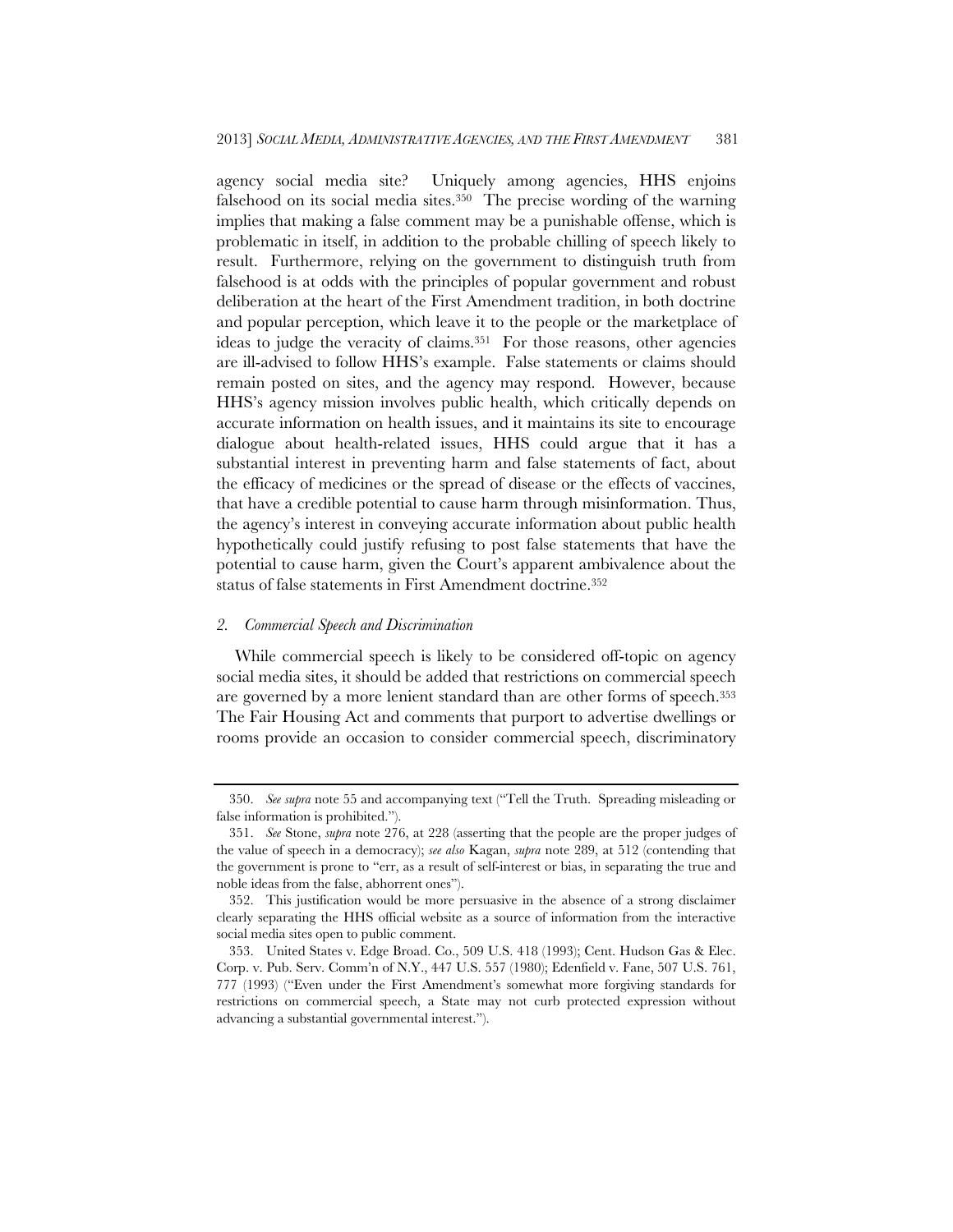agency social media site? Uniquely among agencies, HHS enjoins falsehood on its social media sites.[350] The precise wording of the warning implies that making a false comment may be a punishable offense, which is problematic in itself, in addition to the probable chilling of speech likely to result. Furthermore, relying on the government to distinguish truth from falsehood is at odds with the principles of popular government and robust deliberation at the heart of the First Amendment tradition, in both doctrine and popular perception, which leave it to the people or the marketplace of ideas to judge the veracity of claims.[351] For those reasons, other agencies are ill-advised to follow HHS's example. False statements or claims should remain posted on sites, and the agency may respond. However, because HHS's agency mission involves public health, which critically depends on accurate information on health issues, and it maintains its site to encourage dialogue about health-related issues, HHS could argue that it has a substantial interest in preventing harm and false statements of fact, about the efficacy of medicines or the spread of disease or the effects of vaccines, that have a credible potential to cause harm through misinformation. Thus, the agency's interest in conveying accurate information about public health hypothetically could justify refusing to post false statements that have the potential to cause harm, given the Court's apparent ambivalence about the status of false statements in First Amendment doctrine.[352]

### *2. Commercial Speech and Discrimination*

While commercial speech is likely to be considered off-topic on agency social media sites, it should be added that restrictions on commercial speech are governed by a more lenient standard than are other forms of speech.[353] The Fair Housing Act and comments that purport to advertise dwellings or rooms provide an occasion to consider commercial speech, discriminatory

---

350. *See supra* note 55 and accompanying text ("Tell the Truth. Spreading misleading or false information is prohibited.").

351. *See* Stone, *supra* note 276, at 228 (asserting that the people are the proper judges of the value of speech in a democracy); *see also* Kagan, *supra* note 289, at 512 (contending that the government is prone to "err, as a result of self-interest or bias, in separating the true and noble ideas from the false, abhorrent ones").

352. This justification would be more persuasive in the absence of a strong disclaimer clearly separating the HHS official website as a source of information from the interactive social media sites open to public comment.

353. United States v. Edge Broad. Co., 509 U.S. 418 (1993); Cent. Hudson Gas & Elec. Corp. v. Pub. Serv. Comm'n of N.Y., 447 U.S. 557 (1980); Edenfield v. Fane, 507 U.S. 761, 777 (1993) ("Even under the First Amendment's somewhat more forgiving standards for restrictions on commercial speech, a State may not curb protected expression without advancing a substantial governmental interest.").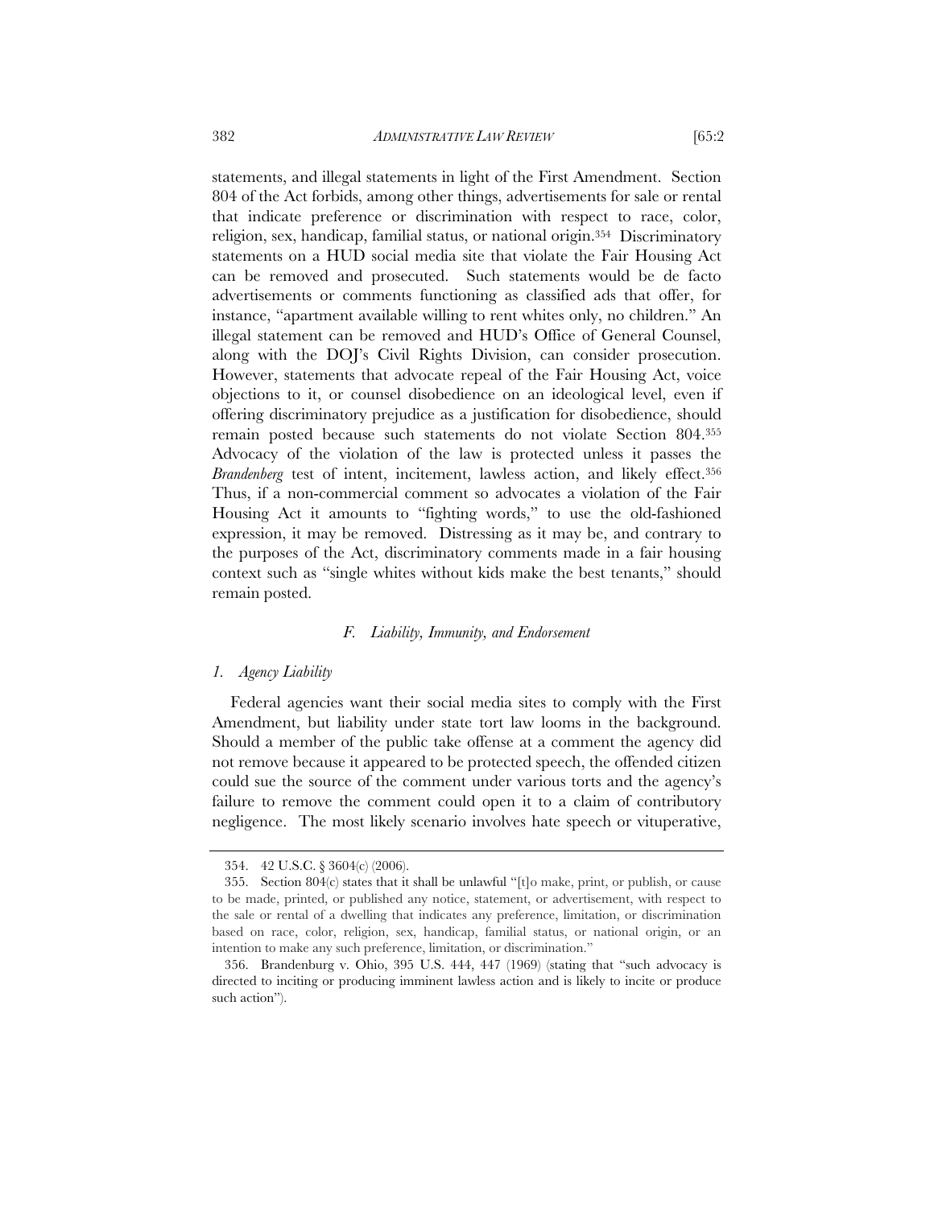statements, and illegal statements in light of the First Amendment. Section 804 of the Act forbids, among other things, advertisements for sale or rental that indicate preference or discrimination with respect to race, color, religion, sex, handicap, familial status, or national origin.[354] Discriminatory statements on a HUD social media site that violate the Fair Housing Act can be removed and prosecuted. Such statements would be de facto advertisements or comments functioning as classified ads that offer, for instance, "apartment available willing to rent whites only, no children." An illegal statement can be removed and HUD's Office of General Counsel, along with the DOJ's Civil Rights Division, can consider prosecution. However, statements that advocate repeal of the Fair Housing Act, voice objections to it, or counsel disobedience on an ideological level, even if offering discriminatory prejudice as a justification for disobedience, should remain posted because such statements do not violate Section 804.[355] Advocacy of the violation of the law is protected unless it passes the *Brandenberg* test of intent, incitement, lawless action, and likely effect.[356] Thus, if a non-commercial comment so advocates a violation of the Fair Housing Act it amounts to "fighting words," to use the old-fashioned expression, it may be removed. Distressing as it may be, and contrary to the purposes of the Act, discriminatory comments made in a fair housing context such as "single whites without kids make the best tenants," should remain posted.

### *F. Liability, Immunity, and Endorsement*

#### *1. Agency Liability*

Federal agencies want their social media sites to comply with the First Amendment, but liability under state tort law looms in the background. Should a member of the public take offense at a comment the agency did not remove because it appeared to be protected speech, the offended citizen could sue the source of the comment under various torts and the agency's failure to remove the comment could open it to a claim of contributory negligence. The most likely scenario involves hate speech or vituperative,

---

354. 42 U.S.C. § 3604(c) (2006).

355. Section 804(c) states that it shall be unlawful "[t]o make, print, or publish, or cause to be made, printed, or published any notice, statement, or advertisement, with respect to the sale or rental of a dwelling that indicates any preference, limitation, or discrimination based on race, color, religion, sex, handicap, familial status, or national origin, or an intention to make any such preference, limitation, or discrimination."

356. Brandenburg v. Ohio, 395 U.S. 444, 447 (1969) (stating that "such advocacy is directed to inciting or producing imminent lawless action and is likely to incite or produce such action").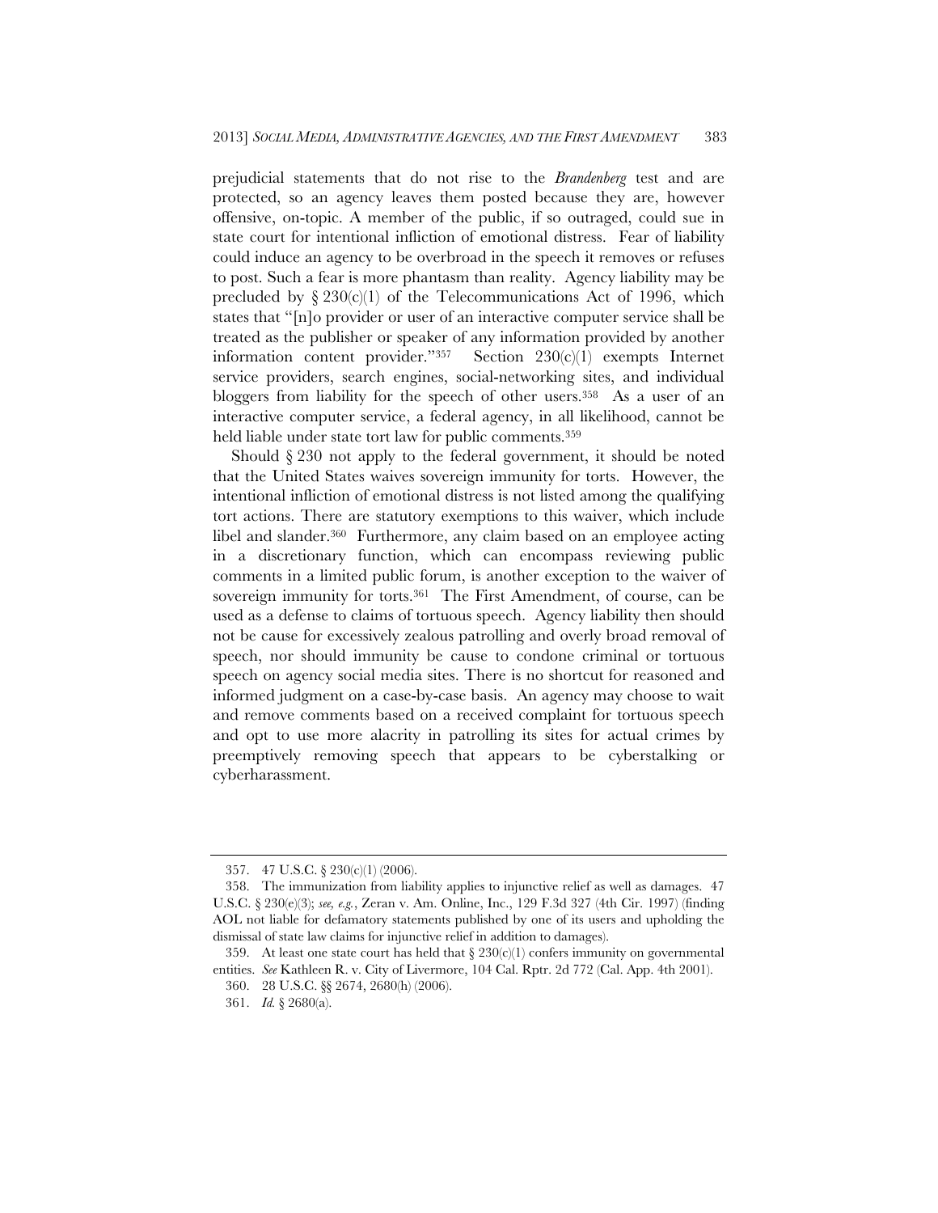prejudicial statements that do not rise to the *Brandenberg* test and are protected, so an agency leaves them posted because they are, however offensive, on-topic. A member of the public, if so outraged, could sue in state court for intentional infliction of emotional distress. Fear of liability could induce an agency to be overbroad in the speech it removes or refuses to post. Such a fear is more phantasm than reality. Agency liability may be precluded by § 230(c)(1) of the Telecommunications Act of 1996, which states that "[n]o provider or user of an interactive computer service shall be treated as the publisher or speaker of any information provided by another information content provider."[357] Section 230(c)(1) exempts Internet service providers, search engines, social-networking sites, and individual bloggers from liability for the speech of other users.[358] As a user of an interactive computer service, a federal agency, in all likelihood, cannot be held liable under state tort law for public comments.[359]

Should § 230 not apply to the federal government, it should be noted that the United States waives sovereign immunity for torts. However, the intentional infliction of emotional distress is not listed among the qualifying tort actions. There are statutory exemptions to this waiver, which include libel and slander.[360] Furthermore, any claim based on an employee acting in a discretionary function, which can encompass reviewing public comments in a limited public forum, is another exception to the waiver of sovereign immunity for torts.[361] The First Amendment, of course, can be used as a defense to claims of tortuous speech. Agency liability then should not be cause for excessively zealous patrolling and overly broad removal of speech, nor should immunity be cause to condone criminal or tortuous speech on agency social media sites. There is no shortcut for reasoned and informed judgment on a case-by-case basis. An agency may choose to wait and remove comments based on a received complaint for tortuous speech and opt to use more alacrity in patrolling its sites for actual crimes by preemptively removing speech that appears to be cyberstalking or cyberharassment.

---

357. 47 U.S.C. § 230(c)(1) (2006).

358. The immunization from liability applies to injunctive relief as well as damages. 47 U.S.C. § 230(e)(3); *see, e.g.*, Zeran v. Am. Online, Inc., 129 F.3d 327 (4th Cir. 1997) (finding AOL not liable for defamatory statements published by one of its users and upholding the dismissal of state law claims for injunctive relief in addition to damages).

359. At least one state court has held that § 230(c)(1) confers immunity on governmental entities. *See* Kathleen R. v. City of Livermore, 104 Cal. Rptr. 2d 772 (Cal. App. 4th 2001).

360. 28 U.S.C. §§ 2674, 2680(h) (2006).

361. *Id.* § 2680(a).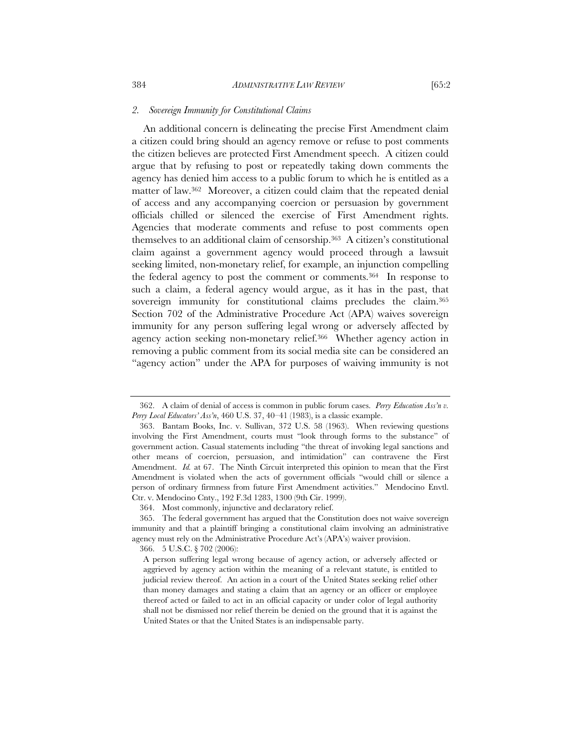### *2. Sovereign Immunity for Constitutional Claims*

An additional concern is delineating the precise First Amendment claim a citizen could bring should an agency remove or refuse to post comments the citizen believes are protected First Amendment speech. A citizen could argue that by refusing to post or repeatedly taking down comments the agency has denied him access to a public forum to which he is entitled as a matter of law.[362] Moreover, a citizen could claim that the repeated denial of access and any accompanying coercion or persuasion by government officials chilled or silenced the exercise of First Amendment rights. Agencies that moderate comments and refuse to post comments open themselves to an additional claim of censorship.[363] A citizen's constitutional claim against a government agency would proceed through a lawsuit seeking limited, non-monetary relief, for example, an injunction compelling the federal agency to post the comment or comments.[364] In response to such a claim, a federal agency would argue, as it has in the past, that sovereign immunity for constitutional claims precludes the claim.[365] Section 702 of the Administrative Procedure Act (APA) waives sovereign immunity for any person suffering legal wrong or adversely affected by agency action seeking non-monetary relief.[366] Whether agency action in removing a public comment from its social media site can be considered an "agency action" under the APA for purposes of waiving immunity is not

---

362. A claim of denial of access is common in public forum cases. *Perry Education Ass'n v. Perry Local Educators' Ass'n*, 460 U.S. 37, 40–41 (1983), is a classic example.

363. Bantam Books, Inc. v. Sullivan, 372 U.S. 58 (1963). When reviewing questions involving the First Amendment, courts must "look through forms to the substance" of government action. Casual statements including "the threat of invoking legal sanctions and other means of coercion, persuasion, and intimidation" can contravene the First Amendment. *Id.* at 67. The Ninth Circuit interpreted this opinion to mean that the First Amendment is violated when the acts of government officials "would chill or silence a person of ordinary firmness from future First Amendment activities." Mendocino Envtl. Ctr. v. Mendocino Cnty., 192 F.3d 1283, 1300 (9th Cir. 1999).

364. Most commonly, injunctive and declaratory relief.

365. The federal government has argued that the Constitution does not waive sovereign immunity and that a plaintiff bringing a constitutional claim involving an administrative agency must rely on the Administrative Procedure Act's (APA's) waiver provision.

366. 5 U.S.C. § 702 (2006):

> A person suffering legal wrong because of agency action, or adversely affected or aggrieved by agency action within the meaning of a relevant statute, is entitled to judicial review thereof. An action in a court of the United States seeking relief other than money damages and stating a claim that an agency or an officer or employee thereof acted or failed to act in an official capacity or under color of legal authority shall not be dismissed nor relief therein be denied on the ground that it is against the United States or that the United States is an indispensable party.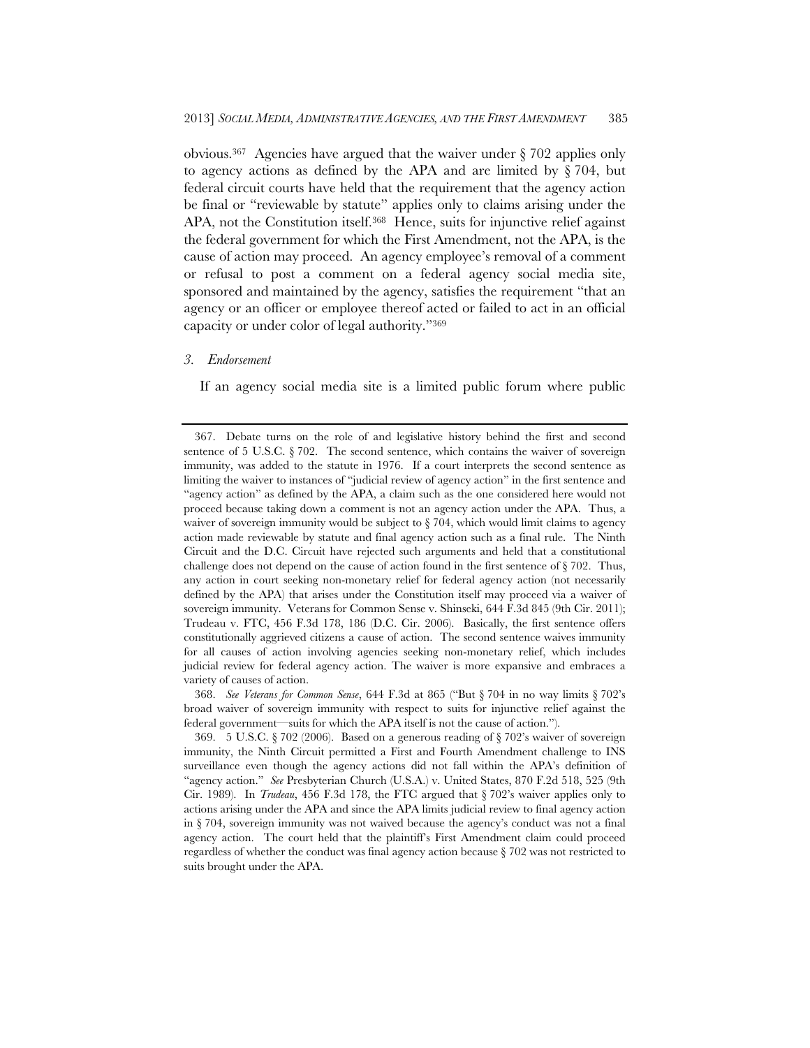obvious.[367] Agencies have argued that the waiver under § 702 applies only to agency actions as defined by the APA and are limited by § 704, but federal circuit courts have held that the requirement that the agency action be final or "reviewable by statute" applies only to claims arising under the APA, not the Constitution itself.[368] Hence, suits for injunctive relief against the federal government for which the First Amendment, not the APA, is the cause of action may proceed. An agency employee's removal of a comment or refusal to post a comment on a federal agency social media site, sponsored and maintained by the agency, satisfies the requirement "that an agency or an officer or employee thereof acted or failed to act in an official capacity or under color of legal authority."[369]

### *3. Endorsement*

If an agency social media site is a limited public forum where public

---

367. Debate turns on the role of and legislative history behind the first and second sentence of 5 U.S.C. § 702. The second sentence, which contains the waiver of sovereign immunity, was added to the statute in 1976. If a court interprets the second sentence as limiting the waiver to instances of "judicial review of agency action" in the first sentence and "agency action" as defined by the APA, a claim such as the one considered here would not proceed because taking down a comment is not an agency action under the APA. Thus, a waiver of sovereign immunity would be subject to § 704, which would limit claims to agency action made reviewable by statute and final agency action such as a final rule. The Ninth Circuit and the D.C. Circuit have rejected such arguments and held that a constitutional challenge does not depend on the cause of action found in the first sentence of § 702. Thus, any action in court seeking non-monetary relief for federal agency action (not necessarily defined by the APA) that arises under the Constitution itself may proceed via a waiver of sovereign immunity. Veterans for Common Sense v. Shinseki, 644 F.3d 845 (9th Cir. 2011); Trudeau v. FTC, 456 F.3d 178, 186 (D.C. Cir. 2006). Basically, the first sentence offers constitutionally aggrieved citizens a cause of action. The second sentence waives immunity for all causes of action involving agencies seeking non-monetary relief, which includes judicial review for federal agency action. The waiver is more expansive and embraces a variety of causes of action.

368. *See Veterans for Common Sense*, 644 F.3d at 865 ("But § 704 in no way limits § 702's broad waiver of sovereign immunity with respect to suits for injunctive relief against the federal government—suits for which the APA itself is not the cause of action.").

369. 5 U.S.C. § 702 (2006). Based on a generous reading of § 702's waiver of sovereign immunity, the Ninth Circuit permitted a First and Fourth Amendment challenge to INS surveillance even though the agency actions did not fall within the APA's definition of "agency action." *See* Presbyterian Church (U.S.A.) v. United States, 870 F.2d 518, 525 (9th Cir. 1989). In *Trudeau*, 456 F.3d 178, the FTC argued that § 702's waiver applies only to actions arising under the APA and since the APA limits judicial review to final agency action in § 704, sovereign immunity was not waived because the agency's conduct was not a final agency action. The court held that the plaintiff's First Amendment claim could proceed regardless of whether the conduct was final agency action because § 702 was not restricted to suits brought under the APA.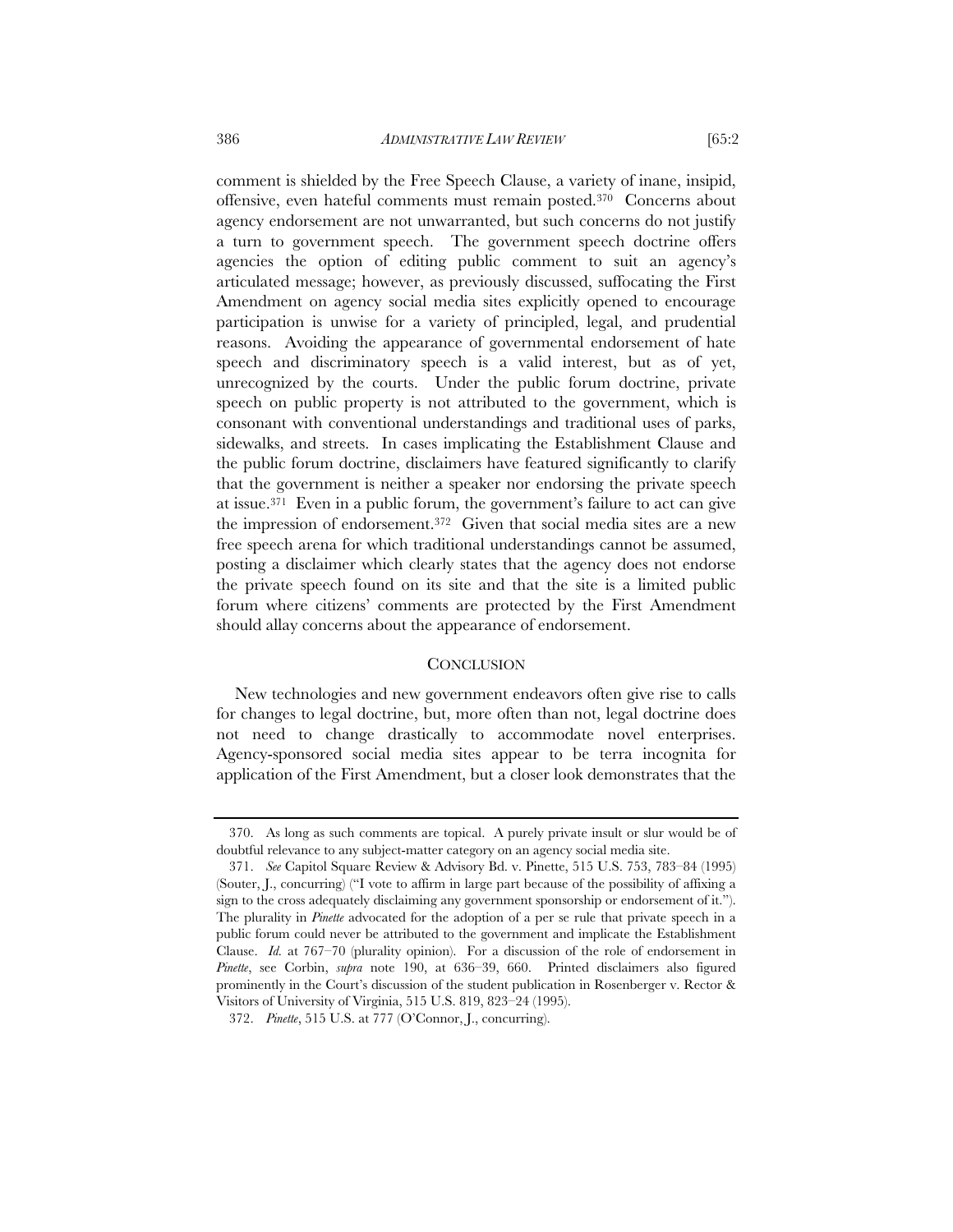comment is shielded by the Free Speech Clause, a variety of inane, insipid, offensive, even hateful comments must remain posted.[370] Concerns about agency endorsement are not unwarranted, but such concerns do not justify a turn to government speech. The government speech doctrine offers agencies the option of editing public comment to suit an agency's articulated message; however, as previously discussed, suffocating the First Amendment on agency social media sites explicitly opened to encourage participation is unwise for a variety of principled, legal, and prudential reasons. Avoiding the appearance of governmental endorsement of hate speech and discriminatory speech is a valid interest, but as of yet, unrecognized by the courts. Under the public forum doctrine, private speech on public property is not attributed to the government, which is consonant with conventional understandings and traditional uses of parks, sidewalks, and streets. In cases implicating the Establishment Clause and the public forum doctrine, disclaimers have featured significantly to clarify that the government is neither a speaker nor endorsing the private speech at issue.[371] Even in a public forum, the government's failure to act can give the impression of endorsement.[372] Given that social media sites are a new free speech arena for which traditional understandings cannot be assumed, posting a disclaimer which clearly states that the agency does not endorse the private speech found on its site and that the site is a limited public forum where citizens' comments are protected by the First Amendment should allay concerns about the appearance of endorsement.

## CONCLUSION

New technologies and new government endeavors often give rise to calls for changes to legal doctrine, but, more often than not, legal doctrine does not need to change drastically to accommodate novel enterprises. Agency-sponsored social media sites appear to be terra incognita for application of the First Amendment, but a closer look demonstrates that the

---

370. As long as such comments are topical. A purely private insult or slur would be of doubtful relevance to any subject-matter category on an agency social media site.

371. *See* Capitol Square Review & Advisory Bd. v. Pinette, 515 U.S. 753, 783–84 (1995) (Souter, J., concurring) ("I vote to affirm in large part because of the possibility of affixing a sign to the cross adequately disclaiming any government sponsorship or endorsement of it."). The plurality in *Pinette* advocated for the adoption of a per se rule that private speech in a public forum could never be attributed to the government and implicate the Establishment Clause. *Id.* at 767–70 (plurality opinion). For a discussion of the role of endorsement in *Pinette*, see Corbin, *supra* note 190, at 636–39, 660. Printed disclaimers also figured prominently in the Court's discussion of the student publication in Rosenberger v. Rector & Visitors of University of Virginia, 515 U.S. 819, 823–24 (1995).

372. *Pinette*, 515 U.S. at 777 (O'Connor, J., concurring).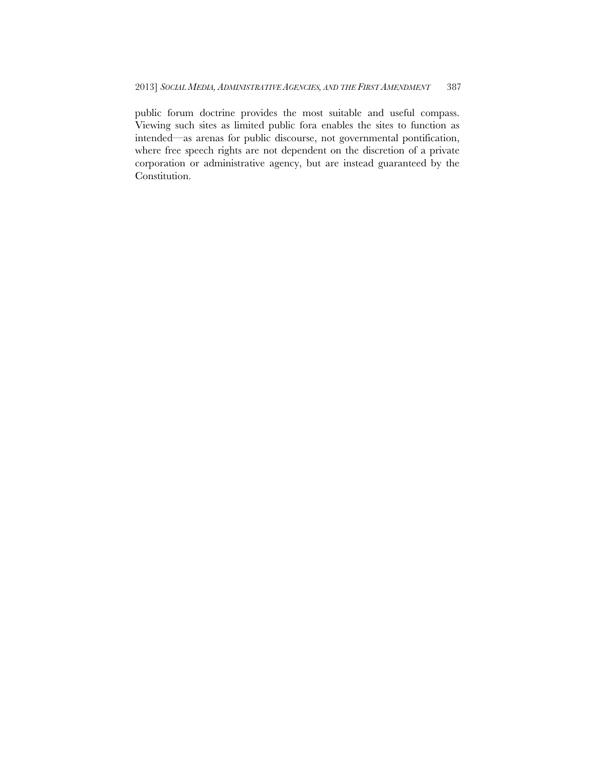public forum doctrine provides the most suitable and useful compass. Viewing such sites as limited public fora enables the sites to function as intended—as arenas for public discourse, not governmental pontification, where free speech rights are not dependent on the discretion of a private corporation or administrative agency, but are instead guaranteed by the Constitution.